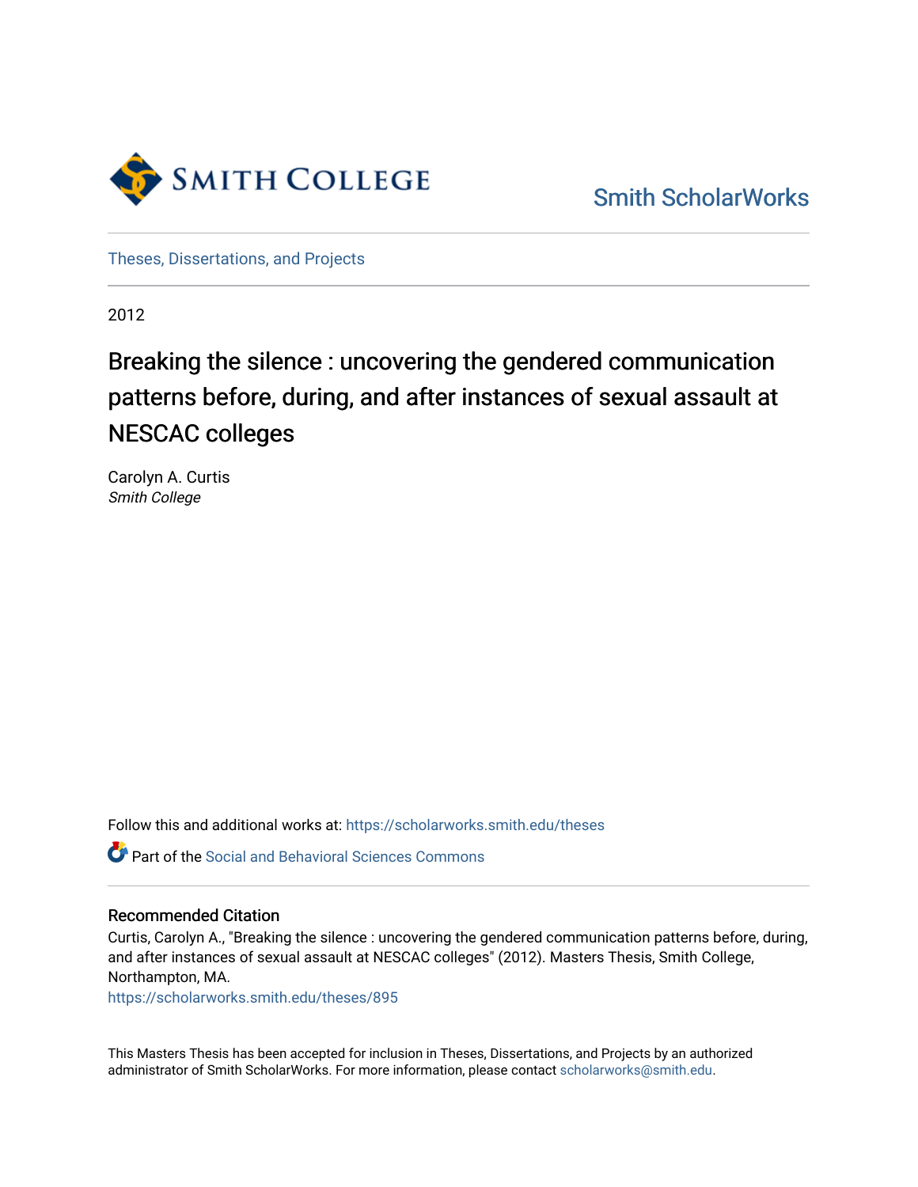Smith College

Smith ScholarWorks

Theses, Dissertations, and Projects

2012

# Breaking the silence : uncovering the gendered communication patterns before, during, and after instances of sexual assault at NESCAC colleges

Carolyn A. Curtis
*Smith College*

Follow this and additional works at: https://scholarworks.smith.edu/theses

Part of the Social and Behavioral Sciences Commons

## Recommended Citation

Curtis, Carolyn A., "Breaking the silence : uncovering the gendered communication patterns before, during, and after instances of sexual assault at NESCAC colleges" (2012). Masters Thesis, Smith College, Northampton, MA.
https://scholarworks.smith.edu/theses/895

This Masters Thesis has been accepted for inclusion in Theses, Dissertations, and Projects by an authorized administrator of Smith ScholarWorks. For more information, please contact scholarworks@smith.edu.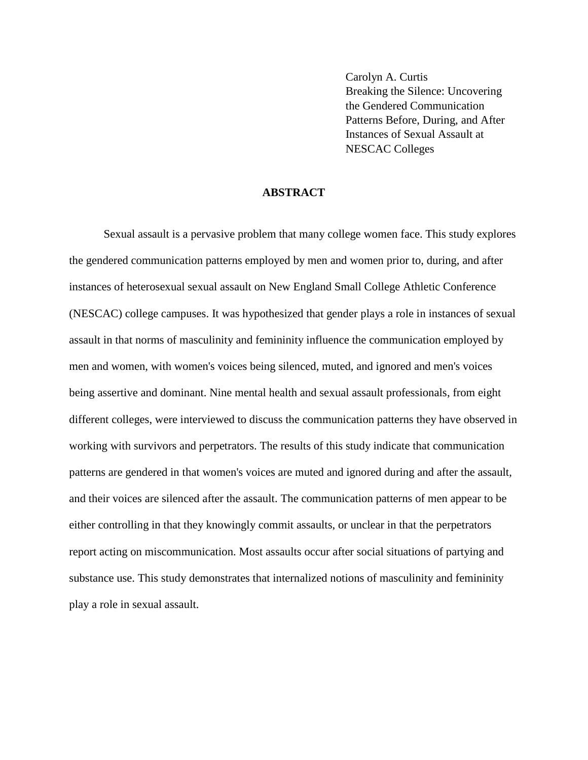Carolyn A. Curtis
Breaking the Silence: Uncovering the Gendered Communication Patterns Before, During, and After Instances of Sexual Assault at NESCAC Colleges

## ABSTRACT

Sexual assault is a pervasive problem that many college women face. This study explores the gendered communication patterns employed by men and women prior to, during, and after instances of heterosexual sexual assault on New England Small College Athletic Conference (NESCAC) college campuses. It was hypothesized that gender plays a role in instances of sexual assault in that norms of masculinity and femininity influence the communication employed by men and women, with women's voices being silenced, muted, and ignored and men's voices being assertive and dominant. Nine mental health and sexual assault professionals, from eight different colleges, were interviewed to discuss the communication patterns they have observed in working with survivors and perpetrators. The results of this study indicate that communication patterns are gendered in that women's voices are muted and ignored during and after the assault, and their voices are silenced after the assault. The communication patterns of men appear to be either controlling in that they knowingly commit assaults, or unclear in that the perpetrators report acting on miscommunication. Most assaults occur after social situations of partying and substance use. This study demonstrates that internalized notions of masculinity and femininity play a role in sexual assault.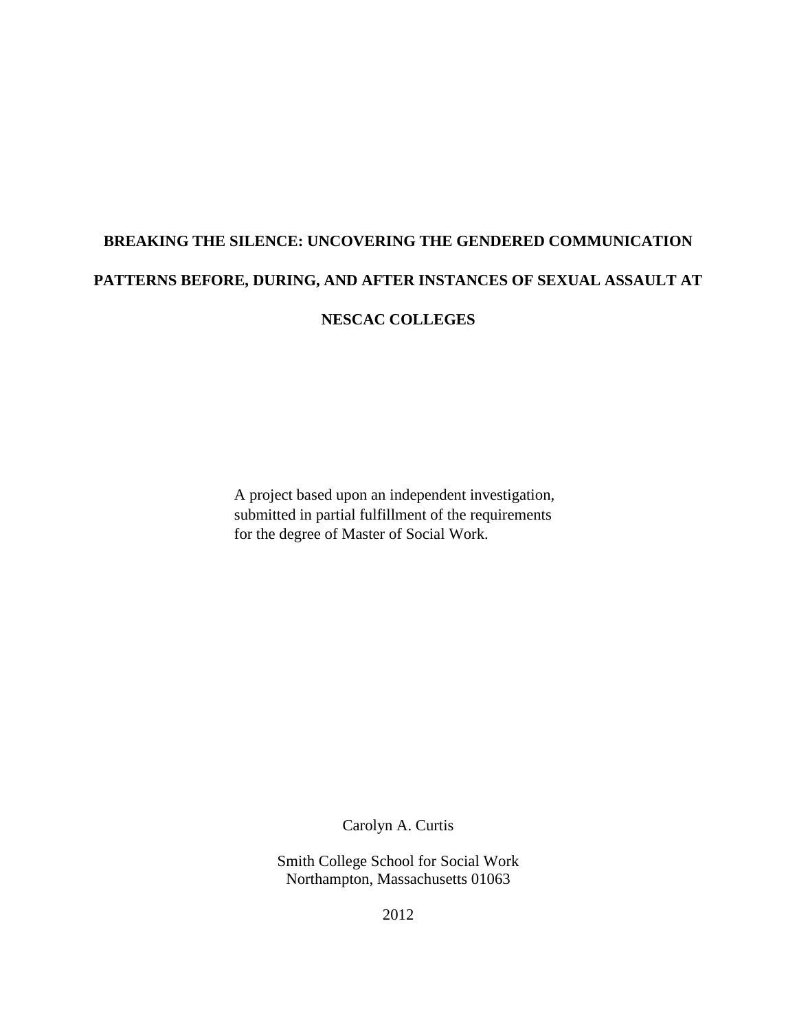# BREAKING THE SILENCE: UNCOVERING THE GENDERED COMMUNICATION PATTERNS BEFORE, DURING, AND AFTER INSTANCES OF SEXUAL ASSAULT AT NESCAC COLLEGES

A project based upon an independent investigation,
submitted in partial fulfillment of the requirements
for the degree of Master of Social Work.

Carolyn A. Curtis

Smith College School for Social Work
Northampton, Massachusetts 01063

2012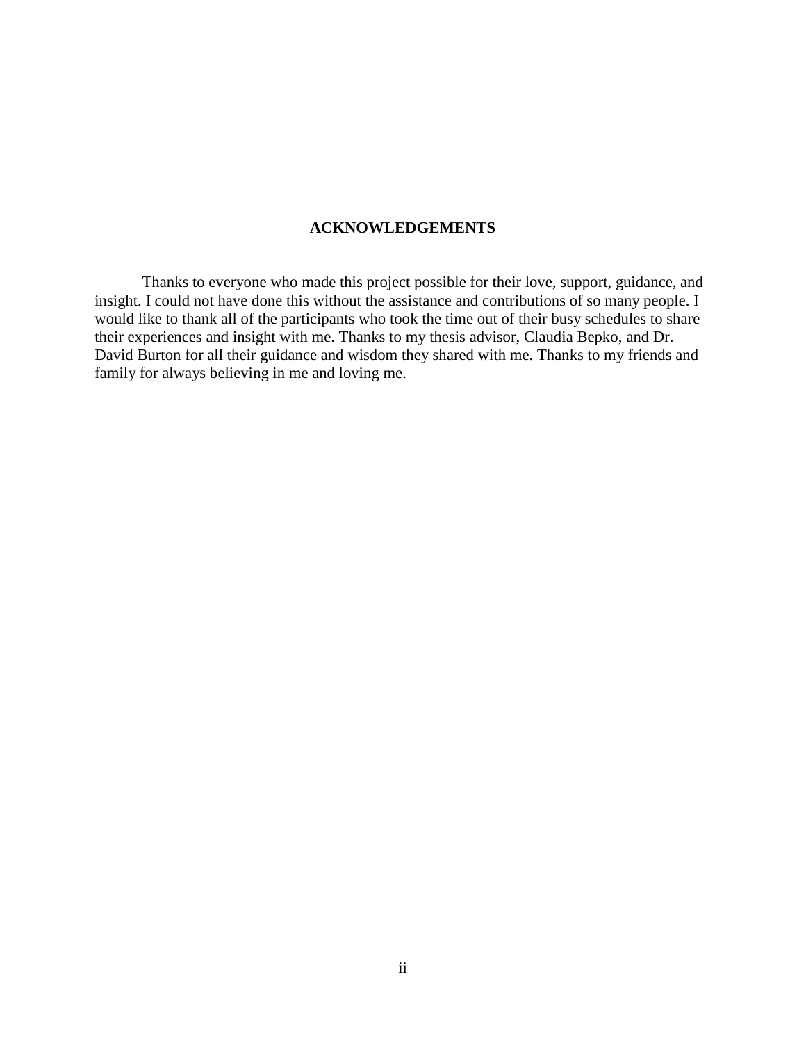## ACKNOWLEDGEMENTS

Thanks to everyone who made this project possible for their love, support, guidance, and insight. I could not have done this without the assistance and contributions of so many people. I would like to thank all of the participants who took the time out of their busy schedules to share their experiences and insight with me. Thanks to my thesis advisor, Claudia Bepko, and Dr. David Burton for all their guidance and wisdom they shared with me. Thanks to my friends and family for always believing in me and loving me.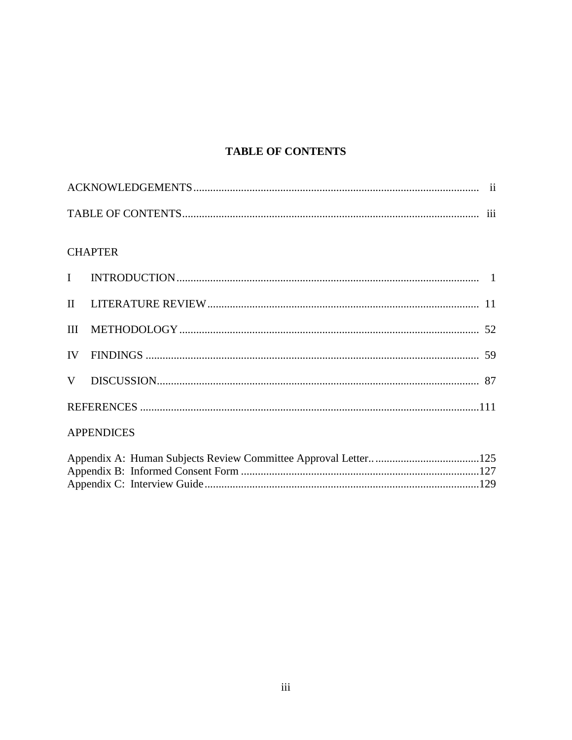# TABLE OF CONTENTS

ACKNOWLEDGEMENTS .................................................. ii

TABLE OF CONTENTS .................................................. iii

CHAPTER

I INTRODUCTION .................................................. 1

II LITERATURE REVIEW .................................................. 11

III METHODOLOGY .................................................. 52

IV FINDINGS .................................................. 59

V DISCUSSION .................................................. 87

REFERENCES .................................................. 111

APPENDICES

Appendix A: Human Subjects Review Committee Approval Letter.. .................................................. 125
Appendix B: Informed Consent Form .................................................. 127
Appendix C: Interview Guide .................................................. 129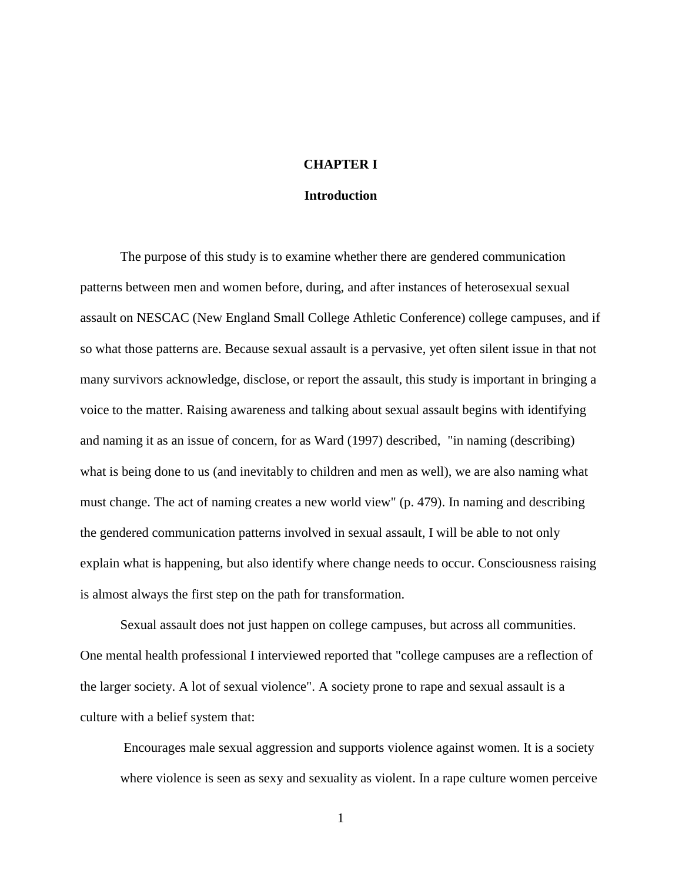# CHAPTER I

## Introduction

The purpose of this study is to examine whether there are gendered communication patterns between men and women before, during, and after instances of heterosexual sexual assault on NESCAC (New England Small College Athletic Conference) college campuses, and if so what those patterns are. Because sexual assault is a pervasive, yet often silent issue in that not many survivors acknowledge, disclose, or report the assault, this study is important in bringing a voice to the matter. Raising awareness and talking about sexual assault begins with identifying and naming it as an issue of concern, for as Ward (1997) described, "in naming (describing) what is being done to us (and inevitably to children and men as well), we are also naming what must change. The act of naming creates a new world view" (p. 479). In naming and describing the gendered communication patterns involved in sexual assault, I will be able to not only explain what is happening, but also identify where change needs to occur. Consciousness raising is almost always the first step on the path for transformation.

Sexual assault does not just happen on college campuses, but across all communities. One mental health professional I interviewed reported that "college campuses are a reflection of the larger society. A lot of sexual violence". A society prone to rape and sexual assault is a culture with a belief system that:

> Encourages male sexual aggression and supports violence against women. It is a society where violence is seen as sexy and sexuality as violent. In a rape culture women perceive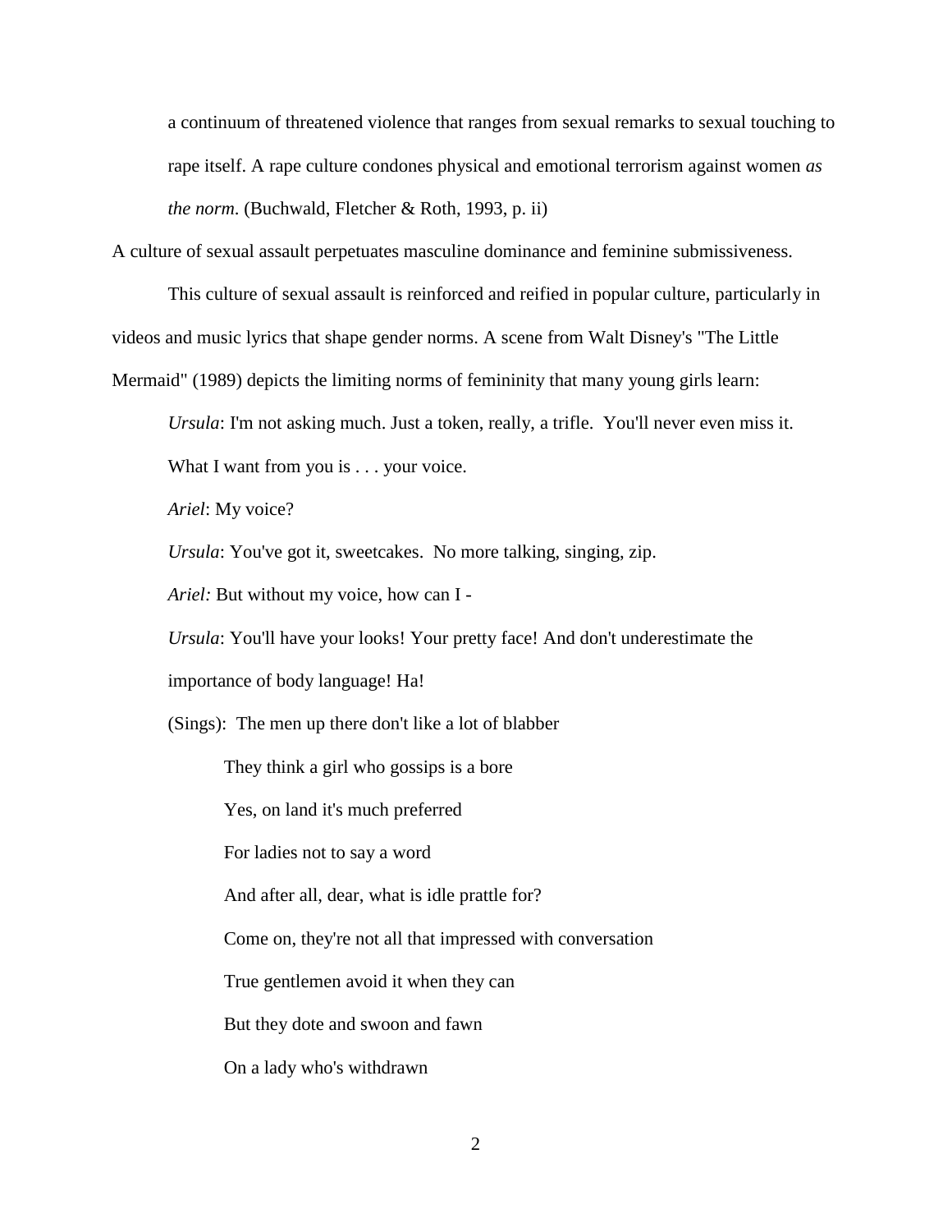> a continuum of threatened violence that ranges from sexual remarks to sexual touching to rape itself. A rape culture condones physical and emotional terrorism against women *as the norm*. (Buchwald, Fletcher & Roth, 1993, p. ii)

A culture of sexual assault perpetuates masculine dominance and feminine submissiveness.

This culture of sexual assault is reinforced and reified in popular culture, particularly in videos and music lyrics that shape gender norms. A scene from Walt Disney's "The Little Mermaid" (1989) depicts the limiting norms of femininity that many young girls learn:

> *Ursula*: I'm not asking much. Just a token, really, a trifle. You'll never even miss it. What I want from you is . . . your voice.
>
> *Ariel*: My voice?
>
> *Ursula*: You've got it, sweetcakes. No more talking, singing, zip.
>
> *Ariel:* But without my voice, how can I -
>
> *Ursula*: You'll have your looks! Your pretty face! And don't underestimate the importance of body language! Ha!
>
> (Sings): The men up there don't like a lot of blabber
>
> They think a girl who gossips is a bore
>
> Yes, on land it's much preferred
>
> For ladies not to say a word
>
> And after all, dear, what is idle prattle for?
>
> Come on, they're not all that impressed with conversation
>
> True gentlemen avoid it when they can
>
> But they dote and swoon and fawn
>
> On a lady who's withdrawn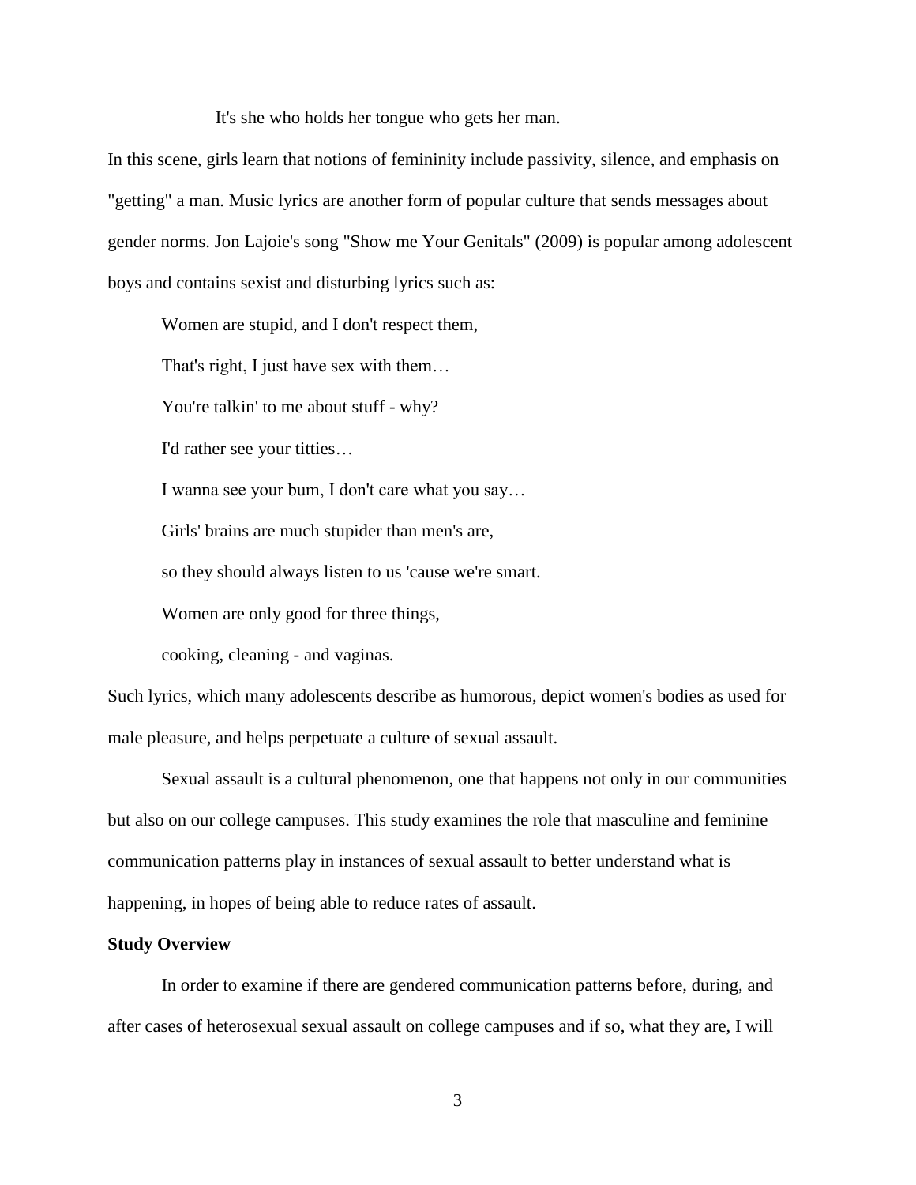It's she who holds her tongue who gets her man.

In this scene, girls learn that notions of femininity include passivity, silence, and emphasis on "getting" a man. Music lyrics are another form of popular culture that sends messages about gender norms. Jon Lajoie's song "Show me Your Genitals" (2009) is popular among adolescent boys and contains sexist and disturbing lyrics such as:

> Women are stupid, and I don't respect them,
>
> That's right, I just have sex with them…
>
> You're talkin' to me about stuff - why?
>
> I'd rather see your titties…
>
> I wanna see your bum, I don't care what you say…
>
> Girls' brains are much stupider than men's are,
>
> so they should always listen to us 'cause we're smart.
>
> Women are only good for three things,
>
> cooking, cleaning - and vaginas.

Such lyrics, which many adolescents describe as humorous, depict women's bodies as used for male pleasure, and helps perpetuate a culture of sexual assault.

Sexual assault is a cultural phenomenon, one that happens not only in our communities but also on our college campuses. This study examines the role that masculine and feminine communication patterns play in instances of sexual assault to better understand what is happening, in hopes of being able to reduce rates of assault.

**Study Overview**

In order to examine if there are gendered communication patterns before, during, and after cases of heterosexual sexual assault on college campuses and if so, what they are, I will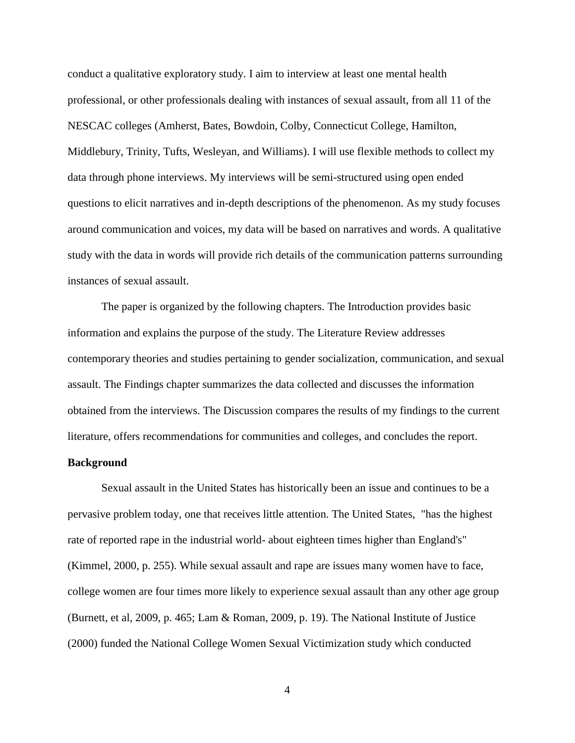conduct a qualitative exploratory study. I aim to interview at least one mental health professional, or other professionals dealing with instances of sexual assault, from all 11 of the NESCAC colleges (Amherst, Bates, Bowdoin, Colby, Connecticut College, Hamilton, Middlebury, Trinity, Tufts, Wesleyan, and Williams). I will use flexible methods to collect my data through phone interviews. My interviews will be semi-structured using open ended questions to elicit narratives and in-depth descriptions of the phenomenon. As my study focuses around communication and voices, my data will be based on narratives and words. A qualitative study with the data in words will provide rich details of the communication patterns surrounding instances of sexual assault.

The paper is organized by the following chapters. The Introduction provides basic information and explains the purpose of the study. The Literature Review addresses contemporary theories and studies pertaining to gender socialization, communication, and sexual assault. The Findings chapter summarizes the data collected and discusses the information obtained from the interviews. The Discussion compares the results of my findings to the current literature, offers recommendations for communities and colleges, and concludes the report.

**Background**

Sexual assault in the United States has historically been an issue and continues to be a pervasive problem today, one that receives little attention. The United States, "has the highest rate of reported rape in the industrial world- about eighteen times higher than England's" (Kimmel, 2000, p. 255). While sexual assault and rape are issues many women have to face, college women are four times more likely to experience sexual assault than any other age group (Burnett, et al, 2009, p. 465; Lam & Roman, 2009, p. 19). The National Institute of Justice (2000) funded the National College Women Sexual Victimization study which conducted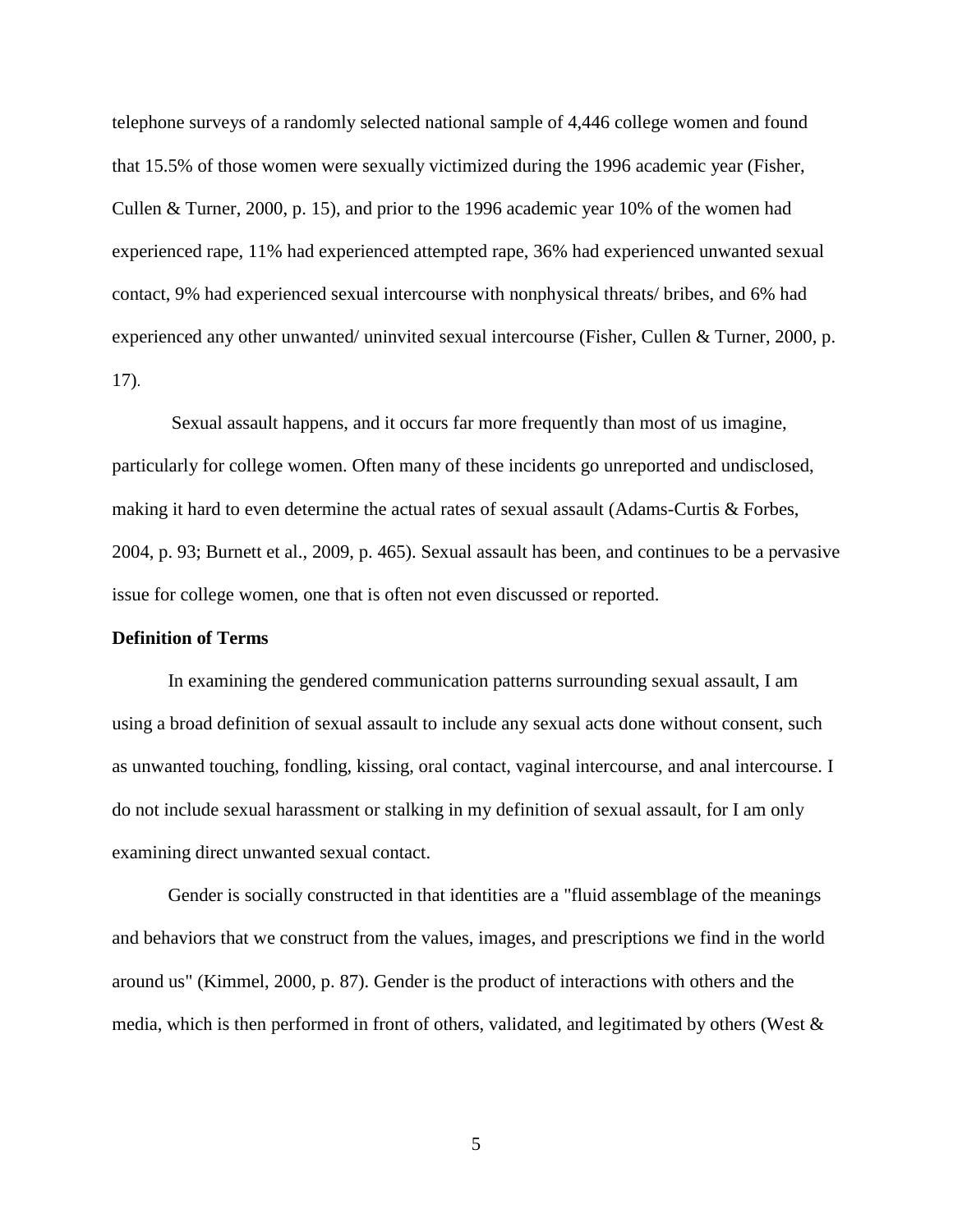telephone surveys of a randomly selected national sample of 4,446 college women and found that 15.5% of those women were sexually victimized during the 1996 academic year (Fisher, Cullen & Turner, 2000, p. 15), and prior to the 1996 academic year 10% of the women had experienced rape, 11% had experienced attempted rape, 36% had experienced unwanted sexual contact, 9% had experienced sexual intercourse with nonphysical threats/ bribes, and 6% had experienced any other unwanted/ uninvited sexual intercourse (Fisher, Cullen & Turner, 2000, p. 17).

Sexual assault happens, and it occurs far more frequently than most of us imagine, particularly for college women. Often many of these incidents go unreported and undisclosed, making it hard to even determine the actual rates of sexual assault (Adams-Curtis & Forbes, 2004, p. 93; Burnett et al., 2009, p. 465). Sexual assault has been, and continues to be a pervasive issue for college women, one that is often not even discussed or reported.

**Definition of Terms**

In examining the gendered communication patterns surrounding sexual assault, I am using a broad definition of sexual assault to include any sexual acts done without consent, such as unwanted touching, fondling, kissing, oral contact, vaginal intercourse, and anal intercourse. I do not include sexual harassment or stalking in my definition of sexual assault, for I am only examining direct unwanted sexual contact.

Gender is socially constructed in that identities are a "fluid assemblage of the meanings and behaviors that we construct from the values, images, and prescriptions we find in the world around us" (Kimmel, 2000, p. 87). Gender is the product of interactions with others and the media, which is then performed in front of others, validated, and legitimated by others (West &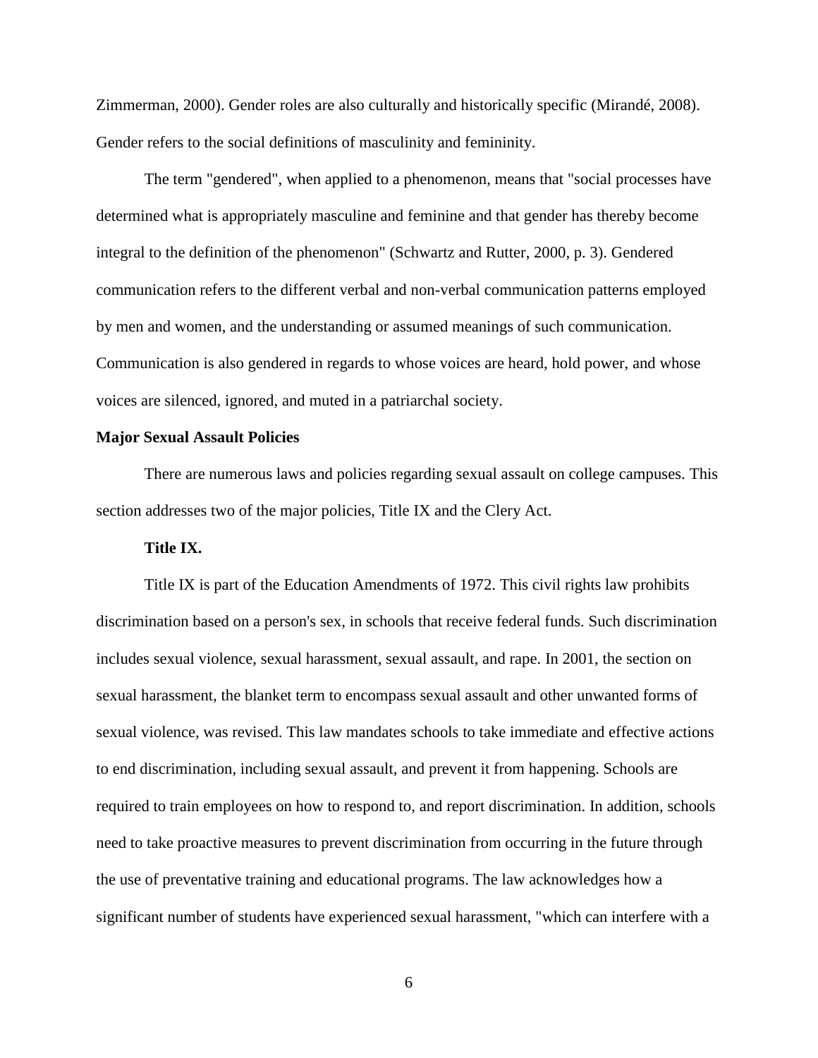Zimmerman, 2000). Gender roles are also culturally and historically specific (Mirandé, 2008). Gender refers to the social definitions of masculinity and femininity.

The term "gendered", when applied to a phenomenon, means that "social processes have determined what is appropriately masculine and feminine and that gender has thereby become integral to the definition of the phenomenon" (Schwartz and Rutter, 2000, p. 3). Gendered communication refers to the different verbal and non-verbal communication patterns employed by men and women, and the understanding or assumed meanings of such communication. Communication is also gendered in regards to whose voices are heard, hold power, and whose voices are silenced, ignored, and muted in a patriarchal society.

## Major Sexual Assault Policies

There are numerous laws and policies regarding sexual assault on college campuses. This section addresses two of the major policies, Title IX and the Clery Act.

### Title IX.

Title IX is part of the Education Amendments of 1972. This civil rights law prohibits discrimination based on a person's sex, in schools that receive federal funds. Such discrimination includes sexual violence, sexual harassment, sexual assault, and rape. In 2001, the section on sexual harassment, the blanket term to encompass sexual assault and other unwanted forms of sexual violence, was revised. This law mandates schools to take immediate and effective actions to end discrimination, including sexual assault, and prevent it from happening. Schools are required to train employees on how to respond to, and report discrimination. In addition, schools need to take proactive measures to prevent discrimination from occurring in the future through the use of preventative training and educational programs. The law acknowledges how a significant number of students have experienced sexual harassment, "which can interfere with a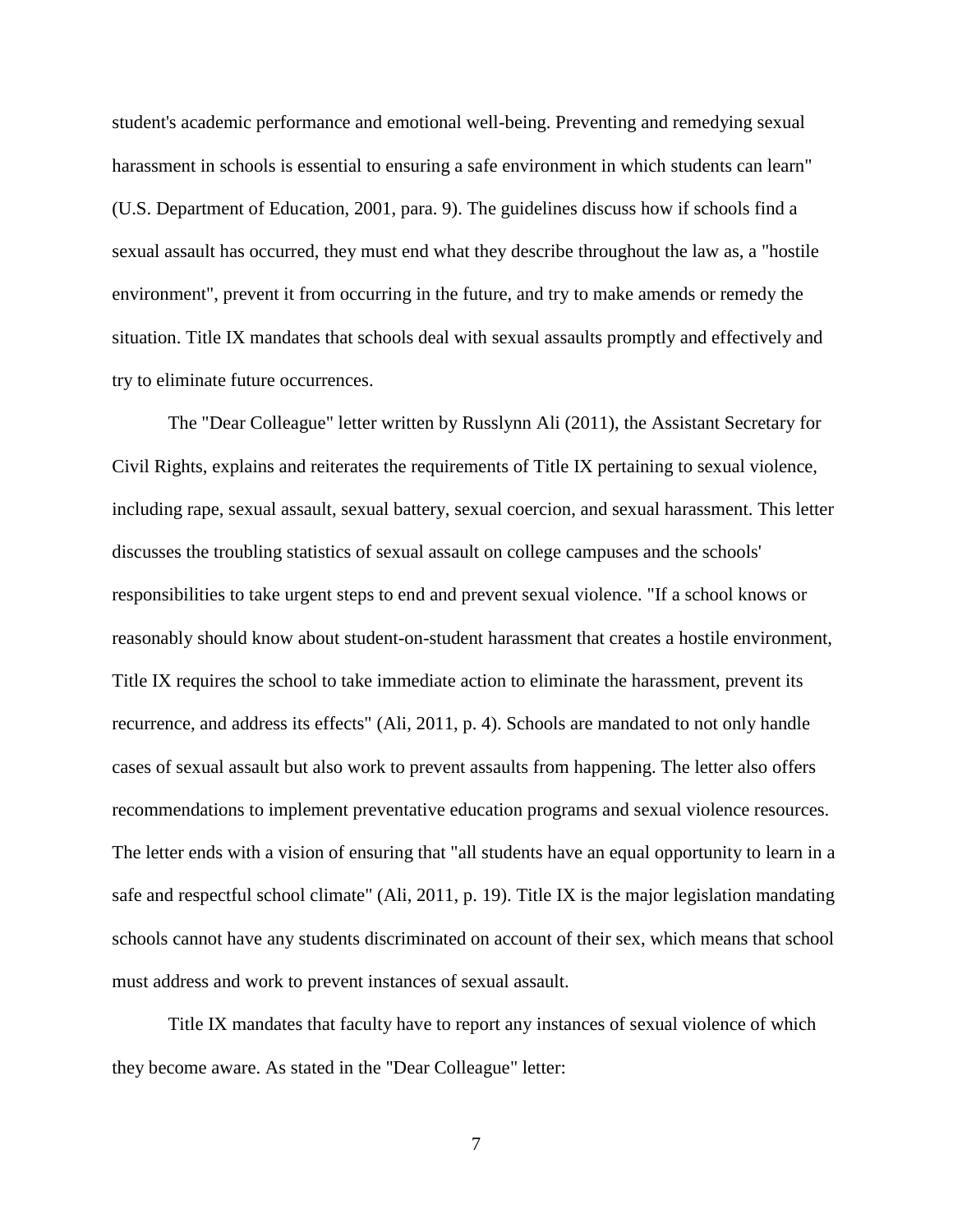student's academic performance and emotional well-being. Preventing and remedying sexual harassment in schools is essential to ensuring a safe environment in which students can learn" (U.S. Department of Education, 2001, para. 9). The guidelines discuss how if schools find a sexual assault has occurred, they must end what they describe throughout the law as, a "hostile environment", prevent it from occurring in the future, and try to make amends or remedy the situation. Title IX mandates that schools deal with sexual assaults promptly and effectively and try to eliminate future occurrences.

The "Dear Colleague" letter written by Russlynn Ali (2011), the Assistant Secretary for Civil Rights, explains and reiterates the requirements of Title IX pertaining to sexual violence, including rape, sexual assault, sexual battery, sexual coercion, and sexual harassment. This letter discusses the troubling statistics of sexual assault on college campuses and the schools' responsibilities to take urgent steps to end and prevent sexual violence. "If a school knows or reasonably should know about student-on-student harassment that creates a hostile environment, Title IX requires the school to take immediate action to eliminate the harassment, prevent its recurrence, and address its effects" (Ali, 2011, p. 4). Schools are mandated to not only handle cases of sexual assault but also work to prevent assaults from happening. The letter also offers recommendations to implement preventative education programs and sexual violence resources. The letter ends with a vision of ensuring that "all students have an equal opportunity to learn in a safe and respectful school climate" (Ali, 2011, p. 19). Title IX is the major legislation mandating schools cannot have any students discriminated on account of their sex, which means that school must address and work to prevent instances of sexual assault.

Title IX mandates that faculty have to report any instances of sexual violence of which they become aware. As stated in the "Dear Colleague" letter: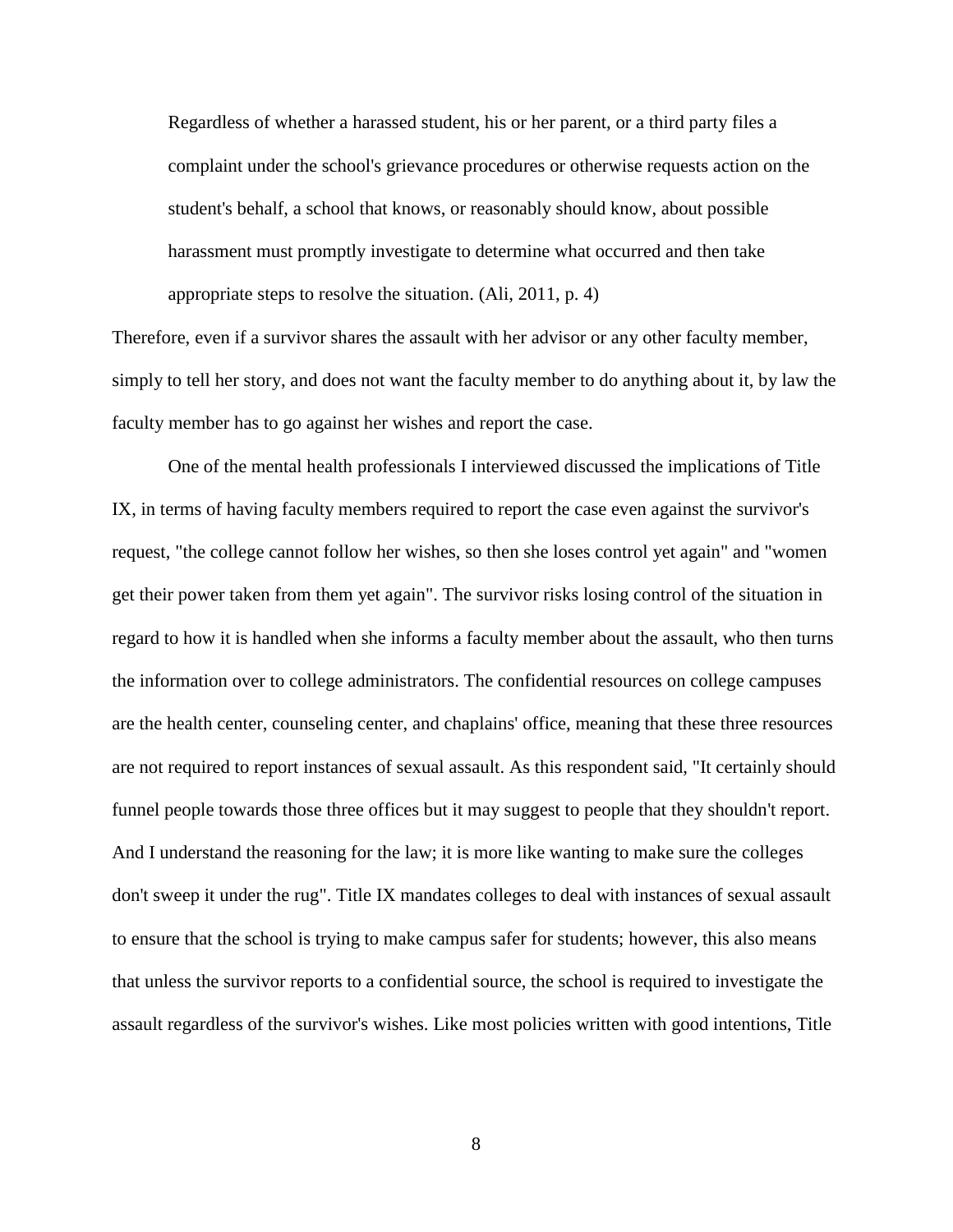> Regardless of whether a harassed student, his or her parent, or a third party files a complaint under the school's grievance procedures or otherwise requests action on the student's behalf, a school that knows, or reasonably should know, about possible harassment must promptly investigate to determine what occurred and then take appropriate steps to resolve the situation. (Ali, 2011, p. 4)

Therefore, even if a survivor shares the assault with her advisor or any other faculty member, simply to tell her story, and does not want the faculty member to do anything about it, by law the faculty member has to go against her wishes and report the case.

One of the mental health professionals I interviewed discussed the implications of Title IX, in terms of having faculty members required to report the case even against the survivor's request, "the college cannot follow her wishes, so then she loses control yet again" and "women get their power taken from them yet again". The survivor risks losing control of the situation in regard to how it is handled when she informs a faculty member about the assault, who then turns the information over to college administrators. The confidential resources on college campuses are the health center, counseling center, and chaplains' office, meaning that these three resources are not required to report instances of sexual assault. As this respondent said, "It certainly should funnel people towards those three offices but it may suggest to people that they shouldn't report. And I understand the reasoning for the law; it is more like wanting to make sure the colleges don't sweep it under the rug". Title IX mandates colleges to deal with instances of sexual assault to ensure that the school is trying to make campus safer for students; however, this also means that unless the survivor reports to a confidential source, the school is required to investigate the assault regardless of the survivor's wishes. Like most policies written with good intentions, Title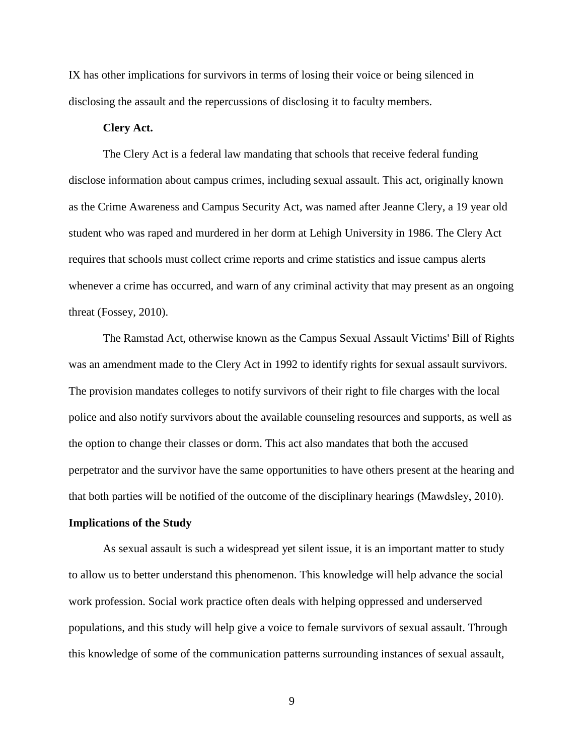IX has other implications for survivors in terms of losing their voice or being silenced in disclosing the assault and the repercussions of disclosing it to faculty members.

**Clery Act.**

The Clery Act is a federal law mandating that schools that receive federal funding disclose information about campus crimes, including sexual assault. This act, originally known as the Crime Awareness and Campus Security Act, was named after Jeanne Clery, a 19 year old student who was raped and murdered in her dorm at Lehigh University in 1986. The Clery Act requires that schools must collect crime reports and crime statistics and issue campus alerts whenever a crime has occurred, and warn of any criminal activity that may present as an ongoing threat (Fossey, 2010).

The Ramstad Act, otherwise known as the Campus Sexual Assault Victims' Bill of Rights was an amendment made to the Clery Act in 1992 to identify rights for sexual assault survivors. The provision mandates colleges to notify survivors of their right to file charges with the local police and also notify survivors about the available counseling resources and supports, as well as the option to change their classes or dorm. This act also mandates that both the accused perpetrator and the survivor have the same opportunities to have others present at the hearing and that both parties will be notified of the outcome of the disciplinary hearings (Mawdsley, 2010).

## Implications of the Study

As sexual assault is such a widespread yet silent issue, it is an important matter to study to allow us to better understand this phenomenon. This knowledge will help advance the social work profession. Social work practice often deals with helping oppressed and underserved populations, and this study will help give a voice to female survivors of sexual assault. Through this knowledge of some of the communication patterns surrounding instances of sexual assault,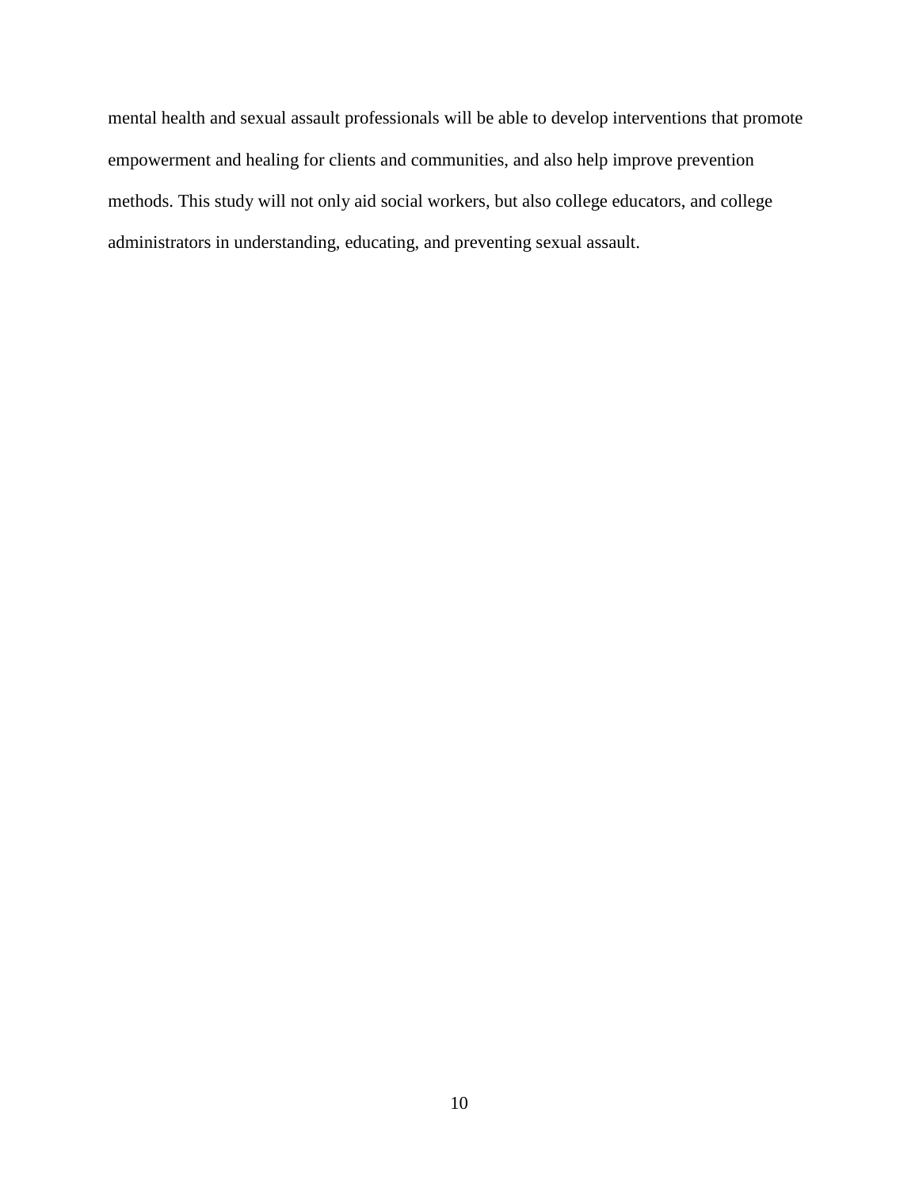mental health and sexual assault professionals will be able to develop interventions that promote empowerment and healing for clients and communities, and also help improve prevention methods. This study will not only aid social workers, but also college educators, and college administrators in understanding, educating, and preventing sexual assault.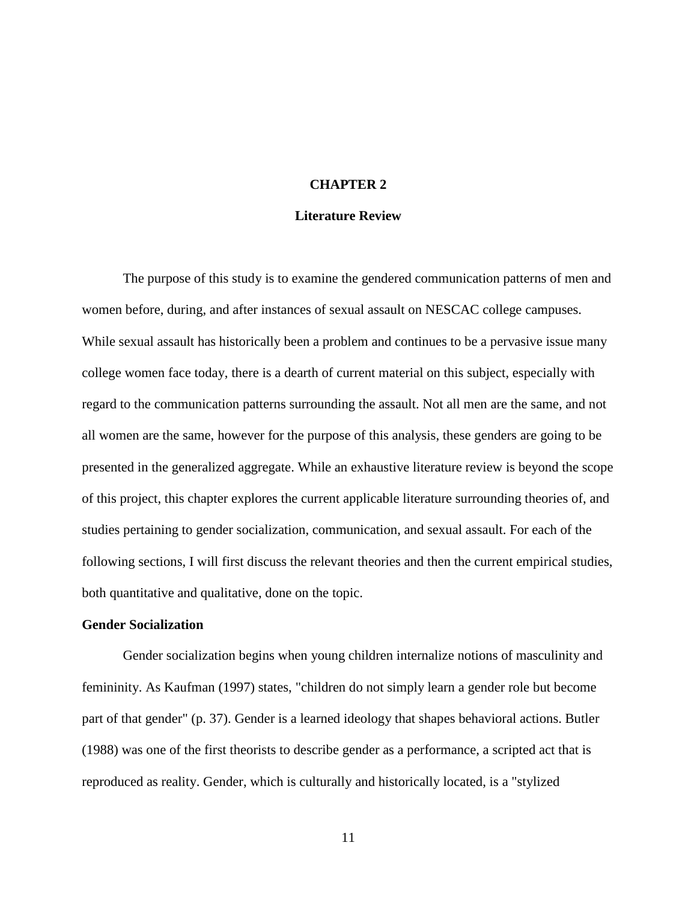# CHAPTER 2

## Literature Review

The purpose of this study is to examine the gendered communication patterns of men and women before, during, and after instances of sexual assault on NESCAC college campuses. While sexual assault has historically been a problem and continues to be a pervasive issue many college women face today, there is a dearth of current material on this subject, especially with regard to the communication patterns surrounding the assault. Not all men are the same, and not all women are the same, however for the purpose of this analysis, these genders are going to be presented in the generalized aggregate. While an exhaustive literature review is beyond the scope of this project, this chapter explores the current applicable literature surrounding theories of, and studies pertaining to gender socialization, communication, and sexual assault. For each of the following sections, I will first discuss the relevant theories and then the current empirical studies, both quantitative and qualitative, done on the topic.

### Gender Socialization

Gender socialization begins when young children internalize notions of masculinity and femininity. As Kaufman (1997) states, "children do not simply learn a gender role but become part of that gender" (p. 37). Gender is a learned ideology that shapes behavioral actions. Butler (1988) was one of the first theorists to describe gender as a performance, a scripted act that is reproduced as reality. Gender, which is culturally and historically located, is a "stylized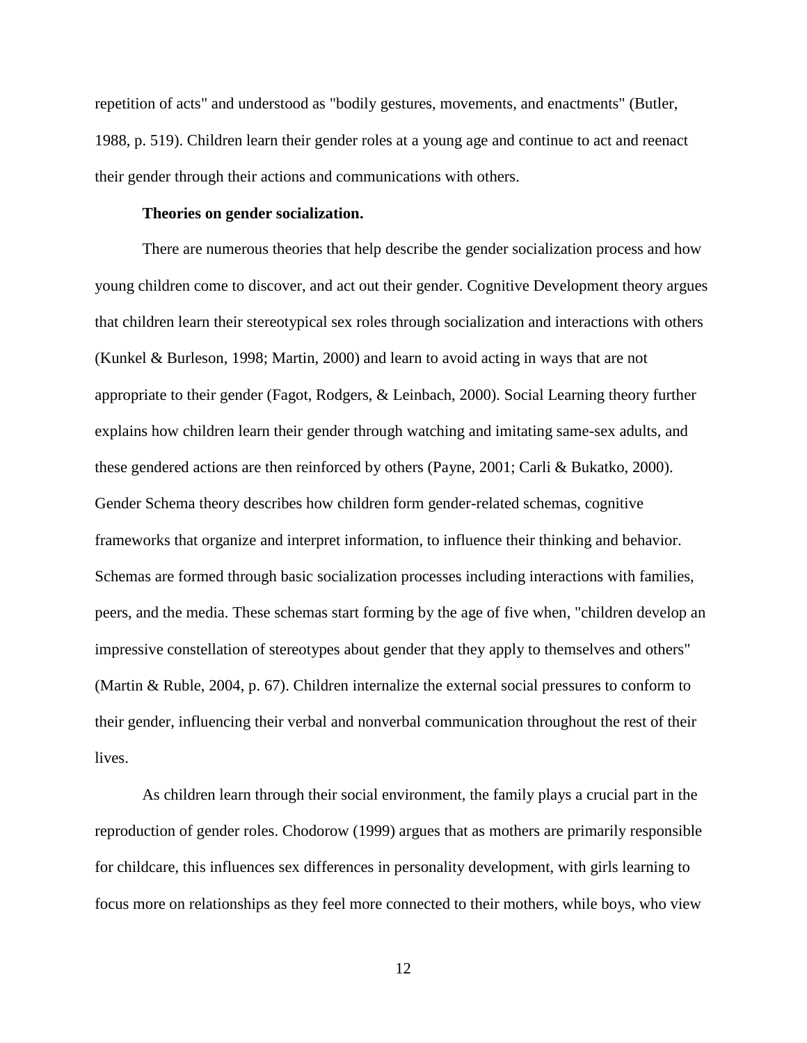repetition of acts" and understood as "bodily gestures, movements, and enactments" (Butler, 1988, p. 519). Children learn their gender roles at a young age and continue to act and reenact their gender through their actions and communications with others.

**Theories on gender socialization.**

There are numerous theories that help describe the gender socialization process and how young children come to discover, and act out their gender. Cognitive Development theory argues that children learn their stereotypical sex roles through socialization and interactions with others (Kunkel & Burleson, 1998; Martin, 2000) and learn to avoid acting in ways that are not appropriate to their gender (Fagot, Rodgers, & Leinbach, 2000). Social Learning theory further explains how children learn their gender through watching and imitating same-sex adults, and these gendered actions are then reinforced by others (Payne, 2001; Carli & Bukatko, 2000). Gender Schema theory describes how children form gender-related schemas, cognitive frameworks that organize and interpret information, to influence their thinking and behavior. Schemas are formed through basic socialization processes including interactions with families, peers, and the media. These schemas start forming by the age of five when, "children develop an impressive constellation of stereotypes about gender that they apply to themselves and others" (Martin & Ruble, 2004, p. 67). Children internalize the external social pressures to conform to their gender, influencing their verbal and nonverbal communication throughout the rest of their lives.

As children learn through their social environment, the family plays a crucial part in the reproduction of gender roles. Chodorow (1999) argues that as mothers are primarily responsible for childcare, this influences sex differences in personality development, with girls learning to focus more on relationships as they feel more connected to their mothers, while boys, who view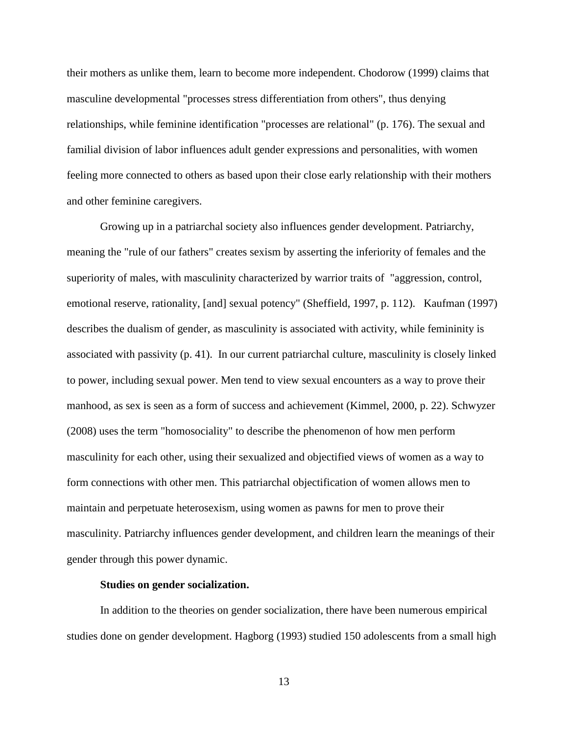their mothers as unlike them, learn to become more independent. Chodorow (1999) claims that masculine developmental "processes stress differentiation from others", thus denying relationships, while feminine identification "processes are relational" (p. 176). The sexual and familial division of labor influences adult gender expressions and personalities, with women feeling more connected to others as based upon their close early relationship with their mothers and other feminine caregivers.

Growing up in a patriarchal society also influences gender development. Patriarchy, meaning the "rule of our fathers" creates sexism by asserting the inferiority of females and the superiority of males, with masculinity characterized by warrior traits of "aggression, control, emotional reserve, rationality, [and] sexual potency" (Sheffield, 1997, p. 112). Kaufman (1997) describes the dualism of gender, as masculinity is associated with activity, while femininity is associated with passivity (p. 41). In our current patriarchal culture, masculinity is closely linked to power, including sexual power. Men tend to view sexual encounters as a way to prove their manhood, as sex is seen as a form of success and achievement (Kimmel, 2000, p. 22). Schwyzer (2008) uses the term "homosociality" to describe the phenomenon of how men perform masculinity for each other, using their sexualized and objectified views of women as a way to form connections with other men. This patriarchal objectification of women allows men to maintain and perpetuate heterosexism, using women as pawns for men to prove their masculinity. Patriarchy influences gender development, and children learn the meanings of their gender through this power dynamic.

**Studies on gender socialization.**

In addition to the theories on gender socialization, there have been numerous empirical studies done on gender development. Hagborg (1993) studied 150 adolescents from a small high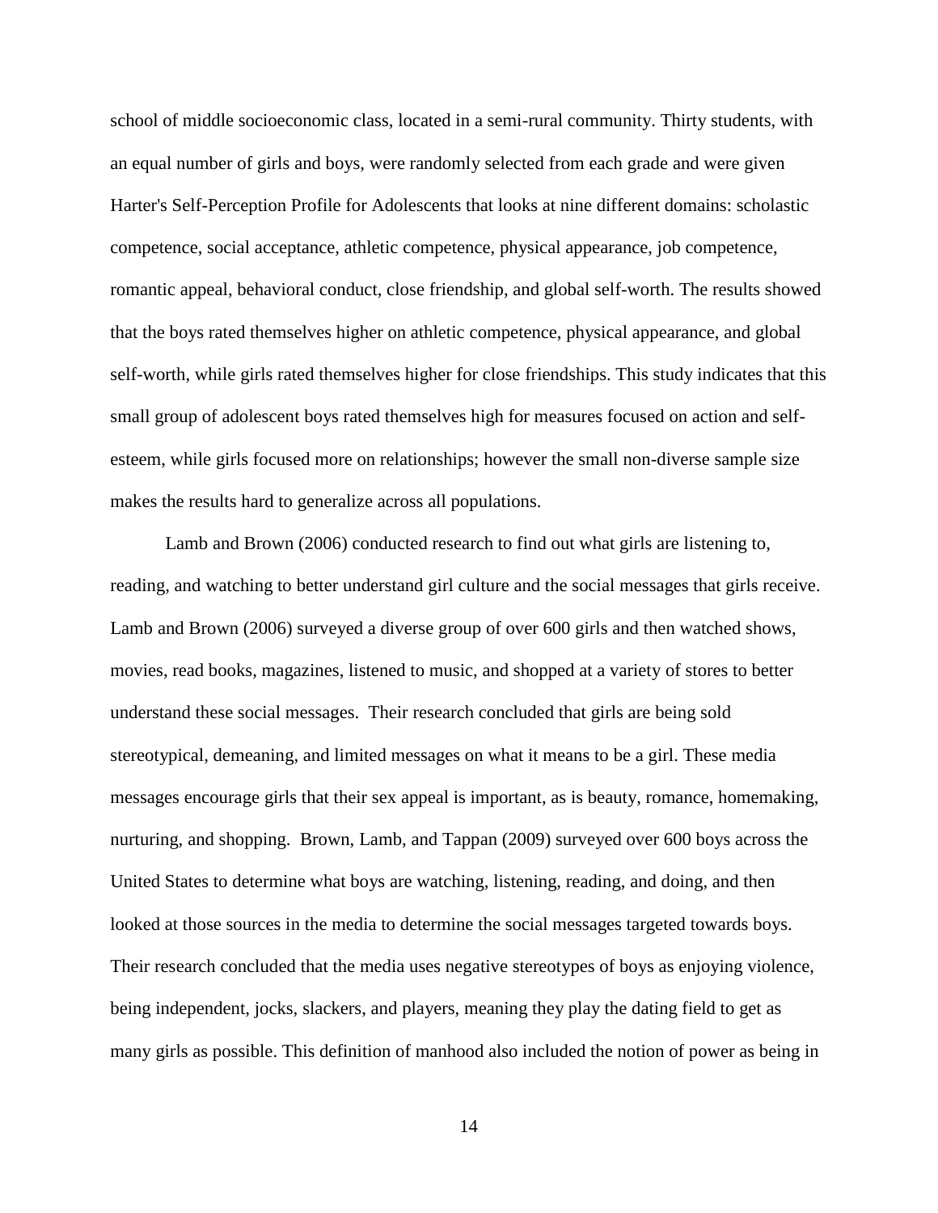school of middle socioeconomic class, located in a semi-rural community. Thirty students, with an equal number of girls and boys, were randomly selected from each grade and were given Harter's Self-Perception Profile for Adolescents that looks at nine different domains: scholastic competence, social acceptance, athletic competence, physical appearance, job competence, romantic appeal, behavioral conduct, close friendship, and global self-worth. The results showed that the boys rated themselves higher on athletic competence, physical appearance, and global self-worth, while girls rated themselves higher for close friendships. This study indicates that this small group of adolescent boys rated themselves high for measures focused on action and self-esteem, while girls focused more on relationships; however the small non-diverse sample size makes the results hard to generalize across all populations.

Lamb and Brown (2006) conducted research to find out what girls are listening to, reading, and watching to better understand girl culture and the social messages that girls receive. Lamb and Brown (2006) surveyed a diverse group of over 600 girls and then watched shows, movies, read books, magazines, listened to music, and shopped at a variety of stores to better understand these social messages. Their research concluded that girls are being sold stereotypical, demeaning, and limited messages on what it means to be a girl. These media messages encourage girls that their sex appeal is important, as is beauty, romance, homemaking, nurturing, and shopping. Brown, Lamb, and Tappan (2009) surveyed over 600 boys across the United States to determine what boys are watching, listening, reading, and doing, and then looked at those sources in the media to determine the social messages targeted towards boys. Their research concluded that the media uses negative stereotypes of boys as enjoying violence, being independent, jocks, slackers, and players, meaning they play the dating field to get as many girls as possible. This definition of manhood also included the notion of power as being in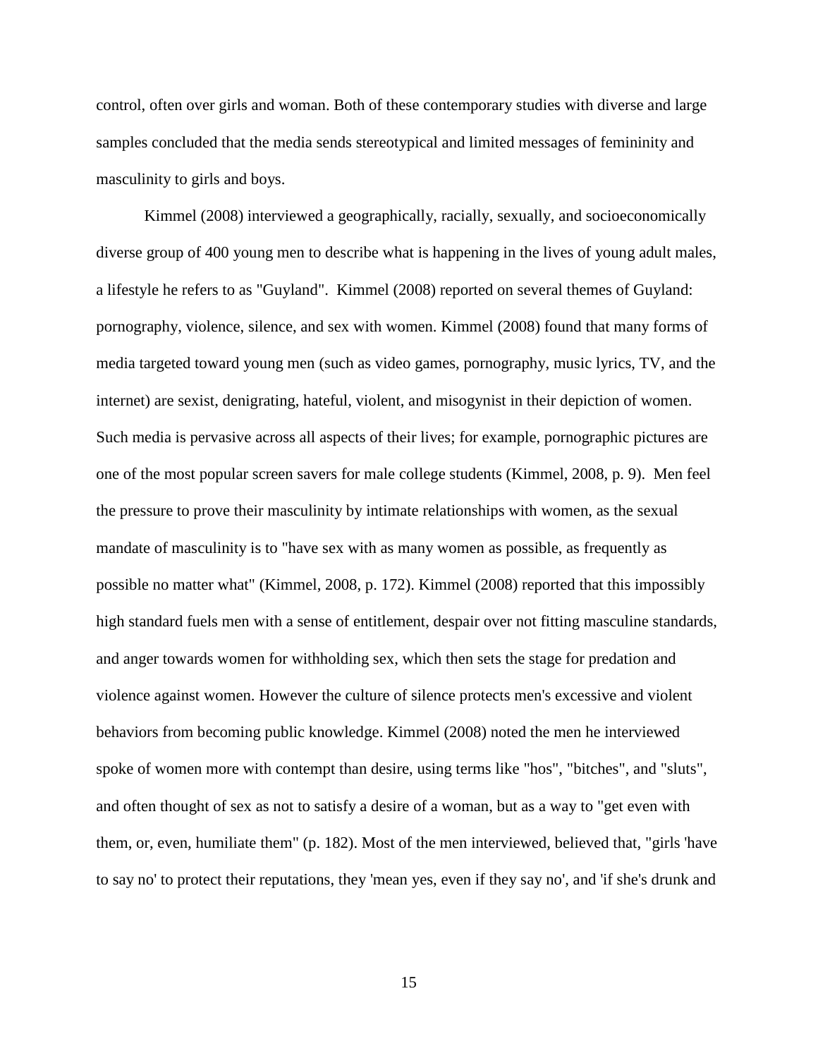control, often over girls and woman. Both of these contemporary studies with diverse and large samples concluded that the media sends stereotypical and limited messages of femininity and masculinity to girls and boys.

Kimmel (2008) interviewed a geographically, racially, sexually, and socioeconomically diverse group of 400 young men to describe what is happening in the lives of young adult males, a lifestyle he refers to as "Guyland". Kimmel (2008) reported on several themes of Guyland: pornography, violence, silence, and sex with women. Kimmel (2008) found that many forms of media targeted toward young men (such as video games, pornography, music lyrics, TV, and the internet) are sexist, denigrating, hateful, violent, and misogynist in their depiction of women. Such media is pervasive across all aspects of their lives; for example, pornographic pictures are one of the most popular screen savers for male college students (Kimmel, 2008, p. 9). Men feel the pressure to prove their masculinity by intimate relationships with women, as the sexual mandate of masculinity is to "have sex with as many women as possible, as frequently as possible no matter what" (Kimmel, 2008, p. 172). Kimmel (2008) reported that this impossibly high standard fuels men with a sense of entitlement, despair over not fitting masculine standards, and anger towards women for withholding sex, which then sets the stage for predation and violence against women. However the culture of silence protects men's excessive and violent behaviors from becoming public knowledge. Kimmel (2008) noted the men he interviewed spoke of women more with contempt than desire, using terms like "hos", "bitches", and "sluts", and often thought of sex as not to satisfy a desire of a woman, but as a way to "get even with them, or, even, humiliate them" (p. 182). Most of the men interviewed, believed that, "girls 'have to say no' to protect their reputations, they 'mean yes, even if they say no', and 'if she's drunk and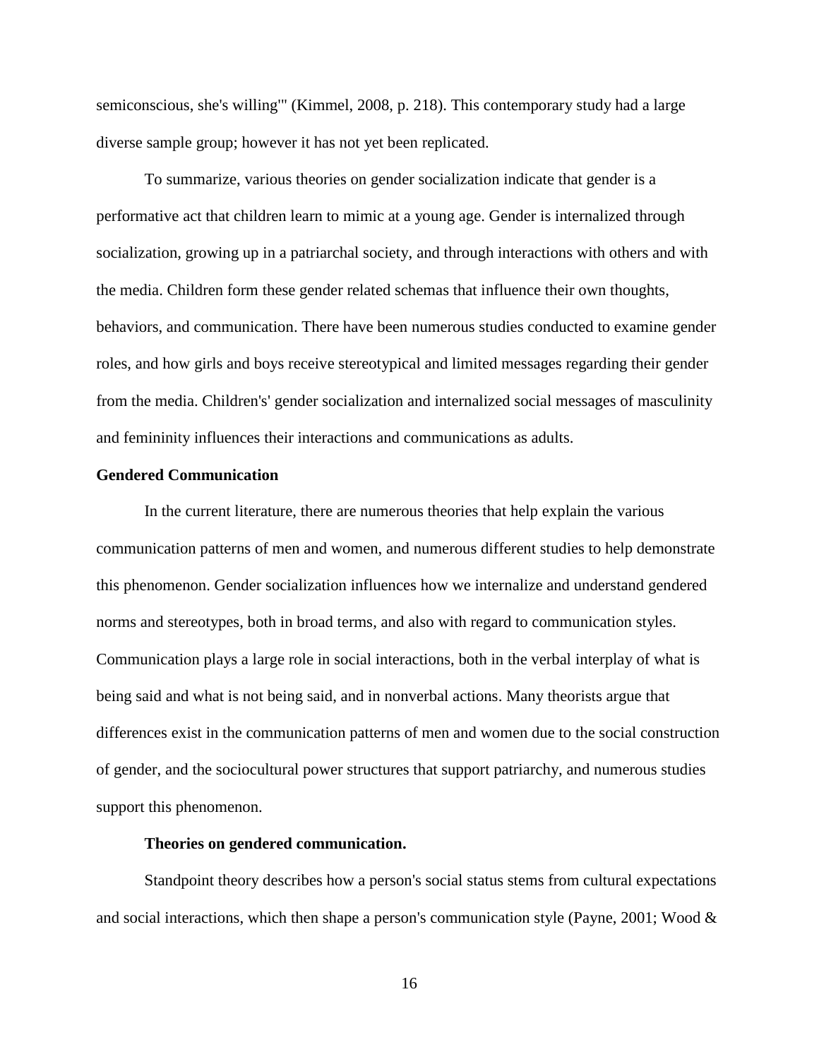semiconscious, she's willing"' (Kimmel, 2008, p. 218). This contemporary study had a large diverse sample group; however it has not yet been replicated.

To summarize, various theories on gender socialization indicate that gender is a performative act that children learn to mimic at a young age. Gender is internalized through socialization, growing up in a patriarchal society, and through interactions with others and with the media. Children form these gender related schemas that influence their own thoughts, behaviors, and communication. There have been numerous studies conducted to examine gender roles, and how girls and boys receive stereotypical and limited messages regarding their gender from the media. Children's' gender socialization and internalized social messages of masculinity and femininity influences their interactions and communications as adults.

## Gendered Communication

In the current literature, there are numerous theories that help explain the various communication patterns of men and women, and numerous different studies to help demonstrate this phenomenon. Gender socialization influences how we internalize and understand gendered norms and stereotypes, both in broad terms, and also with regard to communication styles. Communication plays a large role in social interactions, both in the verbal interplay of what is being said and what is not being said, and in nonverbal actions. Many theorists argue that differences exist in the communication patterns of men and women due to the social construction of gender, and the sociocultural power structures that support patriarchy, and numerous studies support this phenomenon.

### Theories on gendered communication.

Standpoint theory describes how a person's social status stems from cultural expectations and social interactions, which then shape a person's communication style (Payne, 2001; Wood &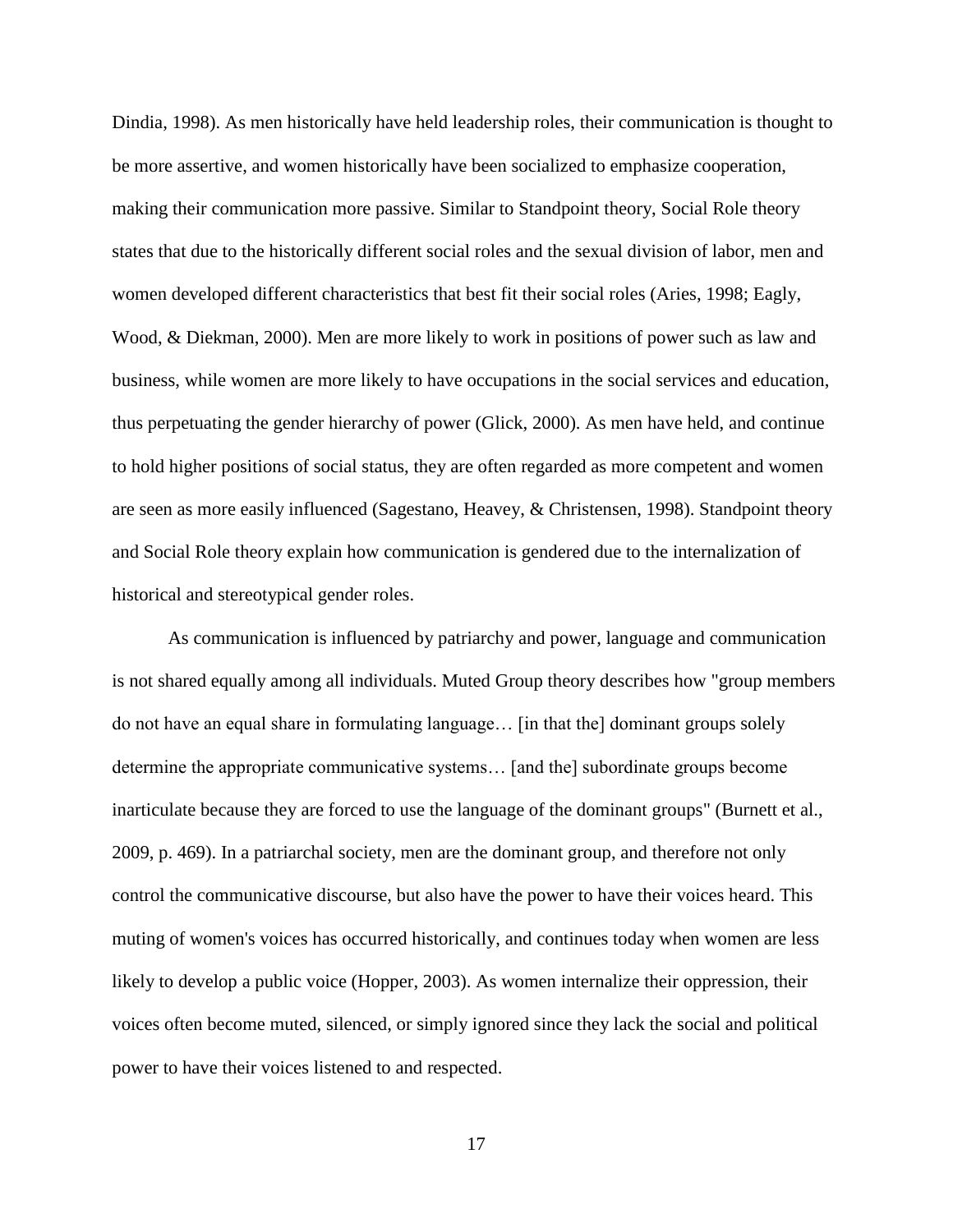Dindia, 1998). As men historically have held leadership roles, their communication is thought to be more assertive, and women historically have been socialized to emphasize cooperation, making their communication more passive. Similar to Standpoint theory, Social Role theory states that due to the historically different social roles and the sexual division of labor, men and women developed different characteristics that best fit their social roles (Aries, 1998; Eagly, Wood, & Diekman, 2000). Men are more likely to work in positions of power such as law and business, while women are more likely to have occupations in the social services and education, thus perpetuating the gender hierarchy of power (Glick, 2000). As men have held, and continue to hold higher positions of social status, they are often regarded as more competent and women are seen as more easily influenced (Sagestano, Heavey, & Christensen, 1998). Standpoint theory and Social Role theory explain how communication is gendered due to the internalization of historical and stereotypical gender roles.

As communication is influenced by patriarchy and power, language and communication is not shared equally among all individuals. Muted Group theory describes how "group members do not have an equal share in formulating language… [in that the] dominant groups solely determine the appropriate communicative systems… [and the] subordinate groups become inarticulate because they are forced to use the language of the dominant groups" (Burnett et al., 2009, p. 469). In a patriarchal society, men are the dominant group, and therefore not only control the communicative discourse, but also have the power to have their voices heard. This muting of women's voices has occurred historically, and continues today when women are less likely to develop a public voice (Hopper, 2003). As women internalize their oppression, their voices often become muted, silenced, or simply ignored since they lack the social and political power to have their voices listened to and respected.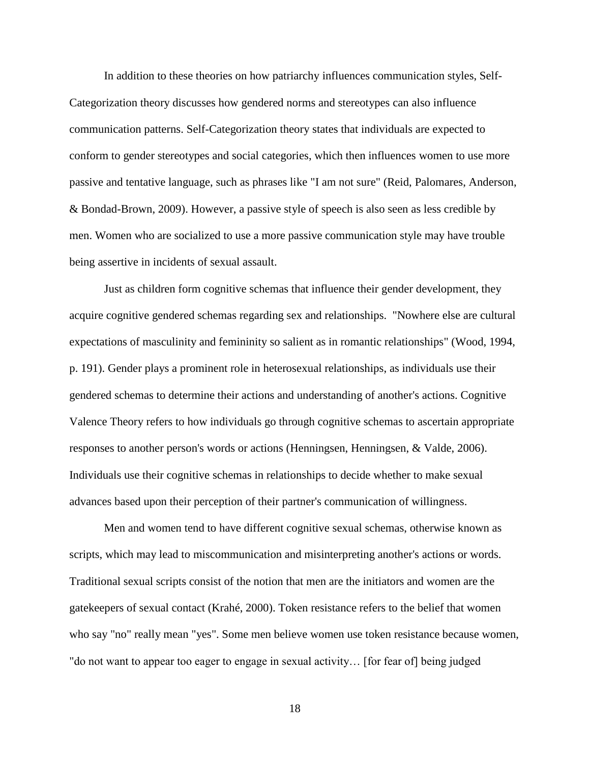In addition to these theories on how patriarchy influences communication styles, Self-Categorization theory discusses how gendered norms and stereotypes can also influence communication patterns. Self-Categorization theory states that individuals are expected to conform to gender stereotypes and social categories, which then influences women to use more passive and tentative language, such as phrases like "I am not sure" (Reid, Palomares, Anderson, & Bondad-Brown, 2009). However, a passive style of speech is also seen as less credible by men. Women who are socialized to use a more passive communication style may have trouble being assertive in incidents of sexual assault.

Just as children form cognitive schemas that influence their gender development, they acquire cognitive gendered schemas regarding sex and relationships. "Nowhere else are cultural expectations of masculinity and femininity so salient as in romantic relationships" (Wood, 1994, p. 191). Gender plays a prominent role in heterosexual relationships, as individuals use their gendered schemas to determine their actions and understanding of another's actions. Cognitive Valence Theory refers to how individuals go through cognitive schemas to ascertain appropriate responses to another person's words or actions (Henningsen, Henningsen, & Valde, 2006). Individuals use their cognitive schemas in relationships to decide whether to make sexual advances based upon their perception of their partner's communication of willingness.

Men and women tend to have different cognitive sexual schemas, otherwise known as scripts, which may lead to miscommunication and misinterpreting another's actions or words. Traditional sexual scripts consist of the notion that men are the initiators and women are the gatekeepers of sexual contact (Krahé, 2000). Token resistance refers to the belief that women who say "no" really mean "yes". Some men believe women use token resistance because women, "do not want to appear too eager to engage in sexual activity… [for fear of] being judged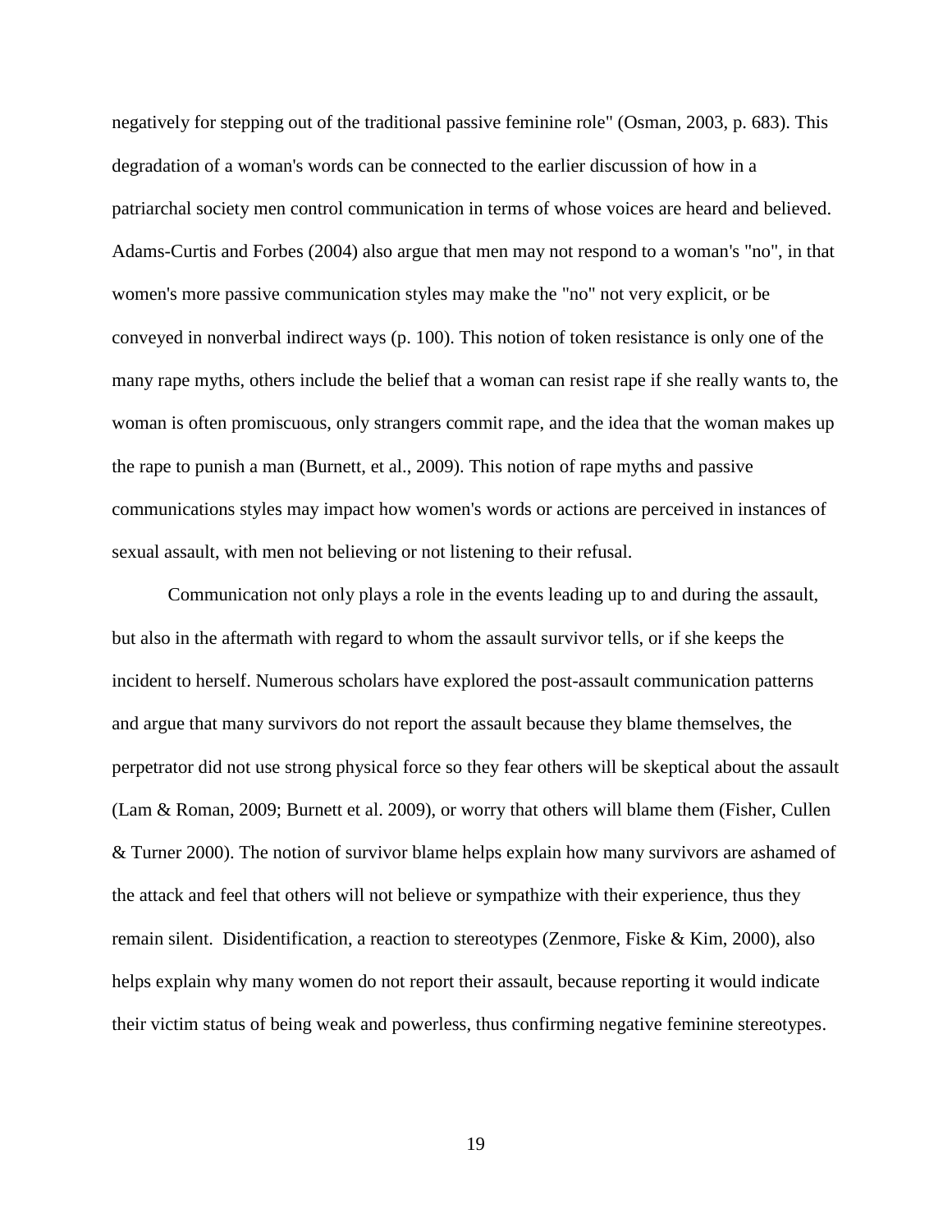negatively for stepping out of the traditional passive feminine role" (Osman, 2003, p. 683). This degradation of a woman's words can be connected to the earlier discussion of how in a patriarchal society men control communication in terms of whose voices are heard and believed. Adams-Curtis and Forbes (2004) also argue that men may not respond to a woman's "no", in that women's more passive communication styles may make the "no" not very explicit, or be conveyed in nonverbal indirect ways (p. 100). This notion of token resistance is only one of the many rape myths, others include the belief that a woman can resist rape if she really wants to, the woman is often promiscuous, only strangers commit rape, and the idea that the woman makes up the rape to punish a man (Burnett, et al., 2009). This notion of rape myths and passive communications styles may impact how women's words or actions are perceived in instances of sexual assault, with men not believing or not listening to their refusal.

Communication not only plays a role in the events leading up to and during the assault, but also in the aftermath with regard to whom the assault survivor tells, or if she keeps the incident to herself. Numerous scholars have explored the post-assault communication patterns and argue that many survivors do not report the assault because they blame themselves, the perpetrator did not use strong physical force so they fear others will be skeptical about the assault (Lam & Roman, 2009; Burnett et al. 2009), or worry that others will blame them (Fisher, Cullen & Turner 2000). The notion of survivor blame helps explain how many survivors are ashamed of the attack and feel that others will not believe or sympathize with their experience, thus they remain silent. Disidentification, a reaction to stereotypes (Zenmore, Fiske & Kim, 2000), also helps explain why many women do not report their assault, because reporting it would indicate their victim status of being weak and powerless, thus confirming negative feminine stereotypes.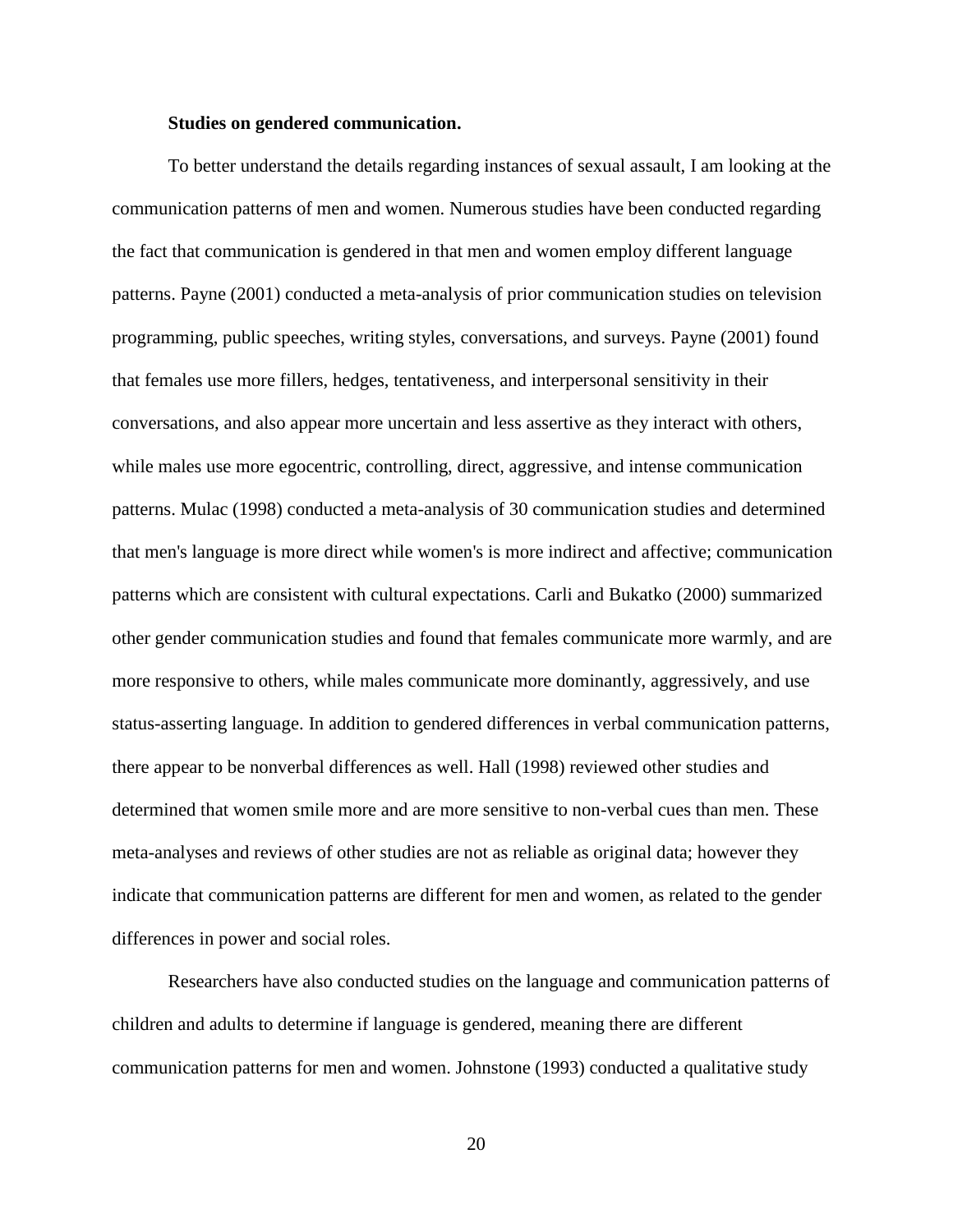### Studies on gendered communication.

To better understand the details regarding instances of sexual assault, I am looking at the communication patterns of men and women. Numerous studies have been conducted regarding the fact that communication is gendered in that men and women employ different language patterns. Payne (2001) conducted a meta-analysis of prior communication studies on television programming, public speeches, writing styles, conversations, and surveys. Payne (2001) found that females use more fillers, hedges, tentativeness, and interpersonal sensitivity in their conversations, and also appear more uncertain and less assertive as they interact with others, while males use more egocentric, controlling, direct, aggressive, and intense communication patterns. Mulac (1998) conducted a meta-analysis of 30 communication studies and determined that men's language is more direct while women's is more indirect and affective; communication patterns which are consistent with cultural expectations. Carli and Bukatko (2000) summarized other gender communication studies and found that females communicate more warmly, and are more responsive to others, while males communicate more dominantly, aggressively, and use status-asserting language. In addition to gendered differences in verbal communication patterns, there appear to be nonverbal differences as well. Hall (1998) reviewed other studies and determined that women smile more and are more sensitive to non-verbal cues than men. These meta-analyses and reviews of other studies are not as reliable as original data; however they indicate that communication patterns are different for men and women, as related to the gender differences in power and social roles.

Researchers have also conducted studies on the language and communication patterns of children and adults to determine if language is gendered, meaning there are different communication patterns for men and women. Johnstone (1993) conducted a qualitative study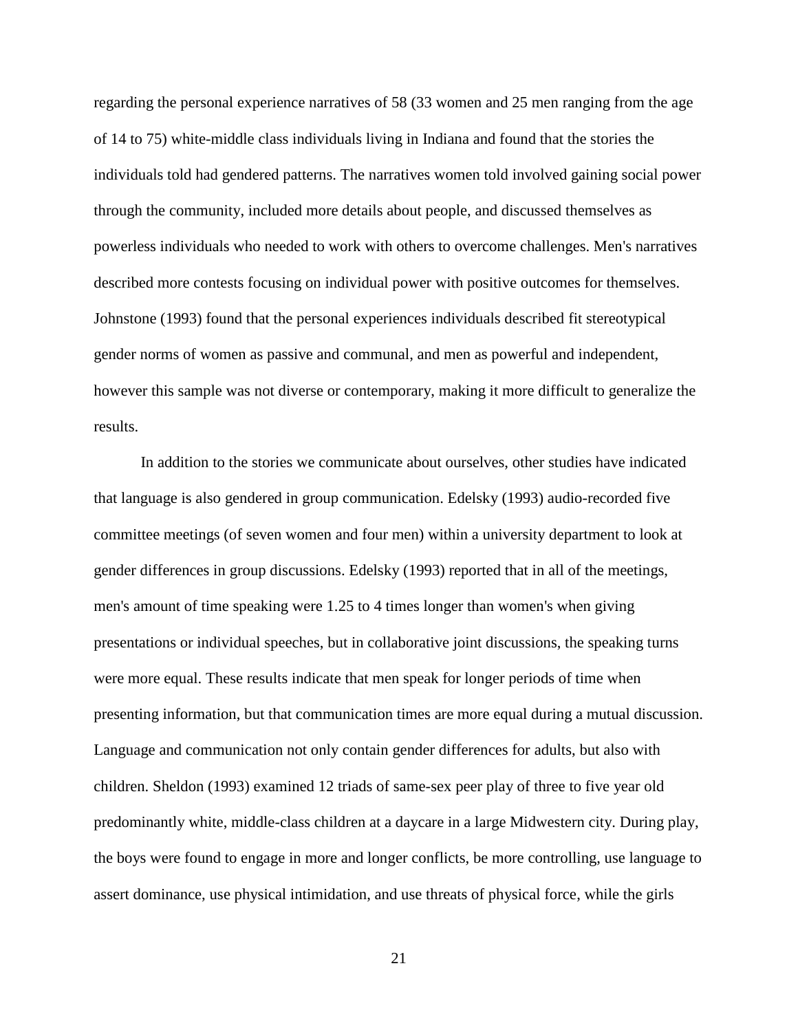regarding the personal experience narratives of 58 (33 women and 25 men ranging from the age of 14 to 75) white-middle class individuals living in Indiana and found that the stories the individuals told had gendered patterns. The narratives women told involved gaining social power through the community, included more details about people, and discussed themselves as powerless individuals who needed to work with others to overcome challenges. Men's narratives described more contests focusing on individual power with positive outcomes for themselves. Johnstone (1993) found that the personal experiences individuals described fit stereotypical gender norms of women as passive and communal, and men as powerful and independent, however this sample was not diverse or contemporary, making it more difficult to generalize the results.

In addition to the stories we communicate about ourselves, other studies have indicated that language is also gendered in group communication. Edelsky (1993) audio-recorded five committee meetings (of seven women and four men) within a university department to look at gender differences in group discussions. Edelsky (1993) reported that in all of the meetings, men's amount of time speaking were 1.25 to 4 times longer than women's when giving presentations or individual speeches, but in collaborative joint discussions, the speaking turns were more equal. These results indicate that men speak for longer periods of time when presenting information, but that communication times are more equal during a mutual discussion. Language and communication not only contain gender differences for adults, but also with children. Sheldon (1993) examined 12 triads of same-sex peer play of three to five year old predominantly white, middle-class children at a daycare in a large Midwestern city. During play, the boys were found to engage in more and longer conflicts, be more controlling, use language to assert dominance, use physical intimidation, and use threats of physical force, while the girls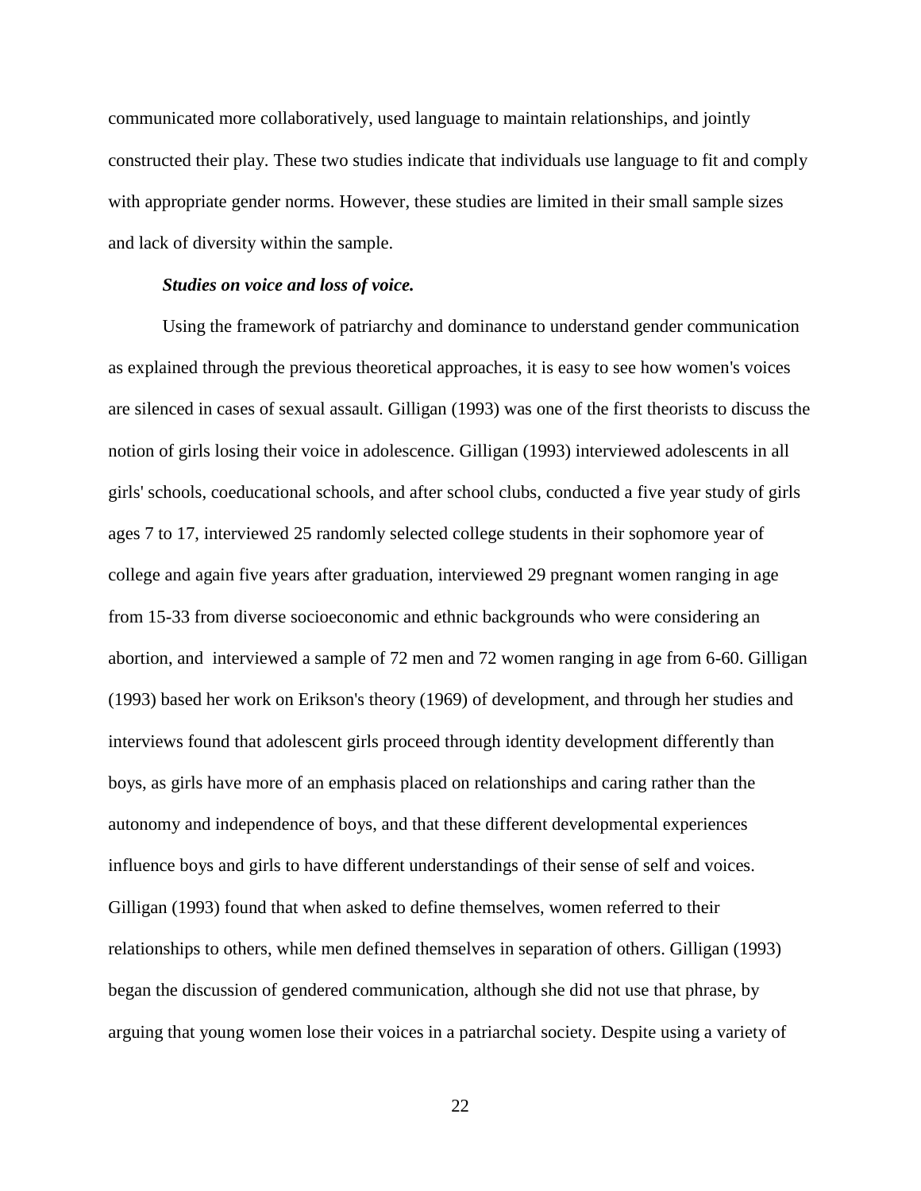communicated more collaboratively, used language to maintain relationships, and jointly constructed their play. These two studies indicate that individuals use language to fit and comply with appropriate gender norms. However, these studies are limited in their small sample sizes and lack of diversity within the sample.

***Studies on voice and loss of voice.***

Using the framework of patriarchy and dominance to understand gender communication as explained through the previous theoretical approaches, it is easy to see how women's voices are silenced in cases of sexual assault. Gilligan (1993) was one of the first theorists to discuss the notion of girls losing their voice in adolescence. Gilligan (1993) interviewed adolescents in all girls' schools, coeducational schools, and after school clubs, conducted a five year study of girls ages 7 to 17, interviewed 25 randomly selected college students in their sophomore year of college and again five years after graduation, interviewed 29 pregnant women ranging in age from 15-33 from diverse socioeconomic and ethnic backgrounds who were considering an abortion, and interviewed a sample of 72 men and 72 women ranging in age from 6-60. Gilligan (1993) based her work on Erikson's theory (1969) of development, and through her studies and interviews found that adolescent girls proceed through identity development differently than boys, as girls have more of an emphasis placed on relationships and caring rather than the autonomy and independence of boys, and that these different developmental experiences influence boys and girls to have different understandings of their sense of self and voices. Gilligan (1993) found that when asked to define themselves, women referred to their relationships to others, while men defined themselves in separation of others. Gilligan (1993) began the discussion of gendered communication, although she did not use that phrase, by arguing that young women lose their voices in a patriarchal society. Despite using a variety of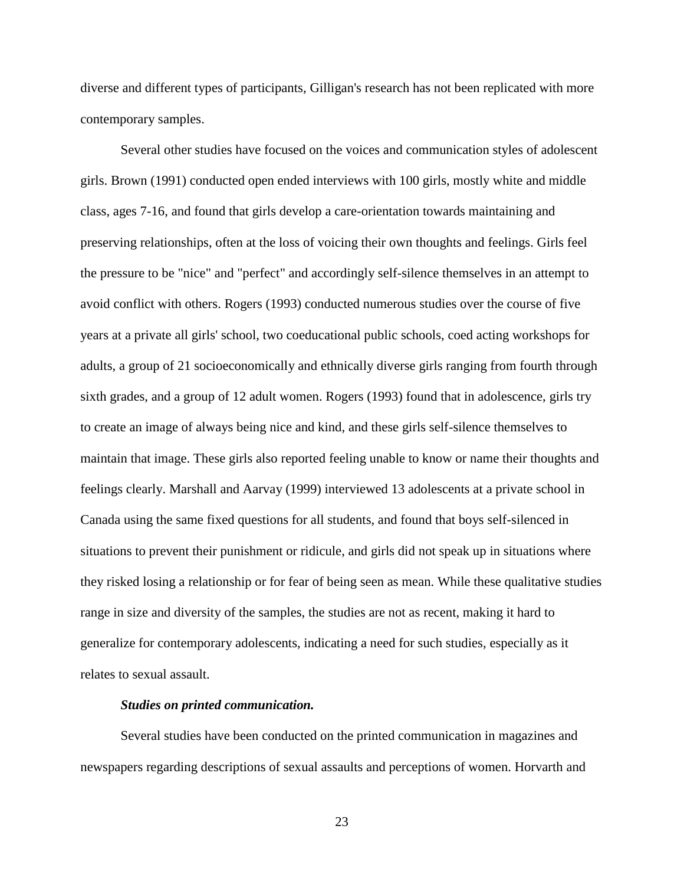diverse and different types of participants, Gilligan's research has not been replicated with more contemporary samples.

Several other studies have focused on the voices and communication styles of adolescent girls. Brown (1991) conducted open ended interviews with 100 girls, mostly white and middle class, ages 7-16, and found that girls develop a care-orientation towards maintaining and preserving relationships, often at the loss of voicing their own thoughts and feelings. Girls feel the pressure to be "nice" and "perfect" and accordingly self-silence themselves in an attempt to avoid conflict with others. Rogers (1993) conducted numerous studies over the course of five years at a private all girls' school, two coeducational public schools, coed acting workshops for adults, a group of 21 socioeconomically and ethnically diverse girls ranging from fourth through sixth grades, and a group of 12 adult women. Rogers (1993) found that in adolescence, girls try to create an image of always being nice and kind, and these girls self-silence themselves to maintain that image. These girls also reported feeling unable to know or name their thoughts and feelings clearly. Marshall and Aarvay (1999) interviewed 13 adolescents at a private school in Canada using the same fixed questions for all students, and found that boys self-silenced in situations to prevent their punishment or ridicule, and girls did not speak up in situations where they risked losing a relationship or for fear of being seen as mean. While these qualitative studies range in size and diversity of the samples, the studies are not as recent, making it hard to generalize for contemporary adolescents, indicating a need for such studies, especially as it relates to sexual assault.

***Studies on printed communication.***

Several studies have been conducted on the printed communication in magazines and newspapers regarding descriptions of sexual assaults and perceptions of women. Horvarth and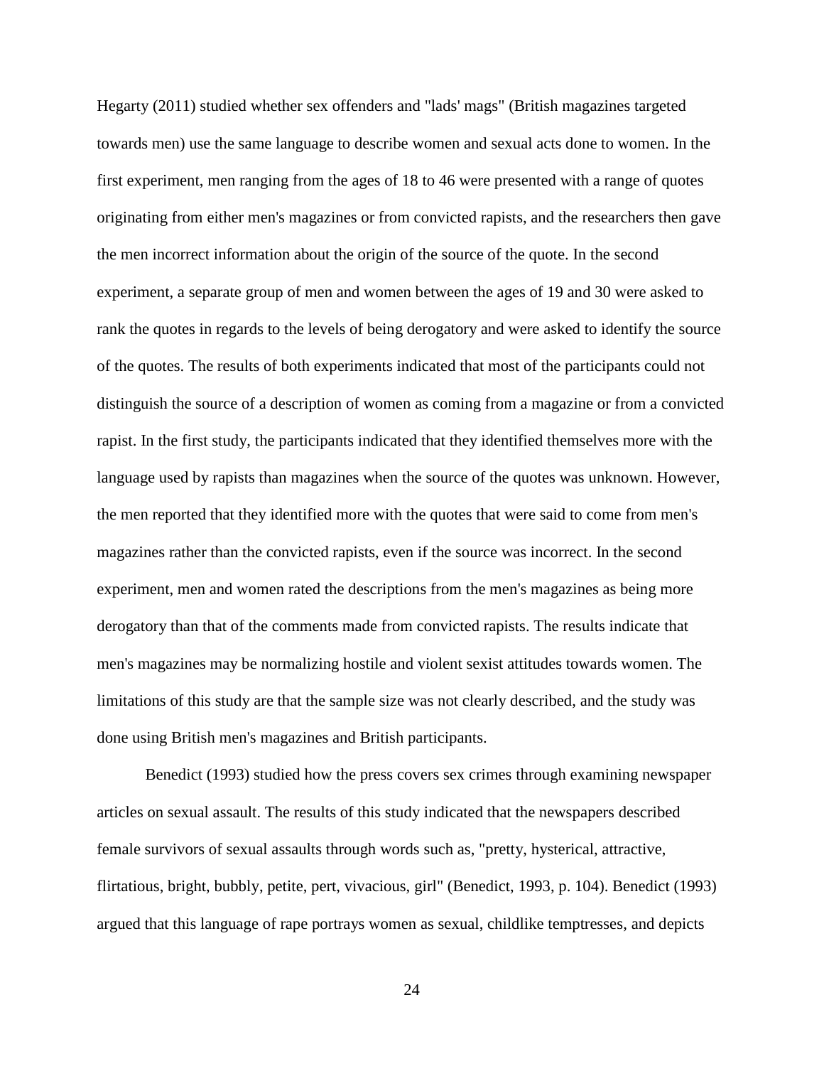Hegarty (2011) studied whether sex offenders and "lads' mags" (British magazines targeted towards men) use the same language to describe women and sexual acts done to women. In the first experiment, men ranging from the ages of 18 to 46 were presented with a range of quotes originating from either men's magazines or from convicted rapists, and the researchers then gave the men incorrect information about the origin of the source of the quote. In the second experiment, a separate group of men and women between the ages of 19 and 30 were asked to rank the quotes in regards to the levels of being derogatory and were asked to identify the source of the quotes. The results of both experiments indicated that most of the participants could not distinguish the source of a description of women as coming from a magazine or from a convicted rapist. In the first study, the participants indicated that they identified themselves more with the language used by rapists than magazines when the source of the quotes was unknown. However, the men reported that they identified more with the quotes that were said to come from men's magazines rather than the convicted rapists, even if the source was incorrect. In the second experiment, men and women rated the descriptions from the men's magazines as being more derogatory than that of the comments made from convicted rapists. The results indicate that men's magazines may be normalizing hostile and violent sexist attitudes towards women. The limitations of this study are that the sample size was not clearly described, and the study was done using British men's magazines and British participants.

Benedict (1993) studied how the press covers sex crimes through examining newspaper articles on sexual assault. The results of this study indicated that the newspapers described female survivors of sexual assaults through words such as, "pretty, hysterical, attractive, flirtatious, bright, bubbly, petite, pert, vivacious, girl" (Benedict, 1993, p. 104). Benedict (1993) argued that this language of rape portrays women as sexual, childlike temptresses, and depicts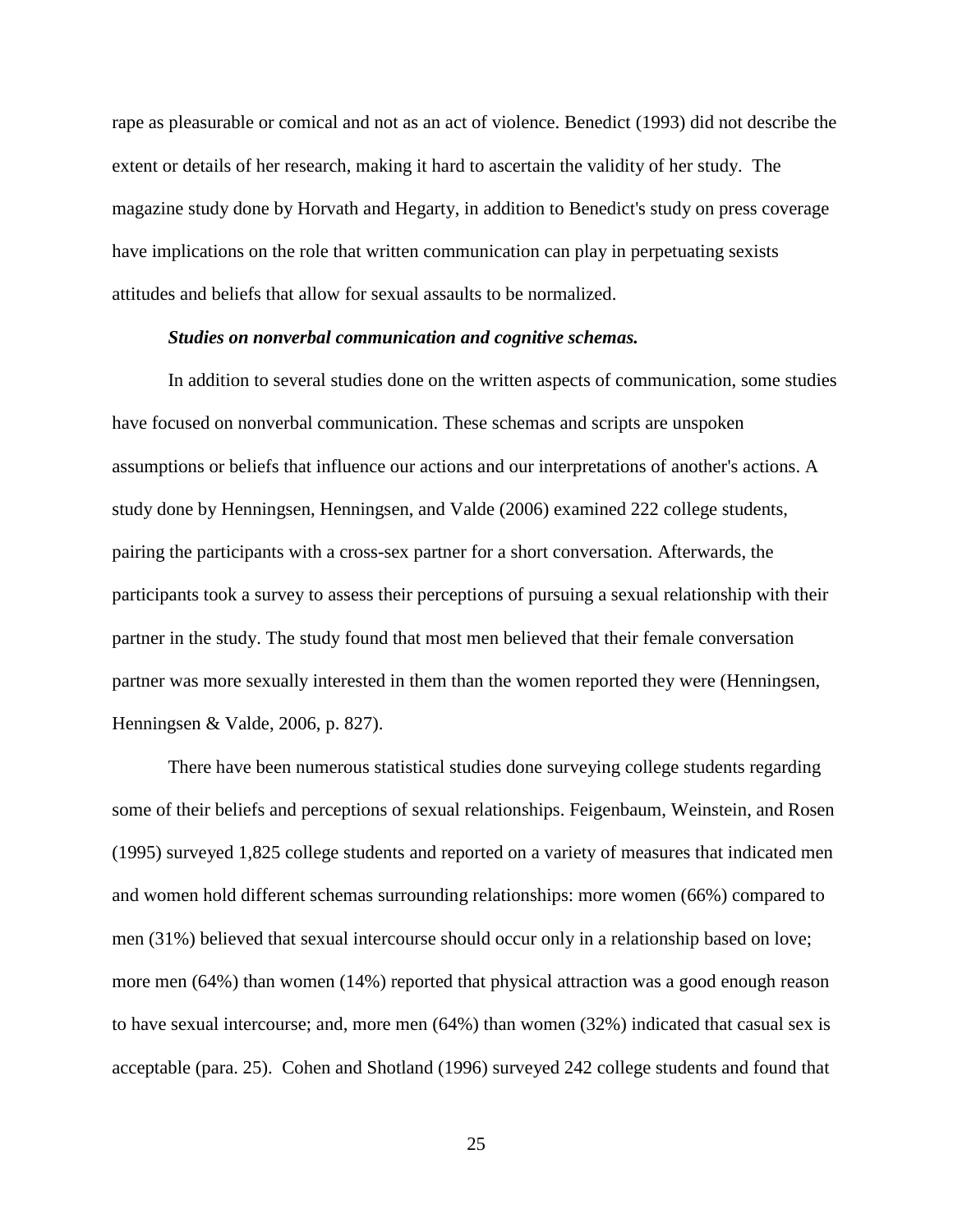rape as pleasurable or comical and not as an act of violence. Benedict (1993) did not describe the extent or details of her research, making it hard to ascertain the validity of her study. The magazine study done by Horvath and Hegarty, in addition to Benedict's study on press coverage have implications on the role that written communication can play in perpetuating sexists attitudes and beliefs that allow for sexual assaults to be normalized.

***Studies on nonverbal communication and cognitive schemas.***

In addition to several studies done on the written aspects of communication, some studies have focused on nonverbal communication. These schemas and scripts are unspoken assumptions or beliefs that influence our actions and our interpretations of another's actions. A study done by Henningsen, Henningsen, and Valde (2006) examined 222 college students, pairing the participants with a cross-sex partner for a short conversation. Afterwards, the participants took a survey to assess their perceptions of pursuing a sexual relationship with their partner in the study. The study found that most men believed that their female conversation partner was more sexually interested in them than the women reported they were (Henningsen, Henningsen & Valde, 2006, p. 827).

There have been numerous statistical studies done surveying college students regarding some of their beliefs and perceptions of sexual relationships. Feigenbaum, Weinstein, and Rosen (1995) surveyed 1,825 college students and reported on a variety of measures that indicated men and women hold different schemas surrounding relationships: more women (66%) compared to men (31%) believed that sexual intercourse should occur only in a relationship based on love; more men (64%) than women (14%) reported that physical attraction was a good enough reason to have sexual intercourse; and, more men (64%) than women (32%) indicated that casual sex is acceptable (para. 25). Cohen and Shotland (1996) surveyed 242 college students and found that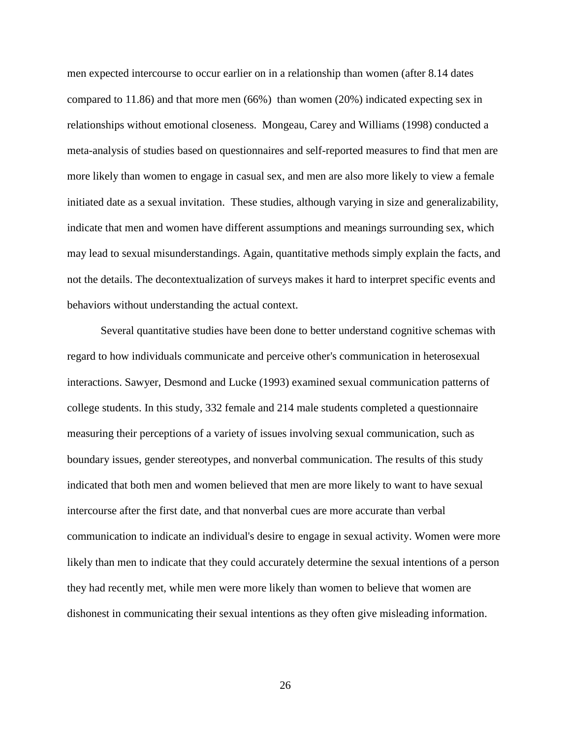men expected intercourse to occur earlier on in a relationship than women (after 8.14 dates compared to 11.86) and that more men (66%) than women (20%) indicated expecting sex in relationships without emotional closeness. Mongeau, Carey and Williams (1998) conducted a meta-analysis of studies based on questionnaires and self-reported measures to find that men are more likely than women to engage in casual sex, and men are also more likely to view a female initiated date as a sexual invitation. These studies, although varying in size and generalizability, indicate that men and women have different assumptions and meanings surrounding sex, which may lead to sexual misunderstandings. Again, quantitative methods simply explain the facts, and not the details. The decontextualization of surveys makes it hard to interpret specific events and behaviors without understanding the actual context.

Several quantitative studies have been done to better understand cognitive schemas with regard to how individuals communicate and perceive other's communication in heterosexual interactions. Sawyer, Desmond and Lucke (1993) examined sexual communication patterns of college students. In this study, 332 female and 214 male students completed a questionnaire measuring their perceptions of a variety of issues involving sexual communication, such as boundary issues, gender stereotypes, and nonverbal communication. The results of this study indicated that both men and women believed that men are more likely to want to have sexual intercourse after the first date, and that nonverbal cues are more accurate than verbal communication to indicate an individual's desire to engage in sexual activity. Women were more likely than men to indicate that they could accurately determine the sexual intentions of a person they had recently met, while men were more likely than women to believe that women are dishonest in communicating their sexual intentions as they often give misleading information.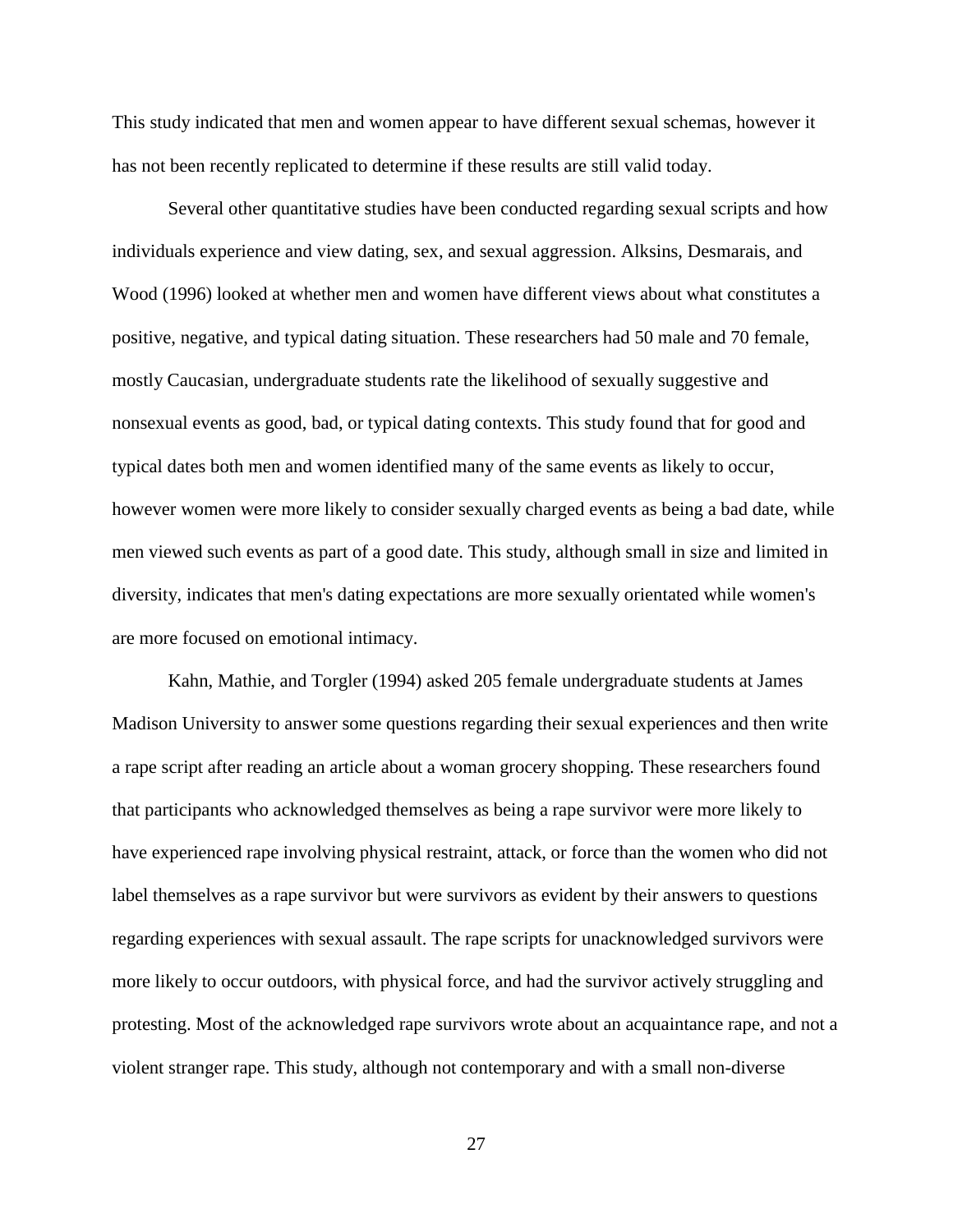This study indicated that men and women appear to have different sexual schemas, however it has not been recently replicated to determine if these results are still valid today.

Several other quantitative studies have been conducted regarding sexual scripts and how individuals experience and view dating, sex, and sexual aggression. Alksins, Desmarais, and Wood (1996) looked at whether men and women have different views about what constitutes a positive, negative, and typical dating situation. These researchers had 50 male and 70 female, mostly Caucasian, undergraduate students rate the likelihood of sexually suggestive and nonsexual events as good, bad, or typical dating contexts. This study found that for good and typical dates both men and women identified many of the same events as likely to occur, however women were more likely to consider sexually charged events as being a bad date, while men viewed such events as part of a good date. This study, although small in size and limited in diversity, indicates that men's dating expectations are more sexually orientated while women's are more focused on emotional intimacy.

Kahn, Mathie, and Torgler (1994) asked 205 female undergraduate students at James Madison University to answer some questions regarding their sexual experiences and then write a rape script after reading an article about a woman grocery shopping. These researchers found that participants who acknowledged themselves as being a rape survivor were more likely to have experienced rape involving physical restraint, attack, or force than the women who did not label themselves as a rape survivor but were survivors as evident by their answers to questions regarding experiences with sexual assault. The rape scripts for unacknowledged survivors were more likely to occur outdoors, with physical force, and had the survivor actively struggling and protesting. Most of the acknowledged rape survivors wrote about an acquaintance rape, and not a violent stranger rape. This study, although not contemporary and with a small non-diverse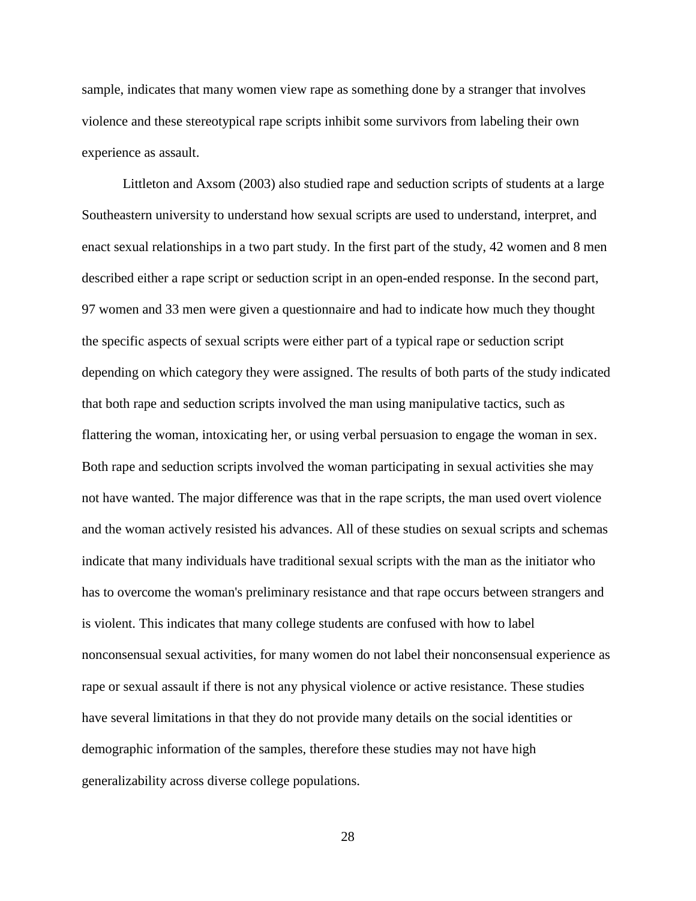sample, indicates that many women view rape as something done by a stranger that involves violence and these stereotypical rape scripts inhibit some survivors from labeling their own experience as assault.

Littleton and Axsom (2003) also studied rape and seduction scripts of students at a large Southeastern university to understand how sexual scripts are used to understand, interpret, and enact sexual relationships in a two part study. In the first part of the study, 42 women and 8 men described either a rape script or seduction script in an open-ended response. In the second part, 97 women and 33 men were given a questionnaire and had to indicate how much they thought the specific aspects of sexual scripts were either part of a typical rape or seduction script depending on which category they were assigned. The results of both parts of the study indicated that both rape and seduction scripts involved the man using manipulative tactics, such as flattering the woman, intoxicating her, or using verbal persuasion to engage the woman in sex. Both rape and seduction scripts involved the woman participating in sexual activities she may not have wanted. The major difference was that in the rape scripts, the man used overt violence and the woman actively resisted his advances. All of these studies on sexual scripts and schemas indicate that many individuals have traditional sexual scripts with the man as the initiator who has to overcome the woman's preliminary resistance and that rape occurs between strangers and is violent. This indicates that many college students are confused with how to label nonconsensual sexual activities, for many women do not label their nonconsensual experience as rape or sexual assault if there is not any physical violence or active resistance. These studies have several limitations in that they do not provide many details on the social identities or demographic information of the samples, therefore these studies may not have high generalizability across diverse college populations.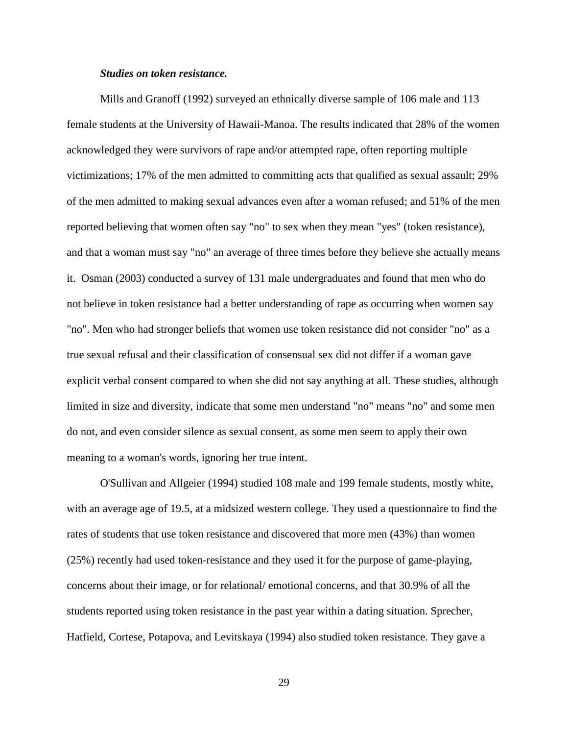***Studies on token resistance.***

Mills and Granoff (1992) surveyed an ethnically diverse sample of 106 male and 113 female students at the University of Hawaii-Manoa. The results indicated that 28% of the women acknowledged they were survivors of rape and/or attempted rape, often reporting multiple victimizations; 17% of the men admitted to committing acts that qualified as sexual assault; 29% of the men admitted to making sexual advances even after a woman refused; and 51% of the men reported believing that women often say "no" to sex when they mean "yes" (token resistance), and that a woman must say "no" an average of three times before they believe she actually means it. Osman (2003) conducted a survey of 131 male undergraduates and found that men who do not believe in token resistance had a better understanding of rape as occurring when women say "no". Men who had stronger beliefs that women use token resistance did not consider "no" as a true sexual refusal and their classification of consensual sex did not differ if a woman gave explicit verbal consent compared to when she did not say anything at all. These studies, although limited in size and diversity, indicate that some men understand "no" means "no" and some men do not, and even consider silence as sexual consent, as some men seem to apply their own meaning to a woman's words, ignoring her true intent.

O'Sullivan and Allgeier (1994) studied 108 male and 199 female students, mostly white, with an average age of 19.5, at a midsized western college. They used a questionnaire to find the rates of students that use token resistance and discovered that more men (43%) than women (25%) recently had used token-resistance and they used it for the purpose of game-playing, concerns about their image, or for relational/ emotional concerns, and that 30.9% of all the students reported using token resistance in the past year within a dating situation. Sprecher, Hatfield, Cortese, Potapova, and Levitskaya (1994) also studied token resistance. They gave a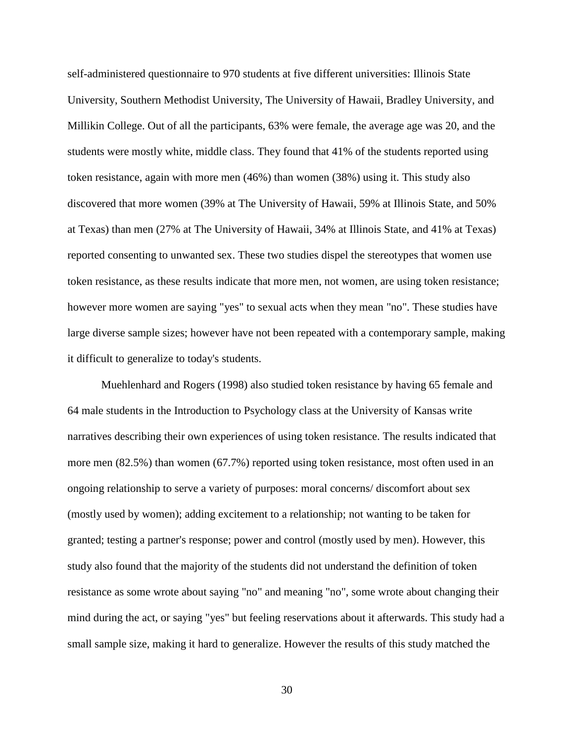self-administered questionnaire to 970 students at five different universities: Illinois State University, Southern Methodist University, The University of Hawaii, Bradley University, and Millikin College. Out of all the participants, 63% were female, the average age was 20, and the students were mostly white, middle class. They found that 41% of the students reported using token resistance, again with more men (46%) than women (38%) using it. This study also discovered that more women (39% at The University of Hawaii, 59% at Illinois State, and 50% at Texas) than men (27% at The University of Hawaii, 34% at Illinois State, and 41% at Texas) reported consenting to unwanted sex. These two studies dispel the stereotypes that women use token resistance, as these results indicate that more men, not women, are using token resistance; however more women are saying "yes" to sexual acts when they mean "no". These studies have large diverse sample sizes; however have not been repeated with a contemporary sample, making it difficult to generalize to today's students.

Muehlenhard and Rogers (1998) also studied token resistance by having 65 female and 64 male students in the Introduction to Psychology class at the University of Kansas write narratives describing their own experiences of using token resistance. The results indicated that more men (82.5%) than women (67.7%) reported using token resistance, most often used in an ongoing relationship to serve a variety of purposes: moral concerns/ discomfort about sex (mostly used by women); adding excitement to a relationship; not wanting to be taken for granted; testing a partner's response; power and control (mostly used by men). However, this study also found that the majority of the students did not understand the definition of token resistance as some wrote about saying "no" and meaning "no", some wrote about changing their mind during the act, or saying "yes" but feeling reservations about it afterwards. This study had a small sample size, making it hard to generalize. However the results of this study matched the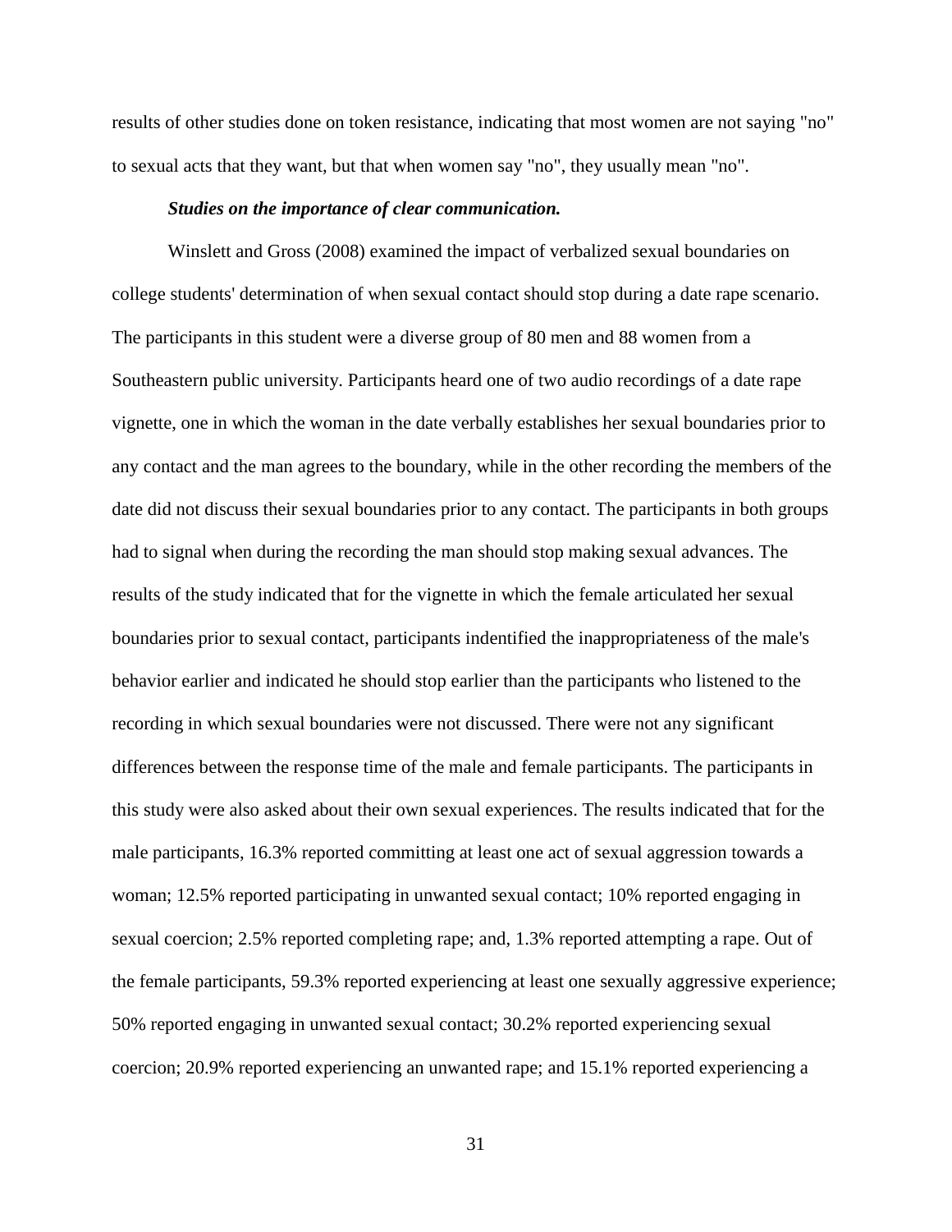results of other studies done on token resistance, indicating that most women are not saying "no" to sexual acts that they want, but that when women say "no", they usually mean "no".

***Studies on the importance of clear communication.***

Winslett and Gross (2008) examined the impact of verbalized sexual boundaries on college students' determination of when sexual contact should stop during a date rape scenario. The participants in this student were a diverse group of 80 men and 88 women from a Southeastern public university. Participants heard one of two audio recordings of a date rape vignette, one in which the woman in the date verbally establishes her sexual boundaries prior to any contact and the man agrees to the boundary, while in the other recording the members of the date did not discuss their sexual boundaries prior to any contact. The participants in both groups had to signal when during the recording the man should stop making sexual advances. The results of the study indicated that for the vignette in which the female articulated her sexual boundaries prior to sexual contact, participants indentified the inappropriateness of the male's behavior earlier and indicated he should stop earlier than the participants who listened to the recording in which sexual boundaries were not discussed. There were not any significant differences between the response time of the male and female participants. The participants in this study were also asked about their own sexual experiences. The results indicated that for the male participants, 16.3% reported committing at least one act of sexual aggression towards a woman; 12.5% reported participating in unwanted sexual contact; 10% reported engaging in sexual coercion; 2.5% reported completing rape; and, 1.3% reported attempting a rape. Out of the female participants, 59.3% reported experiencing at least one sexually aggressive experience; 50% reported engaging in unwanted sexual contact; 30.2% reported experiencing sexual coercion; 20.9% reported experiencing an unwanted rape; and 15.1% reported experiencing a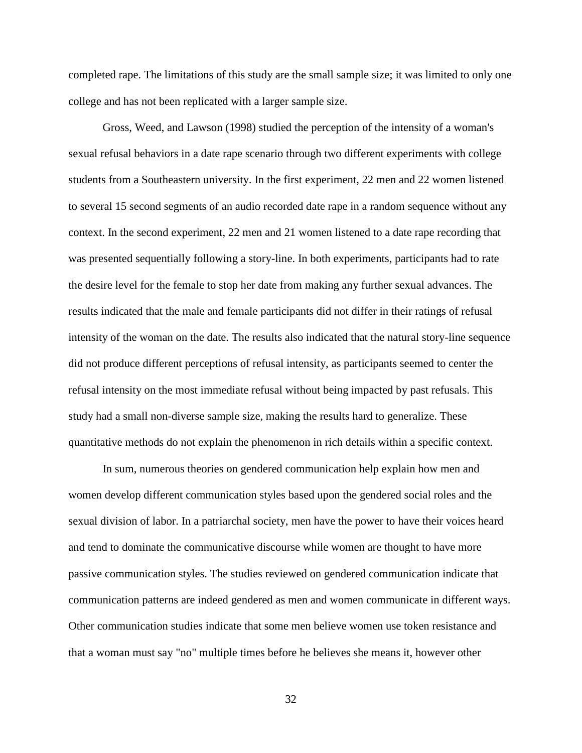completed rape. The limitations of this study are the small sample size; it was limited to only one college and has not been replicated with a larger sample size.

Gross, Weed, and Lawson (1998) studied the perception of the intensity of a woman's sexual refusal behaviors in a date rape scenario through two different experiments with college students from a Southeastern university. In the first experiment, 22 men and 22 women listened to several 15 second segments of an audio recorded date rape in a random sequence without any context. In the second experiment, 22 men and 21 women listened to a date rape recording that was presented sequentially following a story-line. In both experiments, participants had to rate the desire level for the female to stop her date from making any further sexual advances. The results indicated that the male and female participants did not differ in their ratings of refusal intensity of the woman on the date. The results also indicated that the natural story-line sequence did not produce different perceptions of refusal intensity, as participants seemed to center the refusal intensity on the most immediate refusal without being impacted by past refusals. This study had a small non-diverse sample size, making the results hard to generalize. These quantitative methods do not explain the phenomenon in rich details within a specific context.

In sum, numerous theories on gendered communication help explain how men and women develop different communication styles based upon the gendered social roles and the sexual division of labor. In a patriarchal society, men have the power to have their voices heard and tend to dominate the communicative discourse while women are thought to have more passive communication styles. The studies reviewed on gendered communication indicate that communication patterns are indeed gendered as men and women communicate in different ways. Other communication studies indicate that some men believe women use token resistance and that a woman must say "no" multiple times before he believes she means it, however other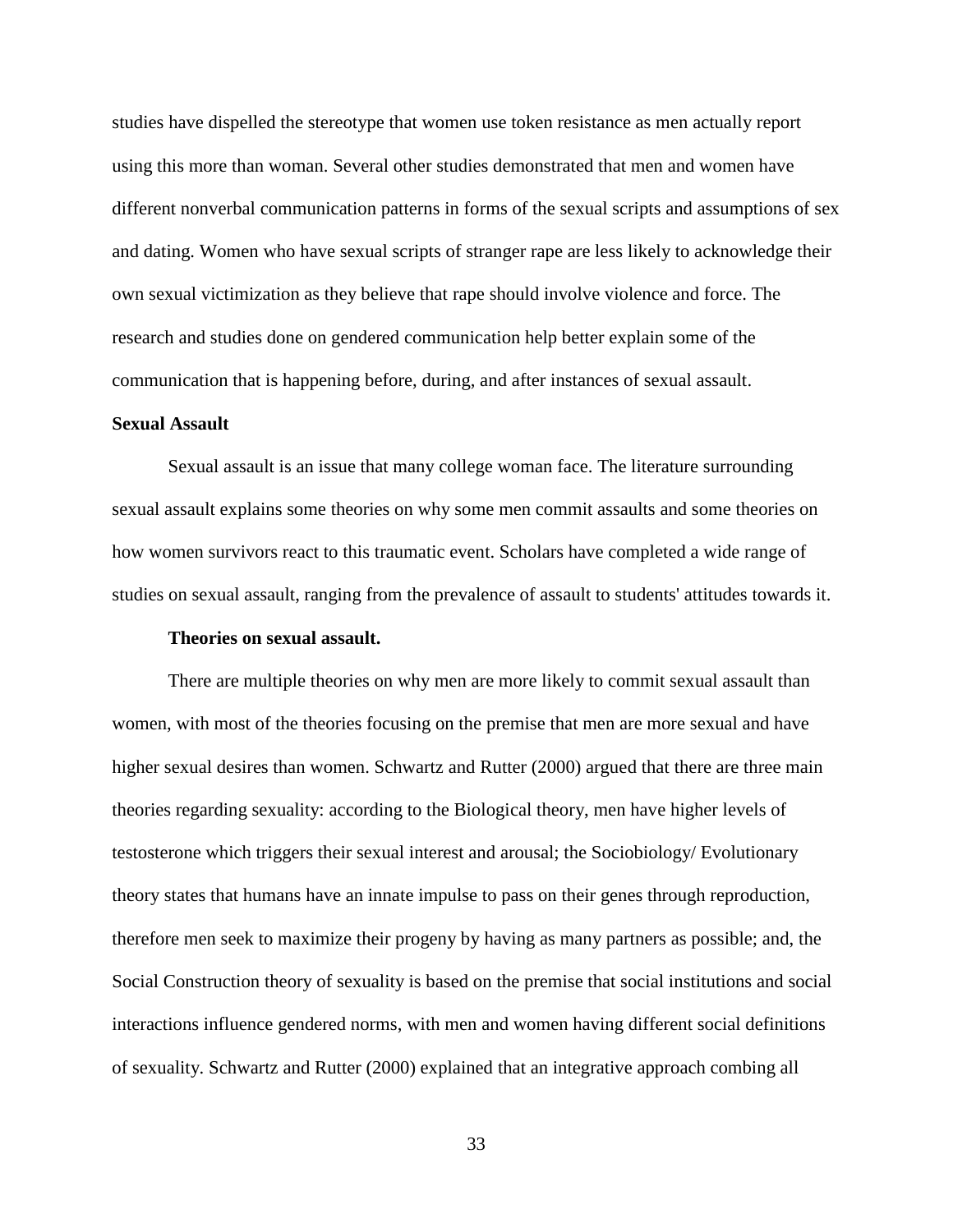studies have dispelled the stereotype that women use token resistance as men actually report using this more than woman. Several other studies demonstrated that men and women have different nonverbal communication patterns in forms of the sexual scripts and assumptions of sex and dating. Women who have sexual scripts of stranger rape are less likely to acknowledge their own sexual victimization as they believe that rape should involve violence and force. The research and studies done on gendered communication help better explain some of the communication that is happening before, during, and after instances of sexual assault.

## Sexual Assault

Sexual assault is an issue that many college woman face. The literature surrounding sexual assault explains some theories on why some men commit assaults and some theories on how women survivors react to this traumatic event. Scholars have completed a wide range of studies on sexual assault, ranging from the prevalence of assault to students' attitudes towards it.

### Theories on sexual assault.

There are multiple theories on why men are more likely to commit sexual assault than women, with most of the theories focusing on the premise that men are more sexual and have higher sexual desires than women. Schwartz and Rutter (2000) argued that there are three main theories regarding sexuality: according to the Biological theory, men have higher levels of testosterone which triggers their sexual interest and arousal; the Sociobiology/ Evolutionary theory states that humans have an innate impulse to pass on their genes through reproduction, therefore men seek to maximize their progeny by having as many partners as possible; and, the Social Construction theory of sexuality is based on the premise that social institutions and social interactions influence gendered norms, with men and women having different social definitions of sexuality. Schwartz and Rutter (2000) explained that an integrative approach combing all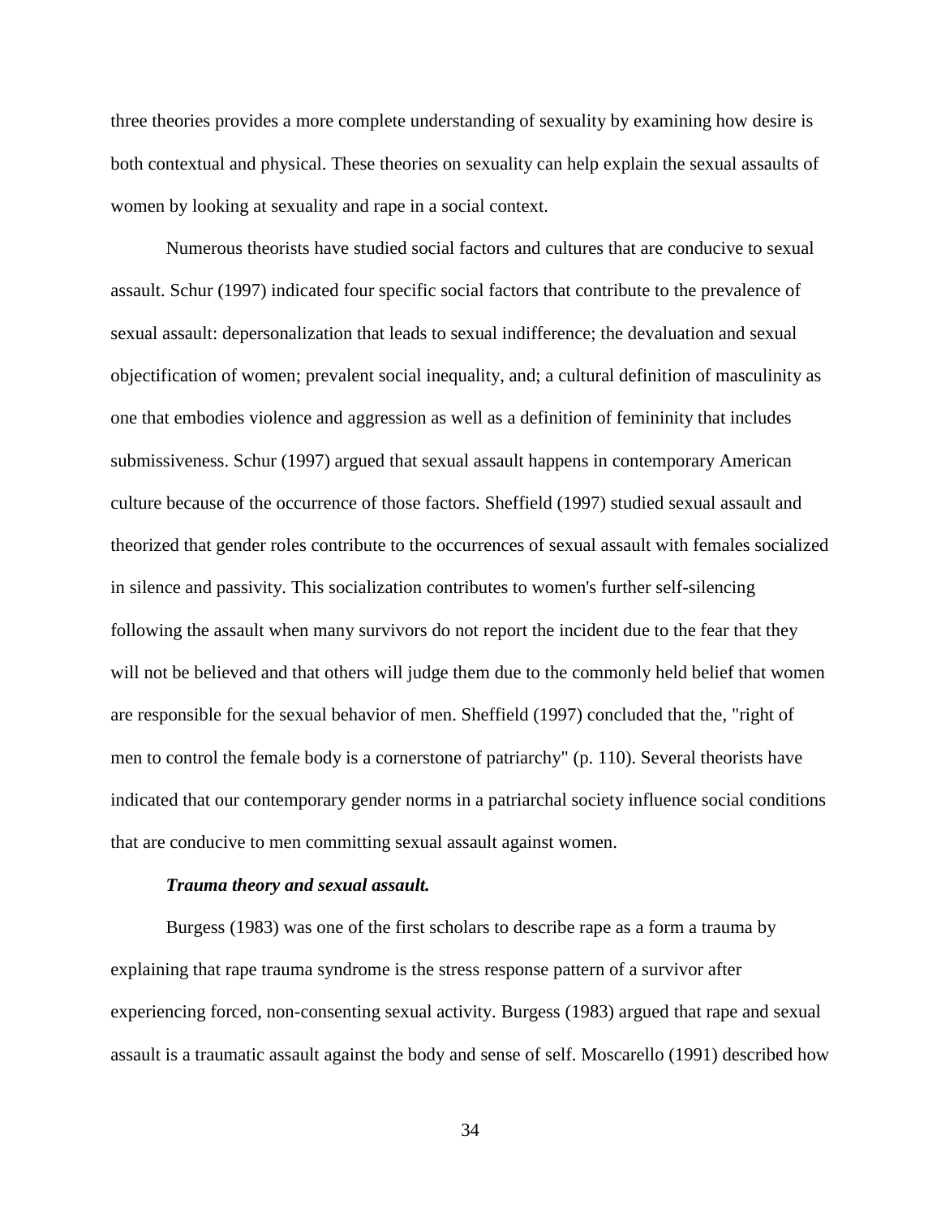three theories provides a more complete understanding of sexuality by examining how desire is both contextual and physical. These theories on sexuality can help explain the sexual assaults of women by looking at sexuality and rape in a social context.

Numerous theorists have studied social factors and cultures that are conducive to sexual assault. Schur (1997) indicated four specific social factors that contribute to the prevalence of sexual assault: depersonalization that leads to sexual indifference; the devaluation and sexual objectification of women; prevalent social inequality, and; a cultural definition of masculinity as one that embodies violence and aggression as well as a definition of femininity that includes submissiveness. Schur (1997) argued that sexual assault happens in contemporary American culture because of the occurrence of those factors. Sheffield (1997) studied sexual assault and theorized that gender roles contribute to the occurrences of sexual assault with females socialized in silence and passivity. This socialization contributes to women's further self-silencing following the assault when many survivors do not report the incident due to the fear that they will not be believed and that others will judge them due to the commonly held belief that women are responsible for the sexual behavior of men. Sheffield (1997) concluded that the, "right of men to control the female body is a cornerstone of patriarchy" (p. 110). Several theorists have indicated that our contemporary gender norms in a patriarchal society influence social conditions that are conducive to men committing sexual assault against women.

#### *Trauma theory and sexual assault.*

Burgess (1983) was one of the first scholars to describe rape as a form a trauma by explaining that rape trauma syndrome is the stress response pattern of a survivor after experiencing forced, non-consenting sexual activity. Burgess (1983) argued that rape and sexual assault is a traumatic assault against the body and sense of self. Moscarello (1991) described how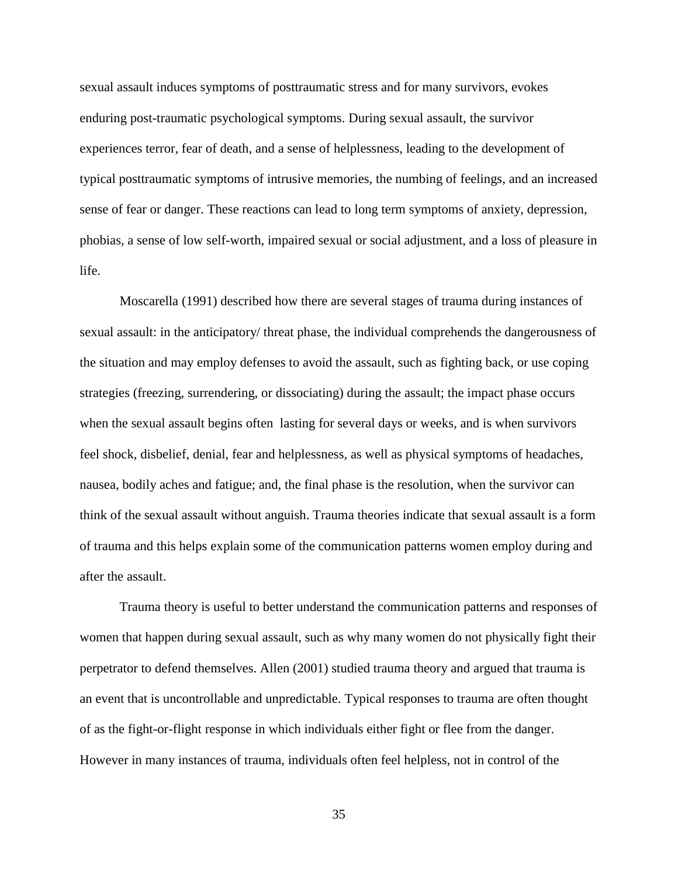sexual assault induces symptoms of posttraumatic stress and for many survivors, evokes enduring post-traumatic psychological symptoms. During sexual assault, the survivor experiences terror, fear of death, and a sense of helplessness, leading to the development of typical posttraumatic symptoms of intrusive memories, the numbing of feelings, and an increased sense of fear or danger. These reactions can lead to long term symptoms of anxiety, depression, phobias, a sense of low self-worth, impaired sexual or social adjustment, and a loss of pleasure in life.

Moscarella (1991) described how there are several stages of trauma during instances of sexual assault: in the anticipatory/ threat phase, the individual comprehends the dangerousness of the situation and may employ defenses to avoid the assault, such as fighting back, or use coping strategies (freezing, surrendering, or dissociating) during the assault; the impact phase occurs when the sexual assault begins often lasting for several days or weeks, and is when survivors feel shock, disbelief, denial, fear and helplessness, as well as physical symptoms of headaches, nausea, bodily aches and fatigue; and, the final phase is the resolution, when the survivor can think of the sexual assault without anguish. Trauma theories indicate that sexual assault is a form of trauma and this helps explain some of the communication patterns women employ during and after the assault.

Trauma theory is useful to better understand the communication patterns and responses of women that happen during sexual assault, such as why many women do not physically fight their perpetrator to defend themselves. Allen (2001) studied trauma theory and argued that trauma is an event that is uncontrollable and unpredictable. Typical responses to trauma are often thought of as the fight-or-flight response in which individuals either fight or flee from the danger. However in many instances of trauma, individuals often feel helpless, not in control of the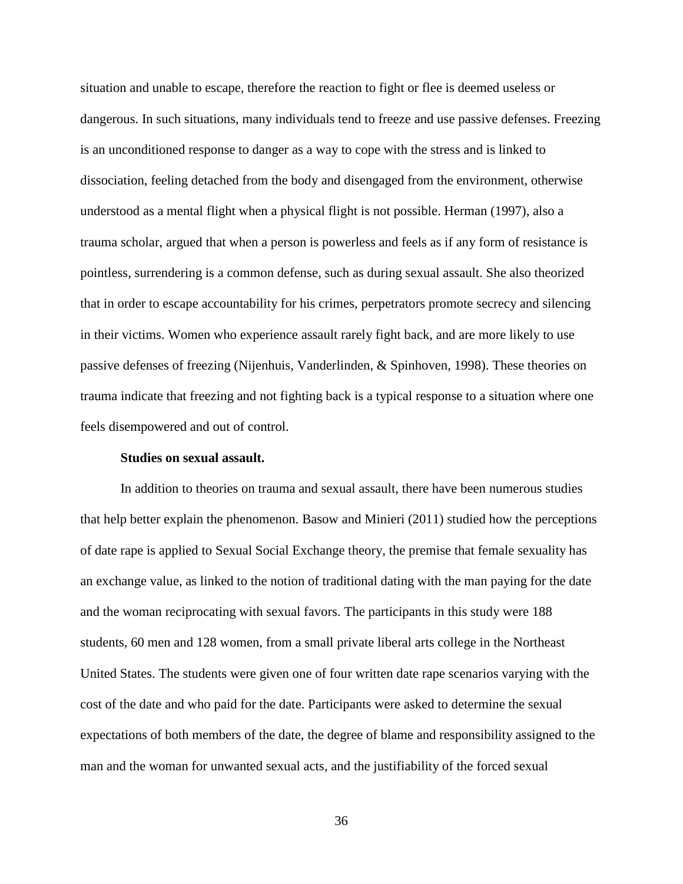situation and unable to escape, therefore the reaction to fight or flee is deemed useless or dangerous. In such situations, many individuals tend to freeze and use passive defenses. Freezing is an unconditioned response to danger as a way to cope with the stress and is linked to dissociation, feeling detached from the body and disengaged from the environment, otherwise understood as a mental flight when a physical flight is not possible. Herman (1997), also a trauma scholar, argued that when a person is powerless and feels as if any form of resistance is pointless, surrendering is a common defense, such as during sexual assault. She also theorized that in order to escape accountability for his crimes, perpetrators promote secrecy and silencing in their victims. Women who experience assault rarely fight back, and are more likely to use passive defenses of freezing (Nijenhuis, Vanderlinden, & Spinhoven, 1998). These theories on trauma indicate that freezing and not fighting back is a typical response to a situation where one feels disempowered and out of control.

**Studies on sexual assault.**

In addition to theories on trauma and sexual assault, there have been numerous studies that help better explain the phenomenon. Basow and Minieri (2011) studied how the perceptions of date rape is applied to Sexual Social Exchange theory, the premise that female sexuality has an exchange value, as linked to the notion of traditional dating with the man paying for the date and the woman reciprocating with sexual favors. The participants in this study were 188 students, 60 men and 128 women, from a small private liberal arts college in the Northeast United States. The students were given one of four written date rape scenarios varying with the cost of the date and who paid for the date. Participants were asked to determine the sexual expectations of both members of the date, the degree of blame and responsibility assigned to the man and the woman for unwanted sexual acts, and the justifiability of the forced sexual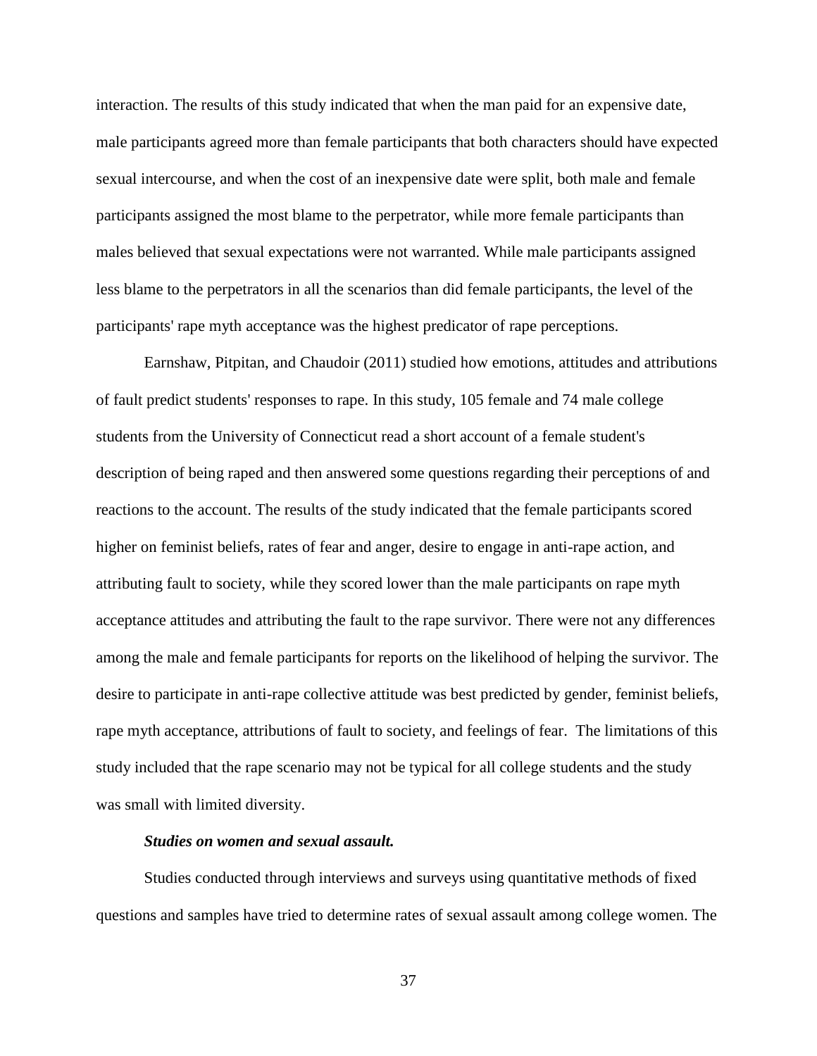interaction. The results of this study indicated that when the man paid for an expensive date, male participants agreed more than female participants that both characters should have expected sexual intercourse, and when the cost of an inexpensive date were split, both male and female participants assigned the most blame to the perpetrator, while more female participants than males believed that sexual expectations were not warranted. While male participants assigned less blame to the perpetrators in all the scenarios than did female participants, the level of the participants' rape myth acceptance was the highest predicator of rape perceptions.

Earnshaw, Pitpitan, and Chaudoir (2011) studied how emotions, attitudes and attributions of fault predict students' responses to rape. In this study, 105 female and 74 male college students from the University of Connecticut read a short account of a female student's description of being raped and then answered some questions regarding their perceptions of and reactions to the account. The results of the study indicated that the female participants scored higher on feminist beliefs, rates of fear and anger, desire to engage in anti-rape action, and attributing fault to society, while they scored lower than the male participants on rape myth acceptance attitudes and attributing the fault to the rape survivor. There were not any differences among the male and female participants for reports on the likelihood of helping the survivor. The desire to participate in anti-rape collective attitude was best predicted by gender, feminist beliefs, rape myth acceptance, attributions of fault to society, and feelings of fear. The limitations of this study included that the rape scenario may not be typical for all college students and the study was small with limited diversity.

***Studies on women and sexual assault.***

Studies conducted through interviews and surveys using quantitative methods of fixed questions and samples have tried to determine rates of sexual assault among college women. The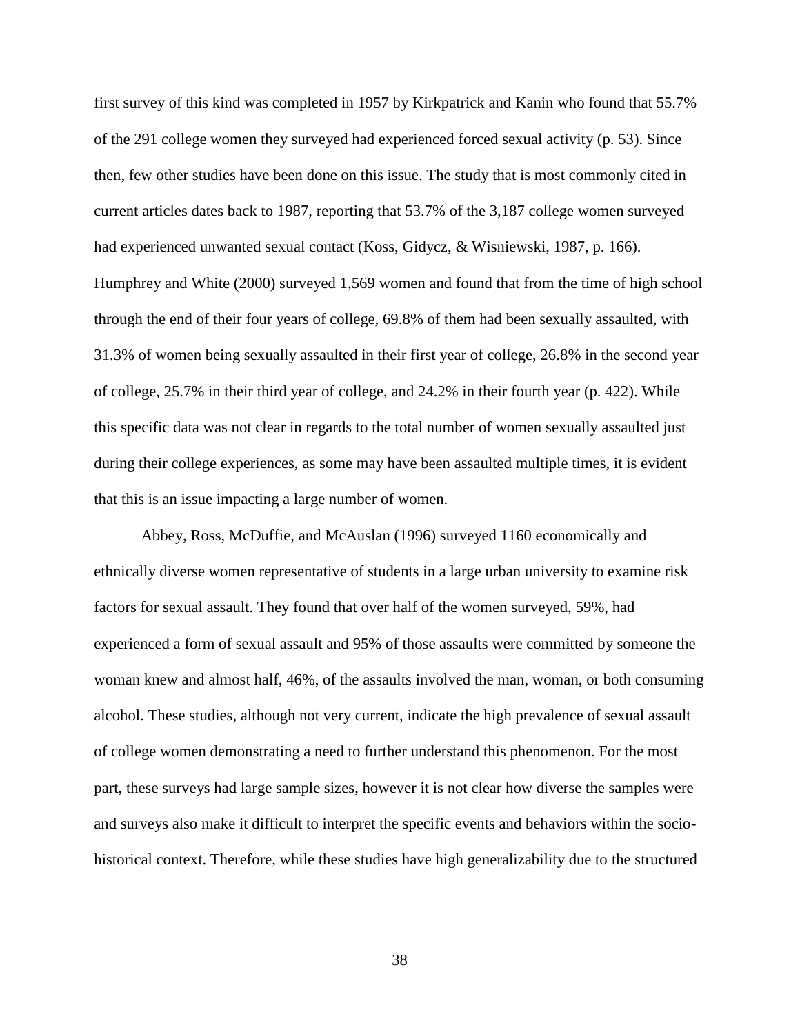first survey of this kind was completed in 1957 by Kirkpatrick and Kanin who found that 55.7% of the 291 college women they surveyed had experienced forced sexual activity (p. 53). Since then, few other studies have been done on this issue. The study that is most commonly cited in current articles dates back to 1987, reporting that 53.7% of the 3,187 college women surveyed had experienced unwanted sexual contact (Koss, Gidycz, & Wisniewski, 1987, p. 166). Humphrey and White (2000) surveyed 1,569 women and found that from the time of high school through the end of their four years of college, 69.8% of them had been sexually assaulted, with 31.3% of women being sexually assaulted in their first year of college, 26.8% in the second year of college, 25.7% in their third year of college, and 24.2% in their fourth year (p. 422). While this specific data was not clear in regards to the total number of women sexually assaulted just during their college experiences, as some may have been assaulted multiple times, it is evident that this is an issue impacting a large number of women.

Abbey, Ross, McDuffie, and McAuslan (1996) surveyed 1160 economically and ethnically diverse women representative of students in a large urban university to examine risk factors for sexual assault. They found that over half of the women surveyed, 59%, had experienced a form of sexual assault and 95% of those assaults were committed by someone the woman knew and almost half, 46%, of the assaults involved the man, woman, or both consuming alcohol. These studies, although not very current, indicate the high prevalence of sexual assault of college women demonstrating a need to further understand this phenomenon. For the most part, these surveys had large sample sizes, however it is not clear how diverse the samples were and surveys also make it difficult to interpret the specific events and behaviors within the socio-historical context. Therefore, while these studies have high generalizability due to the structured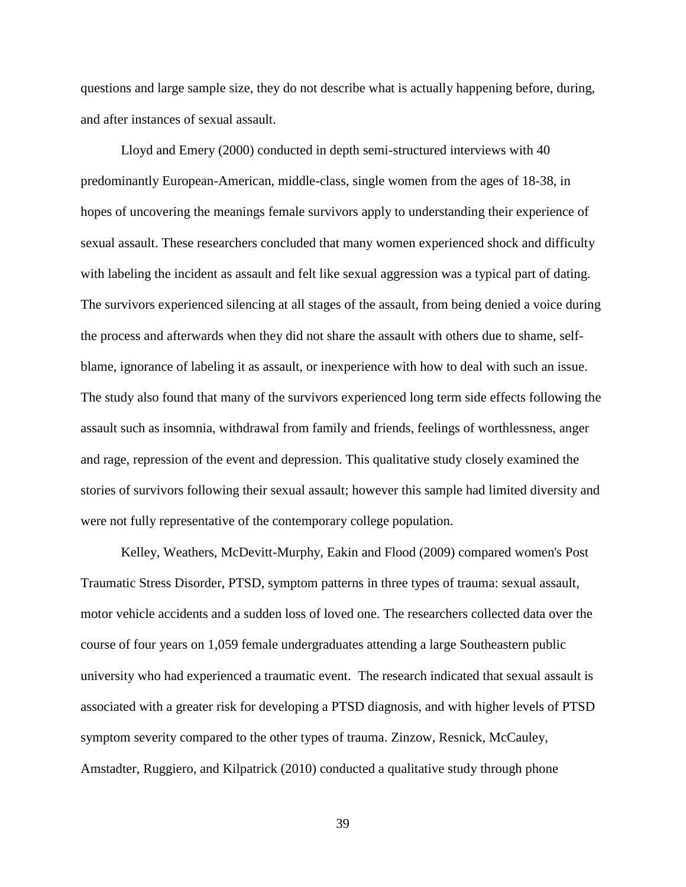questions and large sample size, they do not describe what is actually happening before, during, and after instances of sexual assault.

Lloyd and Emery (2000) conducted in depth semi-structured interviews with 40 predominantly European-American, middle-class, single women from the ages of 18-38, in hopes of uncovering the meanings female survivors apply to understanding their experience of sexual assault. These researchers concluded that many women experienced shock and difficulty with labeling the incident as assault and felt like sexual aggression was a typical part of dating. The survivors experienced silencing at all stages of the assault, from being denied a voice during the process and afterwards when they did not share the assault with others due to shame, self-blame, ignorance of labeling it as assault, or inexperience with how to deal with such an issue. The study also found that many of the survivors experienced long term side effects following the assault such as insomnia, withdrawal from family and friends, feelings of worthlessness, anger and rage, repression of the event and depression. This qualitative study closely examined the stories of survivors following their sexual assault; however this sample had limited diversity and were not fully representative of the contemporary college population.

Kelley, Weathers, McDevitt-Murphy, Eakin and Flood (2009) compared women's Post Traumatic Stress Disorder, PTSD, symptom patterns in three types of trauma: sexual assault, motor vehicle accidents and a sudden loss of loved one. The researchers collected data over the course of four years on 1,059 female undergraduates attending a large Southeastern public university who had experienced a traumatic event. The research indicated that sexual assault is associated with a greater risk for developing a PTSD diagnosis, and with higher levels of PTSD symptom severity compared to the other types of trauma. Zinzow, Resnick, McCauley, Amstadter, Ruggiero, and Kilpatrick (2010) conducted a qualitative study through phone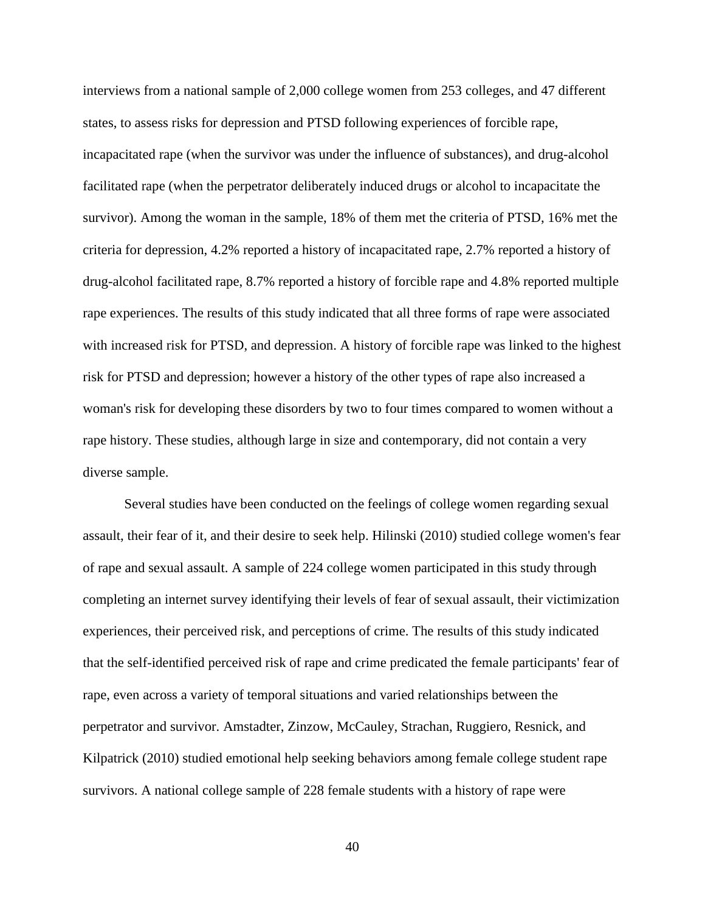interviews from a national sample of 2,000 college women from 253 colleges, and 47 different states, to assess risks for depression and PTSD following experiences of forcible rape, incapacitated rape (when the survivor was under the influence of substances), and drug-alcohol facilitated rape (when the perpetrator deliberately induced drugs or alcohol to incapacitate the survivor). Among the woman in the sample, 18% of them met the criteria of PTSD, 16% met the criteria for depression, 4.2% reported a history of incapacitated rape, 2.7% reported a history of drug-alcohol facilitated rape, 8.7% reported a history of forcible rape and 4.8% reported multiple rape experiences. The results of this study indicated that all three forms of rape were associated with increased risk for PTSD, and depression. A history of forcible rape was linked to the highest risk for PTSD and depression; however a history of the other types of rape also increased a woman's risk for developing these disorders by two to four times compared to women without a rape history. These studies, although large in size and contemporary, did not contain a very diverse sample.

Several studies have been conducted on the feelings of college women regarding sexual assault, their fear of it, and their desire to seek help. Hilinski (2010) studied college women's fear of rape and sexual assault. A sample of 224 college women participated in this study through completing an internet survey identifying their levels of fear of sexual assault, their victimization experiences, their perceived risk, and perceptions of crime. The results of this study indicated that the self-identified perceived risk of rape and crime predicated the female participants' fear of rape, even across a variety of temporal situations and varied relationships between the perpetrator and survivor. Amstadter, Zinzow, McCauley, Strachan, Ruggiero, Resnick, and Kilpatrick (2010) studied emotional help seeking behaviors among female college student rape survivors. A national college sample of 228 female students with a history of rape were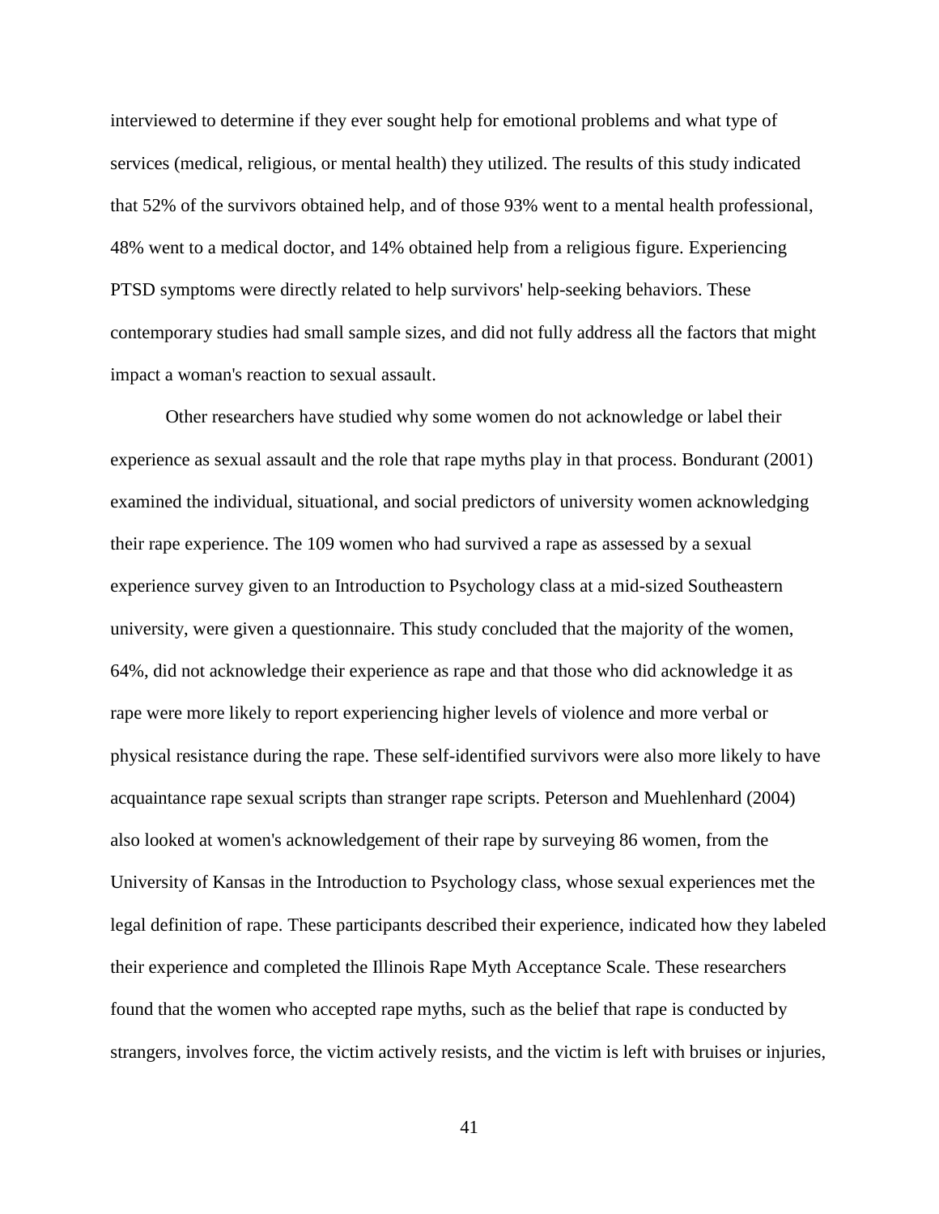interviewed to determine if they ever sought help for emotional problems and what type of services (medical, religious, or mental health) they utilized. The results of this study indicated that 52% of the survivors obtained help, and of those 93% went to a mental health professional, 48% went to a medical doctor, and 14% obtained help from a religious figure. Experiencing PTSD symptoms were directly related to help survivors' help-seeking behaviors. These contemporary studies had small sample sizes, and did not fully address all the factors that might impact a woman's reaction to sexual assault.

Other researchers have studied why some women do not acknowledge or label their experience as sexual assault and the role that rape myths play in that process. Bondurant (2001) examined the individual, situational, and social predictors of university women acknowledging their rape experience. The 109 women who had survived a rape as assessed by a sexual experience survey given to an Introduction to Psychology class at a mid-sized Southeastern university, were given a questionnaire. This study concluded that the majority of the women, 64%, did not acknowledge their experience as rape and that those who did acknowledge it as rape were more likely to report experiencing higher levels of violence and more verbal or physical resistance during the rape. These self-identified survivors were also more likely to have acquaintance rape sexual scripts than stranger rape scripts. Peterson and Muehlenhard (2004) also looked at women's acknowledgement of their rape by surveying 86 women, from the University of Kansas in the Introduction to Psychology class, whose sexual experiences met the legal definition of rape. These participants described their experience, indicated how they labeled their experience and completed the Illinois Rape Myth Acceptance Scale. These researchers found that the women who accepted rape myths, such as the belief that rape is conducted by strangers, involves force, the victim actively resists, and the victim is left with bruises or injuries,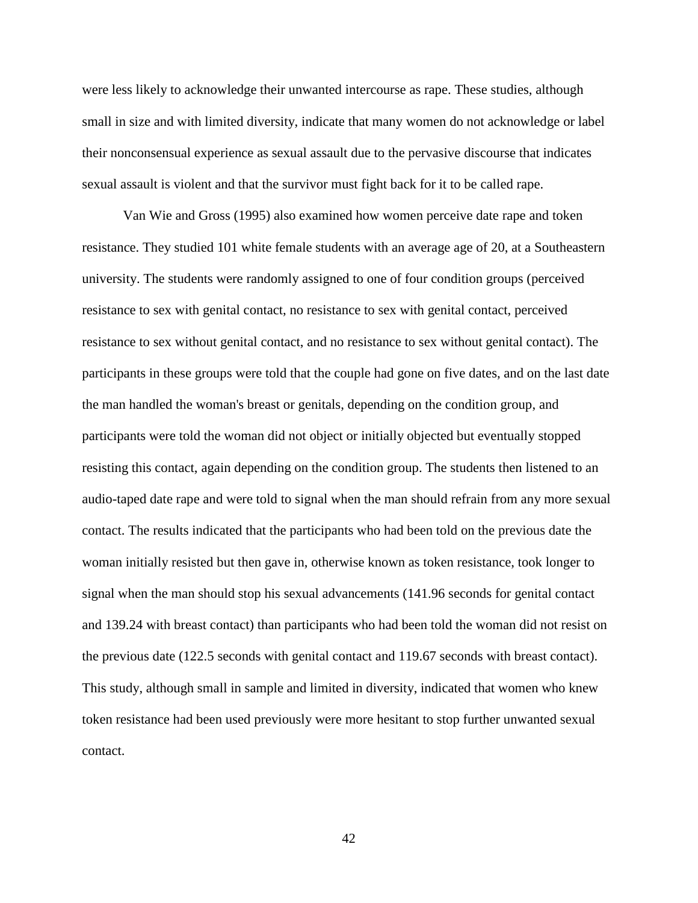were less likely to acknowledge their unwanted intercourse as rape. These studies, although small in size and with limited diversity, indicate that many women do not acknowledge or label their nonconsensual experience as sexual assault due to the pervasive discourse that indicates sexual assault is violent and that the survivor must fight back for it to be called rape.

Van Wie and Gross (1995) also examined how women perceive date rape and token resistance. They studied 101 white female students with an average age of 20, at a Southeastern university. The students were randomly assigned to one of four condition groups (perceived resistance to sex with genital contact, no resistance to sex with genital contact, perceived resistance to sex without genital contact, and no resistance to sex without genital contact). The participants in these groups were told that the couple had gone on five dates, and on the last date the man handled the woman's breast or genitals, depending on the condition group, and participants were told the woman did not object or initially objected but eventually stopped resisting this contact, again depending on the condition group. The students then listened to an audio-taped date rape and were told to signal when the man should refrain from any more sexual contact. The results indicated that the participants who had been told on the previous date the woman initially resisted but then gave in, otherwise known as token resistance, took longer to signal when the man should stop his sexual advancements (141.96 seconds for genital contact and 139.24 with breast contact) than participants who had been told the woman did not resist on the previous date (122.5 seconds with genital contact and 119.67 seconds with breast contact). This study, although small in sample and limited in diversity, indicated that women who knew token resistance had been used previously were more hesitant to stop further unwanted sexual contact.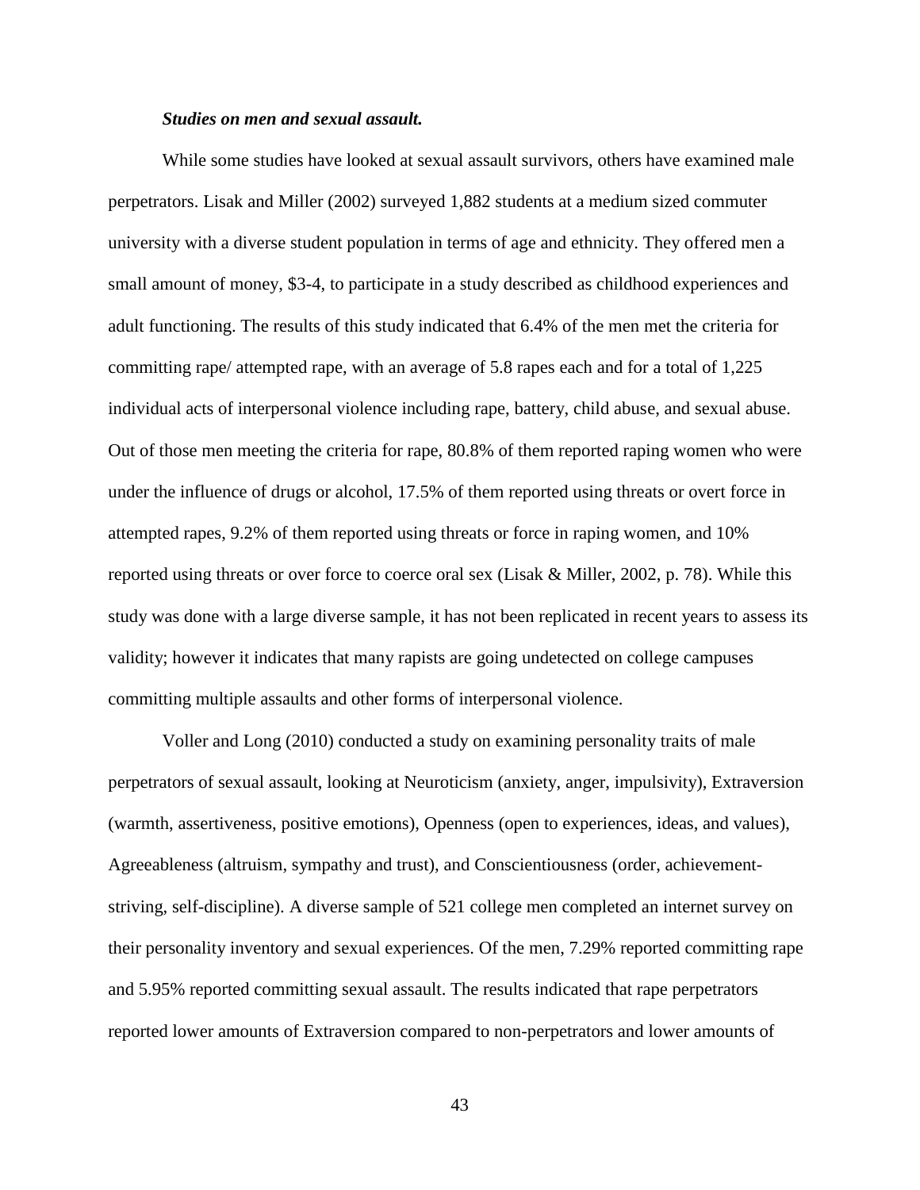***Studies on men and sexual assault.***

While some studies have looked at sexual assault survivors, others have examined male perpetrators. Lisak and Miller (2002) surveyed 1,882 students at a medium sized commuter university with a diverse student population in terms of age and ethnicity. They offered men a small amount of money, $3-4, to participate in a study described as childhood experiences and adult functioning. The results of this study indicated that 6.4% of the men met the criteria for committing rape/ attempted rape, with an average of 5.8 rapes each and for a total of 1,225 individual acts of interpersonal violence including rape, battery, child abuse, and sexual abuse. Out of those men meeting the criteria for rape, 80.8% of them reported raping women who were under the influence of drugs or alcohol, 17.5% of them reported using threats or overt force in attempted rapes, 9.2% of them reported using threats or force in raping women, and 10% reported using threats or over force to coerce oral sex (Lisak & Miller, 2002, p. 78). While this study was done with a large diverse sample, it has not been replicated in recent years to assess its validity; however it indicates that many rapists are going undetected on college campuses committing multiple assaults and other forms of interpersonal violence.

Voller and Long (2010) conducted a study on examining personality traits of male perpetrators of sexual assault, looking at Neuroticism (anxiety, anger, impulsivity), Extraversion (warmth, assertiveness, positive emotions), Openness (open to experiences, ideas, and values), Agreeableness (altruism, sympathy and trust), and Conscientiousness (order, achievement-striving, self-discipline). A diverse sample of 521 college men completed an internet survey on their personality inventory and sexual experiences. Of the men, 7.29% reported committing rape and 5.95% reported committing sexual assault. The results indicated that rape perpetrators reported lower amounts of Extraversion compared to non-perpetrators and lower amounts of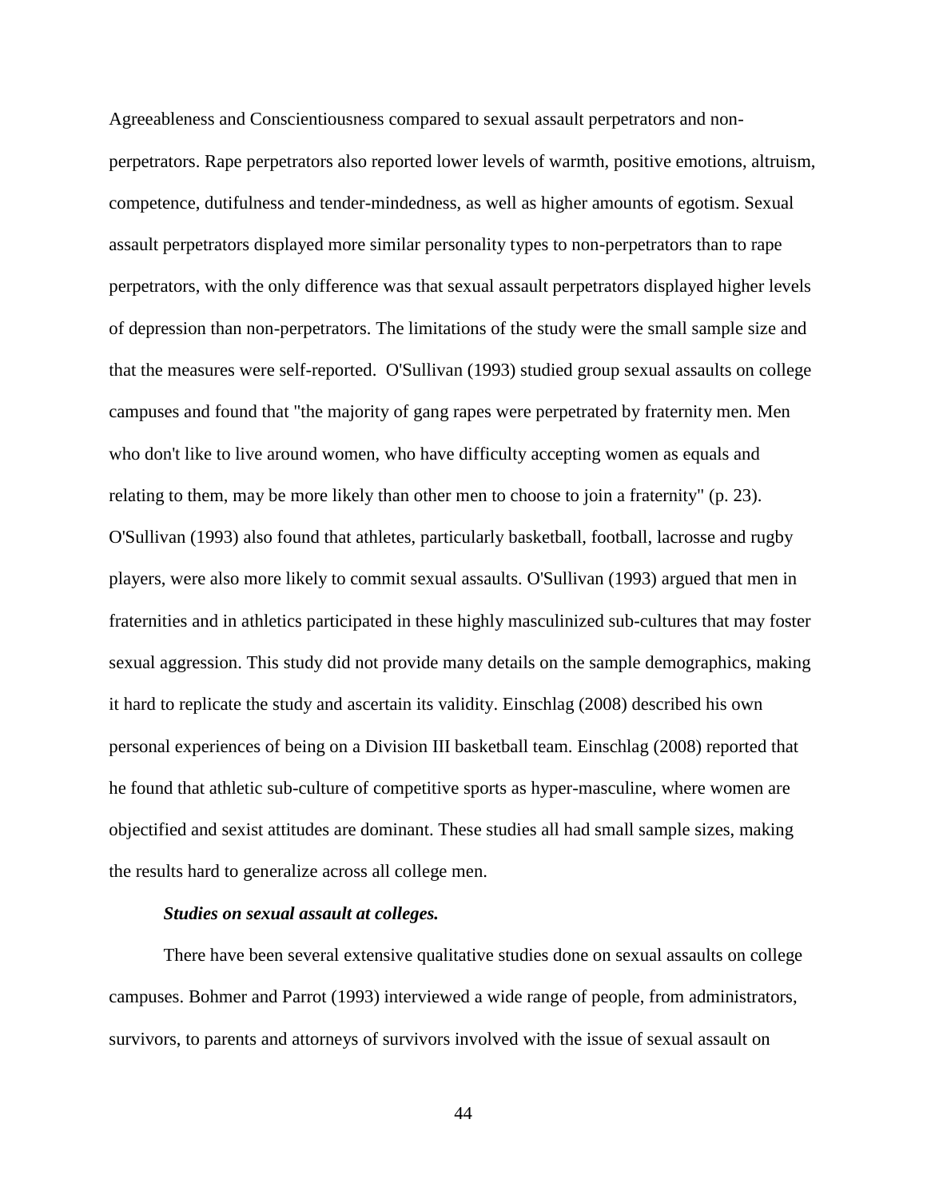Agreeableness and Conscientiousness compared to sexual assault perpetrators and non-perpetrators. Rape perpetrators also reported lower levels of warmth, positive emotions, altruism, competence, dutifulness and tender-mindedness, as well as higher amounts of egotism. Sexual assault perpetrators displayed more similar personality types to non-perpetrators than to rape perpetrators, with the only difference was that sexual assault perpetrators displayed higher levels of depression than non-perpetrators. The limitations of the study were the small sample size and that the measures were self-reported.  O'Sullivan (1993) studied group sexual assaults on college campuses and found that "the majority of gang rapes were perpetrated by fraternity men. Men who don't like to live around women, who have difficulty accepting women as equals and relating to them, may be more likely than other men to choose to join a fraternity" (p. 23). O'Sullivan (1993) also found that athletes, particularly basketball, football, lacrosse and rugby players, were also more likely to commit sexual assaults. O'Sullivan (1993) argued that men in fraternities and in athletics participated in these highly masculinized sub-cultures that may foster sexual aggression. This study did not provide many details on the sample demographics, making it hard to replicate the study and ascertain its validity. Einschlag (2008) described his own personal experiences of being on a Division III basketball team. Einschlag (2008) reported that he found that athletic sub-culture of competitive sports as hyper-masculine, where women are objectified and sexist attitudes are dominant. These studies all had small sample sizes, making the results hard to generalize across all college men.

***Studies on sexual assault at colleges.***

There have been several extensive qualitative studies done on sexual assaults on college campuses. Bohmer and Parrot (1993) interviewed a wide range of people, from administrators, survivors, to parents and attorneys of survivors involved with the issue of sexual assault on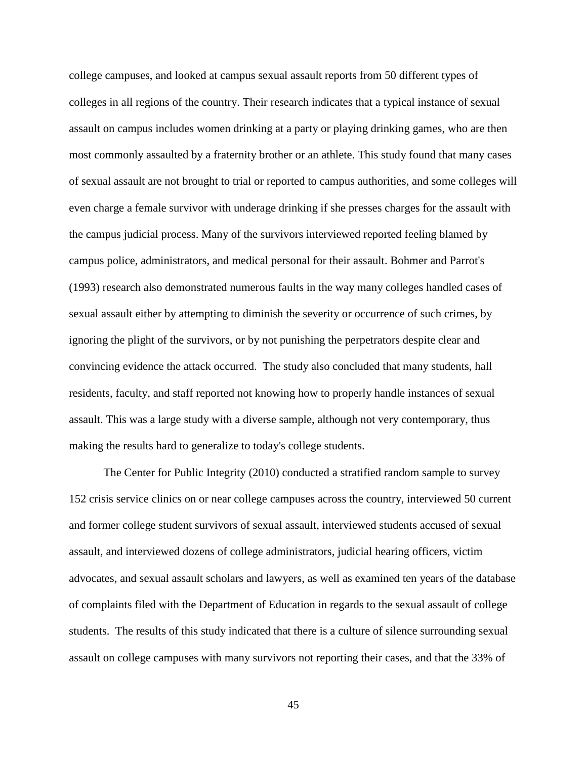college campuses, and looked at campus sexual assault reports from 50 different types of colleges in all regions of the country. Their research indicates that a typical instance of sexual assault on campus includes women drinking at a party or playing drinking games, who are then most commonly assaulted by a fraternity brother or an athlete. This study found that many cases of sexual assault are not brought to trial or reported to campus authorities, and some colleges will even charge a female survivor with underage drinking if she presses charges for the assault with the campus judicial process. Many of the survivors interviewed reported feeling blamed by campus police, administrators, and medical personal for their assault. Bohmer and Parrot's (1993) research also demonstrated numerous faults in the way many colleges handled cases of sexual assault either by attempting to diminish the severity or occurrence of such crimes, by ignoring the plight of the survivors, or by not punishing the perpetrators despite clear and convincing evidence the attack occurred. The study also concluded that many students, hall residents, faculty, and staff reported not knowing how to properly handle instances of sexual assault. This was a large study with a diverse sample, although not very contemporary, thus making the results hard to generalize to today's college students.

The Center for Public Integrity (2010) conducted a stratified random sample to survey 152 crisis service clinics on or near college campuses across the country, interviewed 50 current and former college student survivors of sexual assault, interviewed students accused of sexual assault, and interviewed dozens of college administrators, judicial hearing officers, victim advocates, and sexual assault scholars and lawyers, as well as examined ten years of the database of complaints filed with the Department of Education in regards to the sexual assault of college students. The results of this study indicated that there is a culture of silence surrounding sexual assault on college campuses with many survivors not reporting their cases, and that the 33% of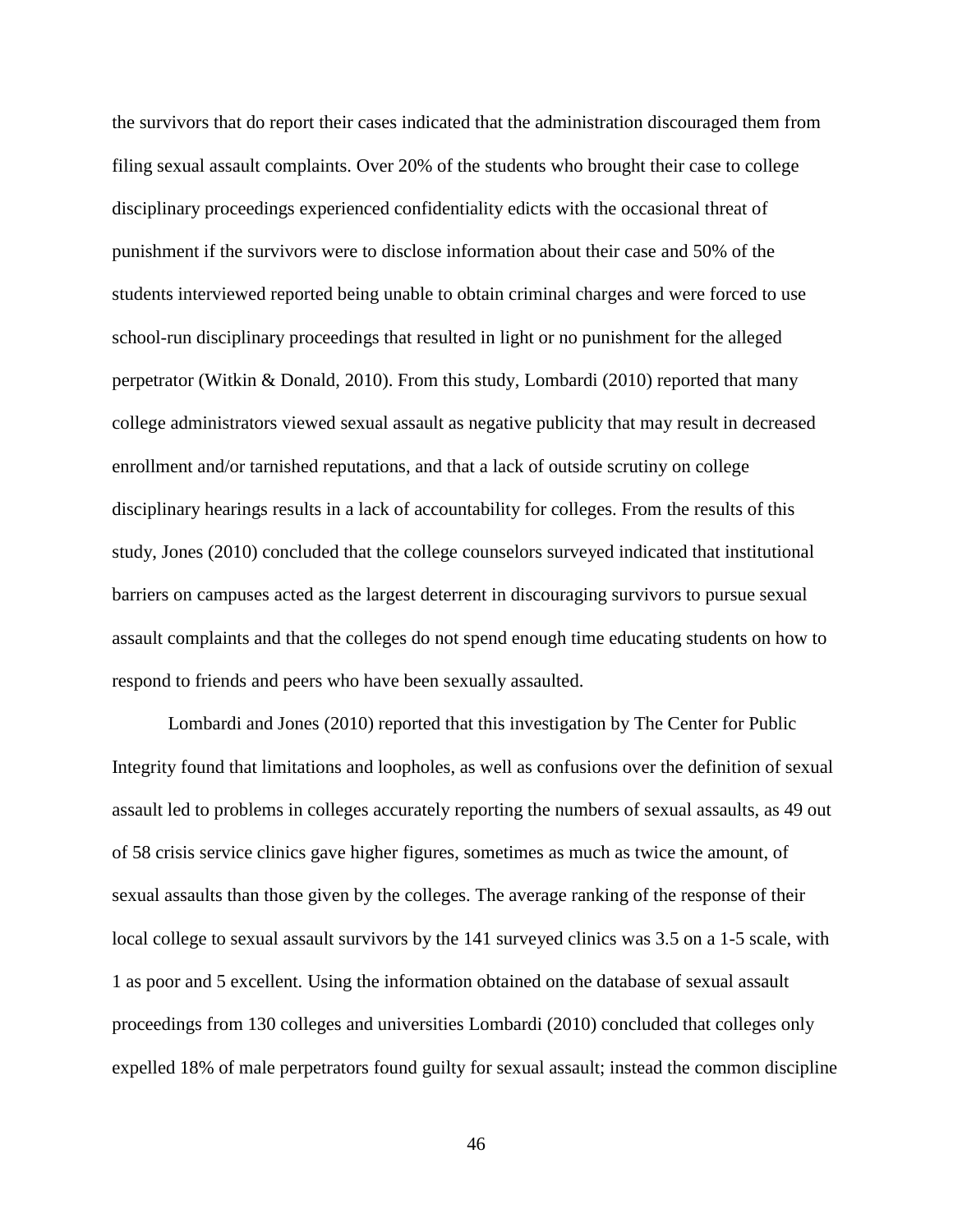the survivors that do report their cases indicated that the administration discouraged them from filing sexual assault complaints. Over 20% of the students who brought their case to college disciplinary proceedings experienced confidentiality edicts with the occasional threat of punishment if the survivors were to disclose information about their case and 50% of the students interviewed reported being unable to obtain criminal charges and were forced to use school-run disciplinary proceedings that resulted in light or no punishment for the alleged perpetrator (Witkin & Donald, 2010). From this study, Lombardi (2010) reported that many college administrators viewed sexual assault as negative publicity that may result in decreased enrollment and/or tarnished reputations, and that a lack of outside scrutiny on college disciplinary hearings results in a lack of accountability for colleges. From the results of this study, Jones (2010) concluded that the college counselors surveyed indicated that institutional barriers on campuses acted as the largest deterrent in discouraging survivors to pursue sexual assault complaints and that the colleges do not spend enough time educating students on how to respond to friends and peers who have been sexually assaulted.

Lombardi and Jones (2010) reported that this investigation by The Center for Public Integrity found that limitations and loopholes, as well as confusions over the definition of sexual assault led to problems in colleges accurately reporting the numbers of sexual assaults, as 49 out of 58 crisis service clinics gave higher figures, sometimes as much as twice the amount, of sexual assaults than those given by the colleges. The average ranking of the response of their local college to sexual assault survivors by the 141 surveyed clinics was 3.5 on a 1-5 scale, with 1 as poor and 5 excellent. Using the information obtained on the database of sexual assault proceedings from 130 colleges and universities Lombardi (2010) concluded that colleges only expelled 18% of male perpetrators found guilty for sexual assault; instead the common discipline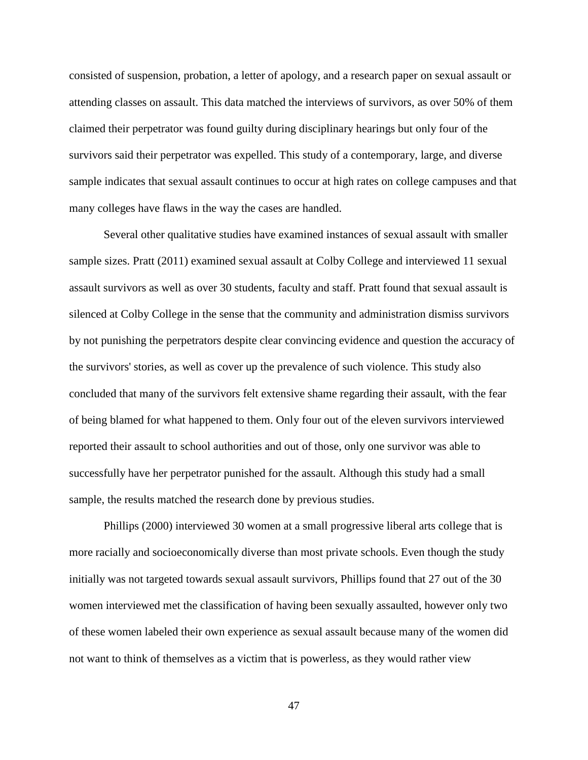consisted of suspension, probation, a letter of apology, and a research paper on sexual assault or attending classes on assault. This data matched the interviews of survivors, as over 50% of them claimed their perpetrator was found guilty during disciplinary hearings but only four of the survivors said their perpetrator was expelled. This study of a contemporary, large, and diverse sample indicates that sexual assault continues to occur at high rates on college campuses and that many colleges have flaws in the way the cases are handled.

Several other qualitative studies have examined instances of sexual assault with smaller sample sizes. Pratt (2011) examined sexual assault at Colby College and interviewed 11 sexual assault survivors as well as over 30 students, faculty and staff. Pratt found that sexual assault is silenced at Colby College in the sense that the community and administration dismiss survivors by not punishing the perpetrators despite clear convincing evidence and question the accuracy of the survivors' stories, as well as cover up the prevalence of such violence. This study also concluded that many of the survivors felt extensive shame regarding their assault, with the fear of being blamed for what happened to them. Only four out of the eleven survivors interviewed reported their assault to school authorities and out of those, only one survivor was able to successfully have her perpetrator punished for the assault. Although this study had a small sample, the results matched the research done by previous studies.

Phillips (2000) interviewed 30 women at a small progressive liberal arts college that is more racially and socioeconomically diverse than most private schools. Even though the study initially was not targeted towards sexual assault survivors, Phillips found that 27 out of the 30 women interviewed met the classification of having been sexually assaulted, however only two of these women labeled their own experience as sexual assault because many of the women did not want to think of themselves as a victim that is powerless, as they would rather view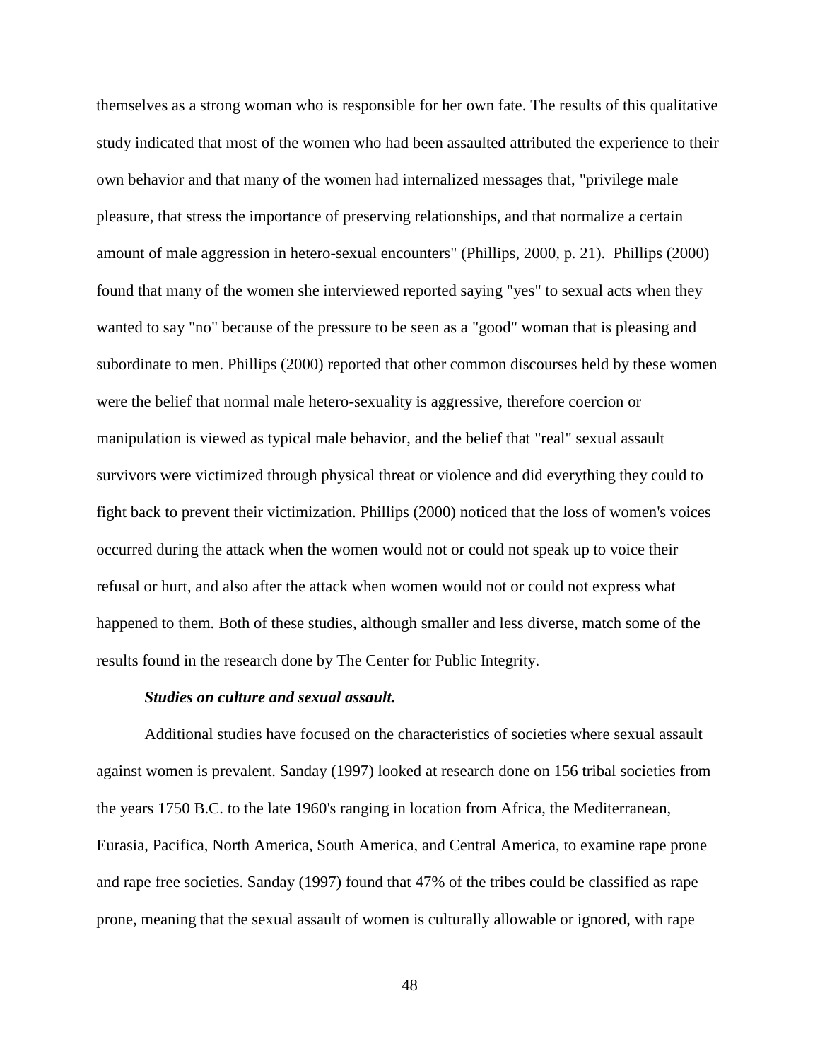themselves as a strong woman who is responsible for her own fate. The results of this qualitative study indicated that most of the women who had been assaulted attributed the experience to their own behavior and that many of the women had internalized messages that, "privilege male pleasure, that stress the importance of preserving relationships, and that normalize a certain amount of male aggression in hetero-sexual encounters" (Phillips, 2000, p. 21). Phillips (2000) found that many of the women she interviewed reported saying "yes" to sexual acts when they wanted to say "no" because of the pressure to be seen as a "good" woman that is pleasing and subordinate to men. Phillips (2000) reported that other common discourses held by these women were the belief that normal male hetero-sexuality is aggressive, therefore coercion or manipulation is viewed as typical male behavior, and the belief that "real" sexual assault survivors were victimized through physical threat or violence and did everything they could to fight back to prevent their victimization. Phillips (2000) noticed that the loss of women's voices occurred during the attack when the women would not or could not speak up to voice their refusal or hurt, and also after the attack when women would not or could not express what happened to them. Both of these studies, although smaller and less diverse, match some of the results found in the research done by The Center for Public Integrity.

***Studies on culture and sexual assault.***

Additional studies have focused on the characteristics of societies where sexual assault against women is prevalent. Sanday (1997) looked at research done on 156 tribal societies from the years 1750 B.C. to the late 1960's ranging in location from Africa, the Mediterranean, Eurasia, Pacifica, North America, South America, and Central America, to examine rape prone and rape free societies. Sanday (1997) found that 47% of the tribes could be classified as rape prone, meaning that the sexual assault of women is culturally allowable or ignored, with rape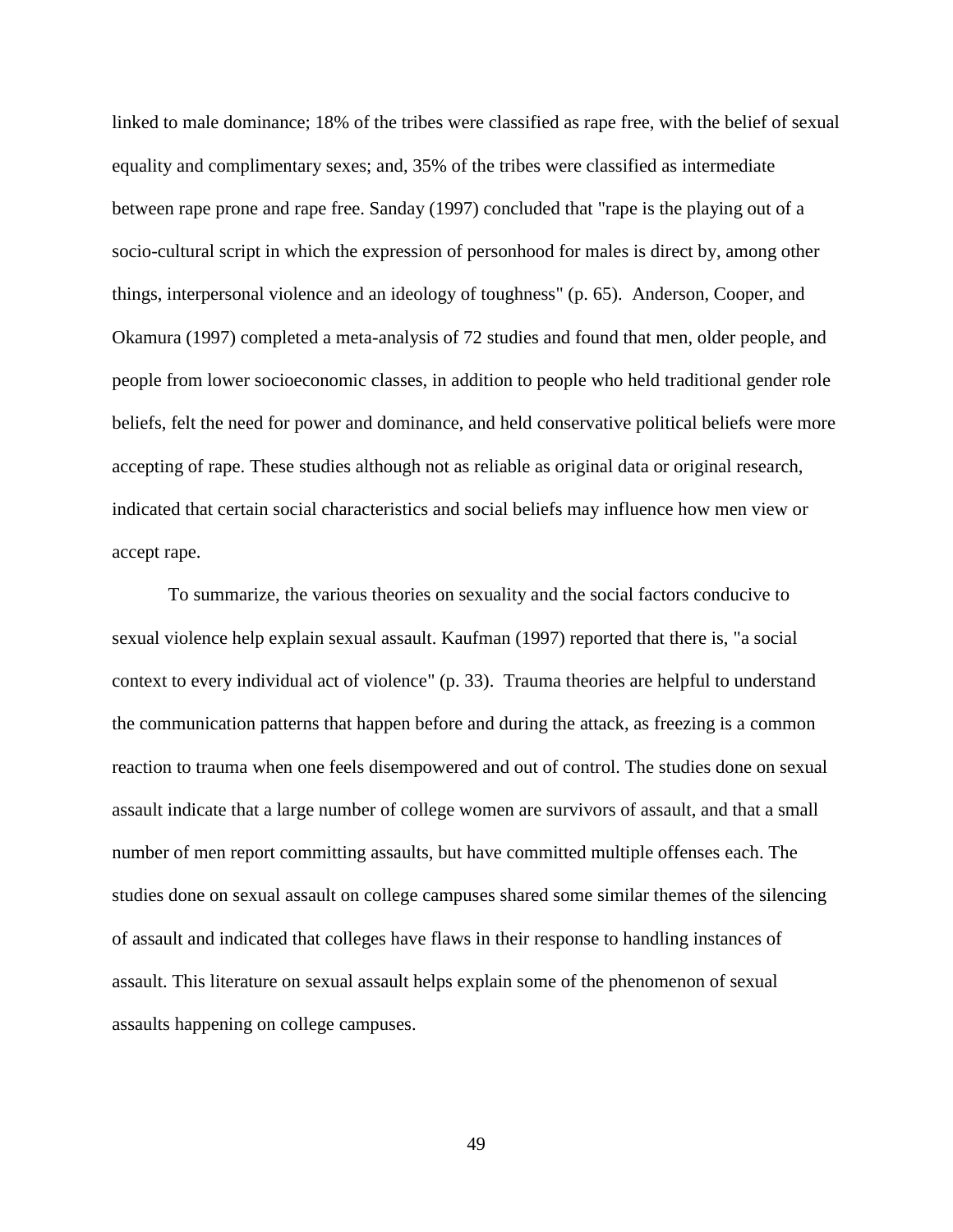linked to male dominance; 18% of the tribes were classified as rape free, with the belief of sexual equality and complimentary sexes; and, 35% of the tribes were classified as intermediate between rape prone and rape free. Sanday (1997) concluded that "rape is the playing out of a socio-cultural script in which the expression of personhood for males is direct by, among other things, interpersonal violence and an ideology of toughness" (p. 65). Anderson, Cooper, and Okamura (1997) completed a meta-analysis of 72 studies and found that men, older people, and people from lower socioeconomic classes, in addition to people who held traditional gender role beliefs, felt the need for power and dominance, and held conservative political beliefs were more accepting of rape. These studies although not as reliable as original data or original research, indicated that certain social characteristics and social beliefs may influence how men view or accept rape.

To summarize, the various theories on sexuality and the social factors conducive to sexual violence help explain sexual assault. Kaufman (1997) reported that there is, "a social context to every individual act of violence" (p. 33). Trauma theories are helpful to understand the communication patterns that happen before and during the attack, as freezing is a common reaction to trauma when one feels disempowered and out of control. The studies done on sexual assault indicate that a large number of college women are survivors of assault, and that a small number of men report committing assaults, but have committed multiple offenses each. The studies done on sexual assault on college campuses shared some similar themes of the silencing of assault and indicated that colleges have flaws in their response to handling instances of assault. This literature on sexual assault helps explain some of the phenomenon of sexual assaults happening on college campuses.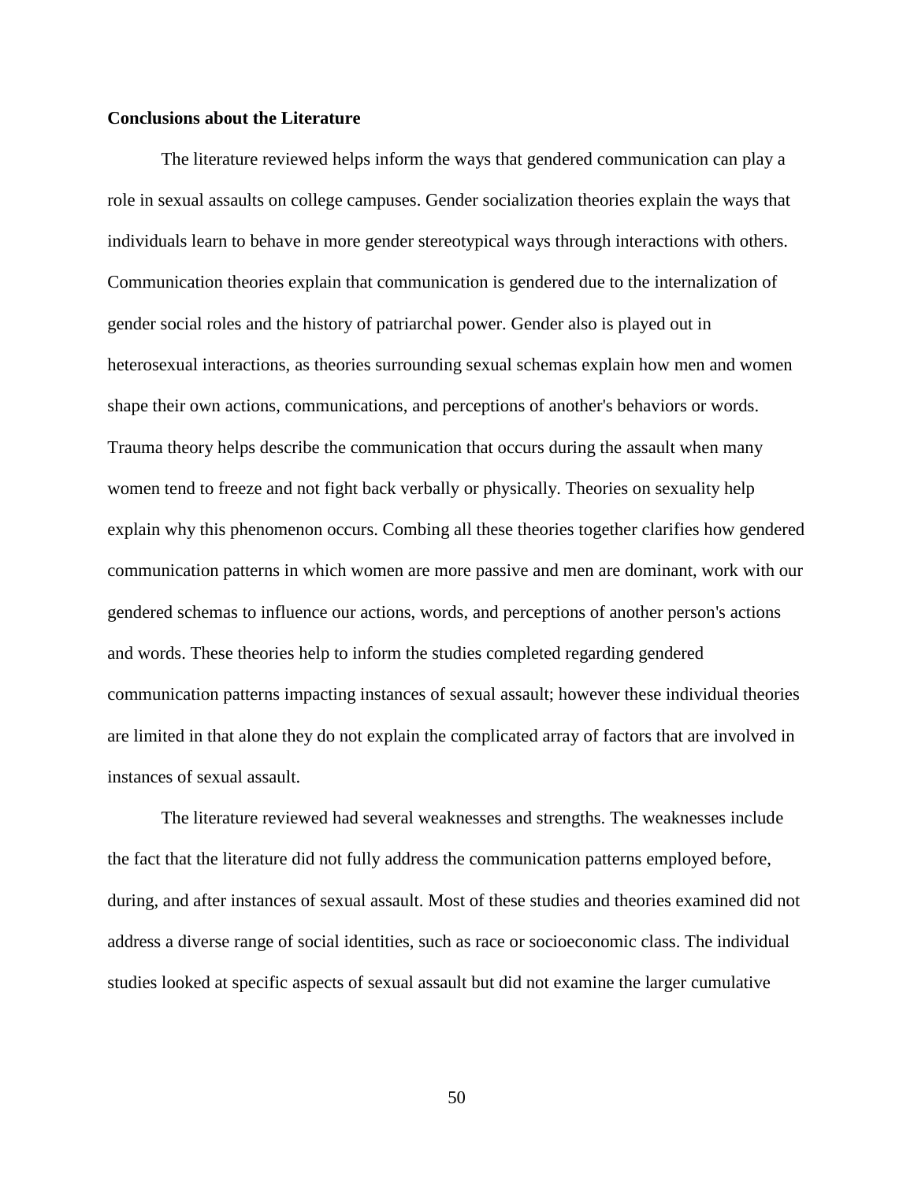**Conclusions about the Literature**

The literature reviewed helps inform the ways that gendered communication can play a role in sexual assaults on college campuses. Gender socialization theories explain the ways that individuals learn to behave in more gender stereotypical ways through interactions with others. Communication theories explain that communication is gendered due to the internalization of gender social roles and the history of patriarchal power. Gender also is played out in heterosexual interactions, as theories surrounding sexual schemas explain how men and women shape their own actions, communications, and perceptions of another's behaviors or words. Trauma theory helps describe the communication that occurs during the assault when many women tend to freeze and not fight back verbally or physically. Theories on sexuality help explain why this phenomenon occurs. Combing all these theories together clarifies how gendered communication patterns in which women are more passive and men are dominant, work with our gendered schemas to influence our actions, words, and perceptions of another person's actions and words. These theories help to inform the studies completed regarding gendered communication patterns impacting instances of sexual assault; however these individual theories are limited in that alone they do not explain the complicated array of factors that are involved in instances of sexual assault.

The literature reviewed had several weaknesses and strengths. The weaknesses include the fact that the literature did not fully address the communication patterns employed before, during, and after instances of sexual assault. Most of these studies and theories examined did not address a diverse range of social identities, such as race or socioeconomic class. The individual studies looked at specific aspects of sexual assault but did not examine the larger cumulative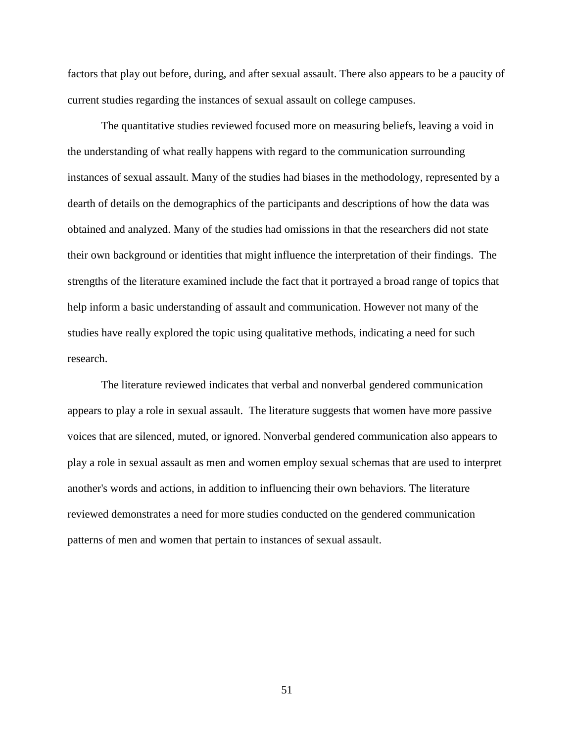factors that play out before, during, and after sexual assault. There also appears to be a paucity of current studies regarding the instances of sexual assault on college campuses.

The quantitative studies reviewed focused more on measuring beliefs, leaving a void in the understanding of what really happens with regard to the communication surrounding instances of sexual assault. Many of the studies had biases in the methodology, represented by a dearth of details on the demographics of the participants and descriptions of how the data was obtained and analyzed. Many of the studies had omissions in that the researchers did not state their own background or identities that might influence the interpretation of their findings. The strengths of the literature examined include the fact that it portrayed a broad range of topics that help inform a basic understanding of assault and communication. However not many of the studies have really explored the topic using qualitative methods, indicating a need for such research.

The literature reviewed indicates that verbal and nonverbal gendered communication appears to play a role in sexual assault. The literature suggests that women have more passive voices that are silenced, muted, or ignored. Nonverbal gendered communication also appears to play a role in sexual assault as men and women employ sexual schemas that are used to interpret another's words and actions, in addition to influencing their own behaviors. The literature reviewed demonstrates a need for more studies conducted on the gendered communication patterns of men and women that pertain to instances of sexual assault.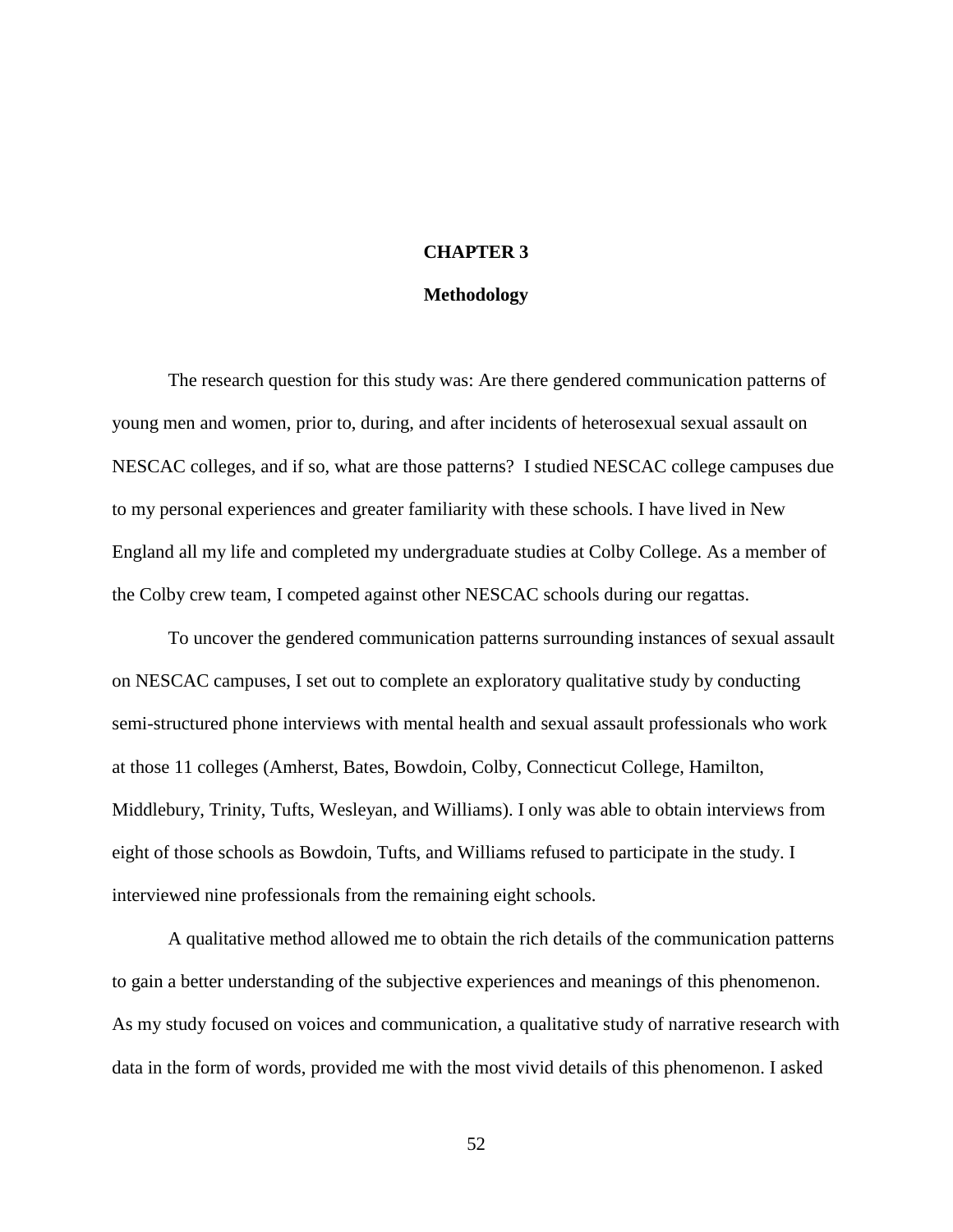# CHAPTER 3

## Methodology

The research question for this study was: Are there gendered communication patterns of young men and women, prior to, during, and after incidents of heterosexual sexual assault on NESCAC colleges, and if so, what are those patterns? I studied NESCAC college campuses due to my personal experiences and greater familiarity with these schools. I have lived in New England all my life and completed my undergraduate studies at Colby College. As a member of the Colby crew team, I competed against other NESCAC schools during our regattas.

To uncover the gendered communication patterns surrounding instances of sexual assault on NESCAC campuses, I set out to complete an exploratory qualitative study by conducting semi-structured phone interviews with mental health and sexual assault professionals who work at those 11 colleges (Amherst, Bates, Bowdoin, Colby, Connecticut College, Hamilton, Middlebury, Trinity, Tufts, Wesleyan, and Williams). I only was able to obtain interviews from eight of those schools as Bowdoin, Tufts, and Williams refused to participate in the study. I interviewed nine professionals from the remaining eight schools.

A qualitative method allowed me to obtain the rich details of the communication patterns to gain a better understanding of the subjective experiences and meanings of this phenomenon. As my study focused on voices and communication, a qualitative study of narrative research with data in the form of words, provided me with the most vivid details of this phenomenon. I asked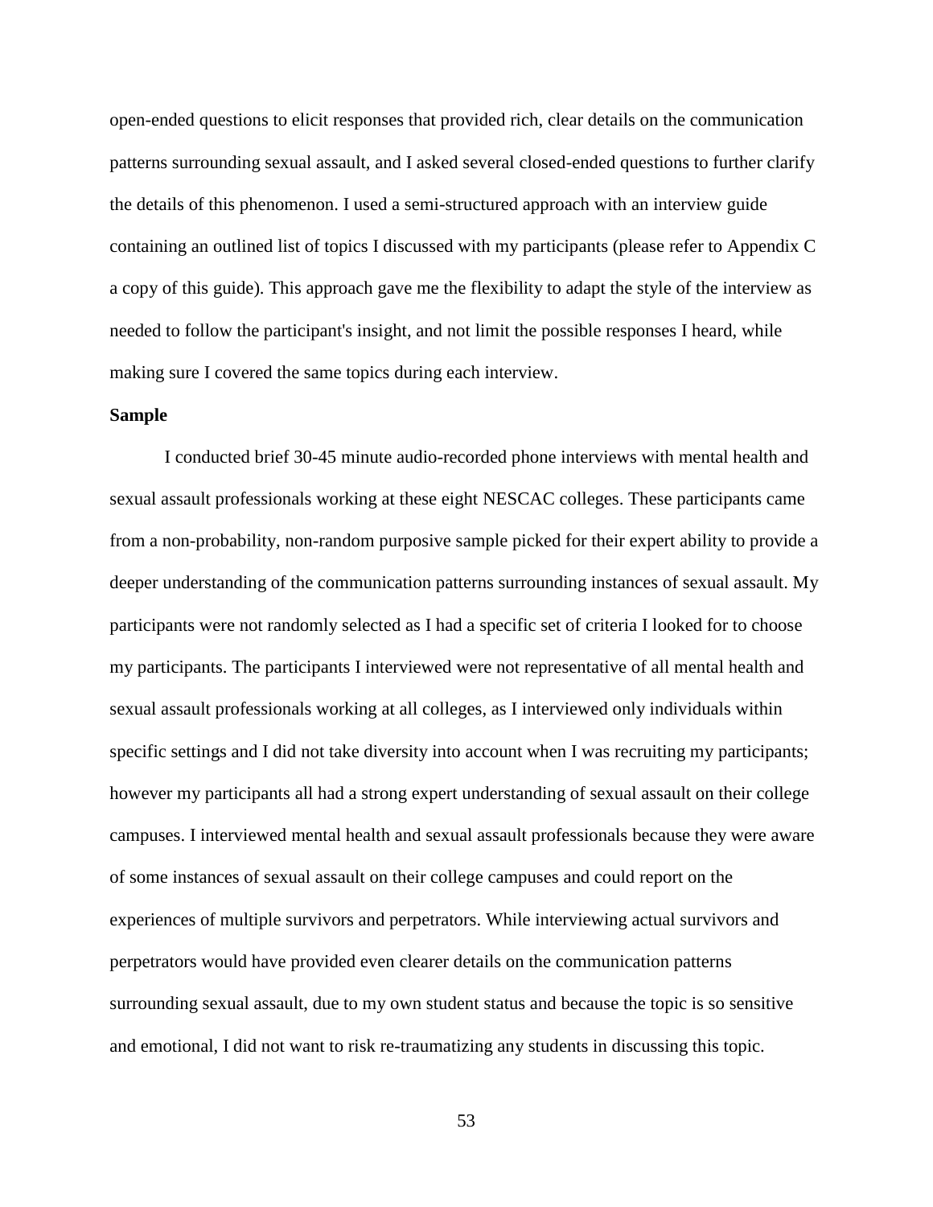open-ended questions to elicit responses that provided rich, clear details on the communication patterns surrounding sexual assault, and I asked several closed-ended questions to further clarify the details of this phenomenon. I used a semi-structured approach with an interview guide containing an outlined list of topics I discussed with my participants (please refer to Appendix C a copy of this guide). This approach gave me the flexibility to adapt the style of the interview as needed to follow the participant's insight, and not limit the possible responses I heard, while making sure I covered the same topics during each interview.

**Sample**

I conducted brief 30-45 minute audio-recorded phone interviews with mental health and sexual assault professionals working at these eight NESCAC colleges. These participants came from a non-probability, non-random purposive sample picked for their expert ability to provide a deeper understanding of the communication patterns surrounding instances of sexual assault. My participants were not randomly selected as I had a specific set of criteria I looked for to choose my participants. The participants I interviewed were not representative of all mental health and sexual assault professionals working at all colleges, as I interviewed only individuals within specific settings and I did not take diversity into account when I was recruiting my participants; however my participants all had a strong expert understanding of sexual assault on their college campuses. I interviewed mental health and sexual assault professionals because they were aware of some instances of sexual assault on their college campuses and could report on the experiences of multiple survivors and perpetrators. While interviewing actual survivors and perpetrators would have provided even clearer details on the communication patterns surrounding sexual assault, due to my own student status and because the topic is so sensitive and emotional, I did not want to risk re-traumatizing any students in discussing this topic.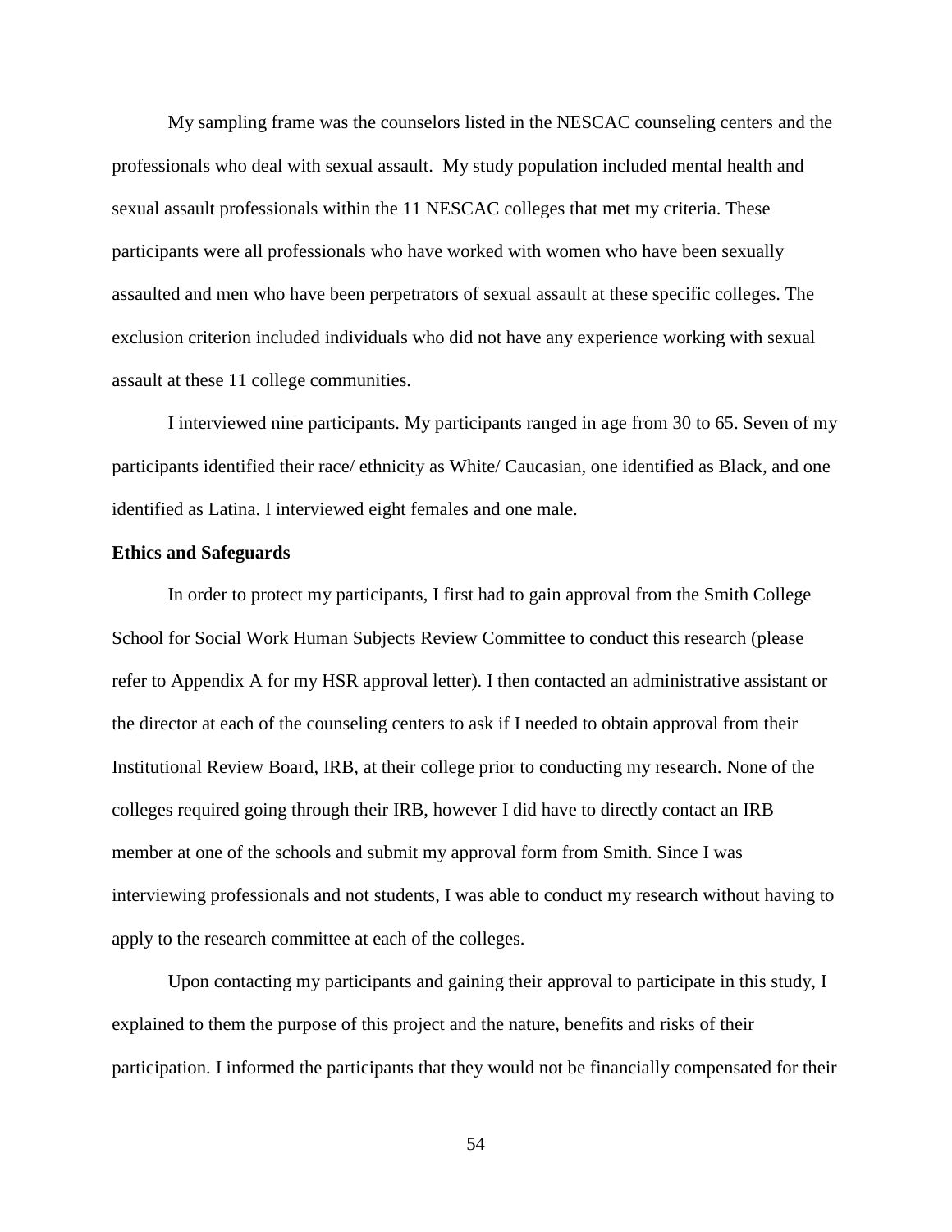My sampling frame was the counselors listed in the NESCAC counseling centers and the professionals who deal with sexual assault.  My study population included mental health and sexual assault professionals within the 11 NESCAC colleges that met my criteria. These participants were all professionals who have worked with women who have been sexually assaulted and men who have been perpetrators of sexual assault at these specific colleges. The exclusion criterion included individuals who did not have any experience working with sexual assault at these 11 college communities.

I interviewed nine participants. My participants ranged in age from 30 to 65. Seven of my participants identified their race/ ethnicity as White/ Caucasian, one identified as Black, and one identified as Latina. I interviewed eight females and one male.

**Ethics and Safeguards**

In order to protect my participants, I first had to gain approval from the Smith College School for Social Work Human Subjects Review Committee to conduct this research (please refer to Appendix A for my HSR approval letter). I then contacted an administrative assistant or the director at each of the counseling centers to ask if I needed to obtain approval from their Institutional Review Board, IRB, at their college prior to conducting my research. None of the colleges required going through their IRB, however I did have to directly contact an IRB member at one of the schools and submit my approval form from Smith. Since I was interviewing professionals and not students, I was able to conduct my research without having to apply to the research committee at each of the colleges.

Upon contacting my participants and gaining their approval to participate in this study, I explained to them the purpose of this project and the nature, benefits and risks of their participation. I informed the participants that they would not be financially compensated for their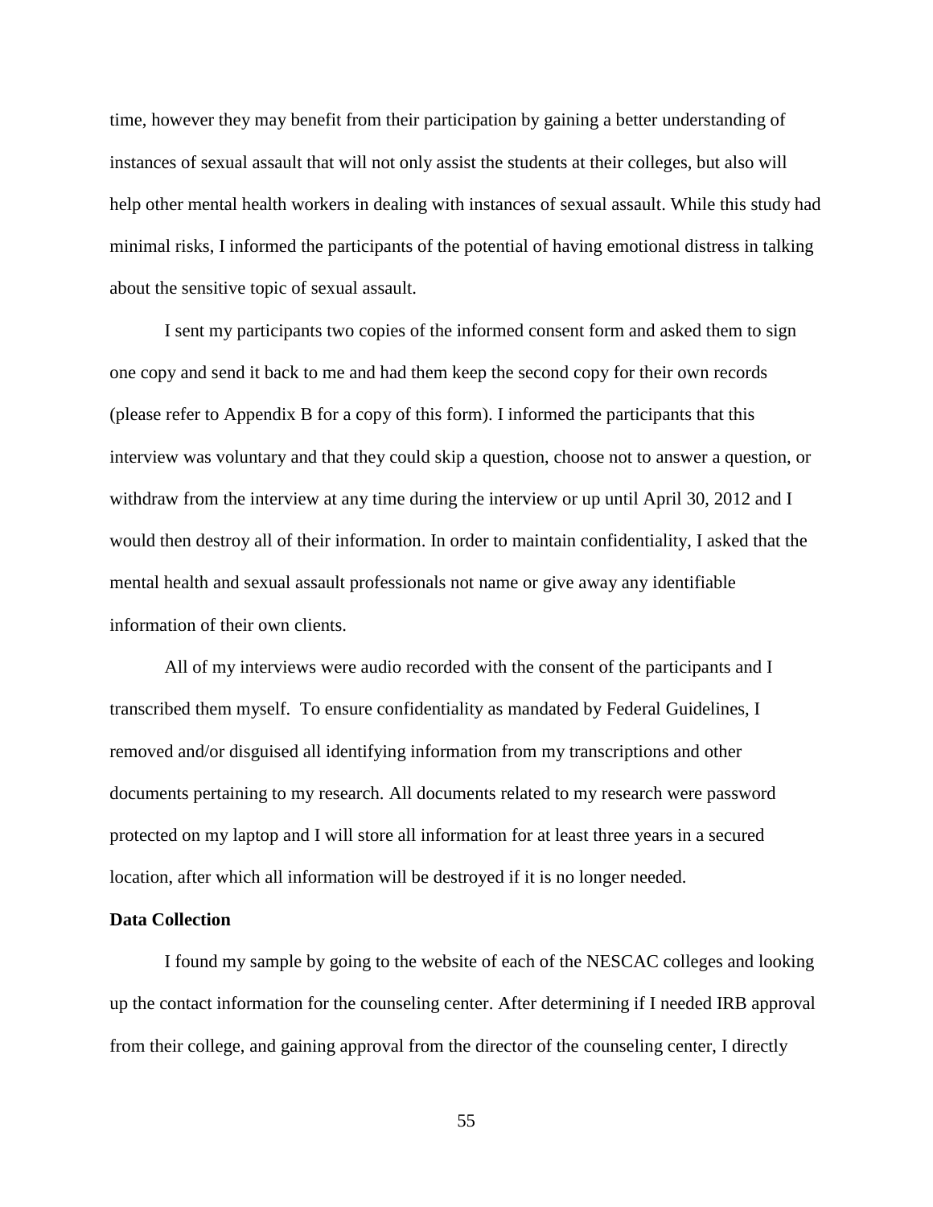time, however they may benefit from their participation by gaining a better understanding of instances of sexual assault that will not only assist the students at their colleges, but also will help other mental health workers in dealing with instances of sexual assault. While this study had minimal risks, I informed the participants of the potential of having emotional distress in talking about the sensitive topic of sexual assault.

I sent my participants two copies of the informed consent form and asked them to sign one copy and send it back to me and had them keep the second copy for their own records (please refer to Appendix B for a copy of this form). I informed the participants that this interview was voluntary and that they could skip a question, choose not to answer a question, or withdraw from the interview at any time during the interview or up until April 30, 2012 and I would then destroy all of their information. In order to maintain confidentiality, I asked that the mental health and sexual assault professionals not name or give away any identifiable information of their own clients.

All of my interviews were audio recorded with the consent of the participants and I transcribed them myself. To ensure confidentiality as mandated by Federal Guidelines, I removed and/or disguised all identifying information from my transcriptions and other documents pertaining to my research. All documents related to my research were password protected on my laptop and I will store all information for at least three years in a secured location, after which all information will be destroyed if it is no longer needed.

**Data Collection**

I found my sample by going to the website of each of the NESCAC colleges and looking up the contact information for the counseling center. After determining if I needed IRB approval from their college, and gaining approval from the director of the counseling center, I directly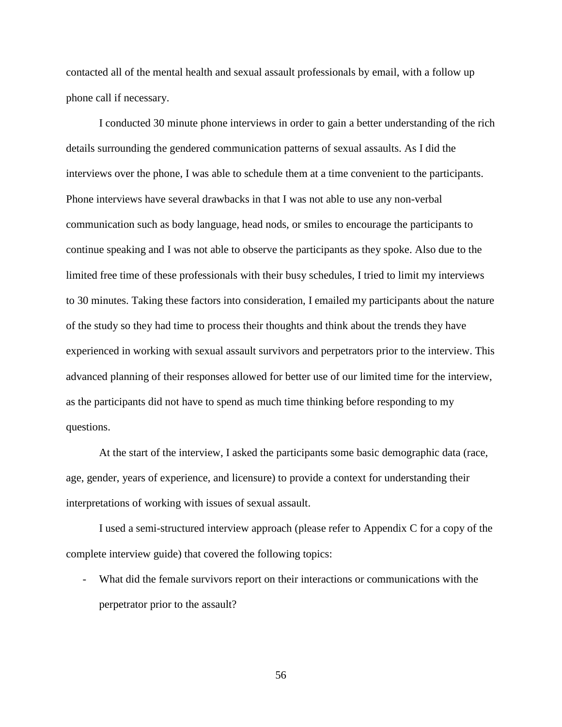contacted all of the mental health and sexual assault professionals by email, with a follow up phone call if necessary.

I conducted 30 minute phone interviews in order to gain a better understanding of the rich details surrounding the gendered communication patterns of sexual assaults. As I did the interviews over the phone, I was able to schedule them at a time convenient to the participants. Phone interviews have several drawbacks in that I was not able to use any non-verbal communication such as body language, head nods, or smiles to encourage the participants to continue speaking and I was not able to observe the participants as they spoke. Also due to the limited free time of these professionals with their busy schedules, I tried to limit my interviews to 30 minutes. Taking these factors into consideration, I emailed my participants about the nature of the study so they had time to process their thoughts and think about the trends they have experienced in working with sexual assault survivors and perpetrators prior to the interview. This advanced planning of their responses allowed for better use of our limited time for the interview, as the participants did not have to spend as much time thinking before responding to my questions.

At the start of the interview, I asked the participants some basic demographic data (race, age, gender, years of experience, and licensure) to provide a context for understanding their interpretations of working with issues of sexual assault.

I used a semi-structured interview approach (please refer to Appendix C for a copy of the complete interview guide) that covered the following topics:

- What did the female survivors report on their interactions or communications with the perpetrator prior to the assault?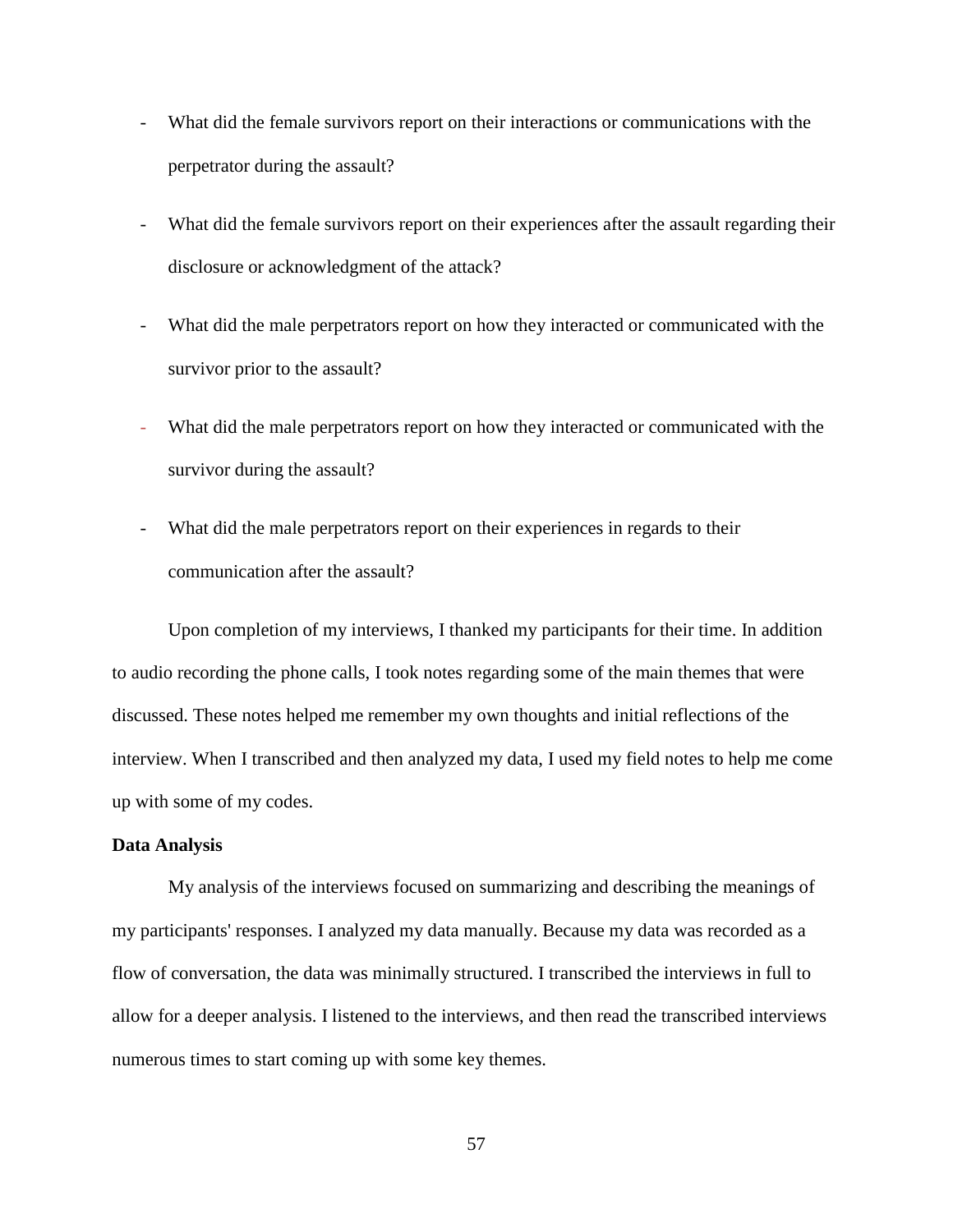- What did the female survivors report on their interactions or communications with the perpetrator during the assault?
- What did the female survivors report on their experiences after the assault regarding their disclosure or acknowledgment of the attack?
- What did the male perpetrators report on how they interacted or communicated with the survivor prior to the assault?
- What did the male perpetrators report on how they interacted or communicated with the survivor during the assault?
- What did the male perpetrators report on their experiences in regards to their communication after the assault?

Upon completion of my interviews, I thanked my participants for their time. In addition to audio recording the phone calls, I took notes regarding some of the main themes that were discussed. These notes helped me remember my own thoughts and initial reflections of the interview. When I transcribed and then analyzed my data, I used my field notes to help me come up with some of my codes.

**Data Analysis**

My analysis of the interviews focused on summarizing and describing the meanings of my participants' responses. I analyzed my data manually. Because my data was recorded as a flow of conversation, the data was minimally structured. I transcribed the interviews in full to allow for a deeper analysis. I listened to the interviews, and then read the transcribed interviews numerous times to start coming up with some key themes.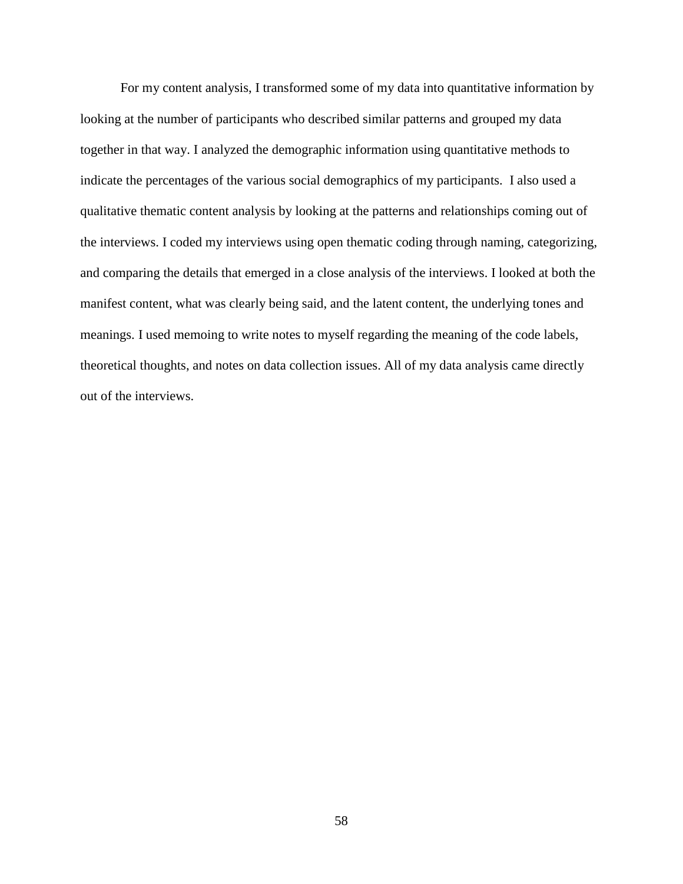For my content analysis, I transformed some of my data into quantitative information by looking at the number of participants who described similar patterns and grouped my data together in that way. I analyzed the demographic information using quantitative methods to indicate the percentages of the various social demographics of my participants. I also used a qualitative thematic content analysis by looking at the patterns and relationships coming out of the interviews. I coded my interviews using open thematic coding through naming, categorizing, and comparing the details that emerged in a close analysis of the interviews. I looked at both the manifest content, what was clearly being said, and the latent content, the underlying tones and meanings. I used memoing to write notes to myself regarding the meaning of the code labels, theoretical thoughts, and notes on data collection issues. All of my data analysis came directly out of the interviews.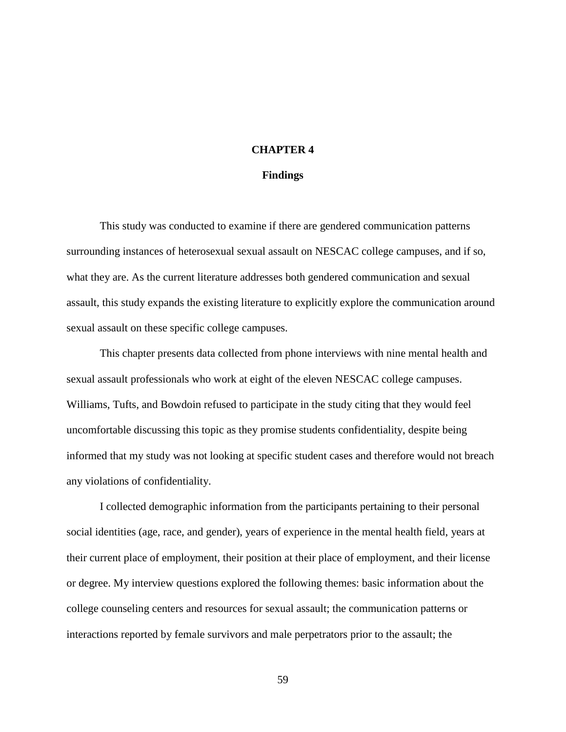# CHAPTER 4

## Findings

This study was conducted to examine if there are gendered communication patterns surrounding instances of heterosexual sexual assault on NESCAC college campuses, and if so, what they are. As the current literature addresses both gendered communication and sexual assault, this study expands the existing literature to explicitly explore the communication around sexual assault on these specific college campuses.

This chapter presents data collected from phone interviews with nine mental health and sexual assault professionals who work at eight of the eleven NESCAC college campuses. Williams, Tufts, and Bowdoin refused to participate in the study citing that they would feel uncomfortable discussing this topic as they promise students confidentiality, despite being informed that my study was not looking at specific student cases and therefore would not breach any violations of confidentiality.

I collected demographic information from the participants pertaining to their personal social identities (age, race, and gender), years of experience in the mental health field, years at their current place of employment, their position at their place of employment, and their license or degree. My interview questions explored the following themes: basic information about the college counseling centers and resources for sexual assault; the communication patterns or interactions reported by female survivors and male perpetrators prior to the assault; the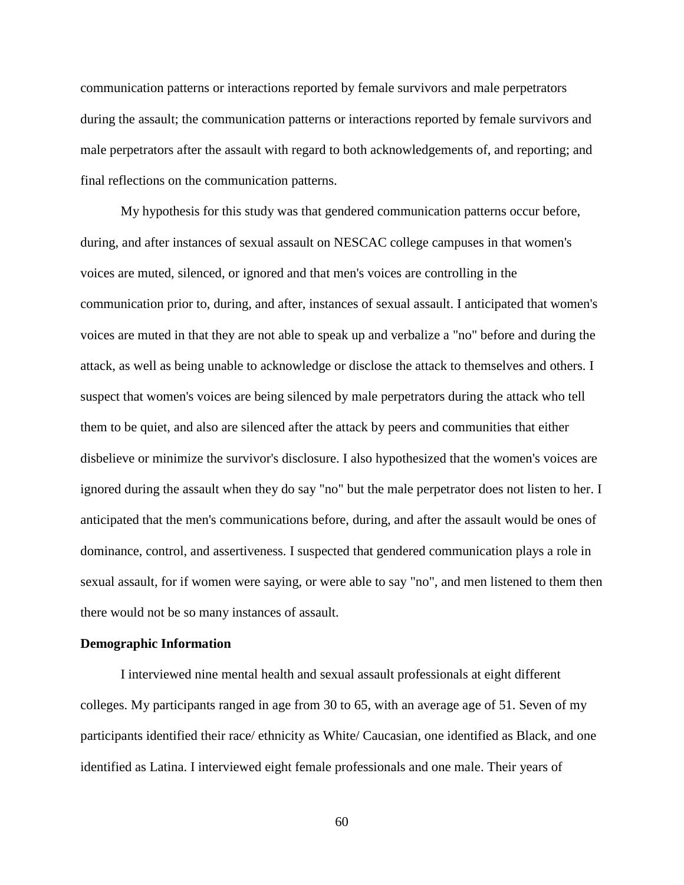communication patterns or interactions reported by female survivors and male perpetrators during the assault; the communication patterns or interactions reported by female survivors and male perpetrators after the assault with regard to both acknowledgements of, and reporting; and final reflections on the communication patterns.

My hypothesis for this study was that gendered communication patterns occur before, during, and after instances of sexual assault on NESCAC college campuses in that women's voices are muted, silenced, or ignored and that men's voices are controlling in the communication prior to, during, and after, instances of sexual assault. I anticipated that women's voices are muted in that they are not able to speak up and verbalize a "no" before and during the attack, as well as being unable to acknowledge or disclose the attack to themselves and others. I suspect that women's voices are being silenced by male perpetrators during the attack who tell them to be quiet, and also are silenced after the attack by peers and communities that either disbelieve or minimize the survivor's disclosure. I also hypothesized that the women's voices are ignored during the assault when they do say "no" but the male perpetrator does not listen to her. I anticipated that the men's communications before, during, and after the assault would be ones of dominance, control, and assertiveness. I suspected that gendered communication plays a role in sexual assault, for if women were saying, or were able to say "no", and men listened to them then there would not be so many instances of assault.

**Demographic Information**

I interviewed nine mental health and sexual assault professionals at eight different colleges. My participants ranged in age from 30 to 65, with an average age of 51. Seven of my participants identified their race/ ethnicity as White/ Caucasian, one identified as Black, and one identified as Latina. I interviewed eight female professionals and one male. Their years of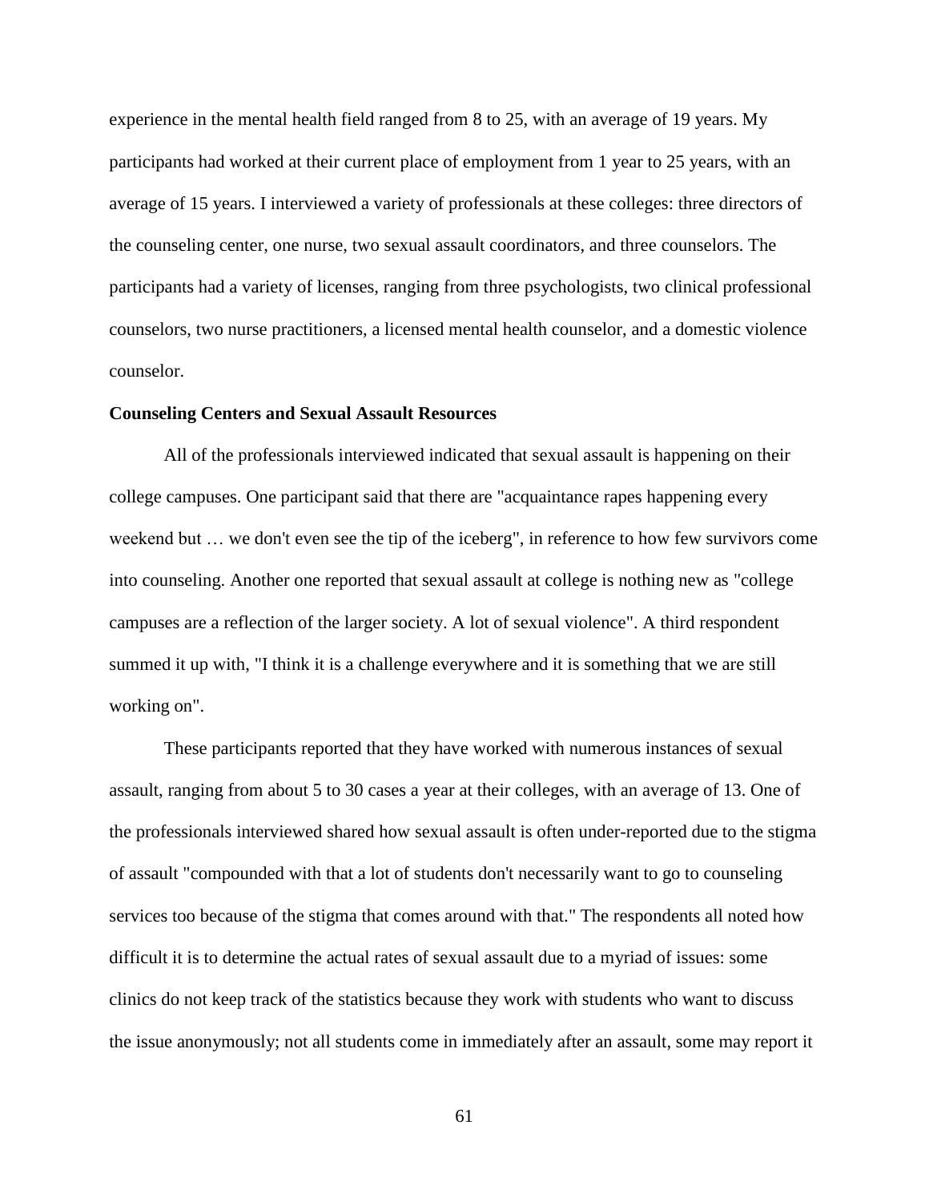experience in the mental health field ranged from 8 to 25, with an average of 19 years. My participants had worked at their current place of employment from 1 year to 25 years, with an average of 15 years. I interviewed a variety of professionals at these colleges: three directors of the counseling center, one nurse, two sexual assault coordinators, and three counselors. The participants had a variety of licenses, ranging from three psychologists, two clinical professional counselors, two nurse practitioners, a licensed mental health counselor, and a domestic violence counselor.

**Counseling Centers and Sexual Assault Resources**

All of the professionals interviewed indicated that sexual assault is happening on their college campuses. One participant said that there are "acquaintance rapes happening every weekend but … we don't even see the tip of the iceberg", in reference to how few survivors come into counseling. Another one reported that sexual assault at college is nothing new as "college campuses are a reflection of the larger society. A lot of sexual violence". A third respondent summed it up with, "I think it is a challenge everywhere and it is something that we are still working on".

These participants reported that they have worked with numerous instances of sexual assault, ranging from about 5 to 30 cases a year at their colleges, with an average of 13. One of the professionals interviewed shared how sexual assault is often under-reported due to the stigma of assault "compounded with that a lot of students don't necessarily want to go to counseling services too because of the stigma that comes around with that." The respondents all noted how difficult it is to determine the actual rates of sexual assault due to a myriad of issues: some clinics do not keep track of the statistics because they work with students who want to discuss the issue anonymously; not all students come in immediately after an assault, some may report it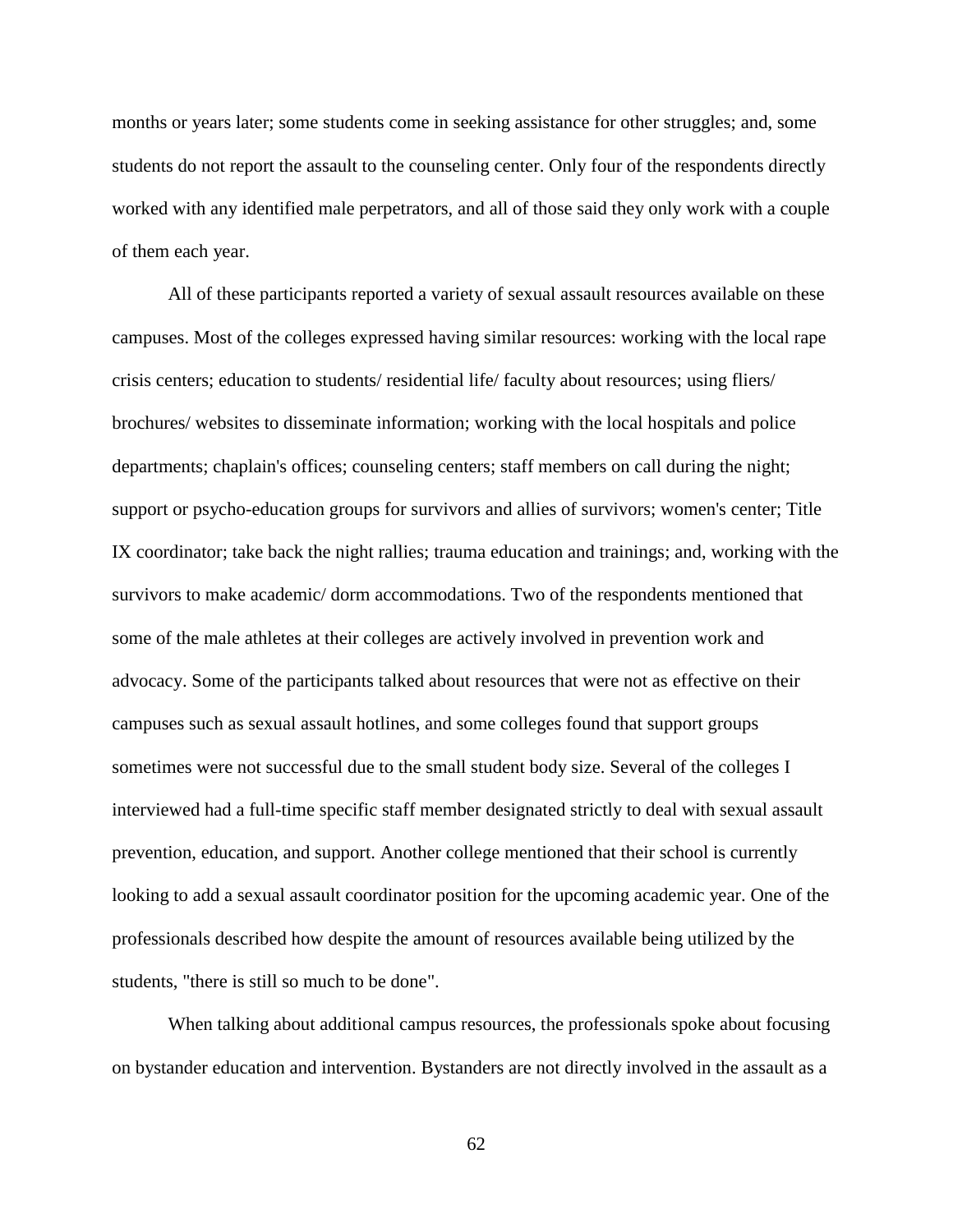months or years later; some students come in seeking assistance for other struggles; and, some students do not report the assault to the counseling center. Only four of the respondents directly worked with any identified male perpetrators, and all of those said they only work with a couple of them each year.

All of these participants reported a variety of sexual assault resources available on these campuses. Most of the colleges expressed having similar resources: working with the local rape crisis centers; education to students/ residential life/ faculty about resources; using fliers/ brochures/ websites to disseminate information; working with the local hospitals and police departments; chaplain's offices; counseling centers; staff members on call during the night; support or psycho-education groups for survivors and allies of survivors; women's center; Title IX coordinator; take back the night rallies; trauma education and trainings; and, working with the survivors to make academic/ dorm accommodations. Two of the respondents mentioned that some of the male athletes at their colleges are actively involved in prevention work and advocacy. Some of the participants talked about resources that were not as effective on their campuses such as sexual assault hotlines, and some colleges found that support groups sometimes were not successful due to the small student body size. Several of the colleges I interviewed had a full-time specific staff member designated strictly to deal with sexual assault prevention, education, and support. Another college mentioned that their school is currently looking to add a sexual assault coordinator position for the upcoming academic year. One of the professionals described how despite the amount of resources available being utilized by the students, "there is still so much to be done".

When talking about additional campus resources, the professionals spoke about focusing on bystander education and intervention. Bystanders are not directly involved in the assault as a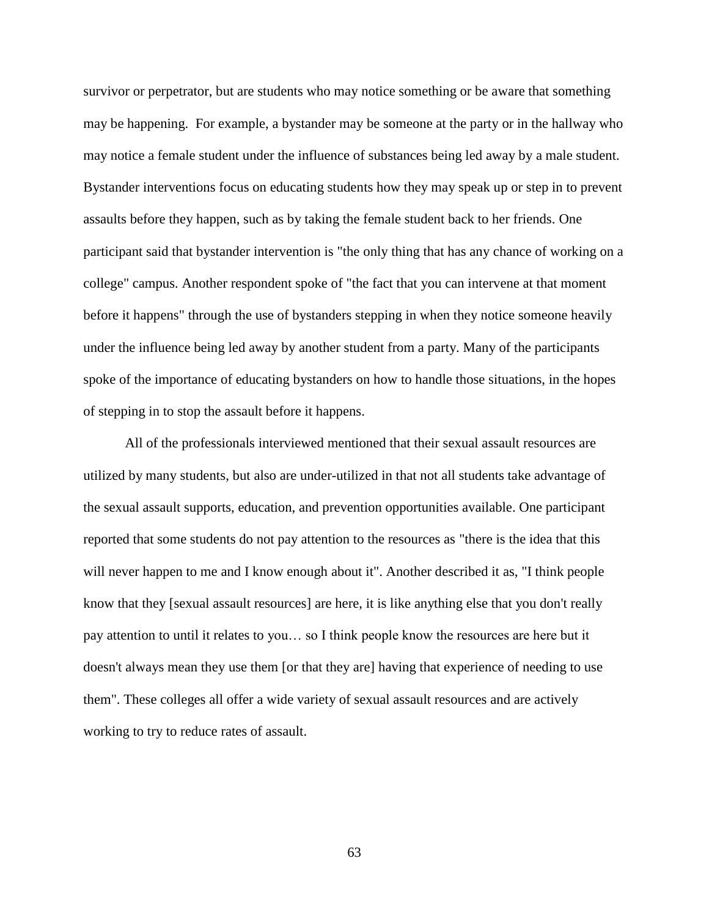survivor or perpetrator, but are students who may notice something or be aware that something may be happening.  For example, a bystander may be someone at the party or in the hallway who may notice a female student under the influence of substances being led away by a male student. Bystander interventions focus on educating students how they may speak up or step in to prevent assaults before they happen, such as by taking the female student back to her friends. One participant said that bystander intervention is "the only thing that has any chance of working on a college" campus. Another respondent spoke of "the fact that you can intervene at that moment before it happens" through the use of bystanders stepping in when they notice someone heavily under the influence being led away by another student from a party. Many of the participants spoke of the importance of educating bystanders on how to handle those situations, in the hopes of stepping in to stop the assault before it happens.

All of the professionals interviewed mentioned that their sexual assault resources are utilized by many students, but also are under-utilized in that not all students take advantage of the sexual assault supports, education, and prevention opportunities available. One participant reported that some students do not pay attention to the resources as "there is the idea that this will never happen to me and I know enough about it". Another described it as, "I think people know that they [sexual assault resources] are here, it is like anything else that you don't really pay attention to until it relates to you… so I think people know the resources are here but it doesn't always mean they use them [or that they are] having that experience of needing to use them". These colleges all offer a wide variety of sexual assault resources and are actively working to try to reduce rates of assault.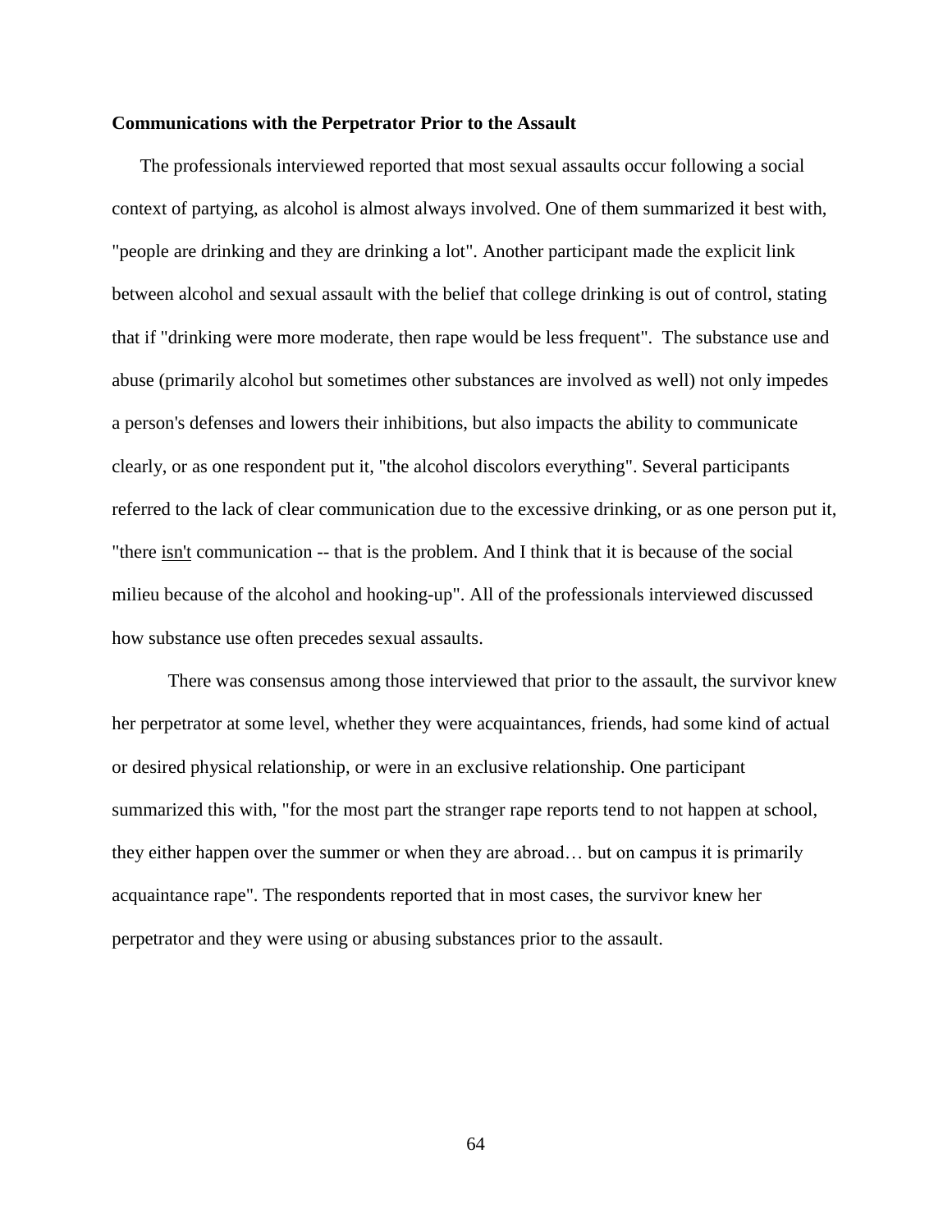**Communications with the Perpetrator Prior to the Assault**

The professionals interviewed reported that most sexual assaults occur following a social context of partying, as alcohol is almost always involved. One of them summarized it best with, "people are drinking and they are drinking a lot". Another participant made the explicit link between alcohol and sexual assault with the belief that college drinking is out of control, stating that if "drinking were more moderate, then rape would be less frequent". The substance use and abuse (primarily alcohol but sometimes other substances are involved as well) not only impedes a person's defenses and lowers their inhibitions, but also impacts the ability to communicate clearly, or as one respondent put it, "the alcohol discolors everything". Several participants referred to the lack of clear communication due to the excessive drinking, or as one person put it, "there <u>isn't</u> communication -- that is the problem. And I think that it is because of the social milieu because of the alcohol and hooking-up". All of the professionals interviewed discussed how substance use often precedes sexual assaults.

There was consensus among those interviewed that prior to the assault, the survivor knew her perpetrator at some level, whether they were acquaintances, friends, had some kind of actual or desired physical relationship, or were in an exclusive relationship. One participant summarized this with, "for the most part the stranger rape reports tend to not happen at school, they either happen over the summer or when they are abroad… but on campus it is primarily acquaintance rape". The respondents reported that in most cases, the survivor knew her perpetrator and they were using or abusing substances prior to the assault.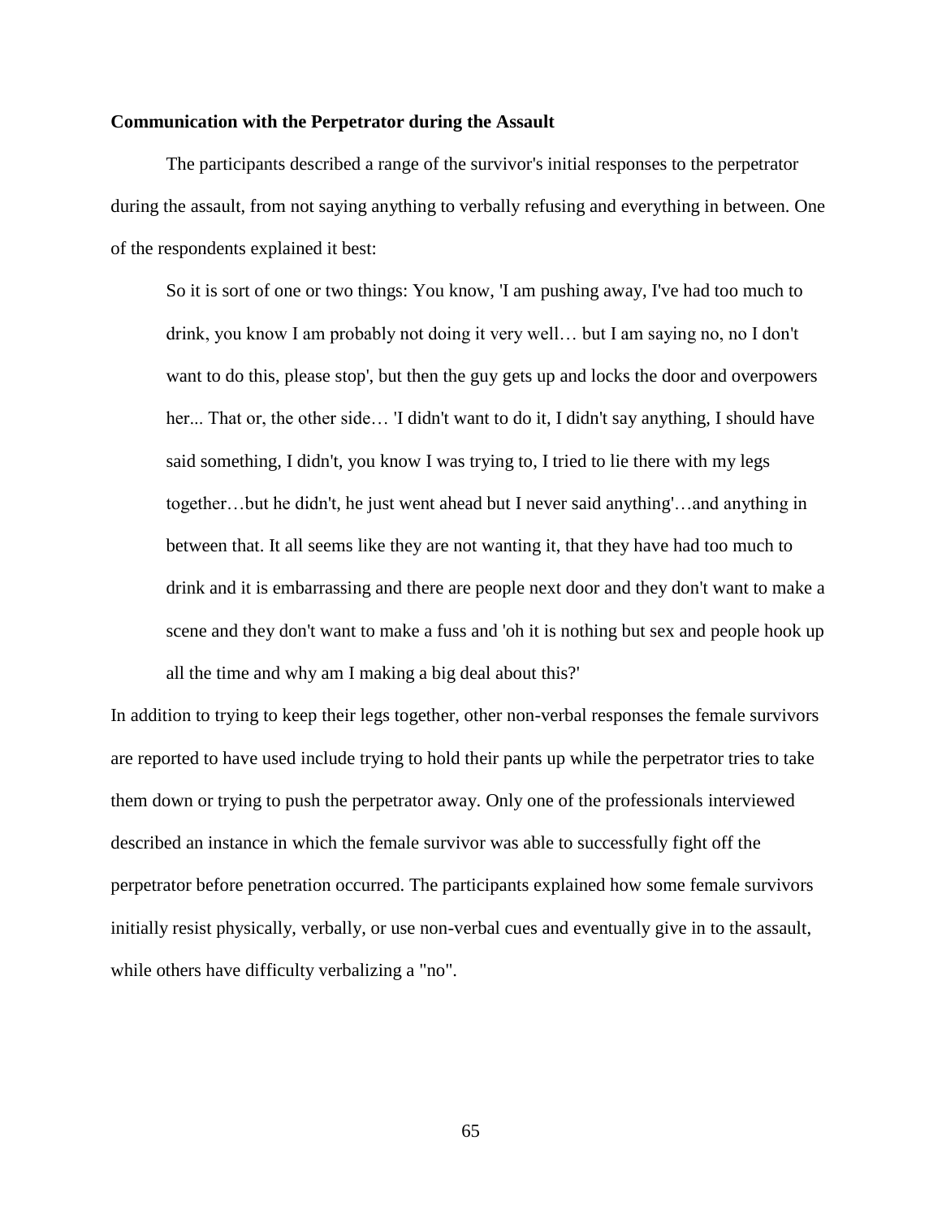**Communication with the Perpetrator during the Assault**

The participants described a range of the survivor's initial responses to the perpetrator during the assault, from not saying anything to verbally refusing and everything in between. One of the respondents explained it best:

> So it is sort of one or two things: You know, 'I am pushing away, I've had too much to drink, you know I am probably not doing it very well… but I am saying no, no I don't want to do this, please stop', but then the guy gets up and locks the door and overpowers her... That or, the other side… 'I didn't want to do it, I didn't say anything, I should have said something, I didn't, you know I was trying to, I tried to lie there with my legs together…but he didn't, he just went ahead but I never said anything'…and anything in between that. It all seems like they are not wanting it, that they have had too much to drink and it is embarrassing and there are people next door and they don't want to make a scene and they don't want to make a fuss and 'oh it is nothing but sex and people hook up all the time and why am I making a big deal about this?'

In addition to trying to keep their legs together, other non-verbal responses the female survivors are reported to have used include trying to hold their pants up while the perpetrator tries to take them down or trying to push the perpetrator away. Only one of the professionals interviewed described an instance in which the female survivor was able to successfully fight off the perpetrator before penetration occurred. The participants explained how some female survivors initially resist physically, verbally, or use non-verbal cues and eventually give in to the assault, while others have difficulty verbalizing a "no".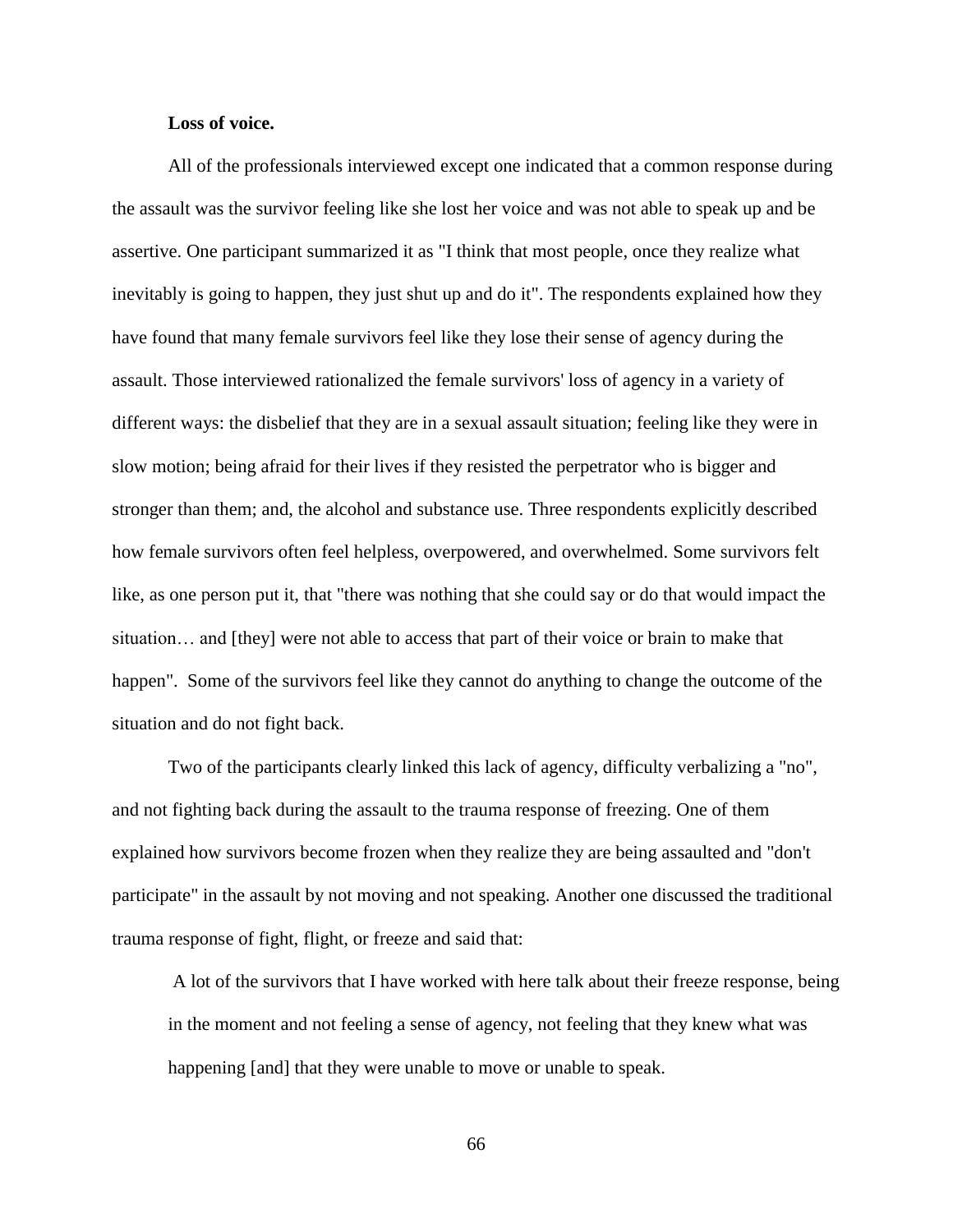**Loss of voice.**

All of the professionals interviewed except one indicated that a common response during the assault was the survivor feeling like she lost her voice and was not able to speak up and be assertive. One participant summarized it as "I think that most people, once they realize what inevitably is going to happen, they just shut up and do it". The respondents explained how they have found that many female survivors feel like they lose their sense of agency during the assault. Those interviewed rationalized the female survivors' loss of agency in a variety of different ways: the disbelief that they are in a sexual assault situation; feeling like they were in slow motion; being afraid for their lives if they resisted the perpetrator who is bigger and stronger than them; and, the alcohol and substance use. Three respondents explicitly described how female survivors often feel helpless, overpowered, and overwhelmed. Some survivors felt like, as one person put it, that "there was nothing that she could say or do that would impact the situation… and [they] were not able to access that part of their voice or brain to make that happen". Some of the survivors feel like they cannot do anything to change the outcome of the situation and do not fight back.

Two of the participants clearly linked this lack of agency, difficulty verbalizing a "no", and not fighting back during the assault to the trauma response of freezing. One of them explained how survivors become frozen when they realize they are being assaulted and "don't participate" in the assault by not moving and not speaking. Another one discussed the traditional trauma response of fight, flight, or freeze and said that:

> A lot of the survivors that I have worked with here talk about their freeze response, being in the moment and not feeling a sense of agency, not feeling that they knew what was happening [and] that they were unable to move or unable to speak.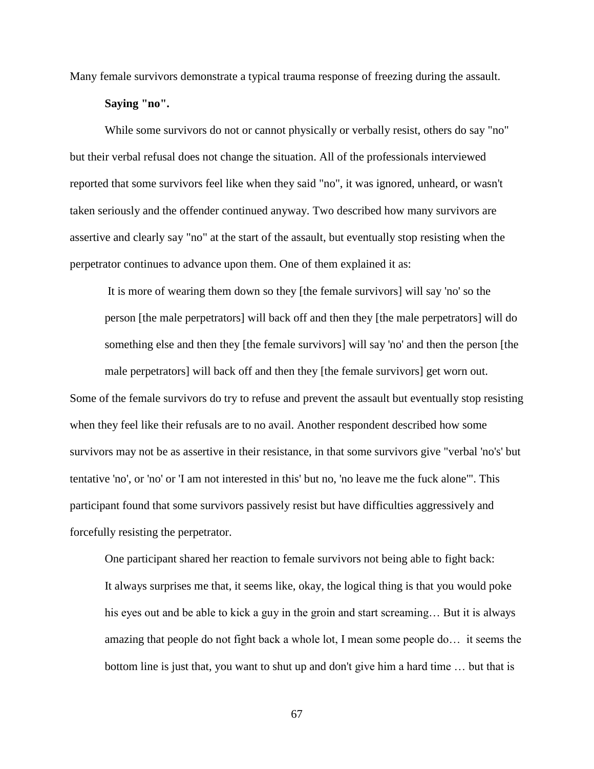Many female survivors demonstrate a typical trauma response of freezing during the assault.

**Saying "no".**

While some survivors do not or cannot physically or verbally resist, others do say "no" but their verbal refusal does not change the situation. All of the professionals interviewed reported that some survivors feel like when they said "no", it was ignored, unheard, or wasn't taken seriously and the offender continued anyway. Two described how many survivors are assertive and clearly say "no" at the start of the assault, but eventually stop resisting when the perpetrator continues to advance upon them. One of them explained it as:

> It is more of wearing them down so they [the female survivors] will say 'no' so the person [the male perpetrators] will back off and then they [the male perpetrators] will do something else and then they [the female survivors] will say 'no' and then the person [the male perpetrators] will back off and then they [the female survivors] get worn out.

Some of the female survivors do try to refuse and prevent the assault but eventually stop resisting when they feel like their refusals are to no avail. Another respondent described how some survivors may not be as assertive in their resistance, in that some survivors give "verbal 'no's' but tentative 'no', or 'no' or 'I am not interested in this' but no, 'no leave me the fuck alone'". This participant found that some survivors passively resist but have difficulties aggressively and forcefully resisting the perpetrator.

One participant shared her reaction to female survivors not being able to fight back:

> It always surprises me that, it seems like, okay, the logical thing is that you would poke his eyes out and be able to kick a guy in the groin and start screaming… But it is always amazing that people do not fight back a whole lot, I mean some people do… it seems the bottom line is just that, you want to shut up and don't give him a hard time … but that is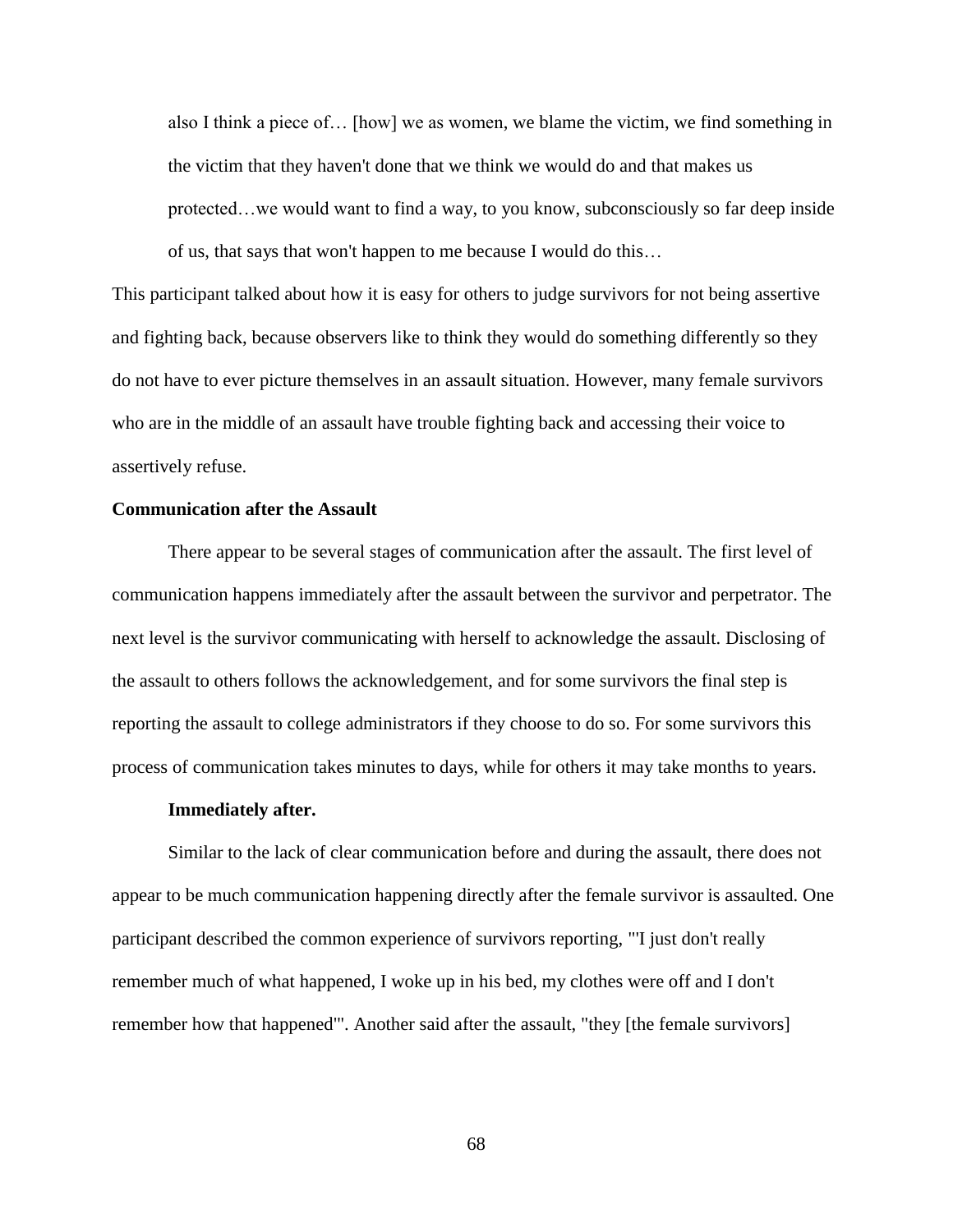> also I think a piece of… [how] we as women, we blame the victim, we find something in the victim that they haven't done that we think we would do and that makes us protected…we would want to find a way, to you know, subconsciously so far deep inside of us, that says that won't happen to me because I would do this…

This participant talked about how it is easy for others to judge survivors for not being assertive and fighting back, because observers like to think they would do something differently so they do not have to ever picture themselves in an assault situation. However, many female survivors who are in the middle of an assault have trouble fighting back and accessing their voice to assertively refuse.

### Communication after the Assault

There appear to be several stages of communication after the assault. The first level of communication happens immediately after the assault between the survivor and perpetrator. The next level is the survivor communicating with herself to acknowledge the assault. Disclosing of the assault to others follows the acknowledgement, and for some survivors the final step is reporting the assault to college administrators if they choose to do so. For some survivors this process of communication takes minutes to days, while for others it may take months to years.

#### Immediately after.

Similar to the lack of clear communication before and during the assault, there does not appear to be much communication happening directly after the female survivor is assaulted. One participant described the common experience of survivors reporting, "'I just don't really remember much of what happened, I woke up in his bed, my clothes were off and I don't remember how that happened'". Another said after the assault, "they [the female survivors]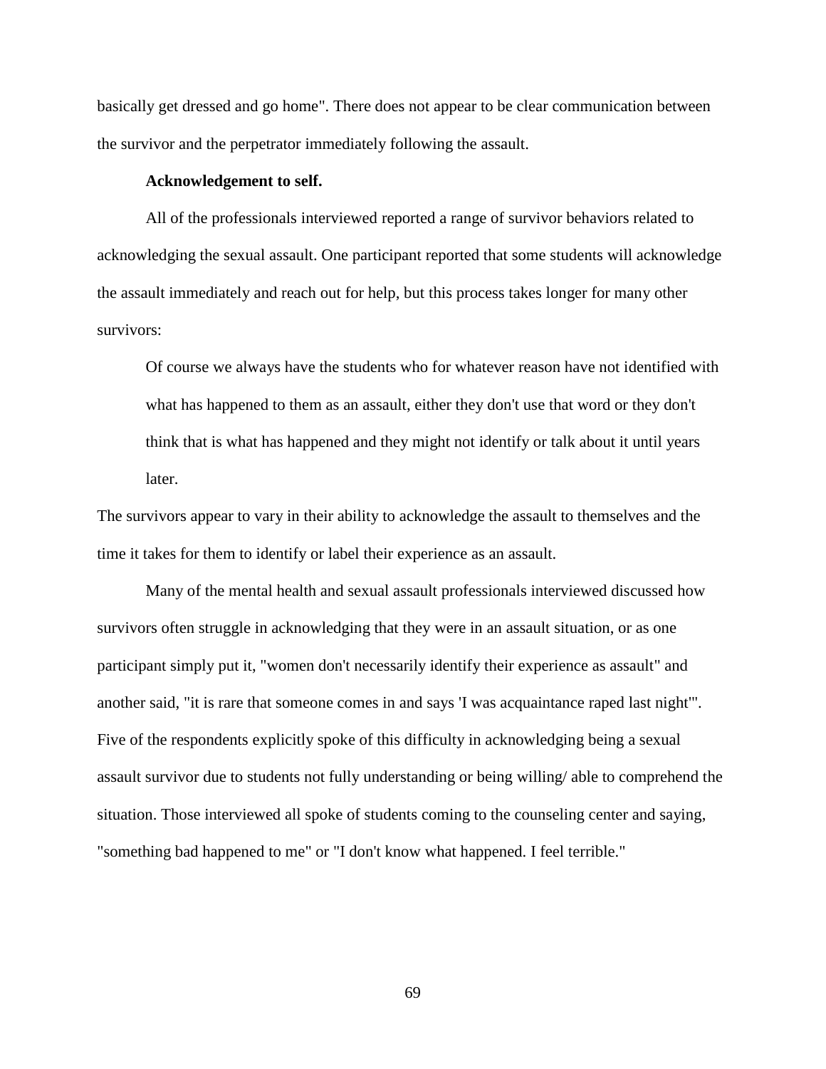basically get dressed and go home". There does not appear to be clear communication between the survivor and the perpetrator immediately following the assault.

**Acknowledgement to self.**

All of the professionals interviewed reported a range of survivor behaviors related to acknowledging the sexual assault. One participant reported that some students will acknowledge the assault immediately and reach out for help, but this process takes longer for many other survivors:

> Of course we always have the students who for whatever reason have not identified with what has happened to them as an assault, either they don't use that word or they don't think that is what has happened and they might not identify or talk about it until years later.

The survivors appear to vary in their ability to acknowledge the assault to themselves and the time it takes for them to identify or label their experience as an assault.

Many of the mental health and sexual assault professionals interviewed discussed how survivors often struggle in acknowledging that they were in an assault situation, or as one participant simply put it, "women don't necessarily identify their experience as assault" and another said, "it is rare that someone comes in and says 'I was acquaintance raped last night'". Five of the respondents explicitly spoke of this difficulty in acknowledging being a sexual assault survivor due to students not fully understanding or being willing/ able to comprehend the situation. Those interviewed all spoke of students coming to the counseling center and saying, "something bad happened to me" or "I don't know what happened. I feel terrible."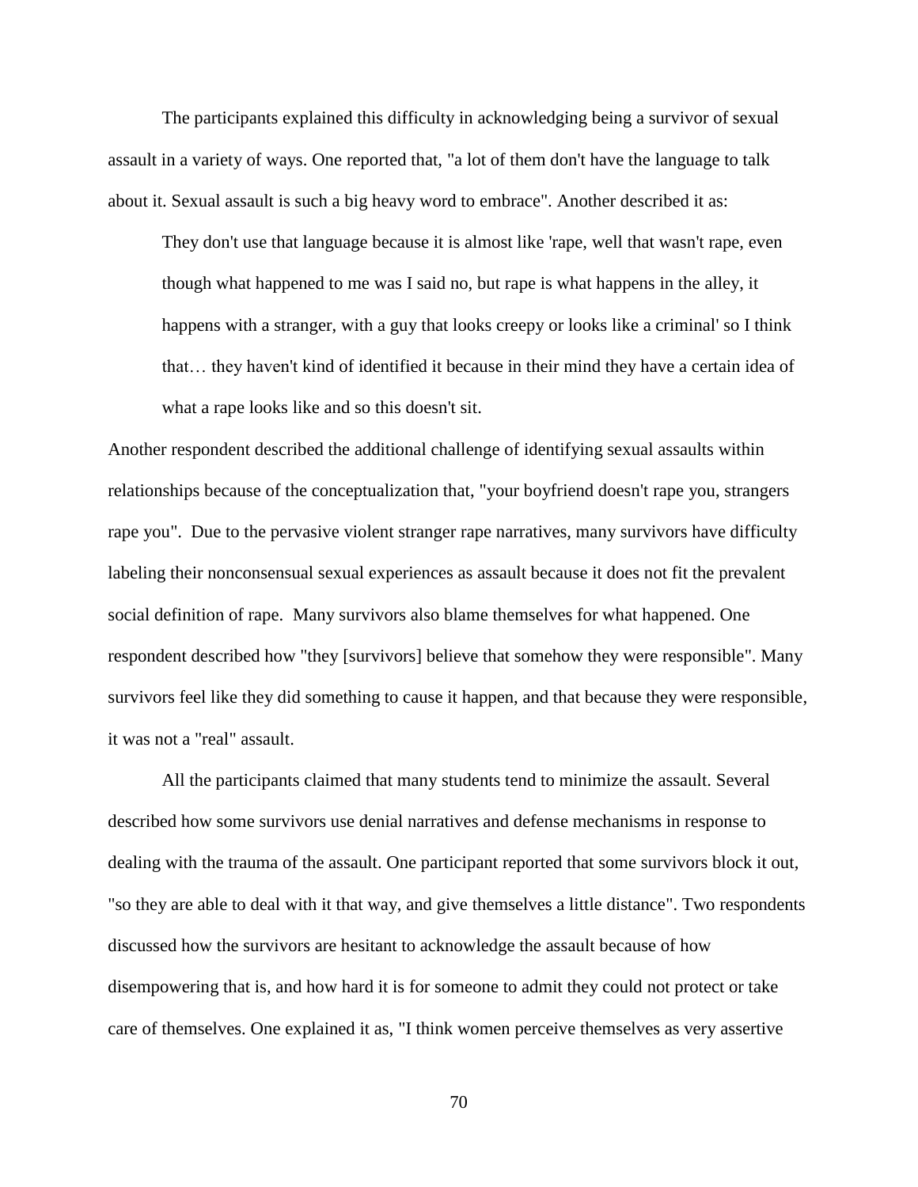The participants explained this difficulty in acknowledging being a survivor of sexual assault in a variety of ways. One reported that, "a lot of them don't have the language to talk about it. Sexual assault is such a big heavy word to embrace". Another described it as:

> They don't use that language because it is almost like 'rape, well that wasn't rape, even though what happened to me was I said no, but rape is what happens in the alley, it happens with a stranger, with a guy that looks creepy or looks like a criminal' so I think that… they haven't kind of identified it because in their mind they have a certain idea of what a rape looks like and so this doesn't sit.

Another respondent described the additional challenge of identifying sexual assaults within relationships because of the conceptualization that, "your boyfriend doesn't rape you, strangers rape you". Due to the pervasive violent stranger rape narratives, many survivors have difficulty labeling their nonconsensual sexual experiences as assault because it does not fit the prevalent social definition of rape. Many survivors also blame themselves for what happened. One respondent described how "they [survivors] believe that somehow they were responsible". Many survivors feel like they did something to cause it happen, and that because they were responsible, it was not a "real" assault.

All the participants claimed that many students tend to minimize the assault. Several described how some survivors use denial narratives and defense mechanisms in response to dealing with the trauma of the assault. One participant reported that some survivors block it out, "so they are able to deal with it that way, and give themselves a little distance". Two respondents discussed how the survivors are hesitant to acknowledge the assault because of how disempowering that is, and how hard it is for someone to admit they could not protect or take care of themselves. One explained it as, "I think women perceive themselves as very assertive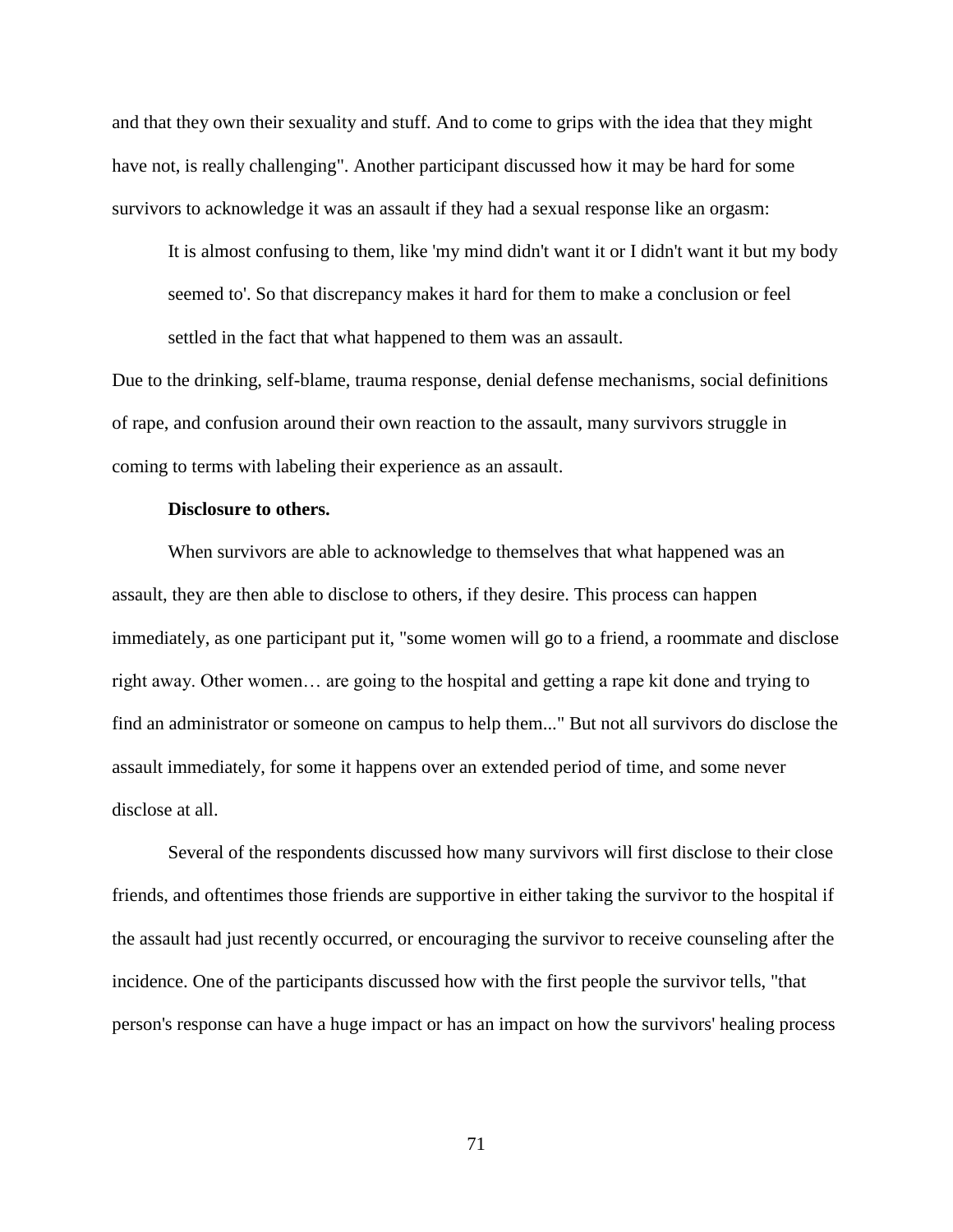and that they own their sexuality and stuff. And to come to grips with the idea that they might have not, is really challenging". Another participant discussed how it may be hard for some survivors to acknowledge it was an assault if they had a sexual response like an orgasm:

> It is almost confusing to them, like 'my mind didn't want it or I didn't want it but my body seemed to'. So that discrepancy makes it hard for them to make a conclusion or feel settled in the fact that what happened to them was an assault.

Due to the drinking, self-blame, trauma response, denial defense mechanisms, social definitions of rape, and confusion around their own reaction to the assault, many survivors struggle in coming to terms with labeling their experience as an assault.

**Disclosure to others.**

When survivors are able to acknowledge to themselves that what happened was an assault, they are then able to disclose to others, if they desire. This process can happen immediately, as one participant put it, "some women will go to a friend, a roommate and disclose right away. Other women… are going to the hospital and getting a rape kit done and trying to find an administrator or someone on campus to help them..." But not all survivors do disclose the assault immediately, for some it happens over an extended period of time, and some never disclose at all.

Several of the respondents discussed how many survivors will first disclose to their close friends, and oftentimes those friends are supportive in either taking the survivor to the hospital if the assault had just recently occurred, or encouraging the survivor to receive counseling after the incidence. One of the participants discussed how with the first people the survivor tells, "that person's response can have a huge impact or has an impact on how the survivors' healing process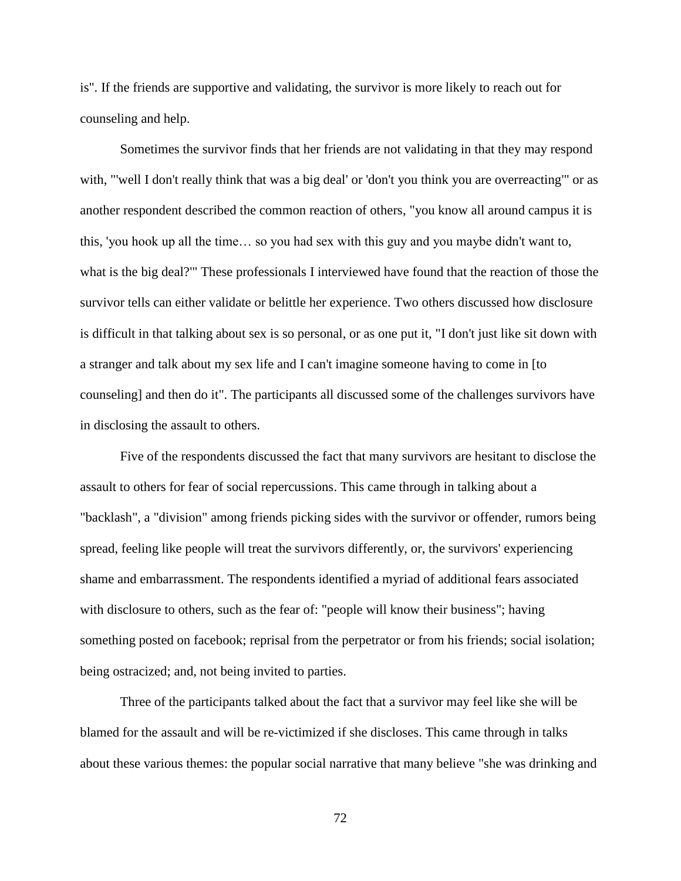is". If the friends are supportive and validating, the survivor is more likely to reach out for counseling and help.

Sometimes the survivor finds that her friends are not validating in that they may respond with, "'well I don't really think that was a big deal' or 'don't you think you are overreacting'" or as another respondent described the common reaction of others, "you know all around campus it is this, 'you hook up all the time… so you had sex with this guy and you maybe didn't want to, what is the big deal?'" These professionals I interviewed have found that the reaction of those the survivor tells can either validate or belittle her experience. Two others discussed how disclosure is difficult in that talking about sex is so personal, or as one put it, "I don't just like sit down with a stranger and talk about my sex life and I can't imagine someone having to come in [to counseling] and then do it". The participants all discussed some of the challenges survivors have in disclosing the assault to others.

Five of the respondents discussed the fact that many survivors are hesitant to disclose the assault to others for fear of social repercussions. This came through in talking about a "backlash", a "division" among friends picking sides with the survivor or offender, rumors being spread, feeling like people will treat the survivors differently, or, the survivors' experiencing shame and embarrassment. The respondents identified a myriad of additional fears associated with disclosure to others, such as the fear of: "people will know their business"; having something posted on facebook; reprisal from the perpetrator or from his friends; social isolation; being ostracized; and, not being invited to parties.

Three of the participants talked about the fact that a survivor may feel like she will be blamed for the assault and will be re-victimized if she discloses. This came through in talks about these various themes: the popular social narrative that many believe "she was drinking and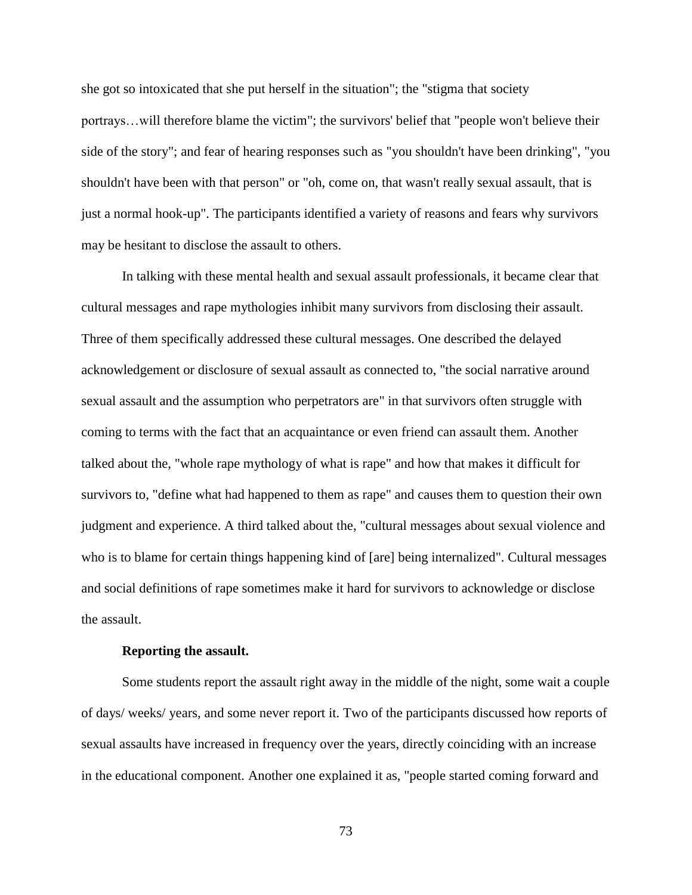she got so intoxicated that she put herself in the situation"; the "stigma that society portrays…will therefore blame the victim"; the survivors' belief that "people won't believe their side of the story"; and fear of hearing responses such as "you shouldn't have been drinking", "you shouldn't have been with that person" or "oh, come on, that wasn't really sexual assault, that is just a normal hook-up". The participants identified a variety of reasons and fears why survivors may be hesitant to disclose the assault to others.

In talking with these mental health and sexual assault professionals, it became clear that cultural messages and rape mythologies inhibit many survivors from disclosing their assault. Three of them specifically addressed these cultural messages. One described the delayed acknowledgement or disclosure of sexual assault as connected to, "the social narrative around sexual assault and the assumption who perpetrators are" in that survivors often struggle with coming to terms with the fact that an acquaintance or even friend can assault them. Another talked about the, "whole rape mythology of what is rape" and how that makes it difficult for survivors to, "define what had happened to them as rape" and causes them to question their own judgment and experience. A third talked about the, "cultural messages about sexual violence and who is to blame for certain things happening kind of [are] being internalized". Cultural messages and social definitions of rape sometimes make it hard for survivors to acknowledge or disclose the assault.

**Reporting the assault.**

Some students report the assault right away in the middle of the night, some wait a couple of days/ weeks/ years, and some never report it. Two of the participants discussed how reports of sexual assaults have increased in frequency over the years, directly coinciding with an increase in the educational component. Another one explained it as, "people started coming forward and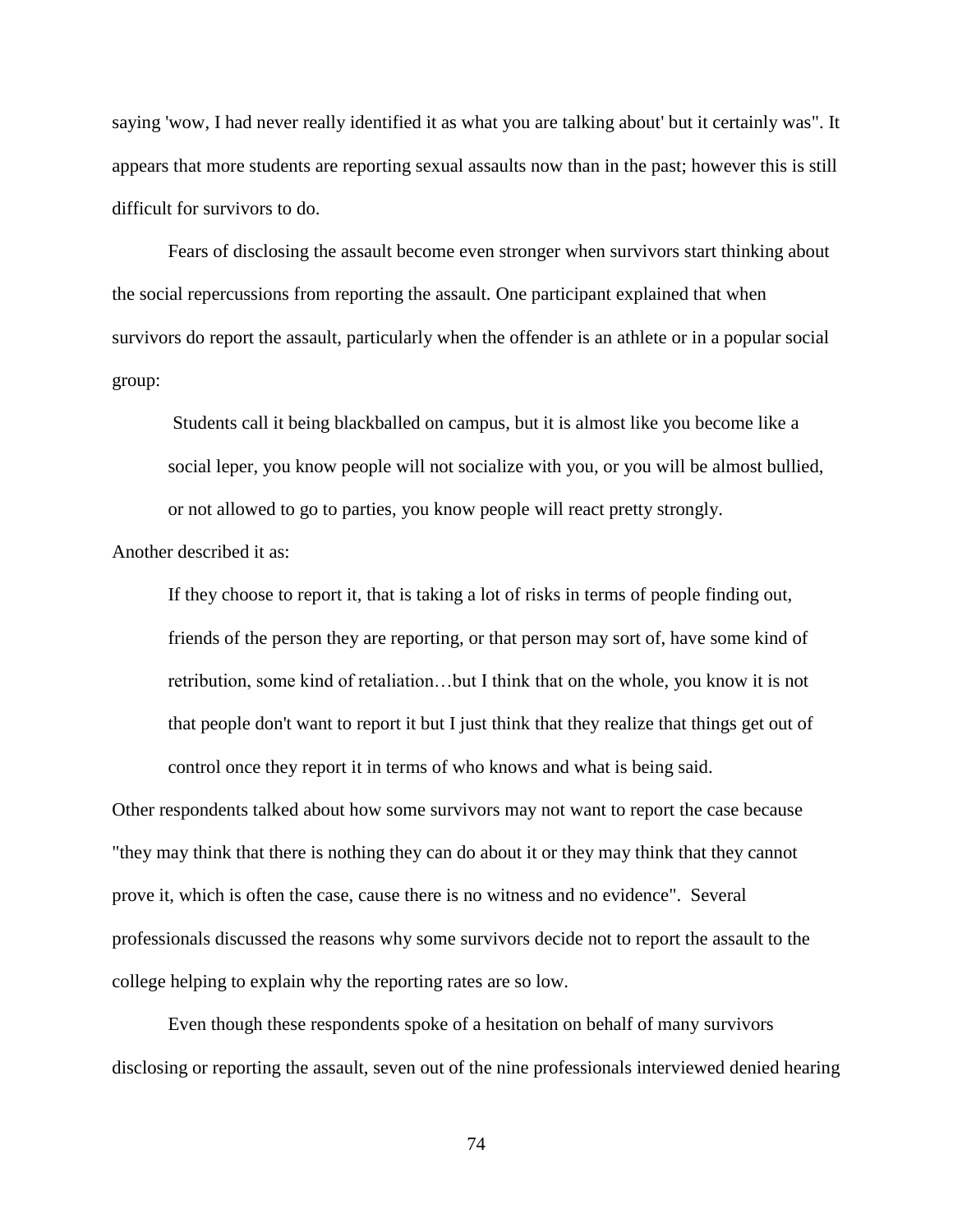saying 'wow, I had never really identified it as what you are talking about' but it certainly was". It appears that more students are reporting sexual assaults now than in the past; however this is still difficult for survivors to do.

Fears of disclosing the assault become even stronger when survivors start thinking about the social repercussions from reporting the assault. One participant explained that when survivors do report the assault, particularly when the offender is an athlete or in a popular social group:

> Students call it being blackballed on campus, but it is almost like you become like a social leper, you know people will not socialize with you, or you will be almost bullied, or not allowed to go to parties, you know people will react pretty strongly.

Another described it as:

> If they choose to report it, that is taking a lot of risks in terms of people finding out, friends of the person they are reporting, or that person may sort of, have some kind of retribution, some kind of retaliation…but I think that on the whole, you know it is not that people don't want to report it but I just think that they realize that things get out of control once they report it in terms of who knows and what is being said.

Other respondents talked about how some survivors may not want to report the case because "they may think that there is nothing they can do about it or they may think that they cannot prove it, which is often the case, cause there is no witness and no evidence". Several professionals discussed the reasons why some survivors decide not to report the assault to the college helping to explain why the reporting rates are so low.

Even though these respondents spoke of a hesitation on behalf of many survivors disclosing or reporting the assault, seven out of the nine professionals interviewed denied hearing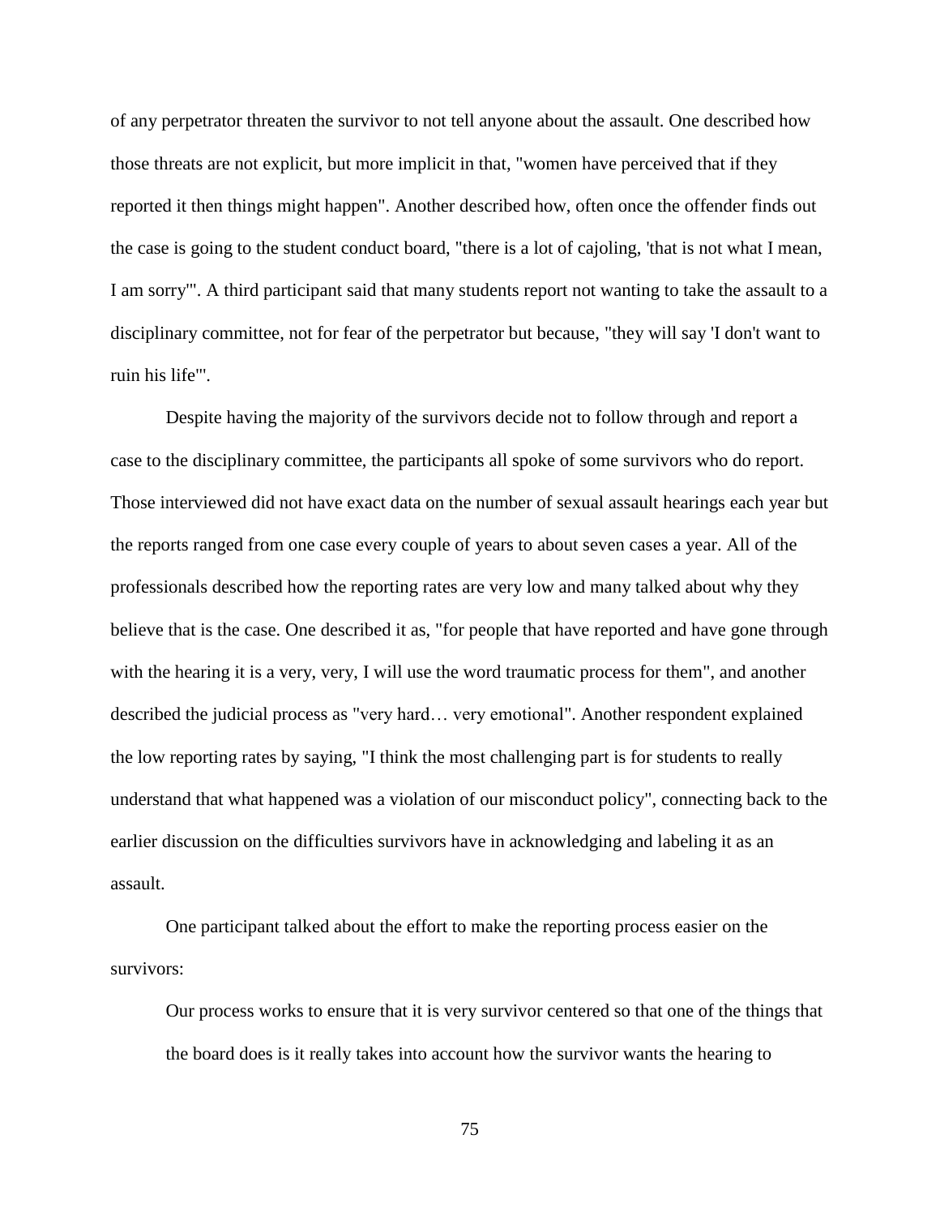of any perpetrator threaten the survivor to not tell anyone about the assault. One described how those threats are not explicit, but more implicit in that, "women have perceived that if they reported it then things might happen". Another described how, often once the offender finds out the case is going to the student conduct board, "there is a lot of cajoling, 'that is not what I mean, I am sorry'". A third participant said that many students report not wanting to take the assault to a disciplinary committee, not for fear of the perpetrator but because, "they will say 'I don't want to ruin his life'".

Despite having the majority of the survivors decide not to follow through and report a case to the disciplinary committee, the participants all spoke of some survivors who do report. Those interviewed did not have exact data on the number of sexual assault hearings each year but the reports ranged from one case every couple of years to about seven cases a year. All of the professionals described how the reporting rates are very low and many talked about why they believe that is the case. One described it as, "for people that have reported and have gone through with the hearing it is a very, very, I will use the word traumatic process for them", and another described the judicial process as "very hard… very emotional". Another respondent explained the low reporting rates by saying, "I think the most challenging part is for students to really understand that what happened was a violation of our misconduct policy", connecting back to the earlier discussion on the difficulties survivors have in acknowledging and labeling it as an assault.

One participant talked about the effort to make the reporting process easier on the survivors:

> Our process works to ensure that it is very survivor centered so that one of the things that the board does is it really takes into account how the survivor wants the hearing to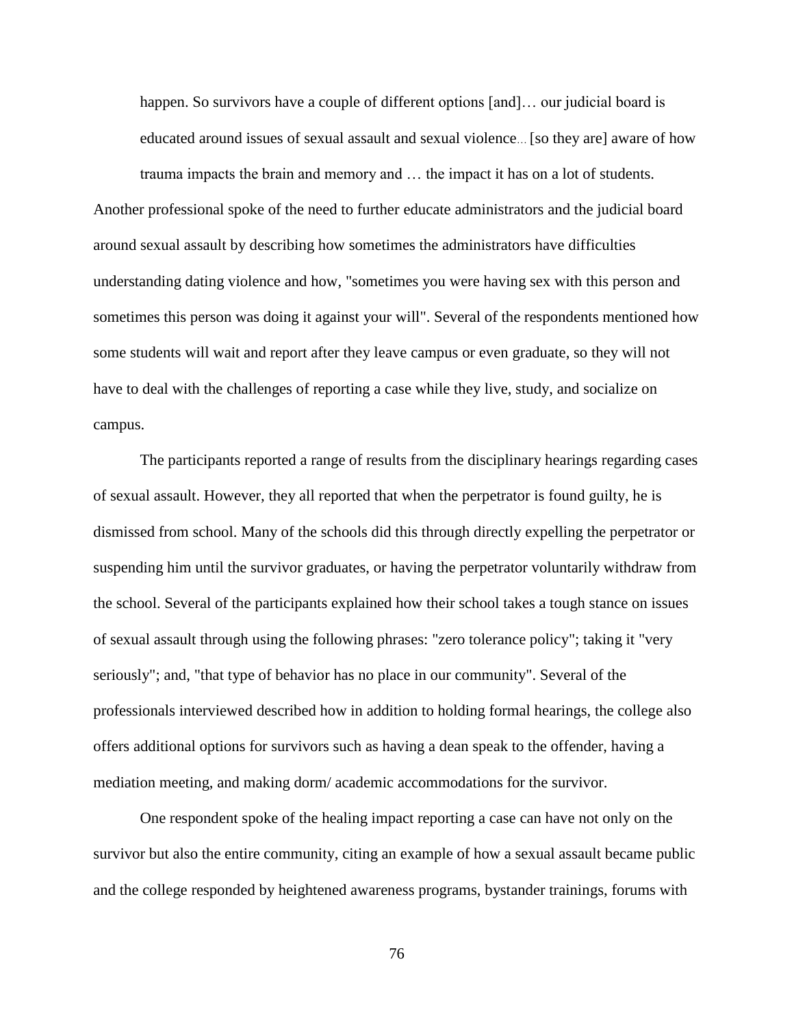> happen. So survivors have a couple of different options [and]… our judicial board is educated around issues of sexual assault and sexual violence… [so they are] aware of how trauma impacts the brain and memory and … the impact it has on a lot of students.

Another professional spoke of the need to further educate administrators and the judicial board around sexual assault by describing how sometimes the administrators have difficulties understanding dating violence and how, "sometimes you were having sex with this person and sometimes this person was doing it against your will". Several of the respondents mentioned how some students will wait and report after they leave campus or even graduate, so they will not have to deal with the challenges of reporting a case while they live, study, and socialize on campus.

The participants reported a range of results from the disciplinary hearings regarding cases of sexual assault. However, they all reported that when the perpetrator is found guilty, he is dismissed from school. Many of the schools did this through directly expelling the perpetrator or suspending him until the survivor graduates, or having the perpetrator voluntarily withdraw from the school. Several of the participants explained how their school takes a tough stance on issues of sexual assault through using the following phrases: "zero tolerance policy"; taking it "very seriously"; and, "that type of behavior has no place in our community". Several of the professionals interviewed described how in addition to holding formal hearings, the college also offers additional options for survivors such as having a dean speak to the offender, having a mediation meeting, and making dorm/ academic accommodations for the survivor.

One respondent spoke of the healing impact reporting a case can have not only on the survivor but also the entire community, citing an example of how a sexual assault became public and the college responded by heightened awareness programs, bystander trainings, forums with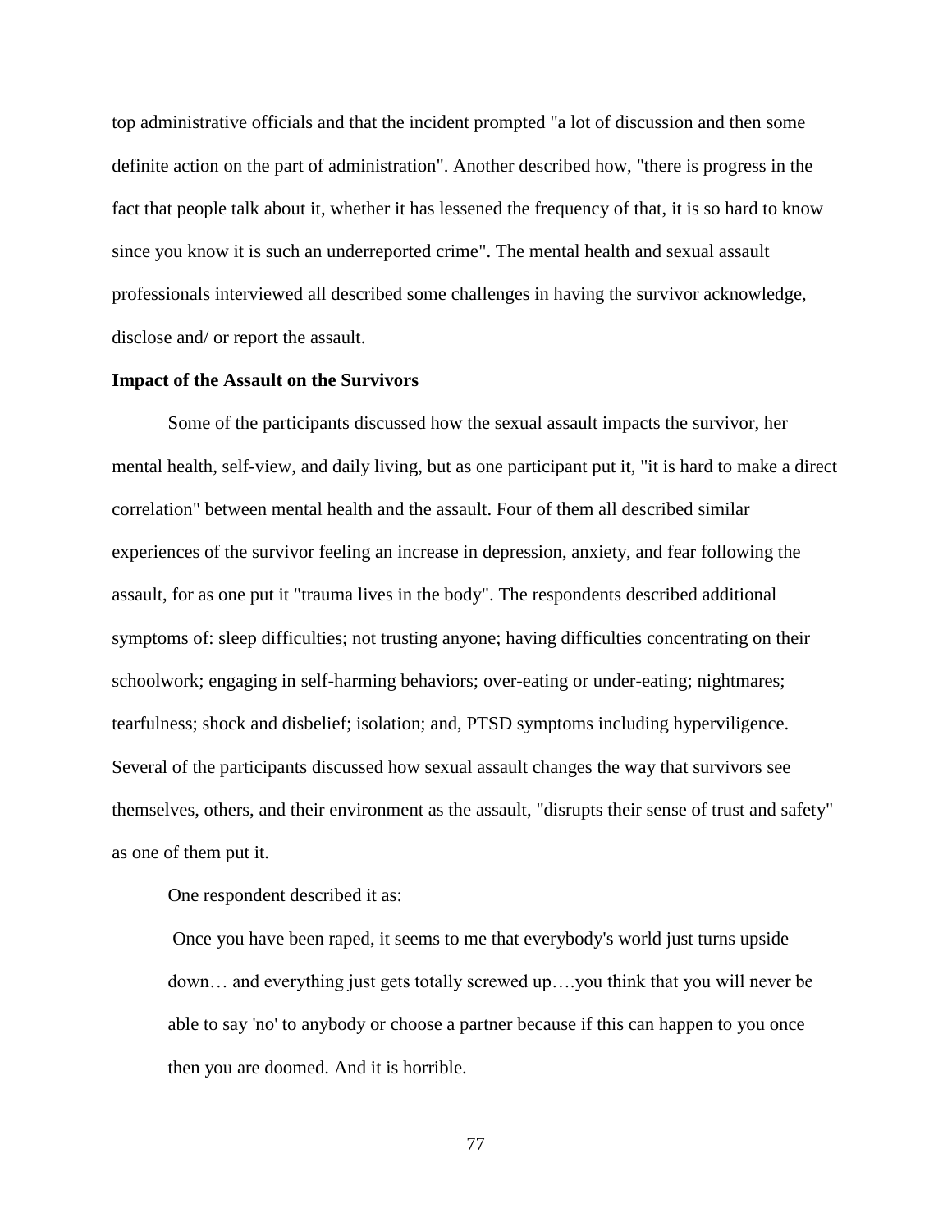top administrative officials and that the incident prompted "a lot of discussion and then some definite action on the part of administration". Another described how, "there is progress in the fact that people talk about it, whether it has lessened the frequency of that, it is so hard to know since you know it is such an underreported crime". The mental health and sexual assault professionals interviewed all described some challenges in having the survivor acknowledge, disclose and/ or report the assault.

**Impact of the Assault on the Survivors**

Some of the participants discussed how the sexual assault impacts the survivor, her mental health, self-view, and daily living, but as one participant put it, "it is hard to make a direct correlation" between mental health and the assault. Four of them all described similar experiences of the survivor feeling an increase in depression, anxiety, and fear following the assault, for as one put it "trauma lives in the body". The respondents described additional symptoms of: sleep difficulties; not trusting anyone; having difficulties concentrating on their schoolwork; engaging in self-harming behaviors; over-eating or under-eating; nightmares; tearfulness; shock and disbelief; isolation; and, PTSD symptoms including hyperviligence. Several of the participants discussed how sexual assault changes the way that survivors see themselves, others, and their environment as the assault, "disrupts their sense of trust and safety" as one of them put it.

One respondent described it as:

> Once you have been raped, it seems to me that everybody's world just turns upside down… and everything just gets totally screwed up….you think that you will never be able to say 'no' to anybody or choose a partner because if this can happen to you once then you are doomed. And it is horrible.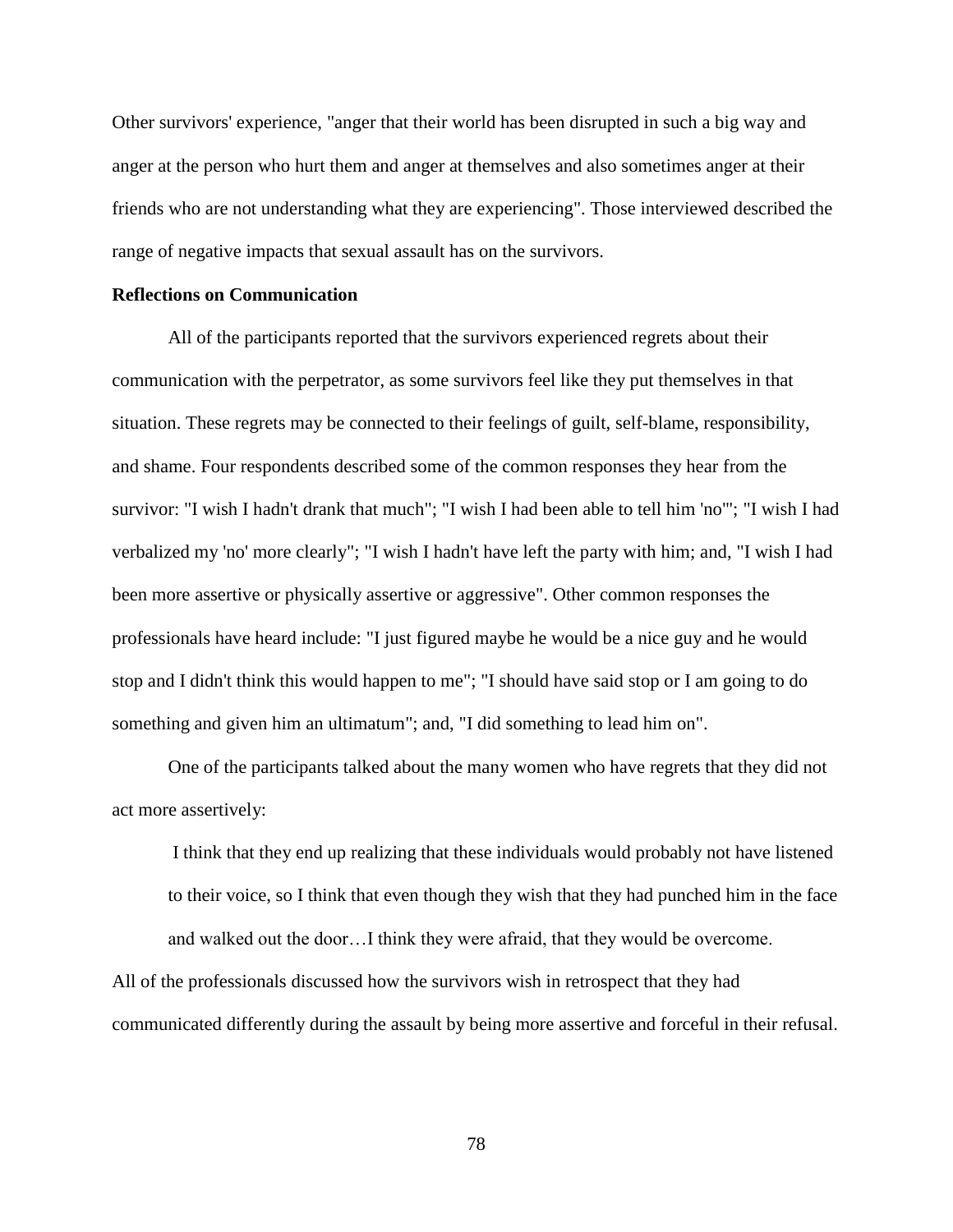Other survivors' experience, "anger that their world has been disrupted in such a big way and anger at the person who hurt them and anger at themselves and also sometimes anger at their friends who are not understanding what they are experiencing". Those interviewed described the range of negative impacts that sexual assault has on the survivors.

**Reflections on Communication**

All of the participants reported that the survivors experienced regrets about their communication with the perpetrator, as some survivors feel like they put themselves in that situation. These regrets may be connected to their feelings of guilt, self-blame, responsibility, and shame. Four respondents described some of the common responses they hear from the survivor: "I wish I hadn't drank that much"; "I wish I had been able to tell him 'no'"; "I wish I had verbalized my 'no' more clearly"; "I wish I hadn't have left the party with him; and, "I wish I had been more assertive or physically assertive or aggressive". Other common responses the professionals have heard include: "I just figured maybe he would be a nice guy and he would stop and I didn't think this would happen to me"; "I should have said stop or I am going to do something and given him an ultimatum"; and, "I did something to lead him on".

One of the participants talked about the many women who have regrets that they did not act more assertively:

> I think that they end up realizing that these individuals would probably not have listened to their voice, so I think that even though they wish that they had punched him in the face and walked out the door…I think they were afraid, that they would be overcome.

All of the professionals discussed how the survivors wish in retrospect that they had communicated differently during the assault by being more assertive and forceful in their refusal.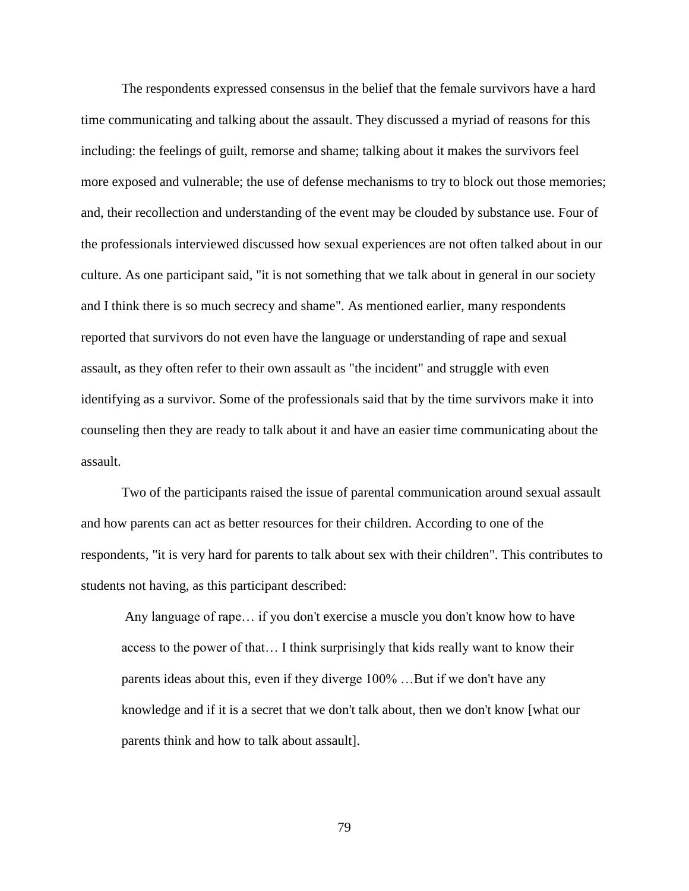The respondents expressed consensus in the belief that the female survivors have a hard time communicating and talking about the assault. They discussed a myriad of reasons for this including: the feelings of guilt, remorse and shame; talking about it makes the survivors feel more exposed and vulnerable; the use of defense mechanisms to try to block out those memories; and, their recollection and understanding of the event may be clouded by substance use. Four of the professionals interviewed discussed how sexual experiences are not often talked about in our culture. As one participant said, "it is not something that we talk about in general in our society and I think there is so much secrecy and shame". As mentioned earlier, many respondents reported that survivors do not even have the language or understanding of rape and sexual assault, as they often refer to their own assault as "the incident" and struggle with even identifying as a survivor. Some of the professionals said that by the time survivors make it into counseling then they are ready to talk about it and have an easier time communicating about the assault.

Two of the participants raised the issue of parental communication around sexual assault and how parents can act as better resources for their children. According to one of the respondents, "it is very hard for parents to talk about sex with their children". This contributes to students not having, as this participant described:

> Any language of rape… if you don't exercise a muscle you don't know how to have access to the power of that… I think surprisingly that kids really want to know their parents ideas about this, even if they diverge 100% …But if we don't have any knowledge and if it is a secret that we don't talk about, then we don't know [what our parents think and how to talk about assault].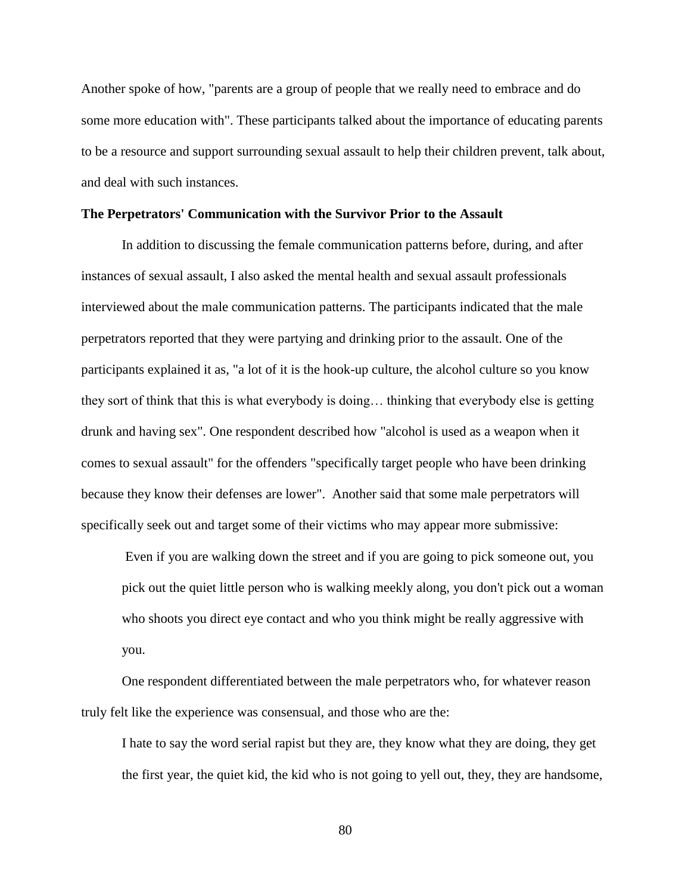Another spoke of how, "parents are a group of people that we really need to embrace and do some more education with". These participants talked about the importance of educating parents to be a resource and support surrounding sexual assault to help their children prevent, talk about, and deal with such instances.

**The Perpetrators' Communication with the Survivor Prior to the Assault**

In addition to discussing the female communication patterns before, during, and after instances of sexual assault, I also asked the mental health and sexual assault professionals interviewed about the male communication patterns. The participants indicated that the male perpetrators reported that they were partying and drinking prior to the assault. One of the participants explained it as, "a lot of it is the hook-up culture, the alcohol culture so you know they sort of think that this is what everybody is doing… thinking that everybody else is getting drunk and having sex". One respondent described how "alcohol is used as a weapon when it comes to sexual assault" for the offenders "specifically target people who have been drinking because they know their defenses are lower". Another said that some male perpetrators will specifically seek out and target some of their victims who may appear more submissive:

> Even if you are walking down the street and if you are going to pick someone out, you pick out the quiet little person who is walking meekly along, you don't pick out a woman who shoots you direct eye contact and who you think might be really aggressive with you.

One respondent differentiated between the male perpetrators who, for whatever reason truly felt like the experience was consensual, and those who are the:

> I hate to say the word serial rapist but they are, they know what they are doing, they get the first year, the quiet kid, the kid who is not going to yell out, they, they are handsome,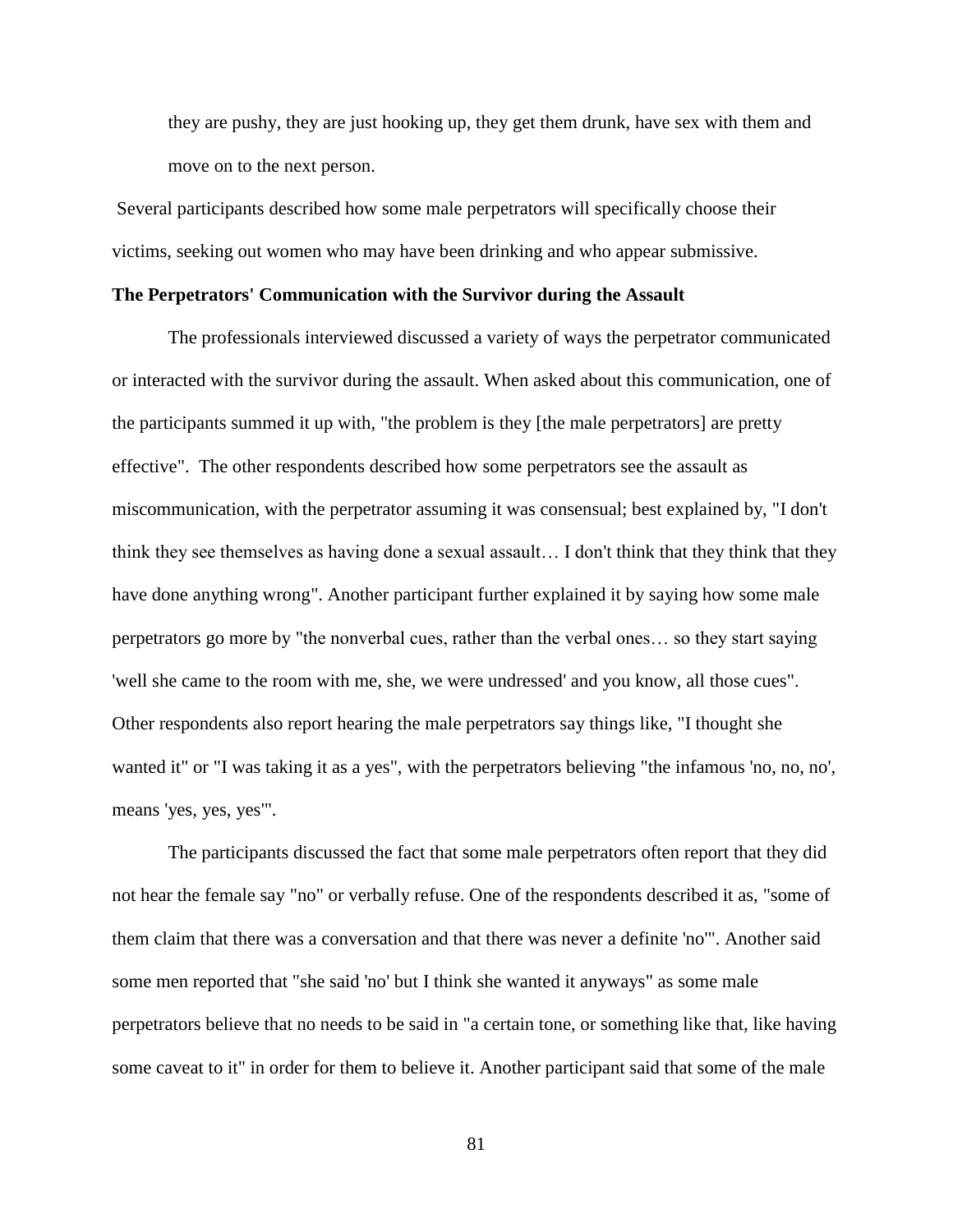> they are pushy, they are just hooking up, they get them drunk, have sex with them and move on to the next person.

Several participants described how some male perpetrators will specifically choose their victims, seeking out women who may have been drinking and who appear submissive.

**The Perpetrators' Communication with the Survivor during the Assault**

The professionals interviewed discussed a variety of ways the perpetrator communicated or interacted with the survivor during the assault. When asked about this communication, one of the participants summed it up with, "the problem is they [the male perpetrators] are pretty effective". The other respondents described how some perpetrators see the assault as miscommunication, with the perpetrator assuming it was consensual; best explained by, "I don't think they see themselves as having done a sexual assault… I don't think that they think that they have done anything wrong". Another participant further explained it by saying how some male perpetrators go more by "the nonverbal cues, rather than the verbal ones… so they start saying 'well she came to the room with me, she, we were undressed' and you know, all those cues". Other respondents also report hearing the male perpetrators say things like, "I thought she wanted it" or "I was taking it as a yes", with the perpetrators believing "the infamous 'no, no, no', means 'yes, yes, yes'".

The participants discussed the fact that some male perpetrators often report that they did not hear the female say "no" or verbally refuse. One of the respondents described it as, "some of them claim that there was a conversation and that there was never a definite 'no'". Another said some men reported that "she said 'no' but I think she wanted it anyways" as some male perpetrators believe that no needs to be said in "a certain tone, or something like that, like having some caveat to it" in order for them to believe it. Another participant said that some of the male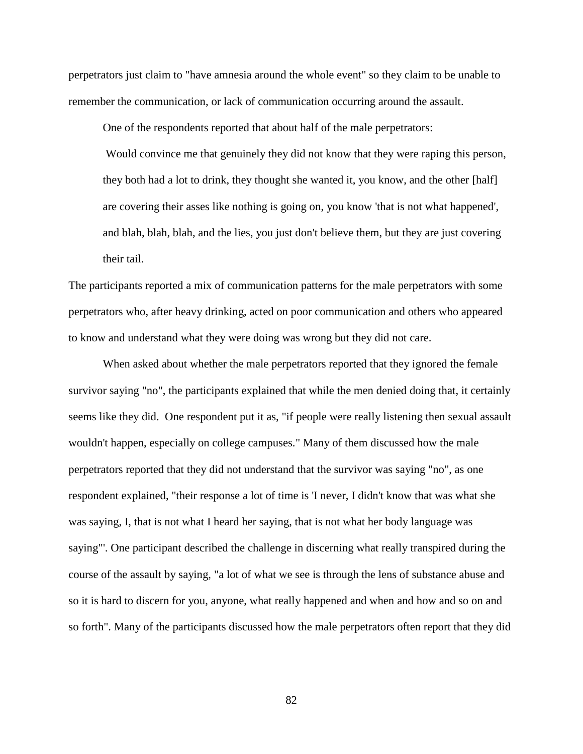perpetrators just claim to "have amnesia around the whole event" so they claim to be unable to remember the communication, or lack of communication occurring around the assault.

One of the respondents reported that about half of the male perpetrators:

> Would convince me that genuinely they did not know that they were raping this person, they both had a lot to drink, they thought she wanted it, you know, and the other [half] are covering their asses like nothing is going on, you know 'that is not what happened', and blah, blah, blah, and the lies, you just don't believe them, but they are just covering their tail.

The participants reported a mix of communication patterns for the male perpetrators with some perpetrators who, after heavy drinking, acted on poor communication and others who appeared to know and understand what they were doing was wrong but they did not care.

When asked about whether the male perpetrators reported that they ignored the female survivor saying "no", the participants explained that while the men denied doing that, it certainly seems like they did. One respondent put it as, "if people were really listening then sexual assault wouldn't happen, especially on college campuses." Many of them discussed how the male perpetrators reported that they did not understand that the survivor was saying "no", as one respondent explained, "their response a lot of time is 'I never, I didn't know that was what she was saying, I, that is not what I heard her saying, that is not what her body language was saying'". One participant described the challenge in discerning what really transpired during the course of the assault by saying, "a lot of what we see is through the lens of substance abuse and so it is hard to discern for you, anyone, what really happened and when and how and so on and so forth". Many of the participants discussed how the male perpetrators often report that they did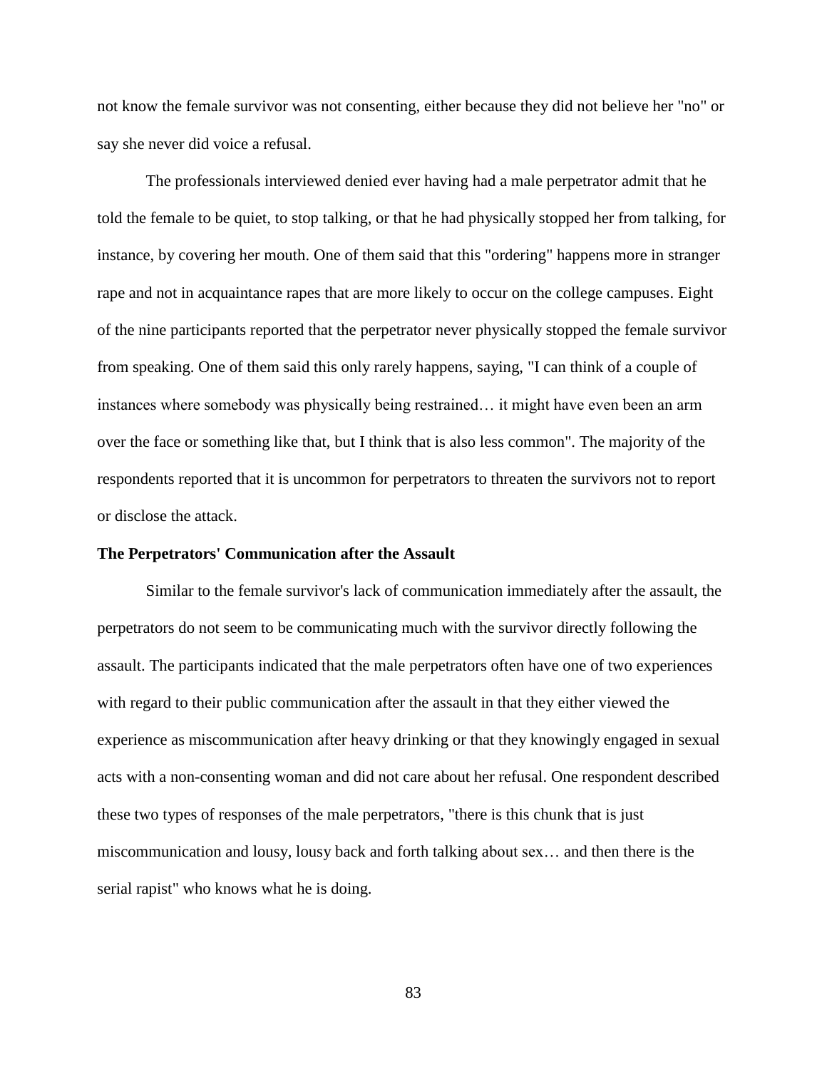not know the female survivor was not consenting, either because they did not believe her "no" or say she never did voice a refusal.

The professionals interviewed denied ever having had a male perpetrator admit that he told the female to be quiet, to stop talking, or that he had physically stopped her from talking, for instance, by covering her mouth. One of them said that this "ordering" happens more in stranger rape and not in acquaintance rapes that are more likely to occur on the college campuses. Eight of the nine participants reported that the perpetrator never physically stopped the female survivor from speaking. One of them said this only rarely happens, saying, "I can think of a couple of instances where somebody was physically being restrained… it might have even been an arm over the face or something like that, but I think that is also less common". The majority of the respondents reported that it is uncommon for perpetrators to threaten the survivors not to report or disclose the attack.

**The Perpetrators' Communication after the Assault**

Similar to the female survivor's lack of communication immediately after the assault, the perpetrators do not seem to be communicating much with the survivor directly following the assault. The participants indicated that the male perpetrators often have one of two experiences with regard to their public communication after the assault in that they either viewed the experience as miscommunication after heavy drinking or that they knowingly engaged in sexual acts with a non-consenting woman and did not care about her refusal. One respondent described these two types of responses of the male perpetrators, "there is this chunk that is just miscommunication and lousy, lousy back and forth talking about sex… and then there is the serial rapist" who knows what he is doing.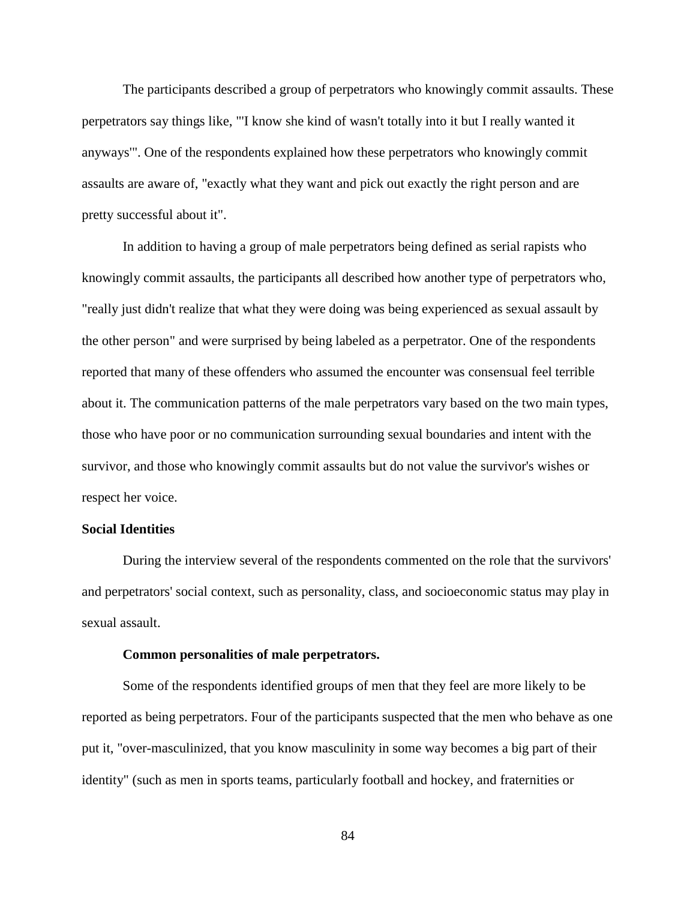The participants described a group of perpetrators who knowingly commit assaults. These perpetrators say things like, "'I know she kind of wasn't totally into it but I really wanted it anyways'". One of the respondents explained how these perpetrators who knowingly commit assaults are aware of, "exactly what they want and pick out exactly the right person and are pretty successful about it".

In addition to having a group of male perpetrators being defined as serial rapists who knowingly commit assaults, the participants all described how another type of perpetrators who, "really just didn't realize that what they were doing was being experienced as sexual assault by the other person" and were surprised by being labeled as a perpetrator. One of the respondents reported that many of these offenders who assumed the encounter was consensual feel terrible about it. The communication patterns of the male perpetrators vary based on the two main types, those who have poor or no communication surrounding sexual boundaries and intent with the survivor, and those who knowingly commit assaults but do not value the survivor's wishes or respect her voice.

## Social Identities

During the interview several of the respondents commented on the role that the survivors' and perpetrators' social context, such as personality, class, and socioeconomic status may play in sexual assault.

### Common personalities of male perpetrators.

Some of the respondents identified groups of men that they feel are more likely to be reported as being perpetrators. Four of the participants suspected that the men who behave as one put it, "over-masculinized, that you know masculinity in some way becomes a big part of their identity" (such as men in sports teams, particularly football and hockey, and fraternities or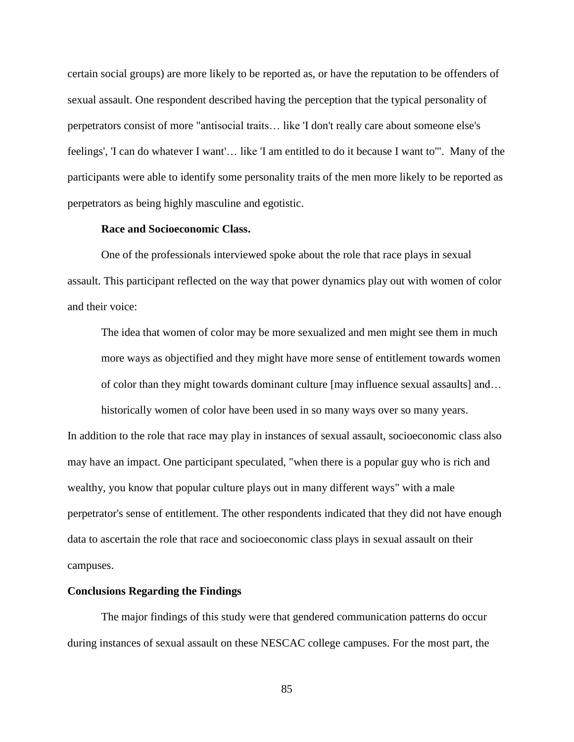certain social groups) are more likely to be reported as, or have the reputation to be offenders of sexual assault. One respondent described having the perception that the typical personality of perpetrators consist of more "antisocial traits… like 'I don't really care about someone else's feelings', 'I can do whatever I want'… like 'I am entitled to do it because I want to'". Many of the participants were able to identify some personality traits of the men more likely to be reported as perpetrators as being highly masculine and egotistic.

#### Race and Socioeconomic Class.

One of the professionals interviewed spoke about the role that race plays in sexual assault. This participant reflected on the way that power dynamics play out with women of color and their voice:

> The idea that women of color may be more sexualized and men might see them in much more ways as objectified and they might have more sense of entitlement towards women of color than they might towards dominant culture [may influence sexual assaults] and… historically women of color have been used in so many ways over so many years.

In addition to the role that race may play in instances of sexual assault, socioeconomic class also may have an impact. One participant speculated, "when there is a popular guy who is rich and wealthy, you know that popular culture plays out in many different ways" with a male perpetrator's sense of entitlement. The other respondents indicated that they did not have enough data to ascertain the role that race and socioeconomic class plays in sexual assault on their campuses.

### Conclusions Regarding the Findings

The major findings of this study were that gendered communication patterns do occur during instances of sexual assault on these NESCAC college campuses. For the most part, the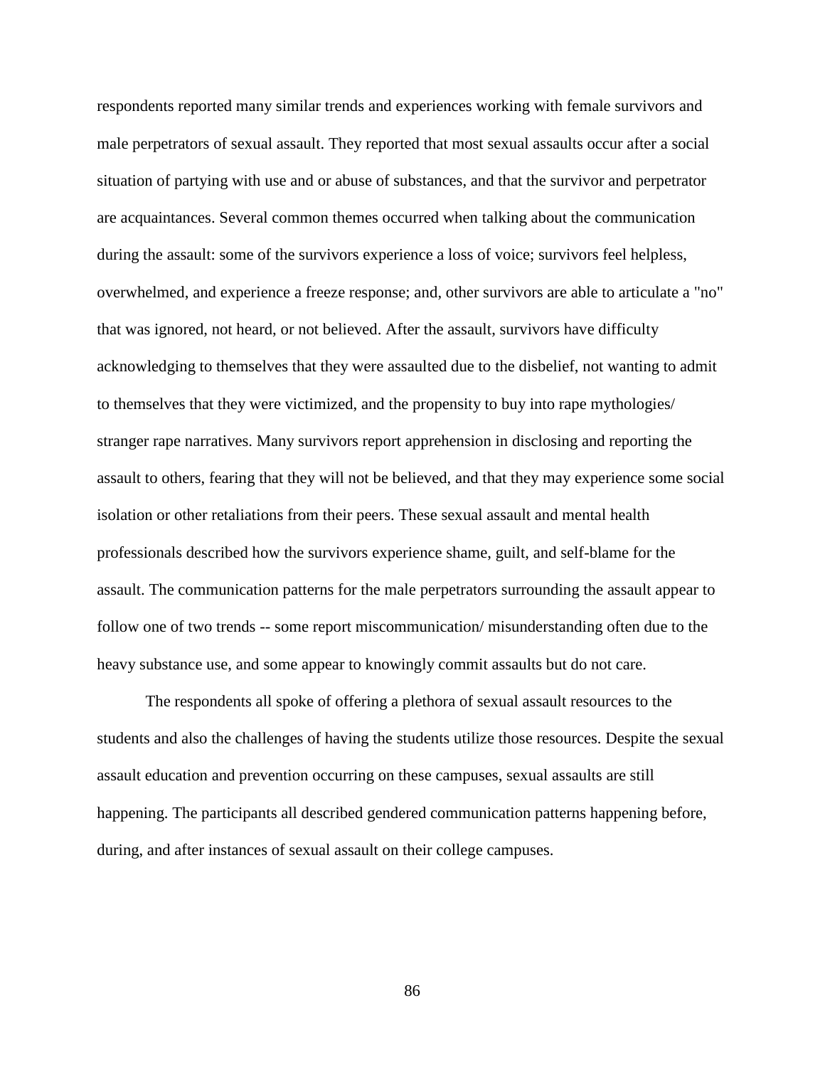respondents reported many similar trends and experiences working with female survivors and male perpetrators of sexual assault. They reported that most sexual assaults occur after a social situation of partying with use and or abuse of substances, and that the survivor and perpetrator are acquaintances. Several common themes occurred when talking about the communication during the assault: some of the survivors experience a loss of voice; survivors feel helpless, overwhelmed, and experience a freeze response; and, other survivors are able to articulate a "no" that was ignored, not heard, or not believed. After the assault, survivors have difficulty acknowledging to themselves that they were assaulted due to the disbelief, not wanting to admit to themselves that they were victimized, and the propensity to buy into rape mythologies/ stranger rape narratives. Many survivors report apprehension in disclosing and reporting the assault to others, fearing that they will not be believed, and that they may experience some social isolation or other retaliations from their peers. These sexual assault and mental health professionals described how the survivors experience shame, guilt, and self-blame for the assault. The communication patterns for the male perpetrators surrounding the assault appear to follow one of two trends -- some report miscommunication/ misunderstanding often due to the heavy substance use, and some appear to knowingly commit assaults but do not care.

The respondents all spoke of offering a plethora of sexual assault resources to the students and also the challenges of having the students utilize those resources. Despite the sexual assault education and prevention occurring on these campuses, sexual assaults are still happening. The participants all described gendered communication patterns happening before, during, and after instances of sexual assault on their college campuses.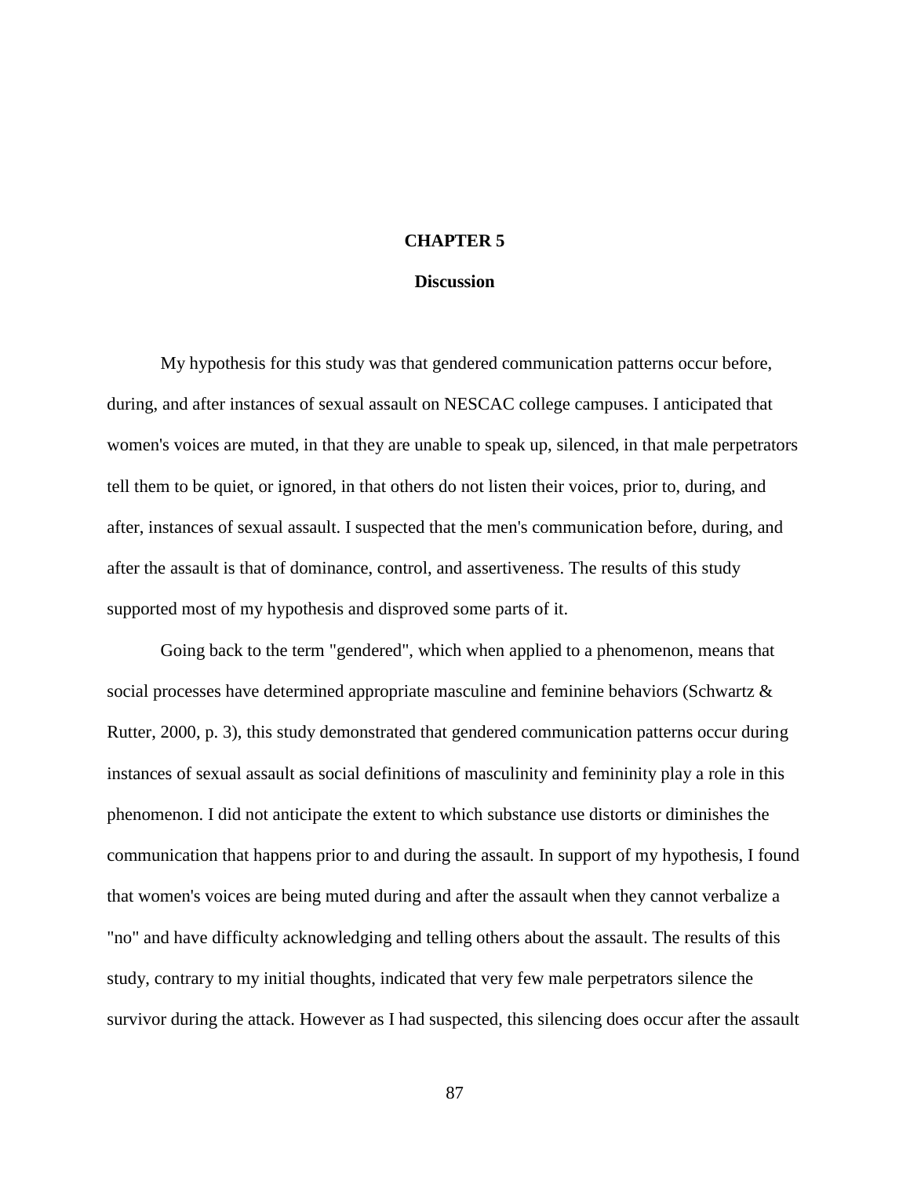# CHAPTER 5

## Discussion

My hypothesis for this study was that gendered communication patterns occur before, during, and after instances of sexual assault on NESCAC college campuses. I anticipated that women's voices are muted, in that they are unable to speak up, silenced, in that male perpetrators tell them to be quiet, or ignored, in that others do not listen their voices, prior to, during, and after, instances of sexual assault. I suspected that the men's communication before, during, and after the assault is that of dominance, control, and assertiveness. The results of this study supported most of my hypothesis and disproved some parts of it.

Going back to the term "gendered", which when applied to a phenomenon, means that social processes have determined appropriate masculine and feminine behaviors (Schwartz & Rutter, 2000, p. 3), this study demonstrated that gendered communication patterns occur during instances of sexual assault as social definitions of masculinity and femininity play a role in this phenomenon. I did not anticipate the extent to which substance use distorts or diminishes the communication that happens prior to and during the assault. In support of my hypothesis, I found that women's voices are being muted during and after the assault when they cannot verbalize a "no" and have difficulty acknowledging and telling others about the assault. The results of this study, contrary to my initial thoughts, indicated that very few male perpetrators silence the survivor during the attack. However as I had suspected, this silencing does occur after the assault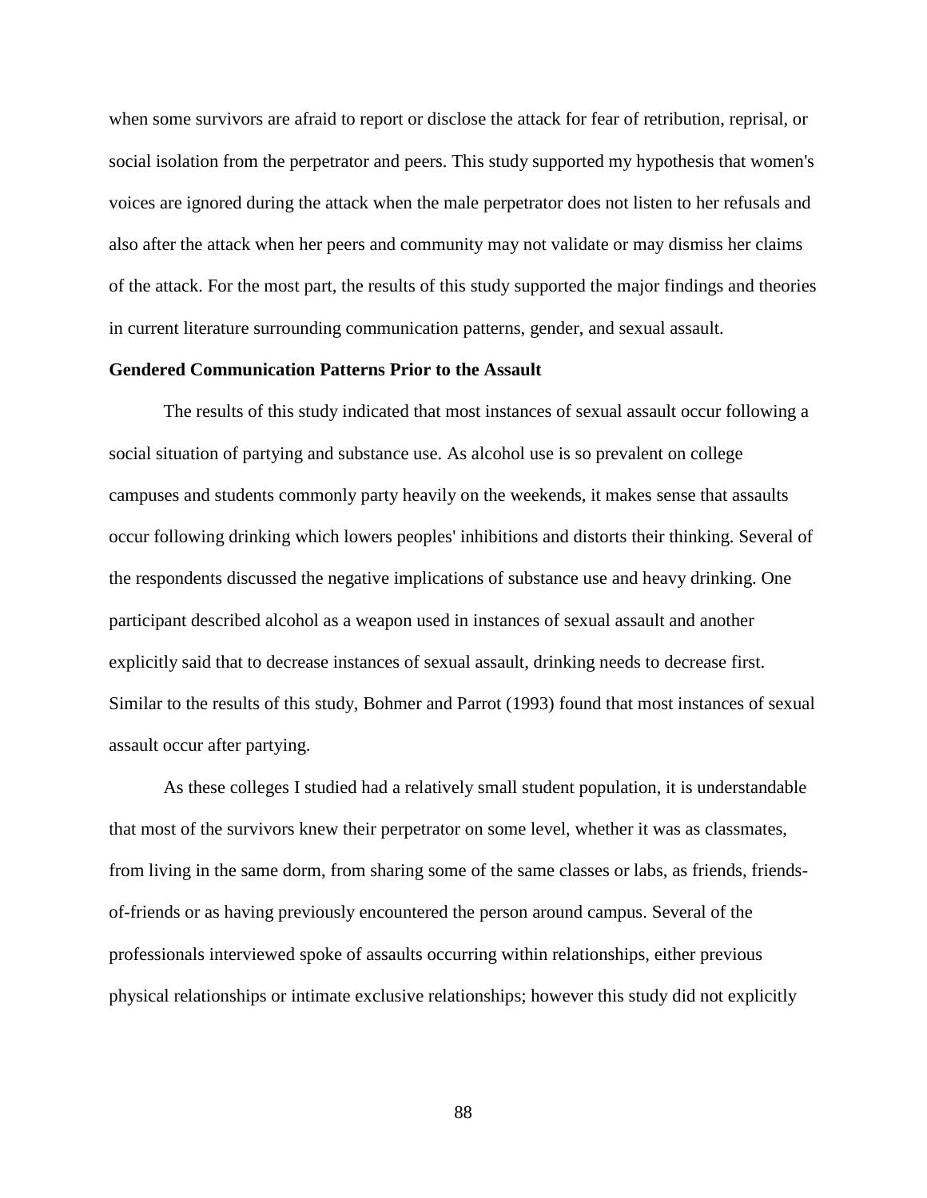when some survivors are afraid to report or disclose the attack for fear of retribution, reprisal, or social isolation from the perpetrator and peers. This study supported my hypothesis that women's voices are ignored during the attack when the male perpetrator does not listen to her refusals and also after the attack when her peers and community may not validate or may dismiss her claims of the attack. For the most part, the results of this study supported the major findings and theories in current literature surrounding communication patterns, gender, and sexual assault.

**Gendered Communication Patterns Prior to the Assault**

The results of this study indicated that most instances of sexual assault occur following a social situation of partying and substance use. As alcohol use is so prevalent on college campuses and students commonly party heavily on the weekends, it makes sense that assaults occur following drinking which lowers peoples' inhibitions and distorts their thinking. Several of the respondents discussed the negative implications of substance use and heavy drinking. One participant described alcohol as a weapon used in instances of sexual assault and another explicitly said that to decrease instances of sexual assault, drinking needs to decrease first. Similar to the results of this study, Bohmer and Parrot (1993) found that most instances of sexual assault occur after partying.

As these colleges I studied had a relatively small student population, it is understandable that most of the survivors knew their perpetrator on some level, whether it was as classmates, from living in the same dorm, from sharing some of the same classes or labs, as friends, friends-of-friends or as having previously encountered the person around campus. Several of the professionals interviewed spoke of assaults occurring within relationships, either previous physical relationships or intimate exclusive relationships; however this study did not explicitly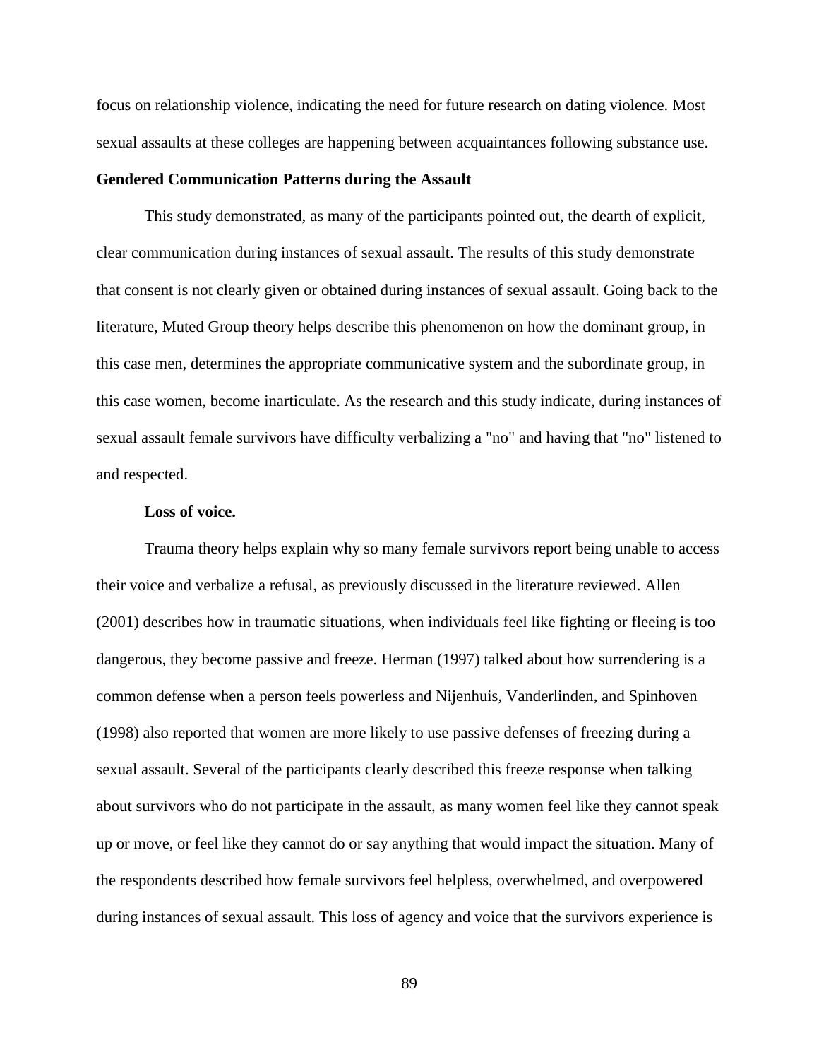focus on relationship violence, indicating the need for future research on dating violence. Most sexual assaults at these colleges are happening between acquaintances following substance use.

## Gendered Communication Patterns during the Assault

This study demonstrated, as many of the participants pointed out, the dearth of explicit, clear communication during instances of sexual assault. The results of this study demonstrate that consent is not clearly given or obtained during instances of sexual assault. Going back to the literature, Muted Group theory helps describe this phenomenon on how the dominant group, in this case men, determines the appropriate communicative system and the subordinate group, in this case women, become inarticulate. As the research and this study indicate, during instances of sexual assault female survivors have difficulty verbalizing a "no" and having that "no" listened to and respected.

### Loss of voice.

Trauma theory helps explain why so many female survivors report being unable to access their voice and verbalize a refusal, as previously discussed in the literature reviewed. Allen (2001) describes how in traumatic situations, when individuals feel like fighting or fleeing is too dangerous, they become passive and freeze. Herman (1997) talked about how surrendering is a common defense when a person feels powerless and Nijenhuis, Vanderlinden, and Spinhoven (1998) also reported that women are more likely to use passive defenses of freezing during a sexual assault. Several of the participants clearly described this freeze response when talking about survivors who do not participate in the assault, as many women feel like they cannot speak up or move, or feel like they cannot do or say anything that would impact the situation. Many of the respondents described how female survivors feel helpless, overwhelmed, and overpowered during instances of sexual assault. This loss of agency and voice that the survivors experience is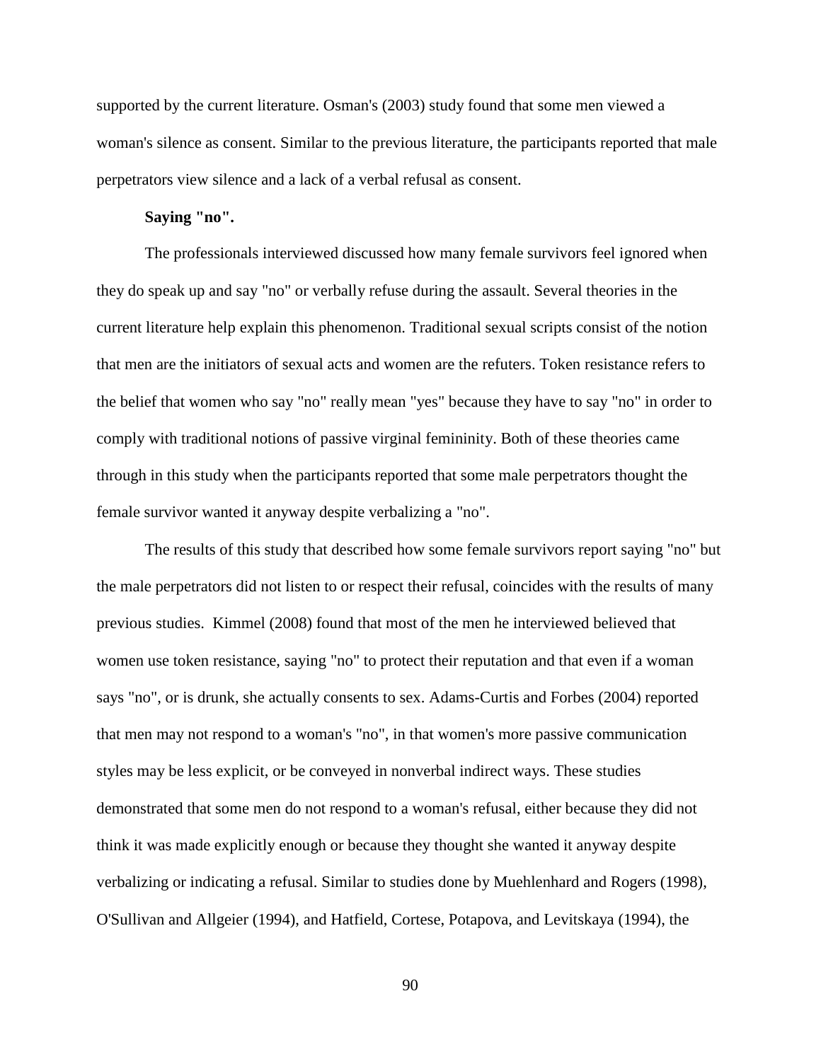supported by the current literature. Osman's (2003) study found that some men viewed a woman's silence as consent. Similar to the previous literature, the participants reported that male perpetrators view silence and a lack of a verbal refusal as consent.

**Saying "no".**

The professionals interviewed discussed how many female survivors feel ignored when they do speak up and say "no" or verbally refuse during the assault. Several theories in the current literature help explain this phenomenon. Traditional sexual scripts consist of the notion that men are the initiators of sexual acts and women are the refuters. Token resistance refers to the belief that women who say "no" really mean "yes" because they have to say "no" in order to comply with traditional notions of passive virginal femininity. Both of these theories came through in this study when the participants reported that some male perpetrators thought the female survivor wanted it anyway despite verbalizing a "no".

The results of this study that described how some female survivors report saying "no" but the male perpetrators did not listen to or respect their refusal, coincides with the results of many previous studies. Kimmel (2008) found that most of the men he interviewed believed that women use token resistance, saying "no" to protect their reputation and that even if a woman says "no", or is drunk, she actually consents to sex. Adams-Curtis and Forbes (2004) reported that men may not respond to a woman's "no", in that women's more passive communication styles may be less explicit, or be conveyed in nonverbal indirect ways. These studies demonstrated that some men do not respond to a woman's refusal, either because they did not think it was made explicitly enough or because they thought she wanted it anyway despite verbalizing or indicating a refusal. Similar to studies done by Muehlenhard and Rogers (1998), O'Sullivan and Allgeier (1994), and Hatfield, Cortese, Potapova, and Levitskaya (1994), the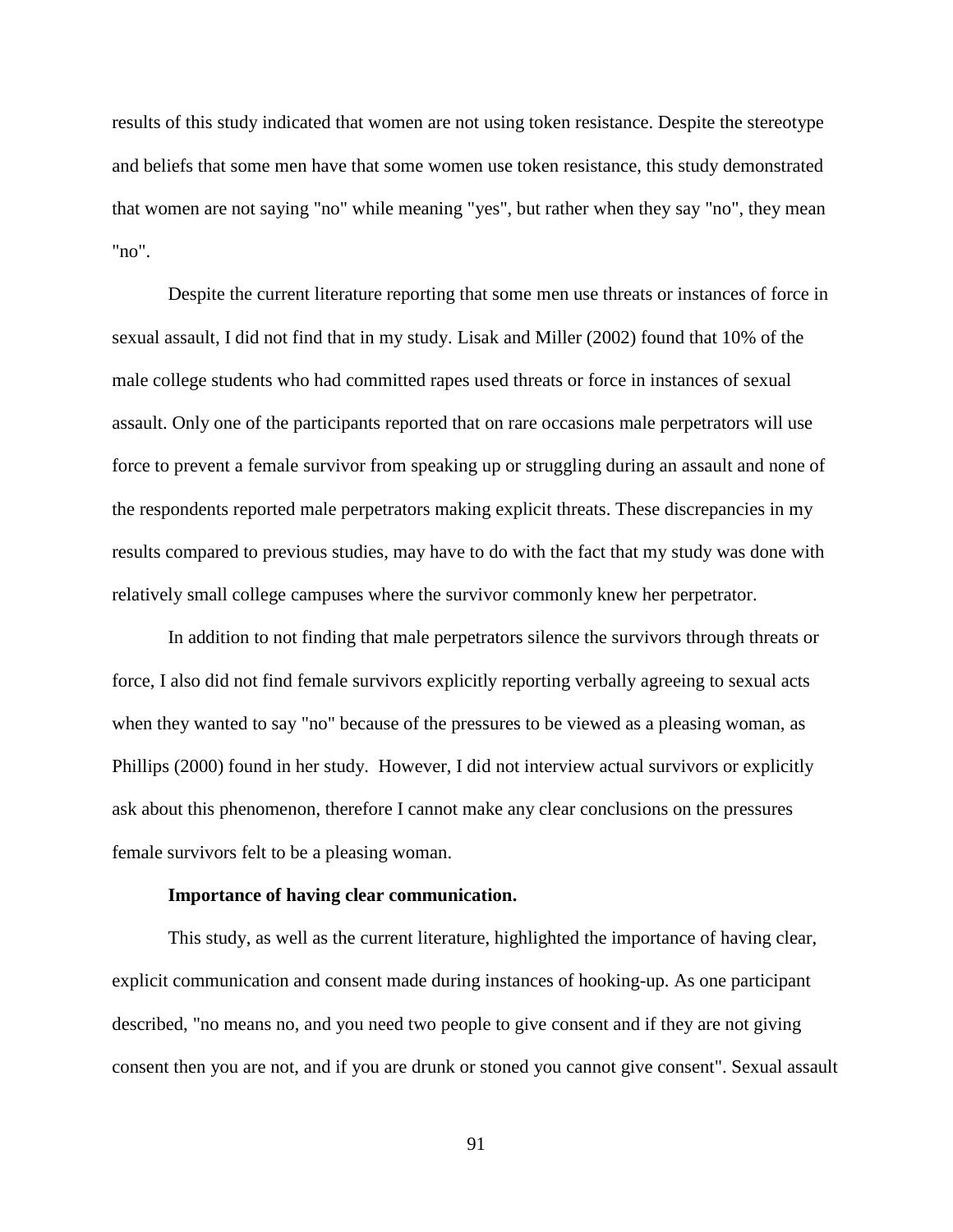results of this study indicated that women are not using token resistance. Despite the stereotype and beliefs that some men have that some women use token resistance, this study demonstrated that women are not saying "no" while meaning "yes", but rather when they say "no", they mean "no".

Despite the current literature reporting that some men use threats or instances of force in sexual assault, I did not find that in my study. Lisak and Miller (2002) found that 10% of the male college students who had committed rapes used threats or force in instances of sexual assault. Only one of the participants reported that on rare occasions male perpetrators will use force to prevent a female survivor from speaking up or struggling during an assault and none of the respondents reported male perpetrators making explicit threats. These discrepancies in my results compared to previous studies, may have to do with the fact that my study was done with relatively small college campuses where the survivor commonly knew her perpetrator.

In addition to not finding that male perpetrators silence the survivors through threats or force, I also did not find female survivors explicitly reporting verbally agreeing to sexual acts when they wanted to say "no" because of the pressures to be viewed as a pleasing woman, as Phillips (2000) found in her study. However, I did not interview actual survivors or explicitly ask about this phenomenon, therefore I cannot make any clear conclusions on the pressures female survivors felt to be a pleasing woman.

**Importance of having clear communication.**

This study, as well as the current literature, highlighted the importance of having clear, explicit communication and consent made during instances of hooking-up. As one participant described, "no means no, and you need two people to give consent and if they are not giving consent then you are not, and if you are drunk or stoned you cannot give consent". Sexual assault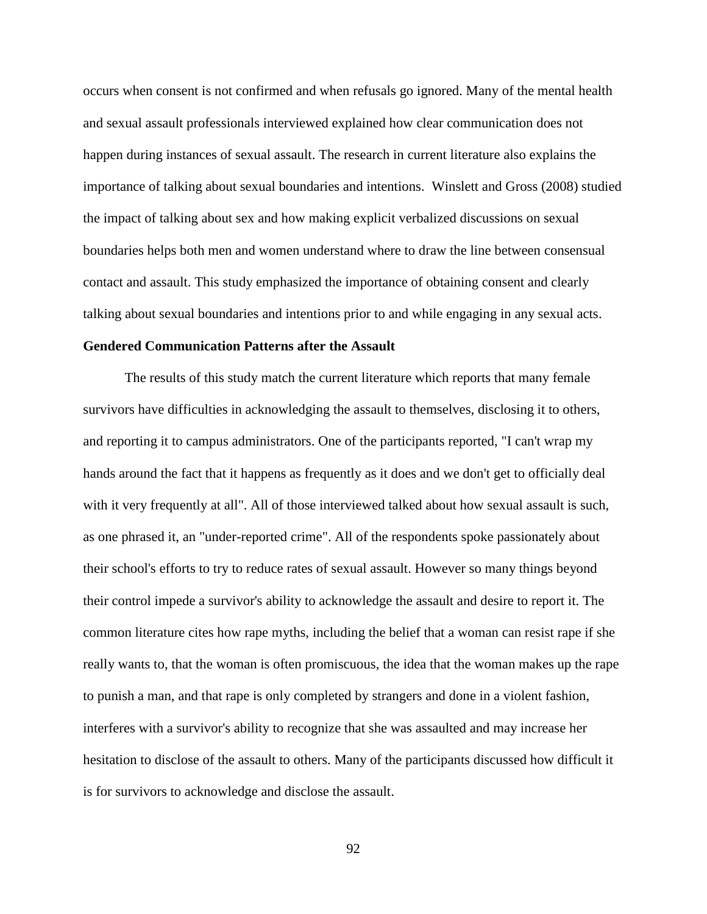occurs when consent is not confirmed and when refusals go ignored. Many of the mental health and sexual assault professionals interviewed explained how clear communication does not happen during instances of sexual assault. The research in current literature also explains the importance of talking about sexual boundaries and intentions. Winslett and Gross (2008) studied the impact of talking about sex and how making explicit verbalized discussions on sexual boundaries helps both men and women understand where to draw the line between consensual contact and assault. This study emphasized the importance of obtaining consent and clearly talking about sexual boundaries and intentions prior to and while engaging in any sexual acts.

**Gendered Communication Patterns after the Assault**

The results of this study match the current literature which reports that many female survivors have difficulties in acknowledging the assault to themselves, disclosing it to others, and reporting it to campus administrators. One of the participants reported, "I can't wrap my hands around the fact that it happens as frequently as it does and we don't get to officially deal with it very frequently at all". All of those interviewed talked about how sexual assault is such, as one phrased it, an "under-reported crime". All of the respondents spoke passionately about their school's efforts to try to reduce rates of sexual assault. However so many things beyond their control impede a survivor's ability to acknowledge the assault and desire to report it. The common literature cites how rape myths, including the belief that a woman can resist rape if she really wants to, that the woman is often promiscuous, the idea that the woman makes up the rape to punish a man, and that rape is only completed by strangers and done in a violent fashion, interferes with a survivor's ability to recognize that she was assaulted and may increase her hesitation to disclose of the assault to others. Many of the participants discussed how difficult it is for survivors to acknowledge and disclose the assault.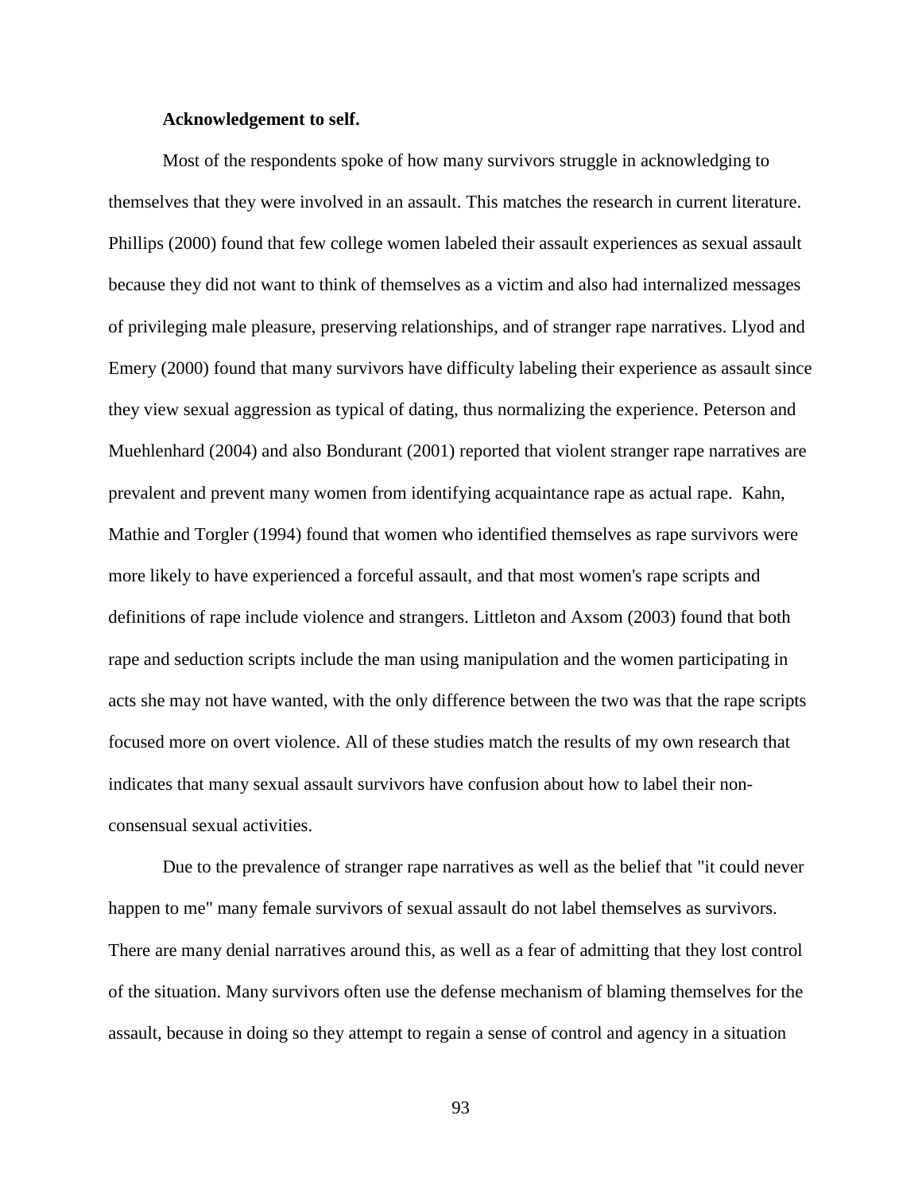**Acknowledgement to self.**

Most of the respondents spoke of how many survivors struggle in acknowledging to themselves that they were involved in an assault. This matches the research in current literature. Phillips (2000) found that few college women labeled their assault experiences as sexual assault because they did not want to think of themselves as a victim and also had internalized messages of privileging male pleasure, preserving relationships, and of stranger rape narratives. Llyod and Emery (2000) found that many survivors have difficulty labeling their experience as assault since they view sexual aggression as typical of dating, thus normalizing the experience. Peterson and Muehlenhard (2004) and also Bondurant (2001) reported that violent stranger rape narratives are prevalent and prevent many women from identifying acquaintance rape as actual rape. Kahn, Mathie and Torgler (1994) found that women who identified themselves as rape survivors were more likely to have experienced a forceful assault, and that most women's rape scripts and definitions of rape include violence and strangers. Littleton and Axsom (2003) found that both rape and seduction scripts include the man using manipulation and the women participating in acts she may not have wanted, with the only difference between the two was that the rape scripts focused more on overt violence. All of these studies match the results of my own research that indicates that many sexual assault survivors have confusion about how to label their non-consensual sexual activities.

Due to the prevalence of stranger rape narratives as well as the belief that "it could never happen to me" many female survivors of sexual assault do not label themselves as survivors. There are many denial narratives around this, as well as a fear of admitting that they lost control of the situation. Many survivors often use the defense mechanism of blaming themselves for the assault, because in doing so they attempt to regain a sense of control and agency in a situation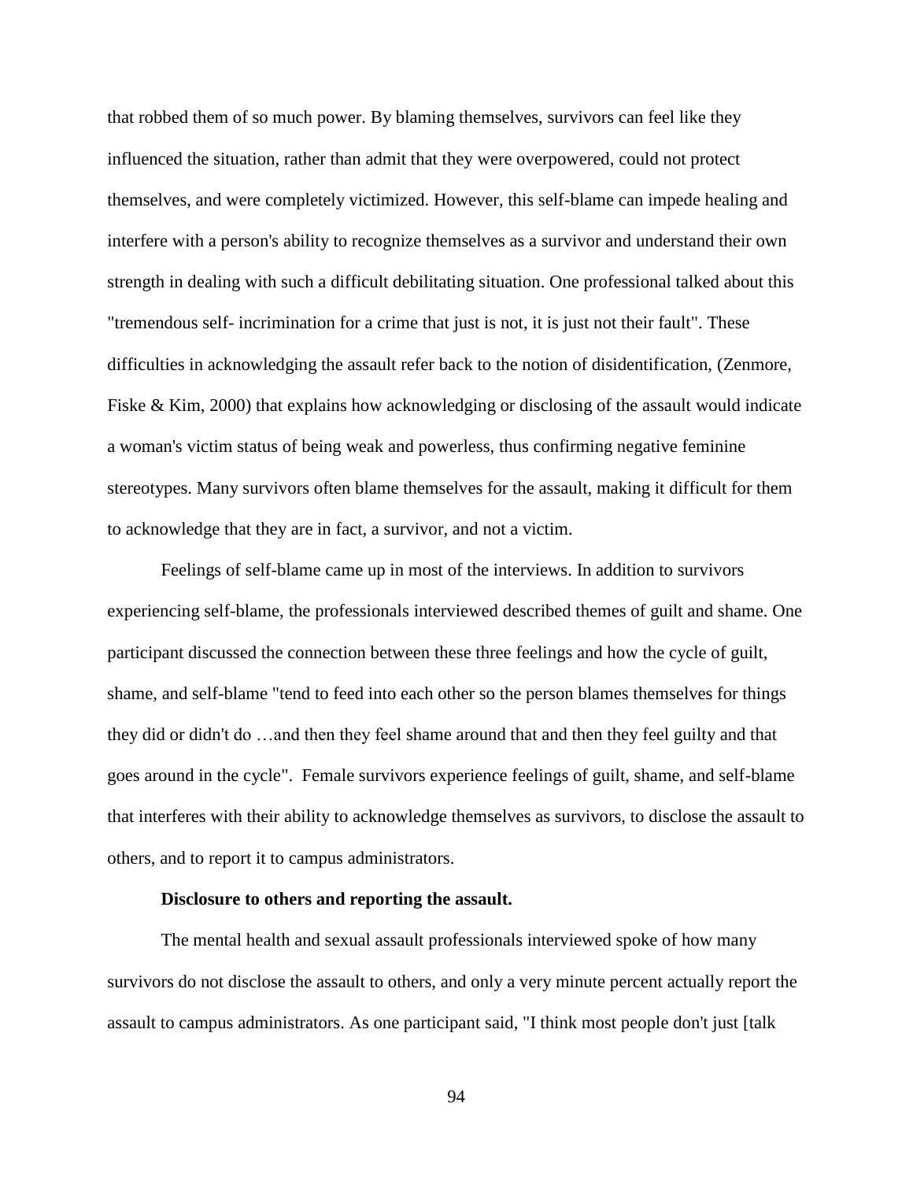that robbed them of so much power. By blaming themselves, survivors can feel like they influenced the situation, rather than admit that they were overpowered, could not protect themselves, and were completely victimized. However, this self-blame can impede healing and interfere with a person's ability to recognize themselves as a survivor and understand their own strength in dealing with such a difficult debilitating situation. One professional talked about this "tremendous self- incrimination for a crime that just is not, it is just not their fault". These difficulties in acknowledging the assault refer back to the notion of disidentification, (Zenmore, Fiske & Kim, 2000) that explains how acknowledging or disclosing of the assault would indicate a woman's victim status of being weak and powerless, thus confirming negative feminine stereotypes. Many survivors often blame themselves for the assault, making it difficult for them to acknowledge that they are in fact, a survivor, and not a victim.

Feelings of self-blame came up in most of the interviews. In addition to survivors experiencing self-blame, the professionals interviewed described themes of guilt and shame. One participant discussed the connection between these three feelings and how the cycle of guilt, shame, and self-blame "tend to feed into each other so the person blames themselves for things they did or didn't do …and then they feel shame around that and then they feel guilty and that goes around in the cycle". Female survivors experience feelings of guilt, shame, and self-blame that interferes with their ability to acknowledge themselves as survivors, to disclose the assault to others, and to report it to campus administrators.

**Disclosure to others and reporting the assault.**

The mental health and sexual assault professionals interviewed spoke of how many survivors do not disclose the assault to others, and only a very minute percent actually report the assault to campus administrators. As one participant said, "I think most people don't just [talk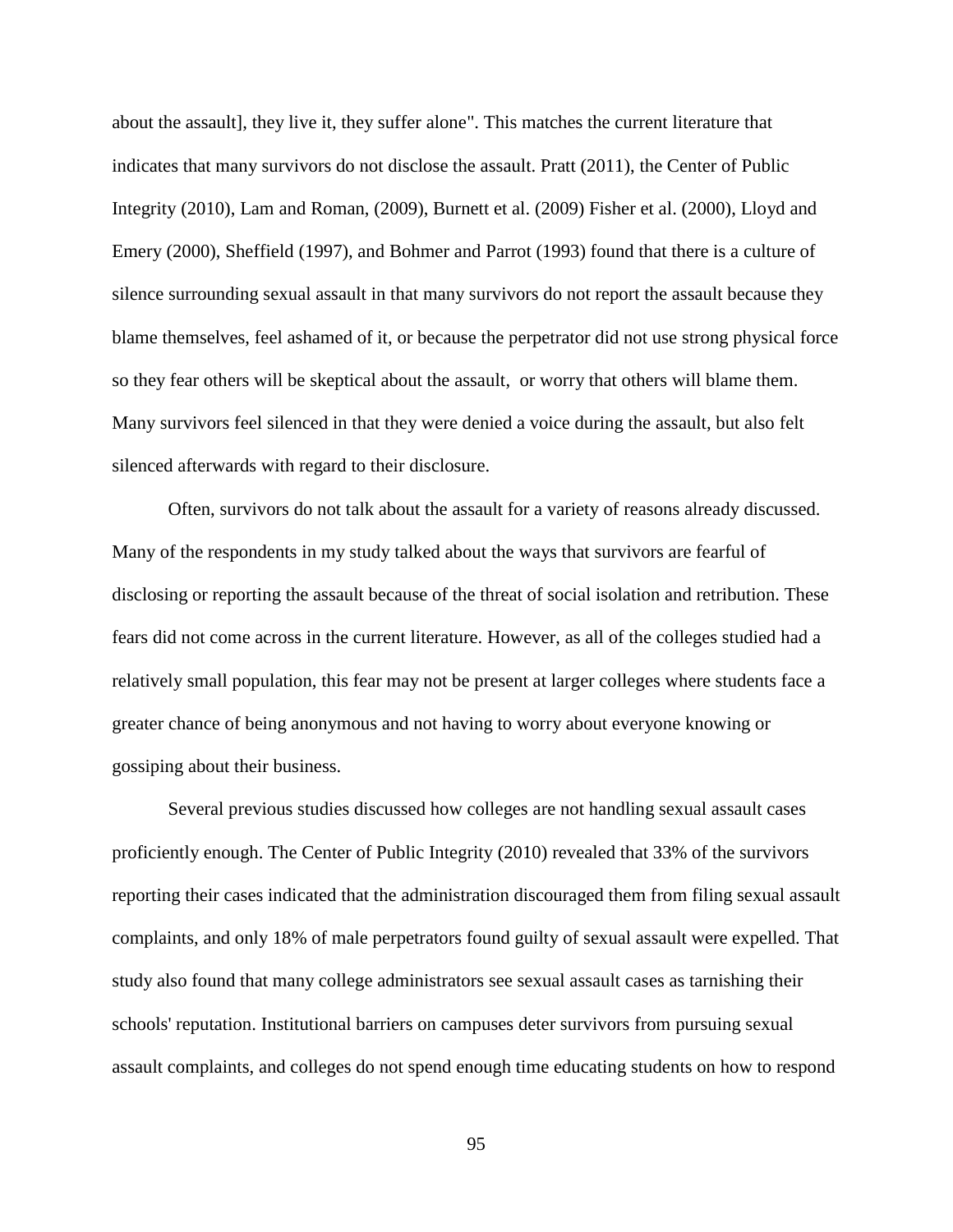about the assault], they live it, they suffer alone". This matches the current literature that indicates that many survivors do not disclose the assault. Pratt (2011), the Center of Public Integrity (2010), Lam and Roman, (2009), Burnett et al. (2009) Fisher et al. (2000), Lloyd and Emery (2000), Sheffield (1997), and Bohmer and Parrot (1993) found that there is a culture of silence surrounding sexual assault in that many survivors do not report the assault because they blame themselves, feel ashamed of it, or because the perpetrator did not use strong physical force so they fear others will be skeptical about the assault, or worry that others will blame them. Many survivors feel silenced in that they were denied a voice during the assault, but also felt silenced afterwards with regard to their disclosure.

Often, survivors do not talk about the assault for a variety of reasons already discussed. Many of the respondents in my study talked about the ways that survivors are fearful of disclosing or reporting the assault because of the threat of social isolation and retribution. These fears did not come across in the current literature. However, as all of the colleges studied had a relatively small population, this fear may not be present at larger colleges where students face a greater chance of being anonymous and not having to worry about everyone knowing or gossiping about their business.

Several previous studies discussed how colleges are not handling sexual assault cases proficiently enough. The Center of Public Integrity (2010) revealed that 33% of the survivors reporting their cases indicated that the administration discouraged them from filing sexual assault complaints, and only 18% of male perpetrators found guilty of sexual assault were expelled. That study also found that many college administrators see sexual assault cases as tarnishing their schools' reputation. Institutional barriers on campuses deter survivors from pursuing sexual assault complaints, and colleges do not spend enough time educating students on how to respond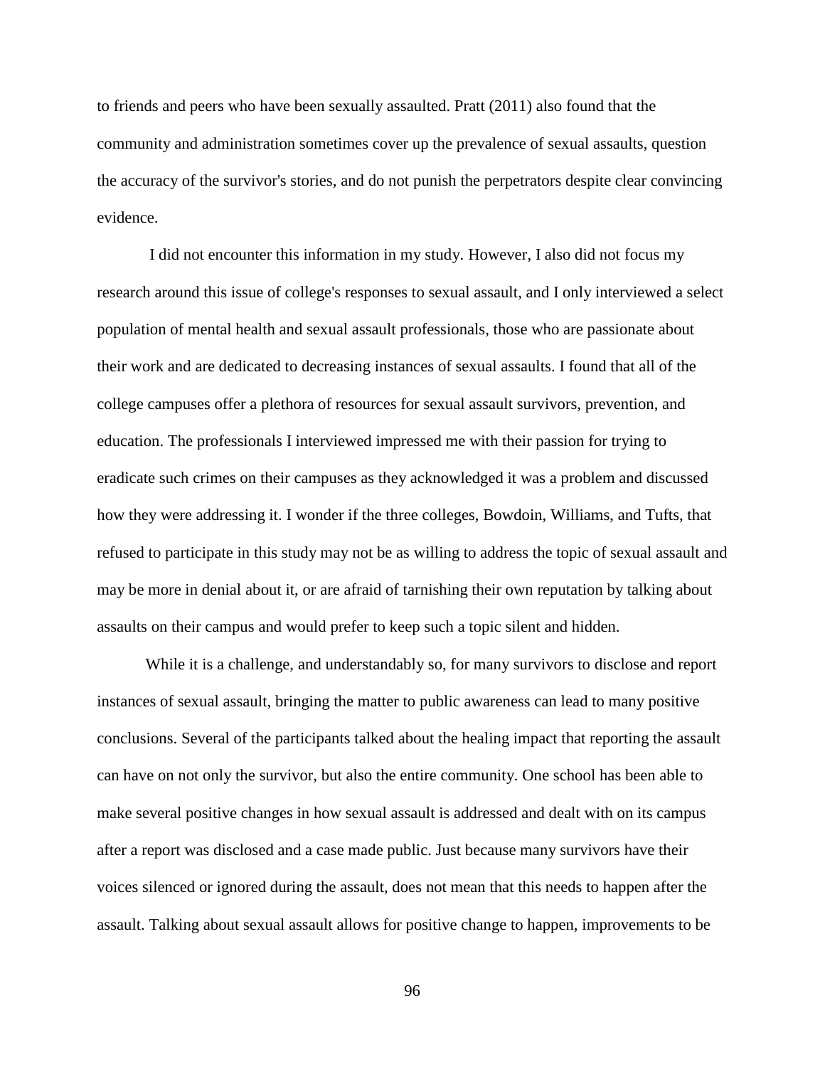to friends and peers who have been sexually assaulted. Pratt (2011) also found that the community and administration sometimes cover up the prevalence of sexual assaults, question the accuracy of the survivor's stories, and do not punish the perpetrators despite clear convincing evidence.

I did not encounter this information in my study. However, I also did not focus my research around this issue of college's responses to sexual assault, and I only interviewed a select population of mental health and sexual assault professionals, those who are passionate about their work and are dedicated to decreasing instances of sexual assaults. I found that all of the college campuses offer a plethora of resources for sexual assault survivors, prevention, and education. The professionals I interviewed impressed me with their passion for trying to eradicate such crimes on their campuses as they acknowledged it was a problem and discussed how they were addressing it. I wonder if the three colleges, Bowdoin, Williams, and Tufts, that refused to participate in this study may not be as willing to address the topic of sexual assault and may be more in denial about it, or are afraid of tarnishing their own reputation by talking about assaults on their campus and would prefer to keep such a topic silent and hidden.

While it is a challenge, and understandably so, for many survivors to disclose and report instances of sexual assault, bringing the matter to public awareness can lead to many positive conclusions. Several of the participants talked about the healing impact that reporting the assault can have on not only the survivor, but also the entire community. One school has been able to make several positive changes in how sexual assault is addressed and dealt with on its campus after a report was disclosed and a case made public. Just because many survivors have their voices silenced or ignored during the assault, does not mean that this needs to happen after the assault. Talking about sexual assault allows for positive change to happen, improvements to be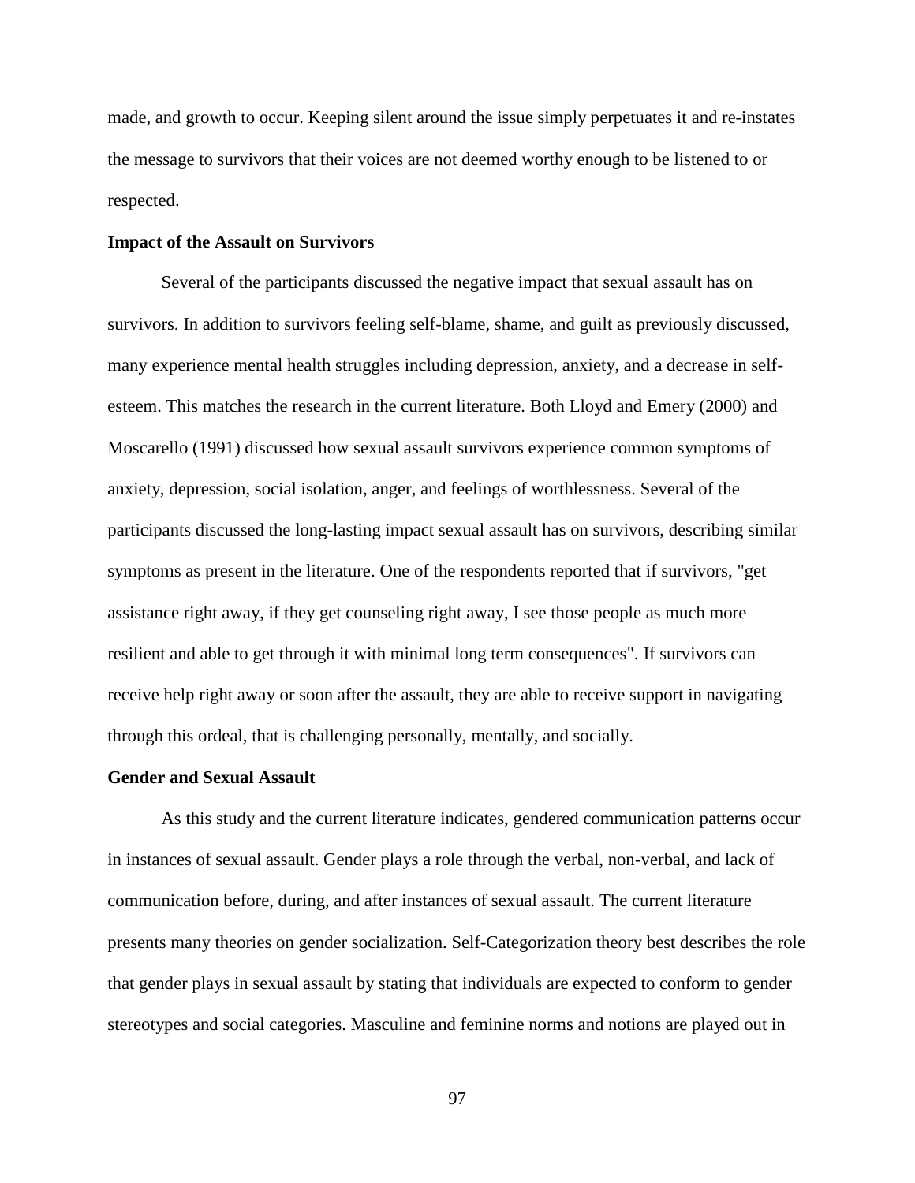made, and growth to occur. Keeping silent around the issue simply perpetuates it and re-instates the message to survivors that their voices are not deemed worthy enough to be listened to or respected.

**Impact of the Assault on Survivors**

Several of the participants discussed the negative impact that sexual assault has on survivors. In addition to survivors feeling self-blame, shame, and guilt as previously discussed, many experience mental health struggles including depression, anxiety, and a decrease in self-esteem. This matches the research in the current literature. Both Lloyd and Emery (2000) and Moscarello (1991) discussed how sexual assault survivors experience common symptoms of anxiety, depression, social isolation, anger, and feelings of worthlessness. Several of the participants discussed the long-lasting impact sexual assault has on survivors, describing similar symptoms as present in the literature. One of the respondents reported that if survivors, "get assistance right away, if they get counseling right away, I see those people as much more resilient and able to get through it with minimal long term consequences". If survivors can receive help right away or soon after the assault, they are able to receive support in navigating through this ordeal, that is challenging personally, mentally, and socially.

**Gender and Sexual Assault**

As this study and the current literature indicates, gendered communication patterns occur in instances of sexual assault. Gender plays a role through the verbal, non-verbal, and lack of communication before, during, and after instances of sexual assault. The current literature presents many theories on gender socialization. Self-Categorization theory best describes the role that gender plays in sexual assault by stating that individuals are expected to conform to gender stereotypes and social categories. Masculine and feminine norms and notions are played out in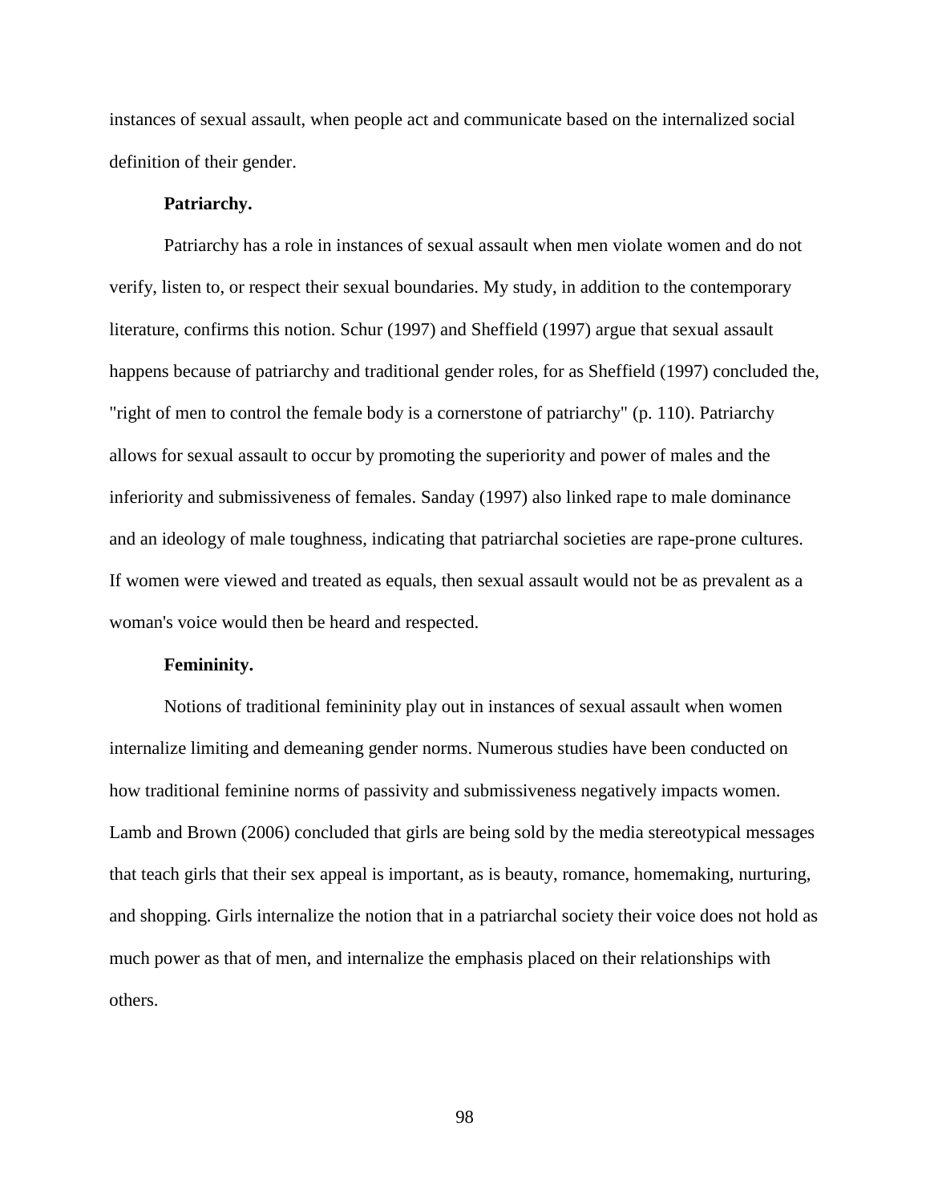instances of sexual assault, when people act and communicate based on the internalized social definition of their gender.

**Patriarchy.**

Patriarchy has a role in instances of sexual assault when men violate women and do not verify, listen to, or respect their sexual boundaries. My study, in addition to the contemporary literature, confirms this notion. Schur (1997) and Sheffield (1997) argue that sexual assault happens because of patriarchy and traditional gender roles, for as Sheffield (1997) concluded the, "right of men to control the female body is a cornerstone of patriarchy" (p. 110). Patriarchy allows for sexual assault to occur by promoting the superiority and power of males and the inferiority and submissiveness of females. Sanday (1997) also linked rape to male dominance and an ideology of male toughness, indicating that patriarchal societies are rape-prone cultures. If women were viewed and treated as equals, then sexual assault would not be as prevalent as a woman's voice would then be heard and respected.

**Femininity.**

Notions of traditional femininity play out in instances of sexual assault when women internalize limiting and demeaning gender norms. Numerous studies have been conducted on how traditional feminine norms of passivity and submissiveness negatively impacts women. Lamb and Brown (2006) concluded that girls are being sold by the media stereotypical messages that teach girls that their sex appeal is important, as is beauty, romance, homemaking, nurturing, and shopping. Girls internalize the notion that in a patriarchal society their voice does not hold as much power as that of men, and internalize the emphasis placed on their relationships with others.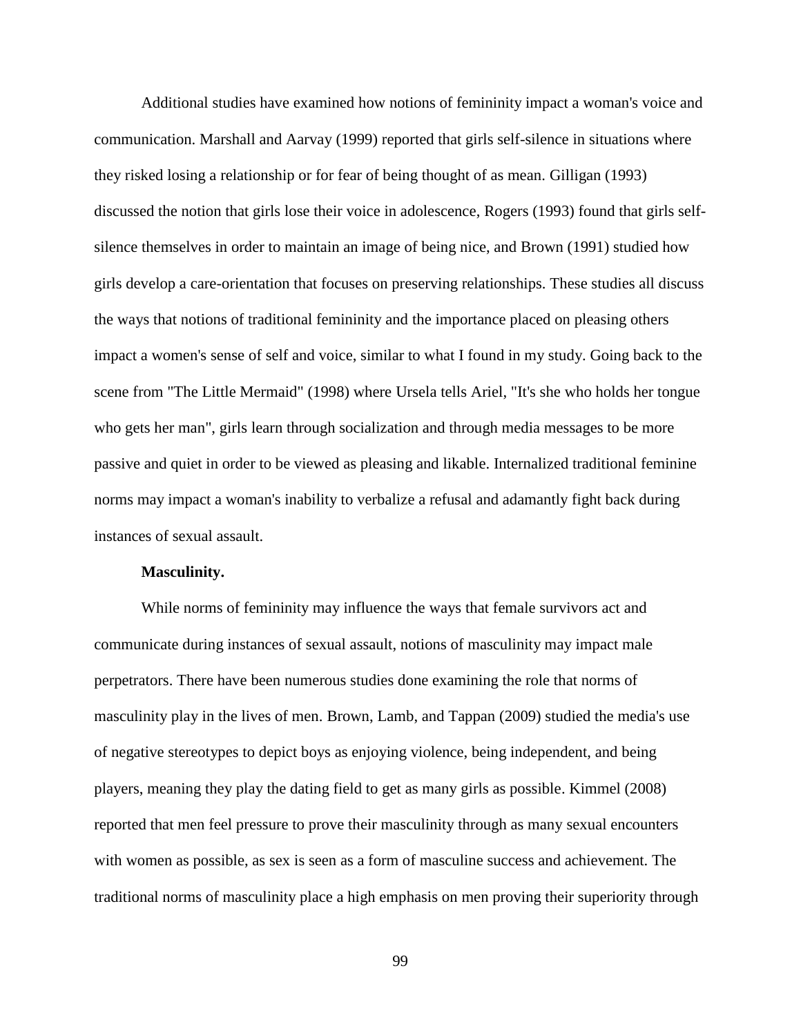Additional studies have examined how notions of femininity impact a woman's voice and communication. Marshall and Aarvay (1999) reported that girls self-silence in situations where they risked losing a relationship or for fear of being thought of as mean. Gilligan (1993) discussed the notion that girls lose their voice in adolescence, Rogers (1993) found that girls self-silence themselves in order to maintain an image of being nice, and Brown (1991) studied how girls develop a care-orientation that focuses on preserving relationships. These studies all discuss the ways that notions of traditional femininity and the importance placed on pleasing others impact a women's sense of self and voice, similar to what I found in my study. Going back to the scene from "The Little Mermaid" (1998) where Ursela tells Ariel, "It's she who holds her tongue who gets her man", girls learn through socialization and through media messages to be more passive and quiet in order to be viewed as pleasing and likable. Internalized traditional feminine norms may impact a woman's inability to verbalize a refusal and adamantly fight back during instances of sexual assault.

**Masculinity.**

While norms of femininity may influence the ways that female survivors act and communicate during instances of sexual assault, notions of masculinity may impact male perpetrators. There have been numerous studies done examining the role that norms of masculinity play in the lives of men. Brown, Lamb, and Tappan (2009) studied the media's use of negative stereotypes to depict boys as enjoying violence, being independent, and being players, meaning they play the dating field to get as many girls as possible. Kimmel (2008) reported that men feel pressure to prove their masculinity through as many sexual encounters with women as possible, as sex is seen as a form of masculine success and achievement. The traditional norms of masculinity place a high emphasis on men proving their superiority through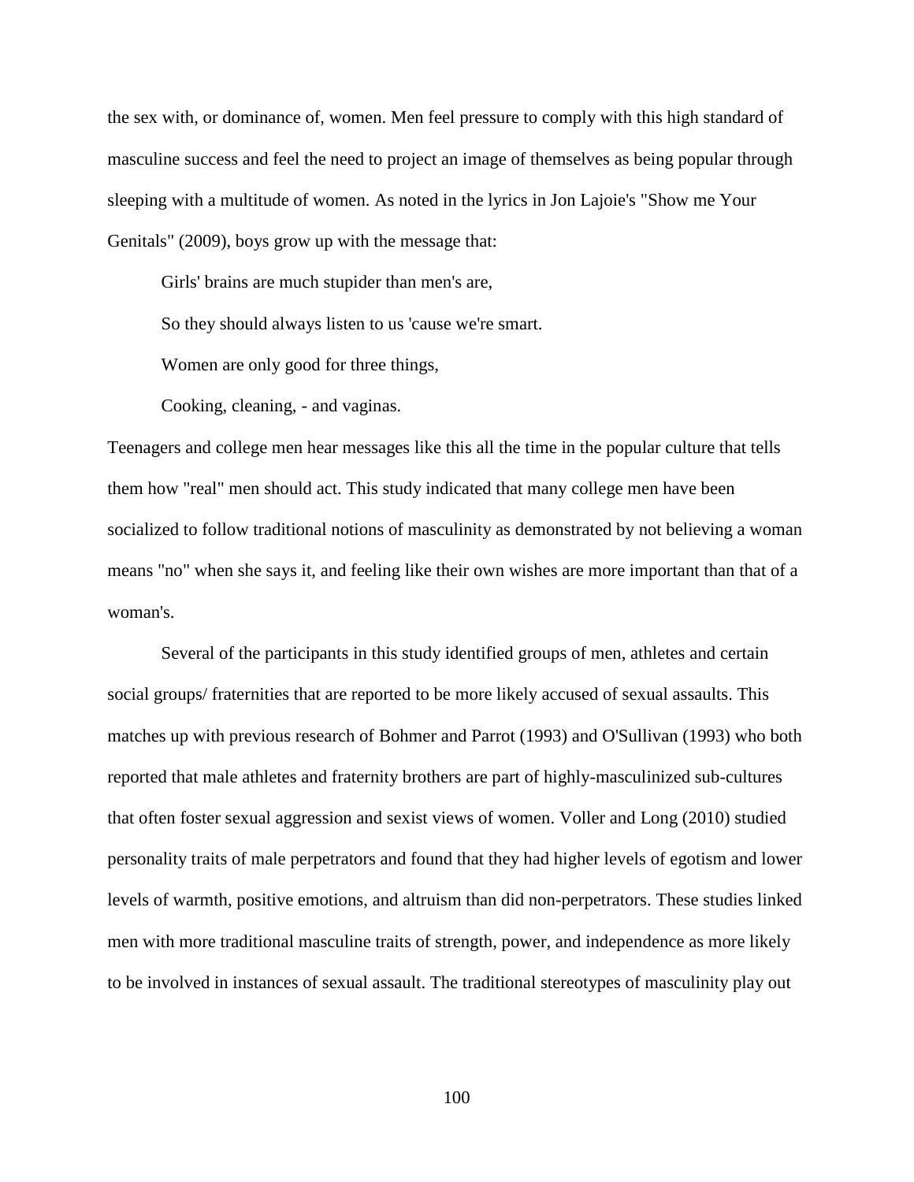the sex with, or dominance of, women. Men feel pressure to comply with this high standard of masculine success and feel the need to project an image of themselves as being popular through sleeping with a multitude of women. As noted in the lyrics in Jon Lajoie's "Show me Your Genitals" (2009), boys grow up with the message that:

> Girls' brains are much stupider than men's are,
>
> So they should always listen to us 'cause we're smart.
>
> Women are only good for three things,
>
> Cooking, cleaning, - and vaginas.

Teenagers and college men hear messages like this all the time in the popular culture that tells them how "real" men should act. This study indicated that many college men have been socialized to follow traditional notions of masculinity as demonstrated by not believing a woman means "no" when she says it, and feeling like their own wishes are more important than that of a woman's.

Several of the participants in this study identified groups of men, athletes and certain social groups/ fraternities that are reported to be more likely accused of sexual assaults. This matches up with previous research of Bohmer and Parrot (1993) and O'Sullivan (1993) who both reported that male athletes and fraternity brothers are part of highly-masculinized sub-cultures that often foster sexual aggression and sexist views of women. Voller and Long (2010) studied personality traits of male perpetrators and found that they had higher levels of egotism and lower levels of warmth, positive emotions, and altruism than did non-perpetrators. These studies linked men with more traditional masculine traits of strength, power, and independence as more likely to be involved in instances of sexual assault. The traditional stereotypes of masculinity play out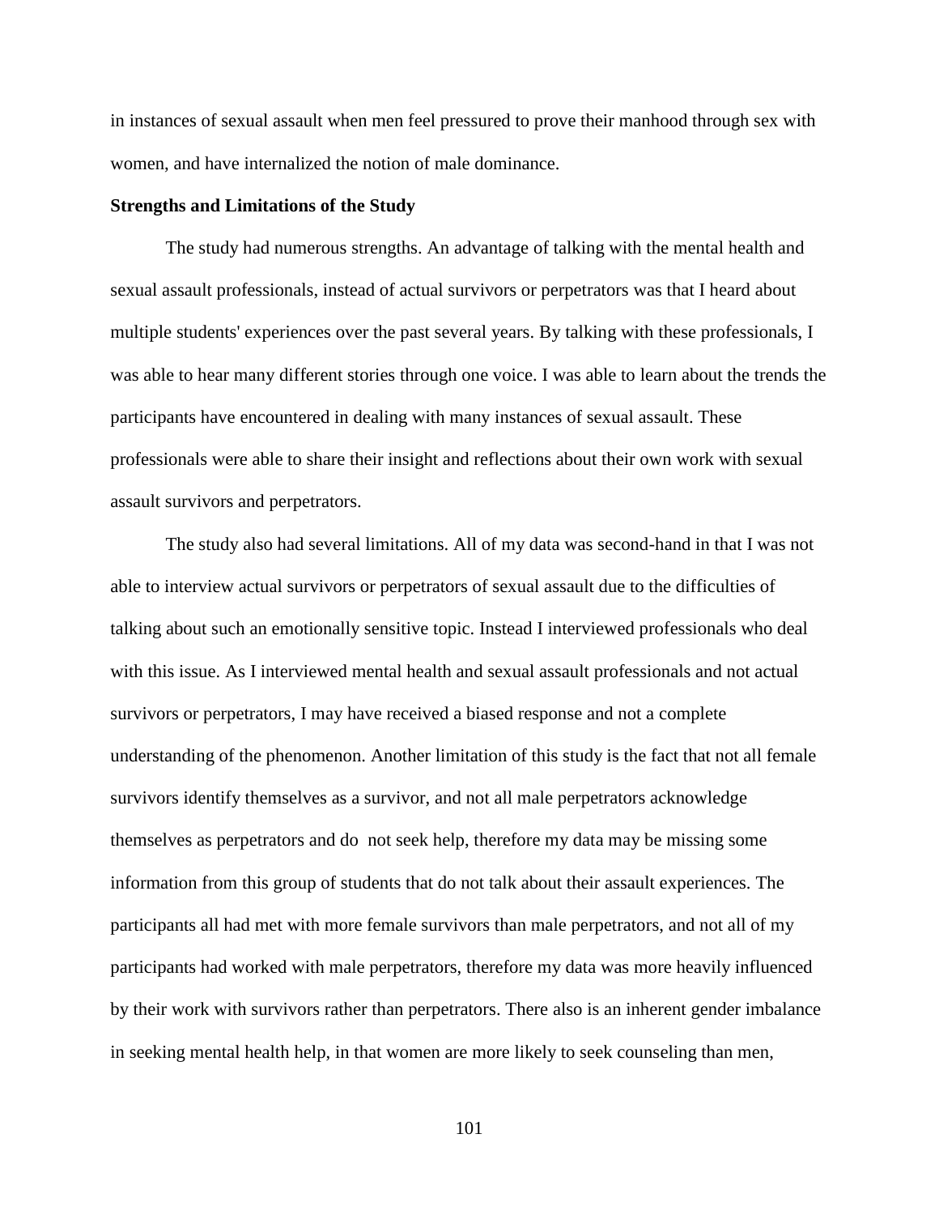in instances of sexual assault when men feel pressured to prove their manhood through sex with women, and have internalized the notion of male dominance.

**Strengths and Limitations of the Study**

The study had numerous strengths. An advantage of talking with the mental health and sexual assault professionals, instead of actual survivors or perpetrators was that I heard about multiple students' experiences over the past several years. By talking with these professionals, I was able to hear many different stories through one voice. I was able to learn about the trends the participants have encountered in dealing with many instances of sexual assault. These professionals were able to share their insight and reflections about their own work with sexual assault survivors and perpetrators.

The study also had several limitations. All of my data was second-hand in that I was not able to interview actual survivors or perpetrators of sexual assault due to the difficulties of talking about such an emotionally sensitive topic. Instead I interviewed professionals who deal with this issue. As I interviewed mental health and sexual assault professionals and not actual survivors or perpetrators, I may have received a biased response and not a complete understanding of the phenomenon. Another limitation of this study is the fact that not all female survivors identify themselves as a survivor, and not all male perpetrators acknowledge themselves as perpetrators and do not seek help, therefore my data may be missing some information from this group of students that do not talk about their assault experiences. The participants all had met with more female survivors than male perpetrators, and not all of my participants had worked with male perpetrators, therefore my data was more heavily influenced by their work with survivors rather than perpetrators. There also is an inherent gender imbalance in seeking mental health help, in that women are more likely to seek counseling than men,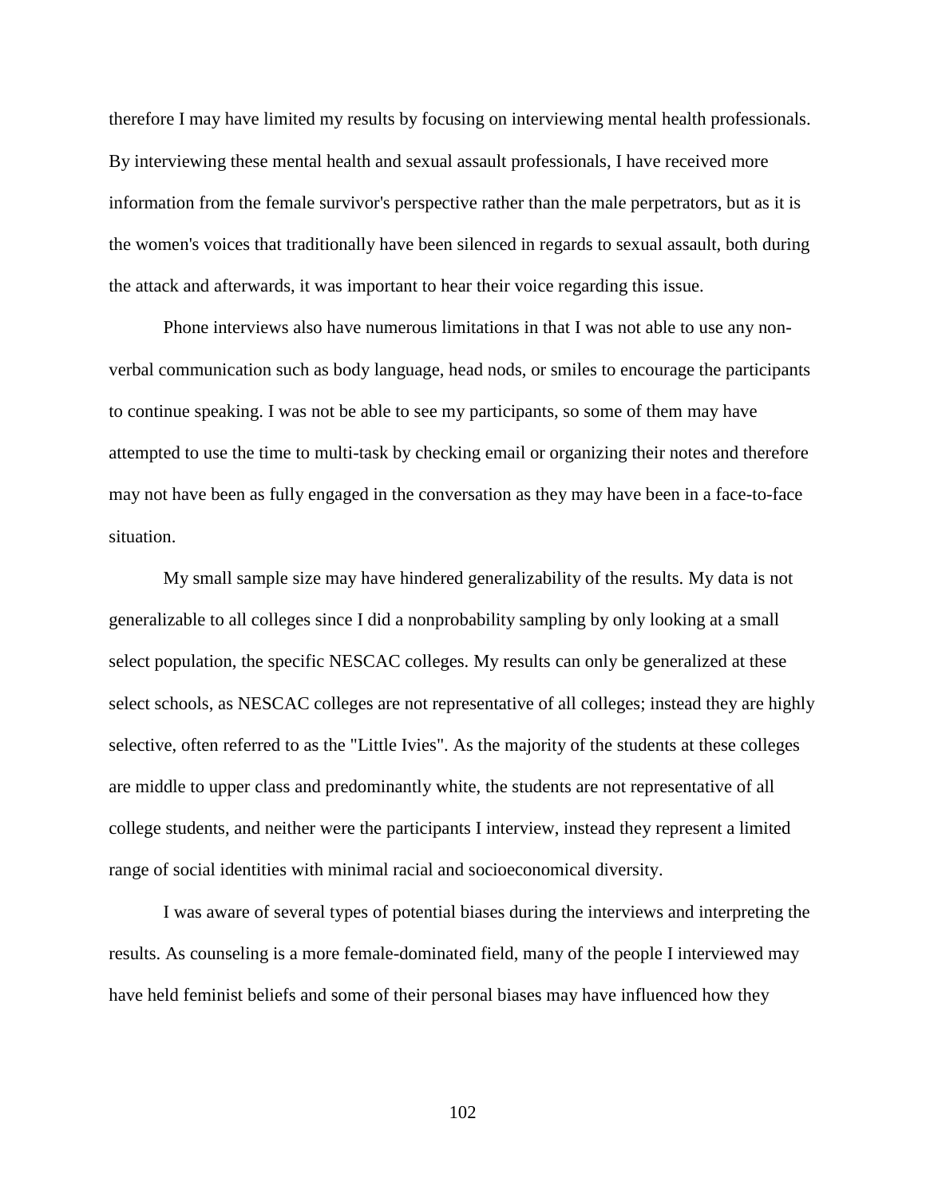therefore I may have limited my results by focusing on interviewing mental health professionals. By interviewing these mental health and sexual assault professionals, I have received more information from the female survivor's perspective rather than the male perpetrators, but as it is the women's voices that traditionally have been silenced in regards to sexual assault, both during the attack and afterwards, it was important to hear their voice regarding this issue.

Phone interviews also have numerous limitations in that I was not able to use any non-verbal communication such as body language, head nods, or smiles to encourage the participants to continue speaking. I was not be able to see my participants, so some of them may have attempted to use the time to multi-task by checking email or organizing their notes and therefore may not have been as fully engaged in the conversation as they may have been in a face-to-face situation.

My small sample size may have hindered generalizability of the results. My data is not generalizable to all colleges since I did a nonprobability sampling by only looking at a small select population, the specific NESCAC colleges. My results can only be generalized at these select schools, as NESCAC colleges are not representative of all colleges; instead they are highly selective, often referred to as the "Little Ivies". As the majority of the students at these colleges are middle to upper class and predominantly white, the students are not representative of all college students, and neither were the participants I interview, instead they represent a limited range of social identities with minimal racial and socioeconomical diversity.

I was aware of several types of potential biases during the interviews and interpreting the results. As counseling is a more female-dominated field, many of the people I interviewed may have held feminist beliefs and some of their personal biases may have influenced how they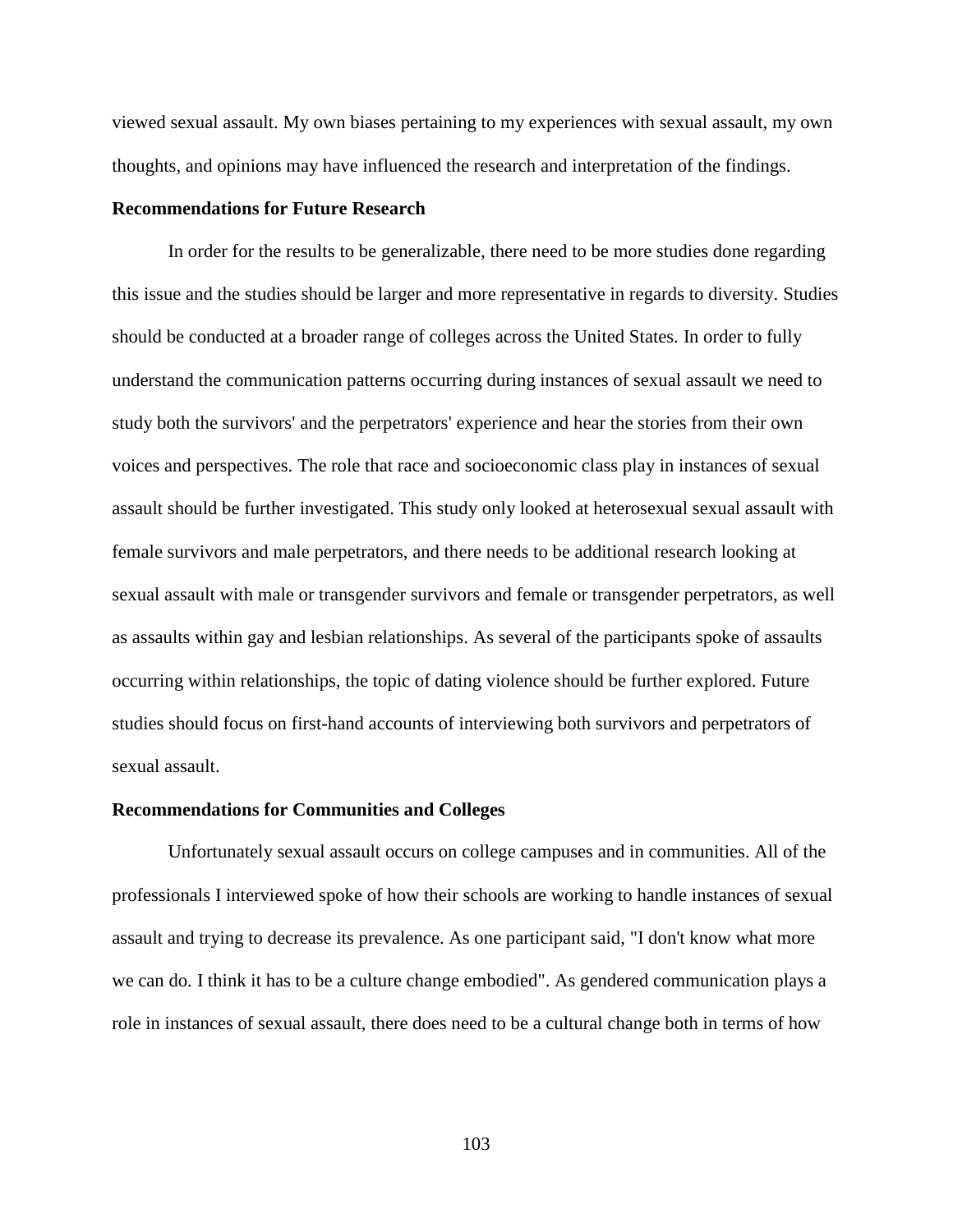viewed sexual assault. My own biases pertaining to my experiences with sexual assault, my own thoughts, and opinions may have influenced the research and interpretation of the findings.

**Recommendations for Future Research**

In order for the results to be generalizable, there need to be more studies done regarding this issue and the studies should be larger and more representative in regards to diversity. Studies should be conducted at a broader range of colleges across the United States. In order to fully understand the communication patterns occurring during instances of sexual assault we need to study both the survivors' and the perpetrators' experience and hear the stories from their own voices and perspectives. The role that race and socioeconomic class play in instances of sexual assault should be further investigated. This study only looked at heterosexual sexual assault with female survivors and male perpetrators, and there needs to be additional research looking at sexual assault with male or transgender survivors and female or transgender perpetrators, as well as assaults within gay and lesbian relationships. As several of the participants spoke of assaults occurring within relationships, the topic of dating violence should be further explored. Future studies should focus on first-hand accounts of interviewing both survivors and perpetrators of sexual assault.

**Recommendations for Communities and Colleges**

Unfortunately sexual assault occurs on college campuses and in communities. All of the professionals I interviewed spoke of how their schools are working to handle instances of sexual assault and trying to decrease its prevalence. As one participant said, "I don't know what more we can do. I think it has to be a culture change embodied". As gendered communication plays a role in instances of sexual assault, there does need to be a cultural change both in terms of how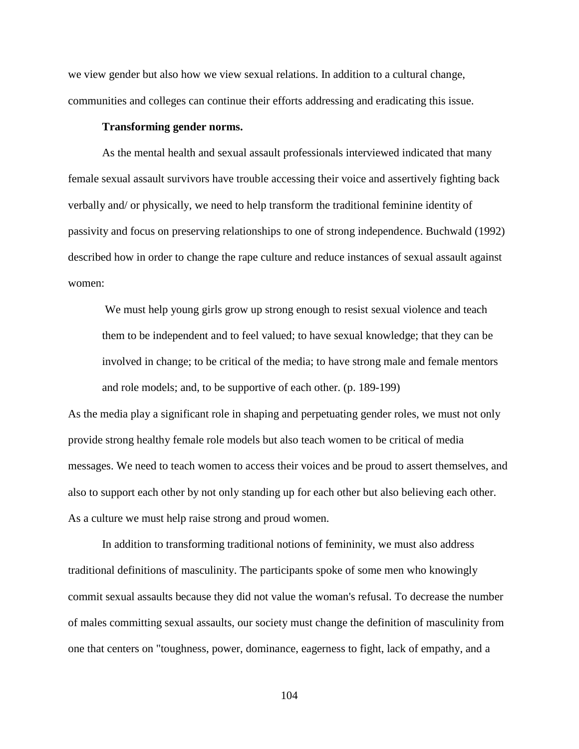we view gender but also how we view sexual relations. In addition to a cultural change, communities and colleges can continue their efforts addressing and eradicating this issue.

**Transforming gender norms.**

As the mental health and sexual assault professionals interviewed indicated that many female sexual assault survivors have trouble accessing their voice and assertively fighting back verbally and/ or physically, we need to help transform the traditional feminine identity of passivity and focus on preserving relationships to one of strong independence. Buchwald (1992) described how in order to change the rape culture and reduce instances of sexual assault against women:

> We must help young girls grow up strong enough to resist sexual violence and teach them to be independent and to feel valued; to have sexual knowledge; that they can be involved in change; to be critical of the media; to have strong male and female mentors and role models; and, to be supportive of each other. (p. 189-199)

As the media play a significant role in shaping and perpetuating gender roles, we must not only provide strong healthy female role models but also teach women to be critical of media messages. We need to teach women to access their voices and be proud to assert themselves, and also to support each other by not only standing up for each other but also believing each other. As a culture we must help raise strong and proud women.

In addition to transforming traditional notions of femininity, we must also address traditional definitions of masculinity. The participants spoke of some men who knowingly commit sexual assaults because they did not value the woman's refusal. To decrease the number of males committing sexual assaults, our society must change the definition of masculinity from one that centers on "toughness, power, dominance, eagerness to fight, lack of empathy, and a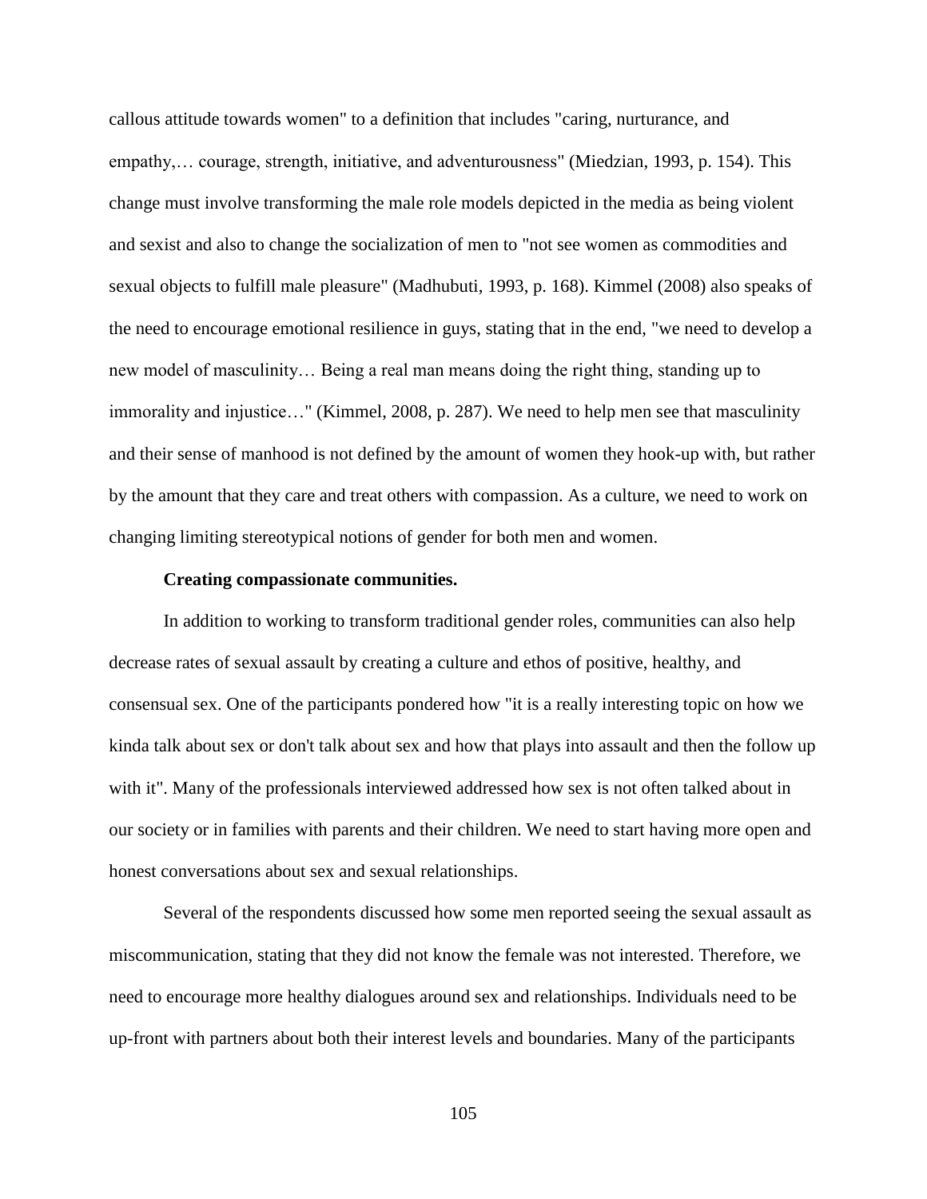callous attitude towards women" to a definition that includes "caring, nurturance, and empathy,… courage, strength, initiative, and adventurousness" (Miedzian, 1993, p. 154). This change must involve transforming the male role models depicted in the media as being violent and sexist and also to change the socialization of men to "not see women as commodities and sexual objects to fulfill male pleasure" (Madhubuti, 1993, p. 168). Kimmel (2008) also speaks of the need to encourage emotional resilience in guys, stating that in the end, "we need to develop a new model of masculinity… Being a real man means doing the right thing, standing up to immorality and injustice…" (Kimmel, 2008, p. 287). We need to help men see that masculinity and their sense of manhood is not defined by the amount of women they hook-up with, but rather by the amount that they care and treat others with compassion. As a culture, we need to work on changing limiting stereotypical notions of gender for both men and women.

**Creating compassionate communities.**

In addition to working to transform traditional gender roles, communities can also help decrease rates of sexual assault by creating a culture and ethos of positive, healthy, and consensual sex. One of the participants pondered how "it is a really interesting topic on how we kinda talk about sex or don't talk about sex and how that plays into assault and then the follow up with it". Many of the professionals interviewed addressed how sex is not often talked about in our society or in families with parents and their children. We need to start having more open and honest conversations about sex and sexual relationships.

Several of the respondents discussed how some men reported seeing the sexual assault as miscommunication, stating that they did not know the female was not interested. Therefore, we need to encourage more healthy dialogues around sex and relationships. Individuals need to be up-front with partners about both their interest levels and boundaries. Many of the participants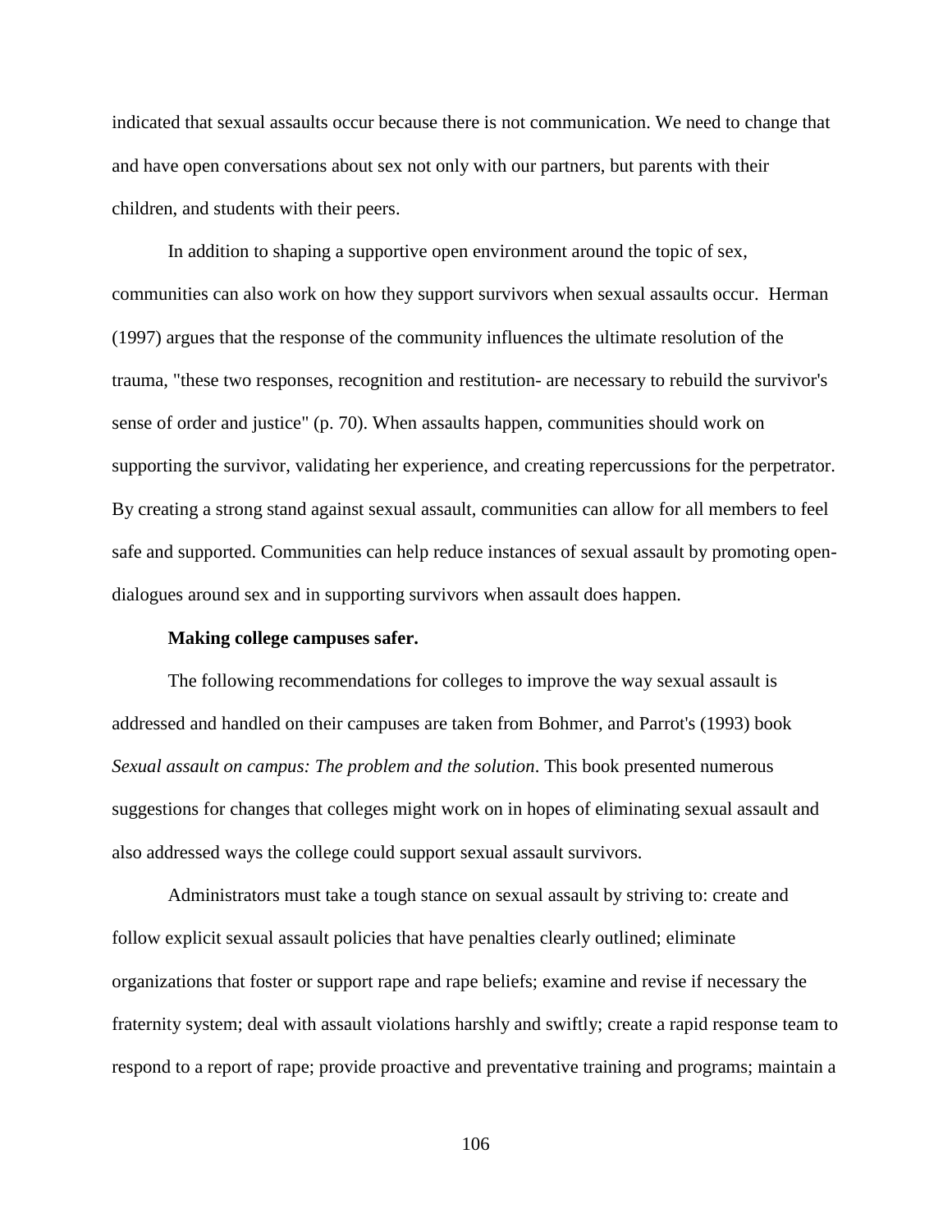indicated that sexual assaults occur because there is not communication. We need to change that and have open conversations about sex not only with our partners, but parents with their children, and students with their peers.

In addition to shaping a supportive open environment around the topic of sex, communities can also work on how they support survivors when sexual assaults occur. Herman (1997) argues that the response of the community influences the ultimate resolution of the trauma, "these two responses, recognition and restitution- are necessary to rebuild the survivor's sense of order and justice" (p. 70). When assaults happen, communities should work on supporting the survivor, validating her experience, and creating repercussions for the perpetrator. By creating a strong stand against sexual assault, communities can allow for all members to feel safe and supported. Communities can help reduce instances of sexual assault by promoting open-dialogues around sex and in supporting survivors when assault does happen.

**Making college campuses safer.**

The following recommendations for colleges to improve the way sexual assault is addressed and handled on their campuses are taken from Bohmer, and Parrot's (1993) book *Sexual assault on campus: The problem and the solution*. This book presented numerous suggestions for changes that colleges might work on in hopes of eliminating sexual assault and also addressed ways the college could support sexual assault survivors.

Administrators must take a tough stance on sexual assault by striving to: create and follow explicit sexual assault policies that have penalties clearly outlined; eliminate organizations that foster or support rape and rape beliefs; examine and revise if necessary the fraternity system; deal with assault violations harshly and swiftly; create a rapid response team to respond to a report of rape; provide proactive and preventative training and programs; maintain a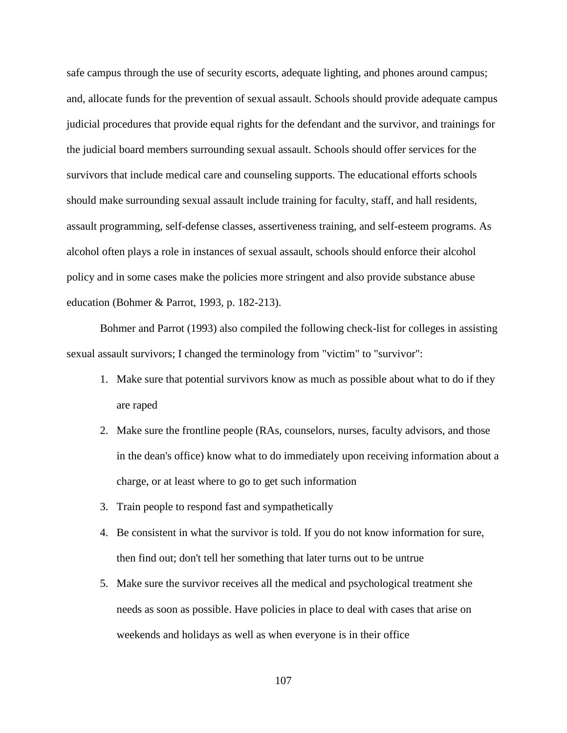safe campus through the use of security escorts, adequate lighting, and phones around campus; and, allocate funds for the prevention of sexual assault. Schools should provide adequate campus judicial procedures that provide equal rights for the defendant and the survivor, and trainings for the judicial board members surrounding sexual assault. Schools should offer services for the survivors that include medical care and counseling supports. The educational efforts schools should make surrounding sexual assault include training for faculty, staff, and hall residents, assault programming, self-defense classes, assertiveness training, and self-esteem programs. As alcohol often plays a role in instances of sexual assault, schools should enforce their alcohol policy and in some cases make the policies more stringent and also provide substance abuse education (Bohmer & Parrot, 1993, p. 182-213).

Bohmer and Parrot (1993) also compiled the following check-list for colleges in assisting sexual assault survivors; I changed the terminology from "victim" to "survivor":

1. Make sure that potential survivors know as much as possible about what to do if they are raped
2. Make sure the frontline people (RAs, counselors, nurses, faculty advisors, and those in the dean's office) know what to do immediately upon receiving information about a charge, or at least where to go to get such information
3. Train people to respond fast and sympathetically
4. Be consistent in what the survivor is told. If you do not know information for sure, then find out; don't tell her something that later turns out to be untrue
5. Make sure the survivor receives all the medical and psychological treatment she needs as soon as possible. Have policies in place to deal with cases that arise on weekends and holidays as well as when everyone is in their office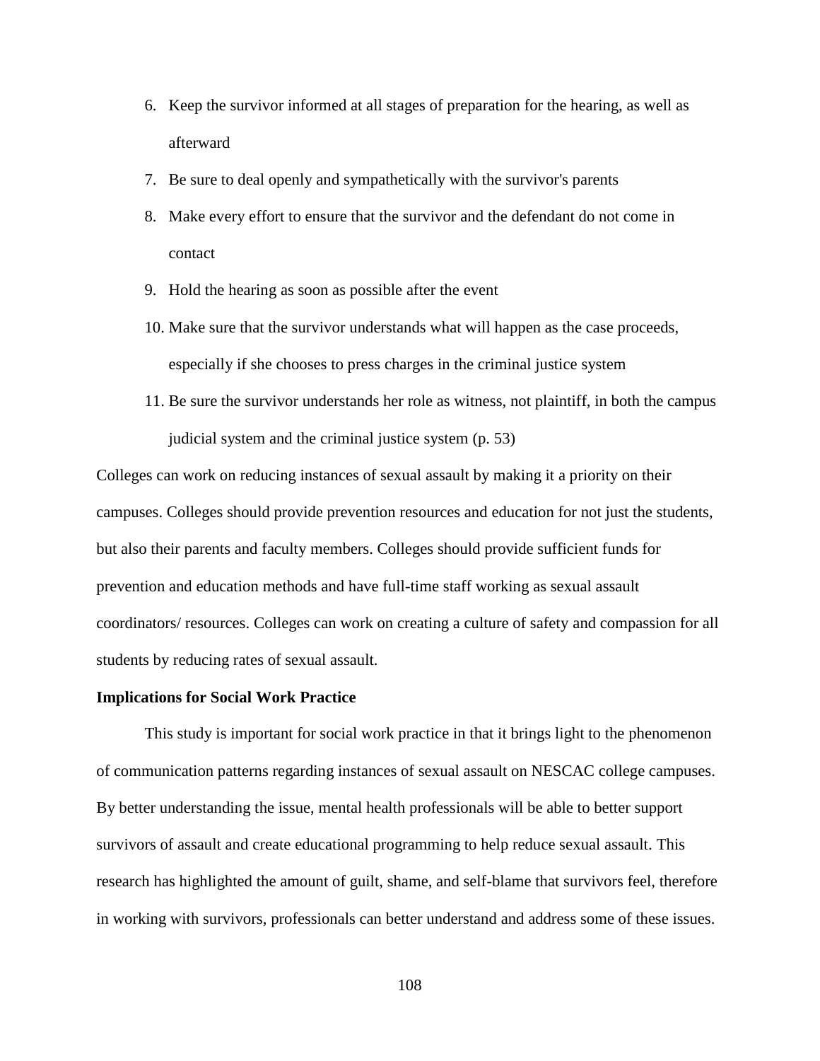6. Keep the survivor informed at all stages of preparation for the hearing, as well as afterward
7. Be sure to deal openly and sympathetically with the survivor's parents
8. Make every effort to ensure that the survivor and the defendant do not come in contact
9. Hold the hearing as soon as possible after the event
10. Make sure that the survivor understands what will happen as the case proceeds, especially if she chooses to press charges in the criminal justice system
11. Be sure the survivor understands her role as witness, not plaintiff, in both the campus judicial system and the criminal justice system (p. 53)

Colleges can work on reducing instances of sexual assault by making it a priority on their campuses. Colleges should provide prevention resources and education for not just the students, but also their parents and faculty members. Colleges should provide sufficient funds for prevention and education methods and have full-time staff working as sexual assault coordinators/ resources. Colleges can work on creating a culture of safety and compassion for all students by reducing rates of sexual assault.

**Implications for Social Work Practice**

This study is important for social work practice in that it brings light to the phenomenon of communication patterns regarding instances of sexual assault on NESCAC college campuses. By better understanding the issue, mental health professionals will be able to better support survivors of assault and create educational programming to help reduce sexual assault. This research has highlighted the amount of guilt, shame, and self-blame that survivors feel, therefore in working with survivors, professionals can better understand and address some of these issues.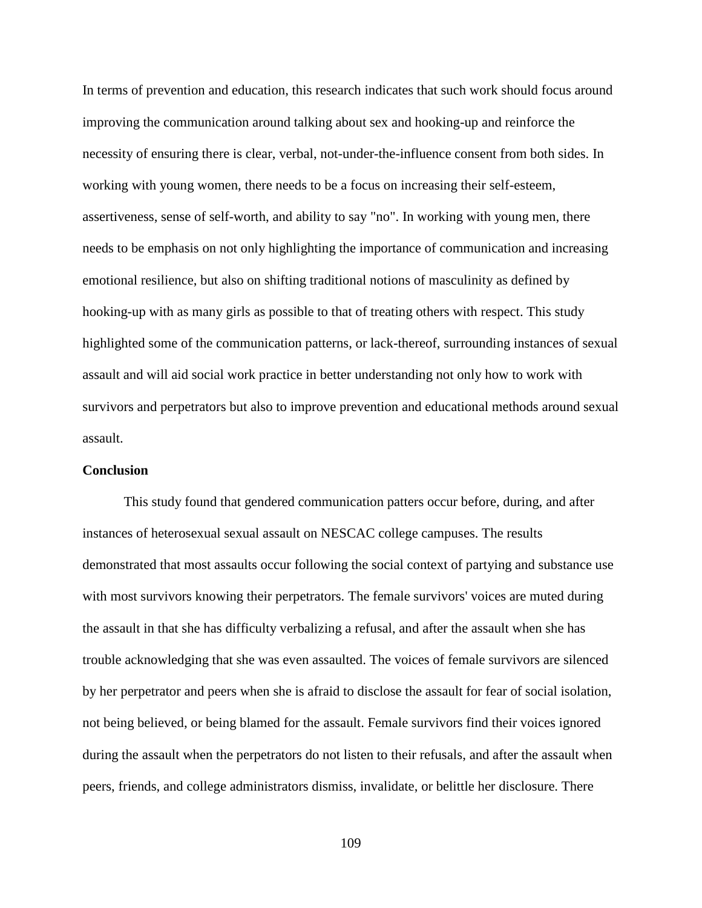In terms of prevention and education, this research indicates that such work should focus around improving the communication around talking about sex and hooking-up and reinforce the necessity of ensuring there is clear, verbal, not-under-the-influence consent from both sides. In working with young women, there needs to be a focus on increasing their self-esteem, assertiveness, sense of self-worth, and ability to say "no". In working with young men, there needs to be emphasis on not only highlighting the importance of communication and increasing emotional resilience, but also on shifting traditional notions of masculinity as defined by hooking-up with as many girls as possible to that of treating others with respect. This study highlighted some of the communication patterns, or lack-thereof, surrounding instances of sexual assault and will aid social work practice in better understanding not only how to work with survivors and perpetrators but also to improve prevention and educational methods around sexual assault.

**Conclusion**

This study found that gendered communication patters occur before, during, and after instances of heterosexual sexual assault on NESCAC college campuses. The results demonstrated that most assaults occur following the social context of partying and substance use with most survivors knowing their perpetrators. The female survivors' voices are muted during the assault in that she has difficulty verbalizing a refusal, and after the assault when she has trouble acknowledging that she was even assaulted. The voices of female survivors are silenced by her perpetrator and peers when she is afraid to disclose the assault for fear of social isolation, not being believed, or being blamed for the assault. Female survivors find their voices ignored during the assault when the perpetrators do not listen to their refusals, and after the assault when peers, friends, and college administrators dismiss, invalidate, or belittle her disclosure. There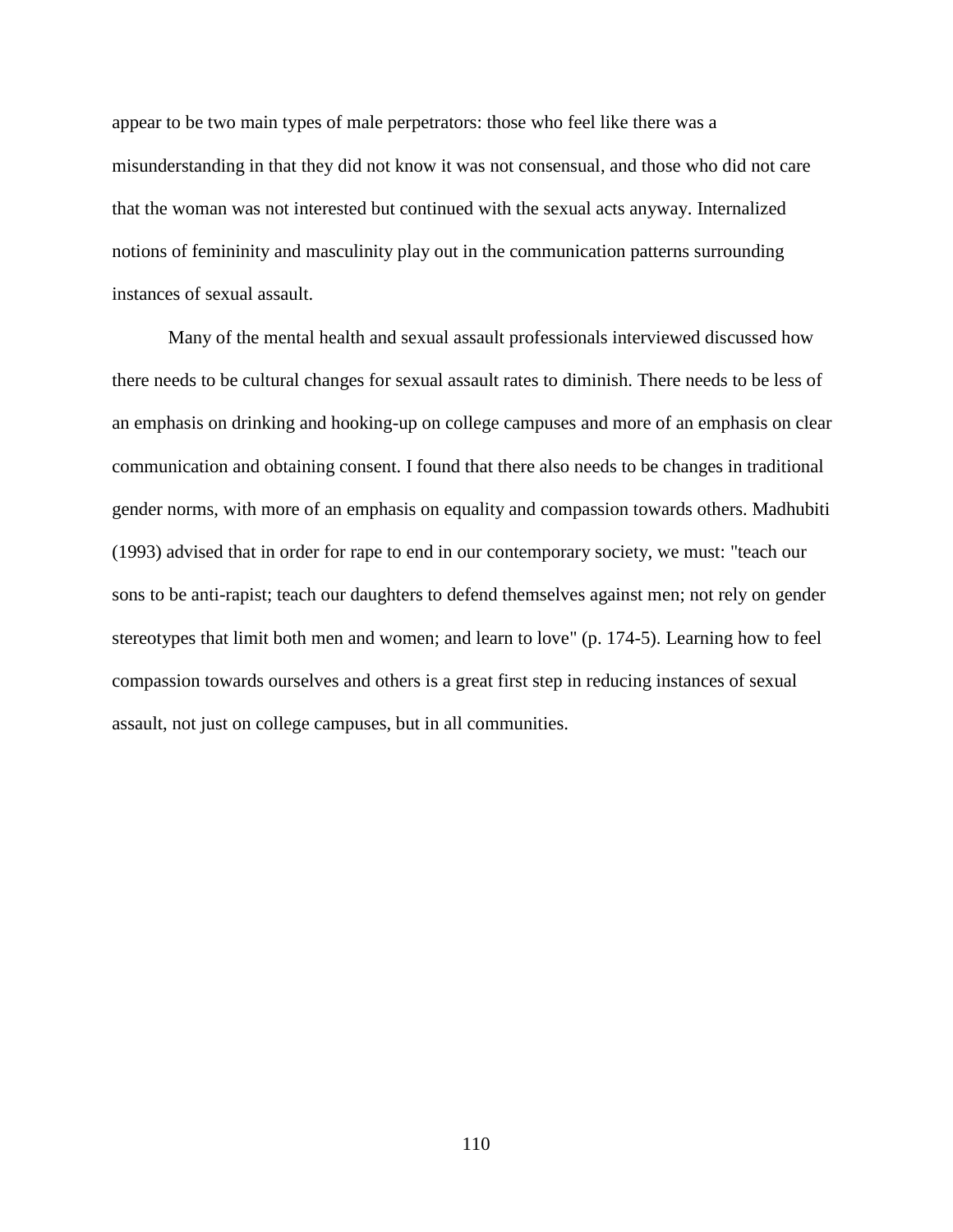appear to be two main types of male perpetrators: those who feel like there was a misunderstanding in that they did not know it was not consensual, and those who did not care that the woman was not interested but continued with the sexual acts anyway. Internalized notions of femininity and masculinity play out in the communication patterns surrounding instances of sexual assault.

Many of the mental health and sexual assault professionals interviewed discussed how there needs to be cultural changes for sexual assault rates to diminish. There needs to be less of an emphasis on drinking and hooking-up on college campuses and more of an emphasis on clear communication and obtaining consent. I found that there also needs to be changes in traditional gender norms, with more of an emphasis on equality and compassion towards others. Madhubiti (1993) advised that in order for rape to end in our contemporary society, we must: "teach our sons to be anti-rapist; teach our daughters to defend themselves against men; not rely on gender stereotypes that limit both men and women; and learn to love" (p. 174-5). Learning how to feel compassion towards ourselves and others is a great first step in reducing instances of sexual assault, not just on college campuses, but in all communities.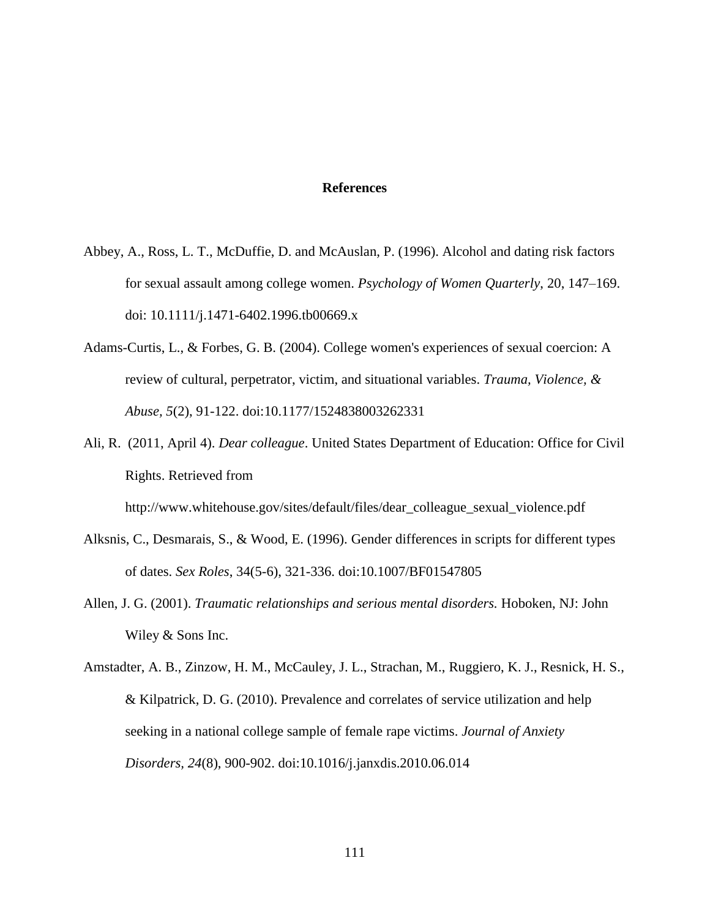# References

Abbey, A., Ross, L. T., McDuffie, D. and McAuslan, P. (1996). Alcohol and dating risk factors for sexual assault among college women. *Psychology of Women Quarterly*, 20, 147–169. doi: 10.1111/j.1471-6402.1996.tb00669.x

Adams-Curtis, L., & Forbes, G. B. (2004). College women's experiences of sexual coercion: A review of cultural, perpetrator, victim, and situational variables. *Trauma, Violence, & Abuse, 5*(2), 91-122. doi:10.1177/1524838003262331

Ali, R.  (2011, April 4). *Dear colleague*. United States Department of Education: Office for Civil Rights. Retrieved from http://www.whitehouse.gov/sites/default/files/dear_colleague_sexual_violence.pdf

Alksnis, C., Desmarais, S., & Wood, E. (1996). Gender differences in scripts for different types of dates. *Sex Roles*, 34(5-6), 321-336. doi:10.1007/BF01547805

Allen, J. G. (2001). *Traumatic relationships and serious mental disorders.* Hoboken, NJ: John Wiley & Sons Inc.

Amstadter, A. B., Zinzow, H. M., McCauley, J. L., Strachan, M., Ruggiero, K. J., Resnick, H. S., & Kilpatrick, D. G. (2010). Prevalence and correlates of service utilization and help seeking in a national college sample of female rape victims. *Journal of Anxiety Disorders, 24*(8), 900-902. doi:10.1016/j.janxdis.2010.06.014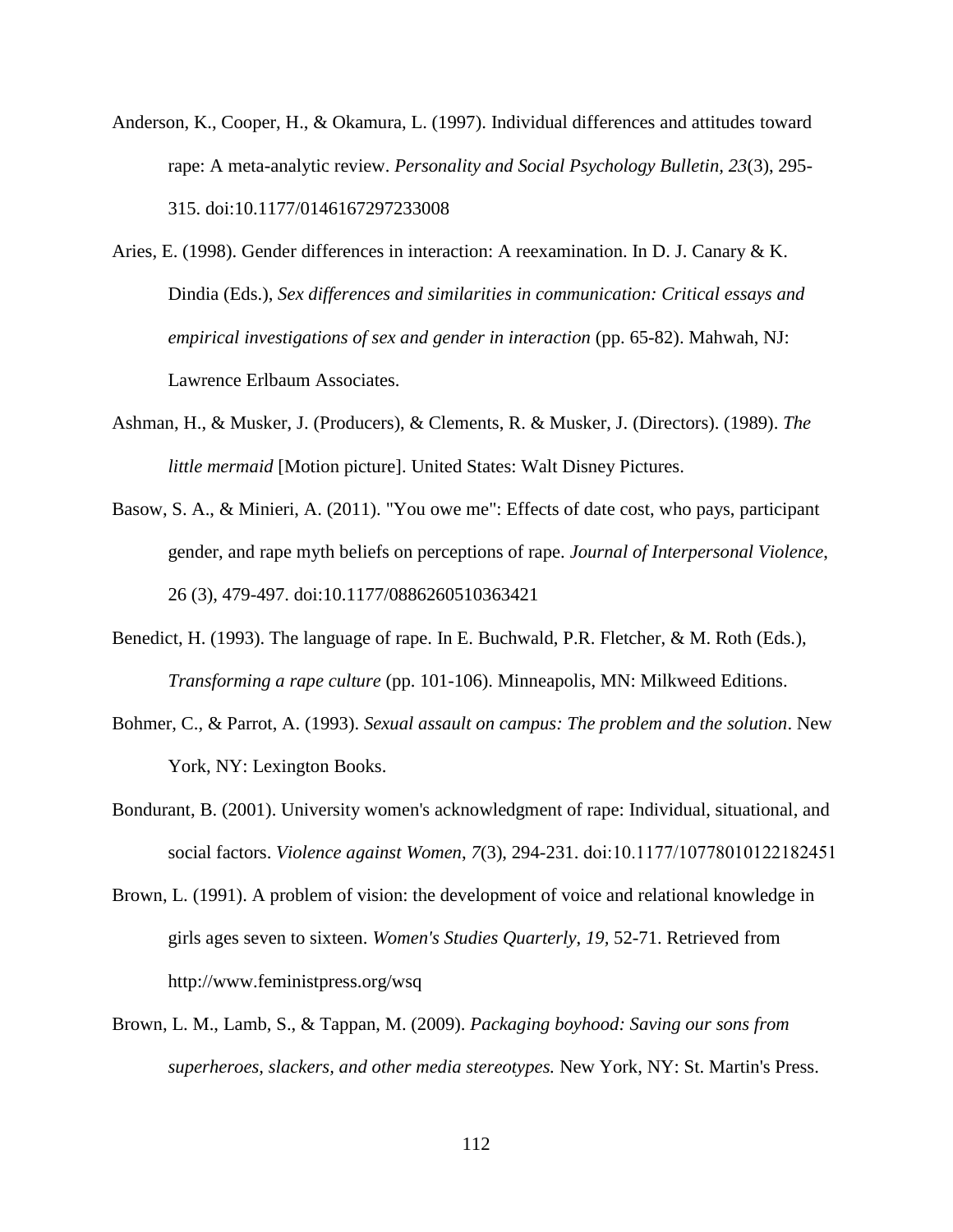Anderson, K., Cooper, H., & Okamura, L. (1997). Individual differences and attitudes toward rape: A meta-analytic review. *Personality and Social Psychology Bulletin, 23*(3), 295-315. doi:10.1177/0146167297233008

Aries, E. (1998). Gender differences in interaction: A reexamination. In D. J. Canary & K. Dindia (Eds.), *Sex differences and similarities in communication: Critical essays and empirical investigations of sex and gender in interaction* (pp. 65-82). Mahwah, NJ: Lawrence Erlbaum Associates.

Ashman, H., & Musker, J. (Producers), & Clements, R. & Musker, J. (Directors). (1989). *The little mermaid* [Motion picture]. United States: Walt Disney Pictures.

Basow, S. A., & Minieri, A. (2011). "You owe me": Effects of date cost, who pays, participant gender, and rape myth beliefs on perceptions of rape. *Journal of Interpersonal Violence*, 26 (3), 479-497. doi:10.1177/0886260510363421

Benedict, H. (1993). The language of rape. In E. Buchwald, P.R. Fletcher, & M. Roth (Eds.), *Transforming a rape culture* (pp. 101-106). Minneapolis, MN: Milkweed Editions.

Bohmer, C., & Parrot, A. (1993). *Sexual assault on campus: The problem and the solution*. New York, NY: Lexington Books.

Bondurant, B. (2001). University women's acknowledgment of rape: Individual, situational, and social factors. *Violence against Women*, *7*(3), 294-231. doi:10.1177/10778010122182451

Brown, L. (1991). A problem of vision: the development of voice and relational knowledge in girls ages seven to sixteen. *Women's Studies Quarterly*, *19*, 52-71. Retrieved from http://www.feministpress.org/wsq

Brown, L. M., Lamb, S., & Tappan, M. (2009). *Packaging boyhood: Saving our sons from superheroes, slackers, and other media stereotypes.* New York, NY: St. Martin's Press.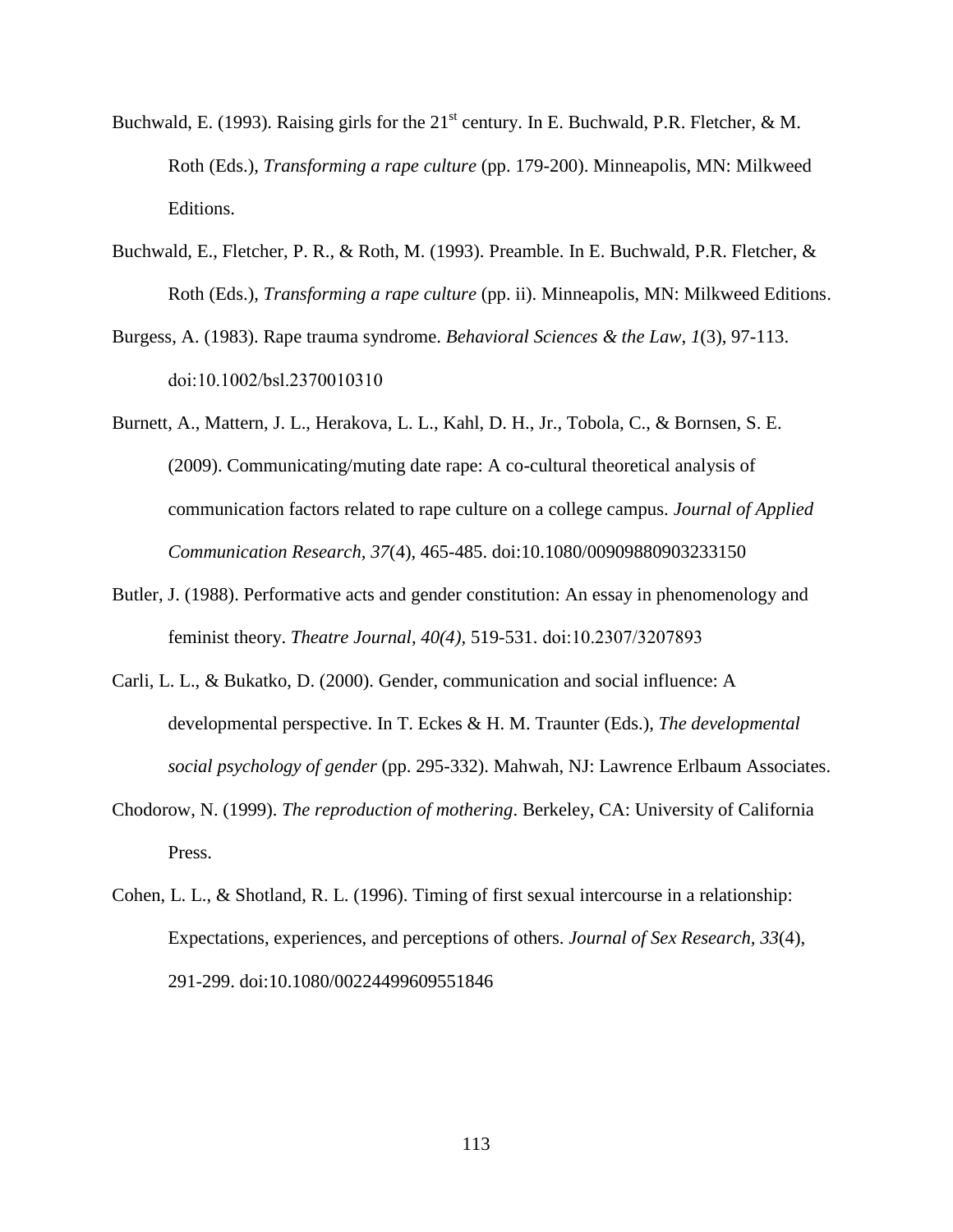Buchwald, E. (1993). Raising girls for the 21st century. In E. Buchwald, P.R. Fletcher, & M. Roth (Eds.), *Transforming a rape culture* (pp. 179-200). Minneapolis, MN: Milkweed Editions.

Buchwald, E., Fletcher, P. R., & Roth, M. (1993). Preamble. In E. Buchwald, P.R. Fletcher, & Roth (Eds.), *Transforming a rape culture* (pp. ii). Minneapolis, MN: Milkweed Editions.

Burgess, A. (1983). Rape trauma syndrome. *Behavioral Sciences & the Law*, *1*(3), 97-113. doi:10.1002/bsl.2370010310

Burnett, A., Mattern, J. L., Herakova, L. L., Kahl, D. H., Jr., Tobola, C., & Bornsen, S. E. (2009). Communicating/muting date rape: A co-cultural theoretical analysis of communication factors related to rape culture on a college campus. *Journal of Applied Communication Research*, *37*(4), 465-485. doi:10.1080/00909880903233150

Butler, J. (1988). Performative acts and gender constitution: An essay in phenomenology and feminist theory. *Theatre Journal, 40(4)*, 519-531. doi:10.2307/3207893

Carli, L. L., & Bukatko, D. (2000). Gender, communication and social influence: A developmental perspective. In T. Eckes & H. M. Traunter (Eds.), *The developmental social psychology of gender* (pp. 295-332). Mahwah, NJ: Lawrence Erlbaum Associates.

Chodorow, N. (1999). *The reproduction of mothering*. Berkeley, CA: University of California Press.

Cohen, L. L., & Shotland, R. L. (1996). Timing of first sexual intercourse in a relationship: Expectations, experiences, and perceptions of others. *Journal of Sex Research, 33*(4), 291-299. doi:10.1080/00224499609551846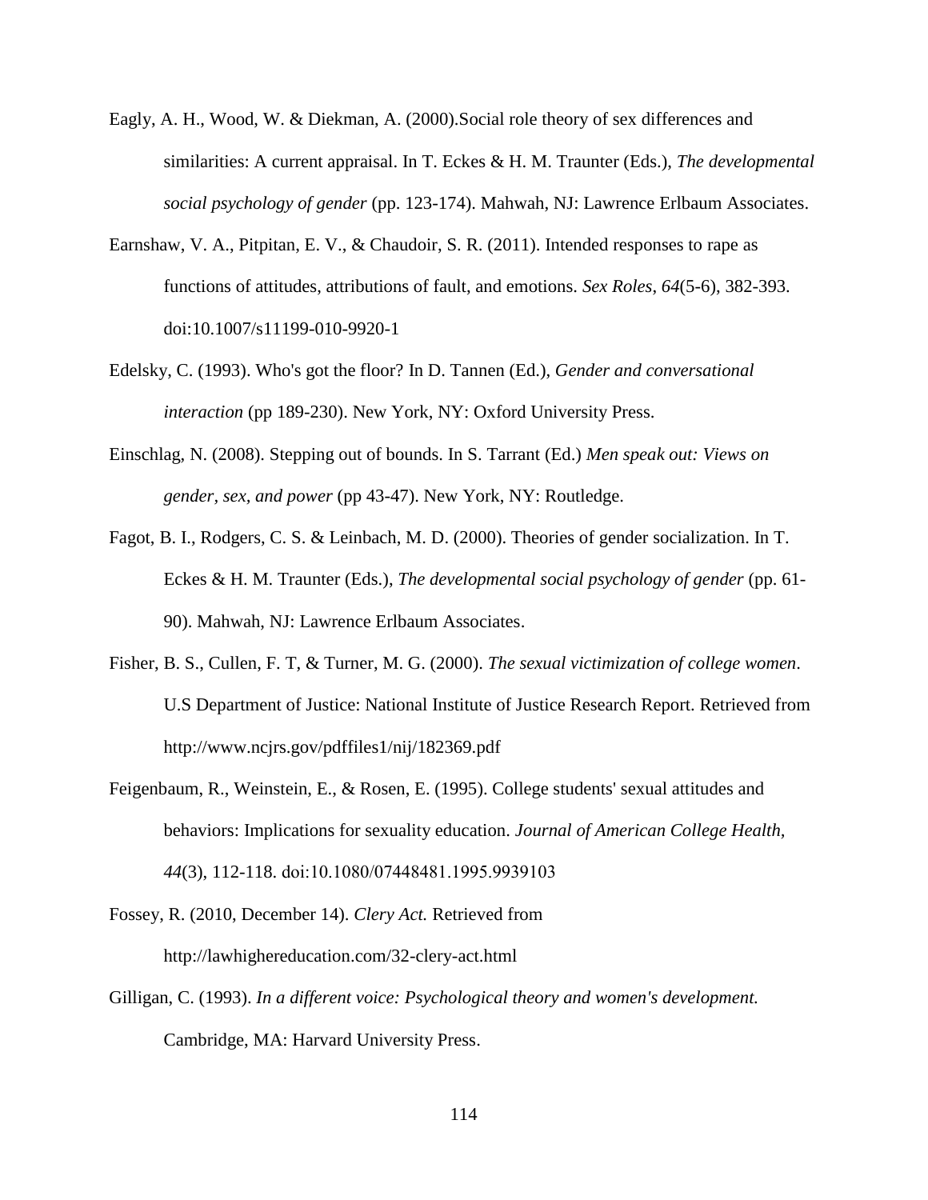Eagly, A. H., Wood, W. & Diekman, A. (2000).Social role theory of sex differences and similarities: A current appraisal. In T. Eckes & H. M. Traunter (Eds.), *The developmental social psychology of gender* (pp. 123-174). Mahwah, NJ: Lawrence Erlbaum Associates.

Earnshaw, V. A., Pitpitan, E. V., & Chaudoir, S. R. (2011). Intended responses to rape as functions of attitudes, attributions of fault, and emotions. *Sex Roles*, *64*(5-6), 382-393. doi:10.1007/s11199-010-9920-1

Edelsky, C. (1993). Who's got the floor? In D. Tannen (Ed.), *Gender and conversational interaction* (pp 189-230). New York, NY: Oxford University Press.

Einschlag, N. (2008). Stepping out of bounds. In S. Tarrant (Ed.) *Men speak out: Views on gender, sex, and power* (pp 43-47). New York, NY: Routledge.

Fagot, B. I., Rodgers, C. S. & Leinbach, M. D. (2000). Theories of gender socialization. In T. Eckes & H. M. Traunter (Eds.), *The developmental social psychology of gender* (pp. 61-90). Mahwah, NJ: Lawrence Erlbaum Associates.

Fisher, B. S., Cullen, F. T, & Turner, M. G. (2000). *The sexual victimization of college women*. U.S Department of Justice: National Institute of Justice Research Report. Retrieved from http://www.ncjrs.gov/pdffiles1/nij/182369.pdf

Feigenbaum, R., Weinstein, E., & Rosen, E. (1995). College students' sexual attitudes and behaviors: Implications for sexuality education. *Journal of American College Health*, *44*(3), 112-118. doi:10.1080/07448481.1995.9939103

Fossey, R. (2010, December 14). *Clery Act.* Retrieved from http://lawhighereducation.com/32-clery-act.html

Gilligan, C. (1993). *In a different voice: Psychological theory and women's development.* Cambridge, MA: Harvard University Press.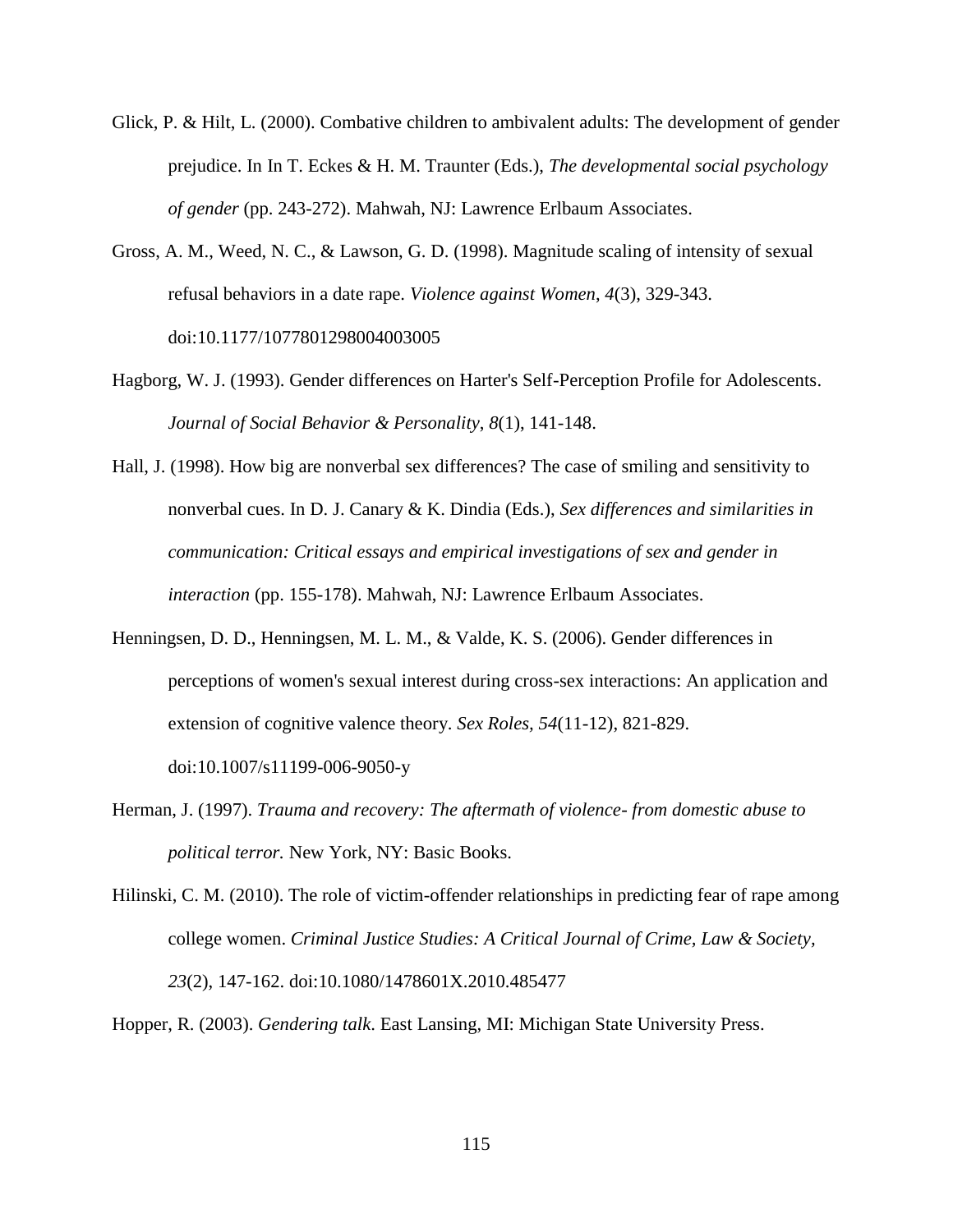Glick, P. & Hilt, L. (2000). Combative children to ambivalent adults: The development of gender prejudice. In In T. Eckes & H. M. Traunter (Eds.), *The developmental social psychology of gender* (pp. 243-272). Mahwah, NJ: Lawrence Erlbaum Associates.

Gross, A. M., Weed, N. C., & Lawson, G. D. (1998). Magnitude scaling of intensity of sexual refusal behaviors in a date rape. *Violence against Women*, *4*(3), 329-343. doi:10.1177/1077801298004003005

Hagborg, W. J. (1993). Gender differences on Harter's Self-Perception Profile for Adolescents. *Journal of Social Behavior & Personality*, *8*(1), 141-148.

Hall, J. (1998). How big are nonverbal sex differences? The case of smiling and sensitivity to nonverbal cues. In D. J. Canary & K. Dindia (Eds.), *Sex differences and similarities in communication: Critical essays and empirical investigations of sex and gender in interaction* (pp. 155-178). Mahwah, NJ: Lawrence Erlbaum Associates.

Henningsen, D. D., Henningsen, M. L. M., & Valde, K. S. (2006). Gender differences in perceptions of women's sexual interest during cross-sex interactions: An application and extension of cognitive valence theory. *Sex Roles, 54*(11-12), 821-829. doi:10.1007/s11199-006-9050-y

Herman, J. (1997). *Trauma and recovery: The aftermath of violence- from domestic abuse to political terror.* New York, NY: Basic Books.

Hilinski, C. M. (2010). The role of victim-offender relationships in predicting fear of rape among college women. *Criminal Justice Studies: A Critical Journal of Crime, Law & Society*, *23*(2), 147-162. doi:10.1080/1478601X.2010.485477

Hopper, R. (2003). *Gendering talk*. East Lansing, MI: Michigan State University Press.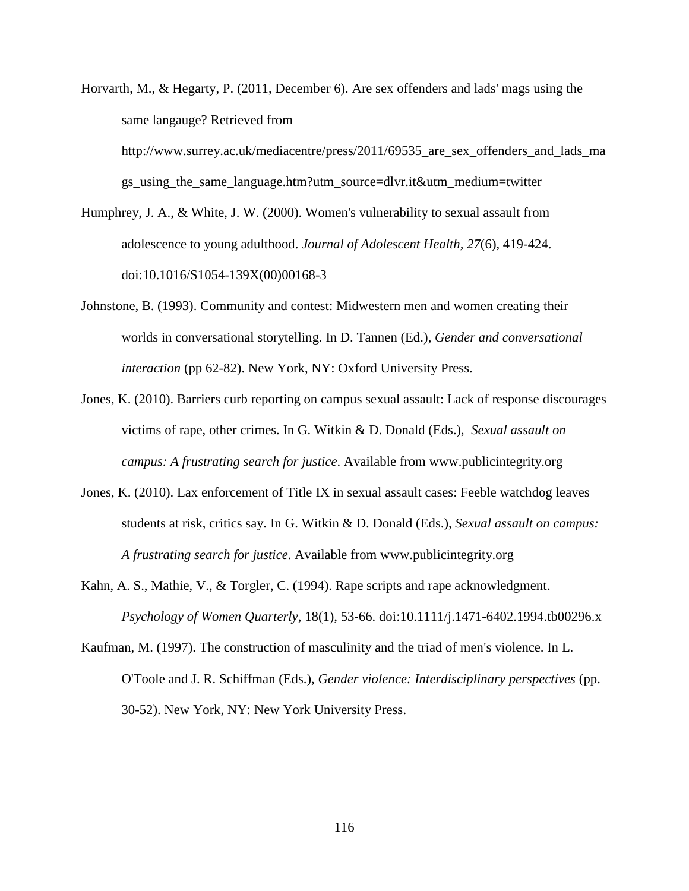Horvarth, M., & Hegarty, P. (2011, December 6). Are sex offenders and lads' mags using the same langauge? Retrieved from http://www.surrey.ac.uk/mediacentre/press/2011/69535_are_sex_offenders_and_lads_mags_using_the_same_language.htm?utm_source=dlvr.it&utm_medium=twitter

Humphrey, J. A., & White, J. W. (2000). Women's vulnerability to sexual assault from adolescence to young adulthood. *Journal of Adolescent Health, 27*(6), 419-424. doi:10.1016/S1054-139X(00)00168-3

Johnstone, B. (1993). Community and contest: Midwestern men and women creating their worlds in conversational storytelling. In D. Tannen (Ed.), *Gender and conversational interaction* (pp 62-82). New York, NY: Oxford University Press.

Jones, K. (2010). Barriers curb reporting on campus sexual assault: Lack of response discourages victims of rape, other crimes. In G. Witkin & D. Donald (Eds.), *Sexual assault on campus: A frustrating search for justice*. Available from www.publicintegrity.org

Jones, K. (2010). Lax enforcement of Title IX in sexual assault cases: Feeble watchdog leaves students at risk, critics say. In G. Witkin & D. Donald (Eds.), *Sexual assault on campus: A frustrating search for justice*. Available from www.publicintegrity.org

Kahn, A. S., Mathie, V., & Torgler, C. (1994). Rape scripts and rape acknowledgment. *Psychology of Women Quarterly*, 18(1), 53-66. doi:10.1111/j.1471-6402.1994.tb00296.x

Kaufman, M. (1997). The construction of masculinity and the triad of men's violence. In L. O'Toole and J. R. Schiffman (Eds.), *Gender violence: Interdisciplinary perspectives* (pp. 30-52). New York, NY: New York University Press.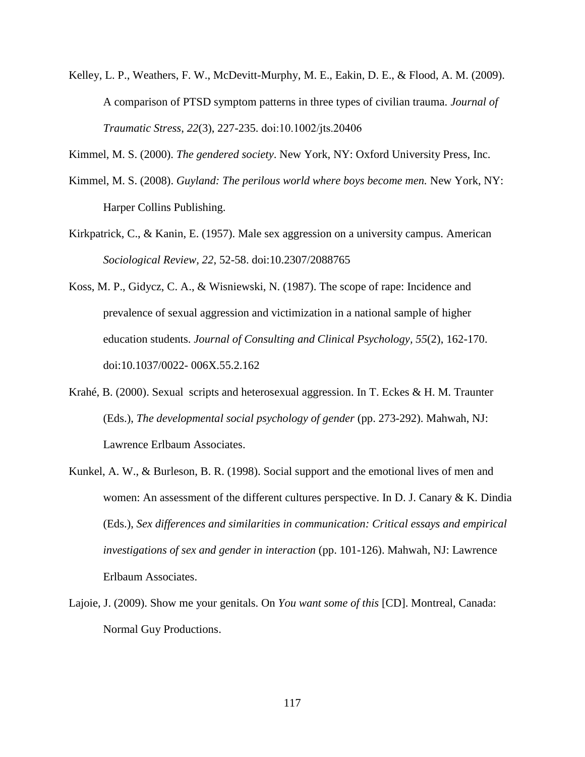Kelley, L. P., Weathers, F. W., McDevitt-Murphy, M. E., Eakin, D. E., & Flood, A. M. (2009). A comparison of PTSD symptom patterns in three types of civilian trauma. *Journal of Traumatic Stress*, *22*(3), 227-235. doi:10.1002/jts.20406

Kimmel, M. S. (2000). *The gendered society*. New York, NY: Oxford University Press, Inc.

Kimmel, M. S. (2008). *Guyland: The perilous world where boys become men.* New York, NY: Harper Collins Publishing.

Kirkpatrick, C., & Kanin, E. (1957). Male sex aggression on a university campus. American *Sociological Review, 22*, 52-58. doi:10.2307/2088765

Koss, M. P., Gidycz, C. A., & Wisniewski, N. (1987). The scope of rape: Incidence and prevalence of sexual aggression and victimization in a national sample of higher education students. *Journal of Consulting and Clinical Psychology, 55*(2), 162-170. doi:10.1037/0022- 006X.55.2.162

Krahé, B. (2000). Sexual  scripts and heterosexual aggression. In T. Eckes & H. M. Traunter (Eds.), *The developmental social psychology of gender* (pp. 273-292). Mahwah, NJ: Lawrence Erlbaum Associates.

Kunkel, A. W., & Burleson, B. R. (1998). Social support and the emotional lives of men and women: An assessment of the different cultures perspective. In D. J. Canary & K. Dindia (Eds.), *Sex differences and similarities in communication: Critical essays and empirical investigations of sex and gender in interaction* (pp. 101-126). Mahwah, NJ: Lawrence Erlbaum Associates.

Lajoie, J. (2009). Show me your genitals. On *You want some of this* [CD]. Montreal, Canada: Normal Guy Productions.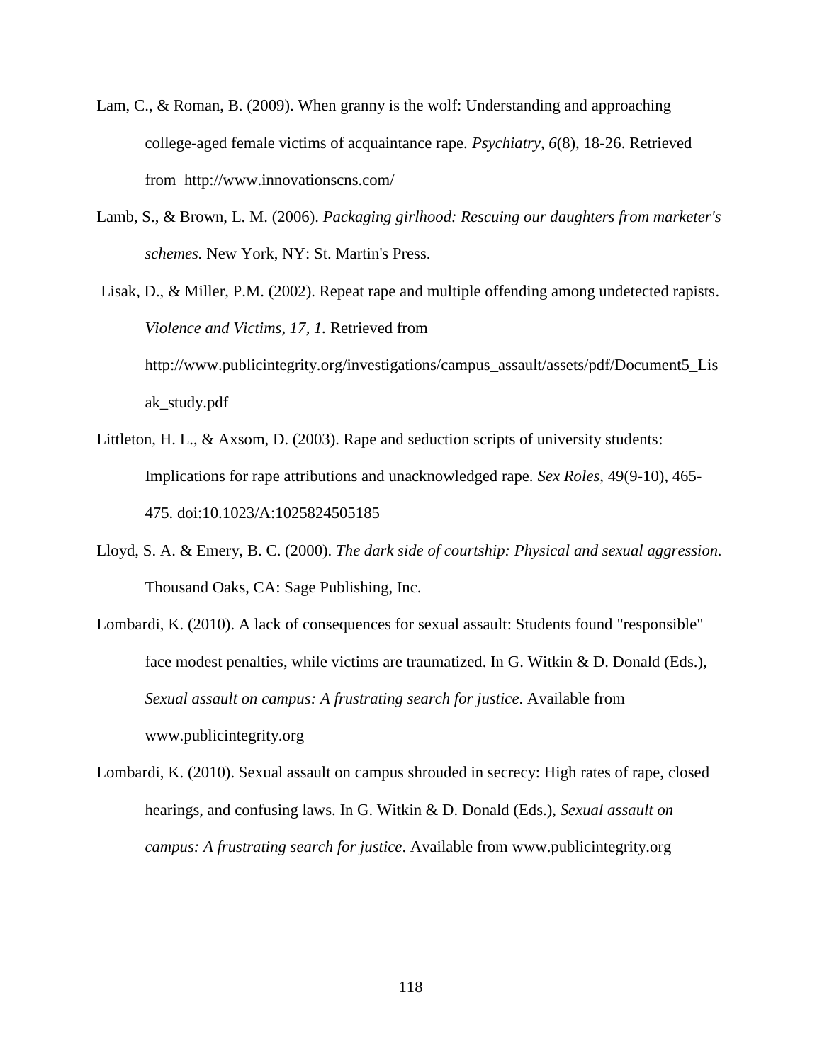Lam, C., & Roman, B. (2009). When granny is the wolf: Understanding and approaching college-aged female victims of acquaintance rape. *Psychiatry, 6*(8), 18-26. Retrieved from http://www.innovationscns.com/

Lamb, S., & Brown, L. M. (2006). *Packaging girlhood: Rescuing our daughters from marketer's schemes.* New York, NY: St. Martin's Press.

Lisak, D., & Miller, P.M. (2002). Repeat rape and multiple offending among undetected rapists. *Violence and Victims, 17, 1.* Retrieved from http://www.publicintegrity.org/investigations/campus_assault/assets/pdf/Document5_Lisak_study.pdf

Littleton, H. L., & Axsom, D. (2003). Rape and seduction scripts of university students: Implications for rape attributions and unacknowledged rape. *Sex Roles*, 49(9-10), 465-475. doi:10.1023/A:1025824505185

Lloyd, S. A. & Emery, B. C. (2000). *The dark side of courtship: Physical and sexual aggression.* Thousand Oaks, CA: Sage Publishing, Inc.

Lombardi, K. (2010). A lack of consequences for sexual assault: Students found "responsible" face modest penalties, while victims are traumatized. In G. Witkin & D. Donald (Eds.), *Sexual assault on campus: A frustrating search for justice*. Available from www.publicintegrity.org

Lombardi, K. (2010). Sexual assault on campus shrouded in secrecy: High rates of rape, closed hearings, and confusing laws. In G. Witkin & D. Donald (Eds.), *Sexual assault on campus: A frustrating search for justice*. Available from www.publicintegrity.org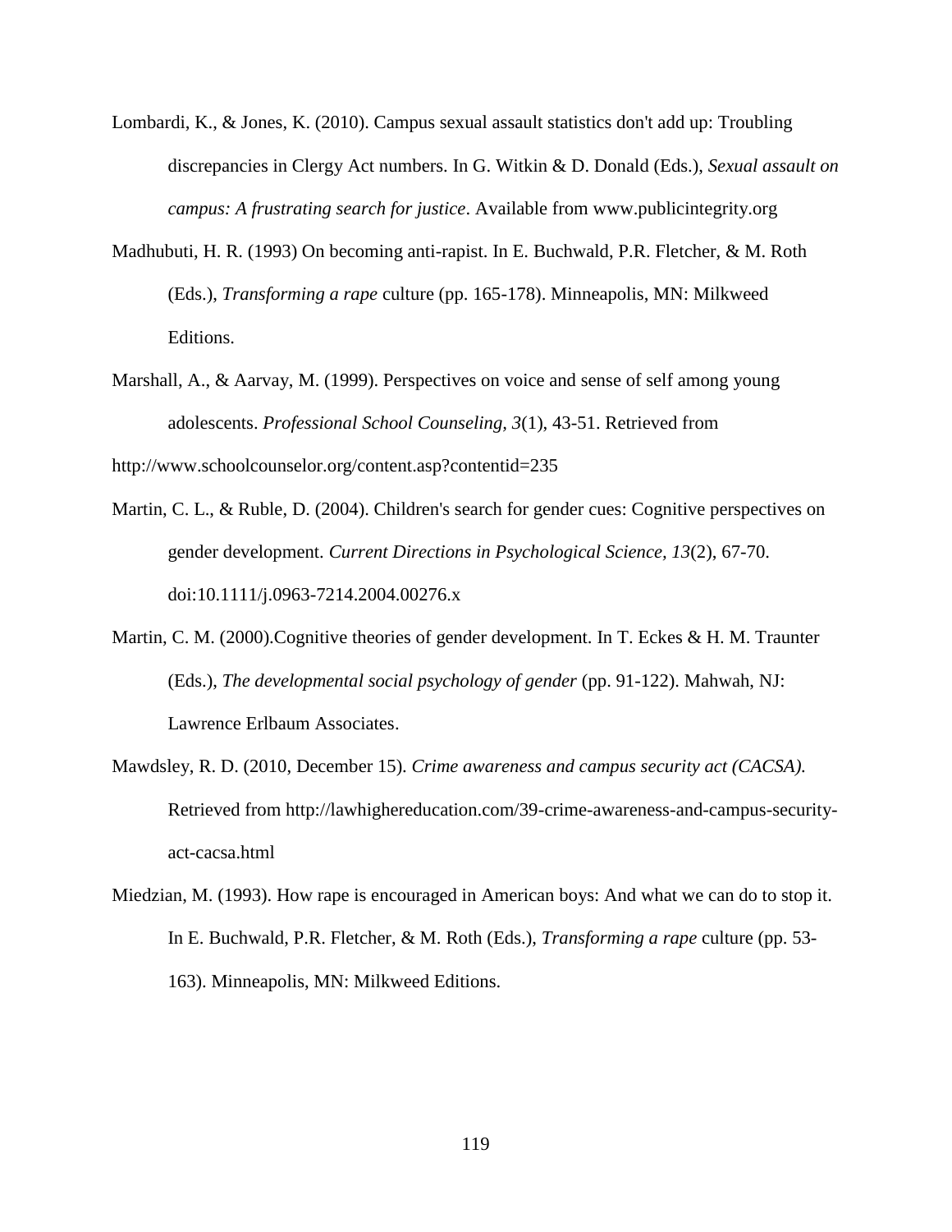Lombardi, K., & Jones, K. (2010). Campus sexual assault statistics don't add up: Troubling discrepancies in Clergy Act numbers. In G. Witkin & D. Donald (Eds.), *Sexual assault on campus: A frustrating search for justice*. Available from www.publicintegrity.org

Madhubuti, H. R. (1993) On becoming anti-rapist. In E. Buchwald, P.R. Fletcher, & M. Roth (Eds.), *Transforming a rape* culture (pp. 165-178). Minneapolis, MN: Milkweed Editions.

Marshall, A., & Aarvay, M. (1999). Perspectives on voice and sense of self among young adolescents. *Professional School Counseling, 3*(1), 43-51. Retrieved from http://www.schoolcounselor.org/content.asp?contentid=235

Martin, C. L., & Ruble, D. (2004). Children's search for gender cues: Cognitive perspectives on gender development. *Current Directions in Psychological Science, 13*(2), 67-70. doi:10.1111/j.0963-7214.2004.00276.x

Martin, C. M. (2000).Cognitive theories of gender development. In T. Eckes & H. M. Traunter (Eds.), *The developmental social psychology of gender* (pp. 91-122). Mahwah, NJ: Lawrence Erlbaum Associates.

Mawdsley, R. D. (2010, December 15). *Crime awareness and campus security act (CACSA).* Retrieved from http://lawhighereducation.com/39-crime-awareness-and-campus-security-act-cacsa.html

Miedzian, M. (1993). How rape is encouraged in American boys: And what we can do to stop it. In E. Buchwald, P.R. Fletcher, & M. Roth (Eds.), *Transforming a rape* culture (pp. 53-163). Minneapolis, MN: Milkweed Editions.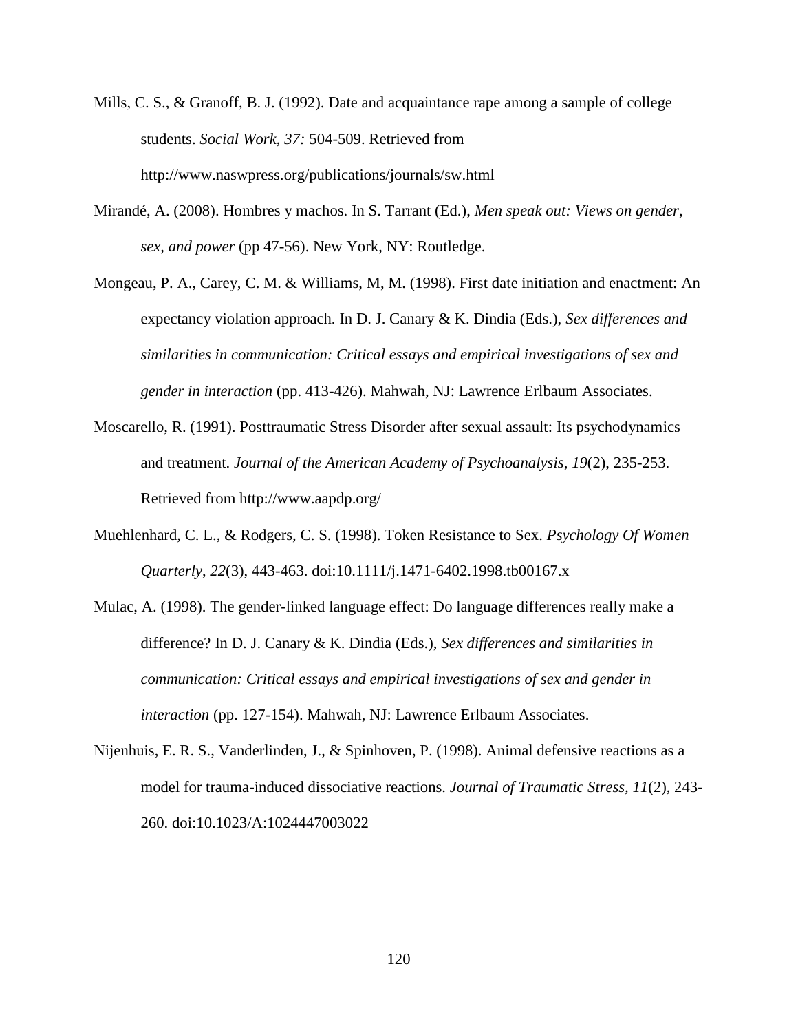Mills, C. S., & Granoff, B. J. (1992). Date and acquaintance rape among a sample of college students. *Social Work*, *37:* 504-509. Retrieved from http://www.naswpress.org/publications/journals/sw.html

Mirandé, A. (2008). Hombres y machos. In S. Tarrant (Ed.), *Men speak out: Views on gender, sex, and power* (pp 47-56). New York, NY: Routledge.

Mongeau, P. A., Carey, C. M. & Williams, M, M. (1998). First date initiation and enactment: An expectancy violation approach. In D. J. Canary & K. Dindia (Eds.), *Sex differences and similarities in communication: Critical essays and empirical investigations of sex and gender in interaction* (pp. 413-426). Mahwah, NJ: Lawrence Erlbaum Associates.

Moscarello, R. (1991). Posttraumatic Stress Disorder after sexual assault: Its psychodynamics and treatment. *Journal of the American Academy of Psychoanalysis*, *19*(2), 235-253. Retrieved from http://www.aapdp.org/

Muehlenhard, C. L., & Rodgers, C. S. (1998). Token Resistance to Sex. *Psychology Of Women Quarterly*, *22*(3), 443-463. doi:10.1111/j.1471-6402.1998.tb00167.x

Mulac, A. (1998). The gender-linked language effect: Do language differences really make a difference? In D. J. Canary & K. Dindia (Eds.), *Sex differences and similarities in communication: Critical essays and empirical investigations of sex and gender in interaction* (pp. 127-154). Mahwah, NJ: Lawrence Erlbaum Associates.

Nijenhuis, E. R. S., Vanderlinden, J., & Spinhoven, P. (1998). Animal defensive reactions as a model for trauma-induced dissociative reactions. *Journal of Traumatic Stress, 11*(2), 243-260. doi:10.1023/A:1024447003022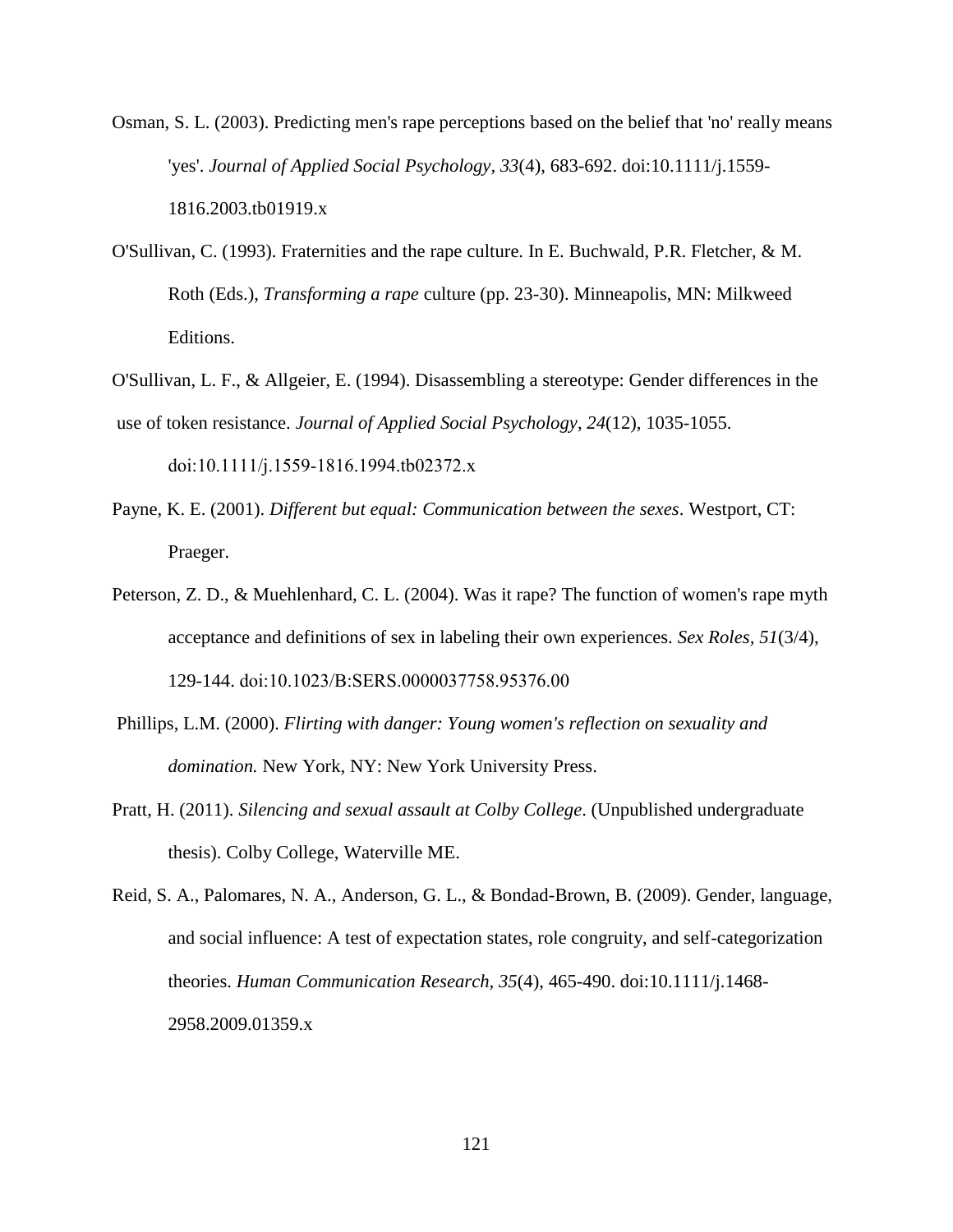Osman, S. L. (2003). Predicting men's rape perceptions based on the belief that 'no' really means 'yes'. *Journal of Applied Social Psychology, 33*(4), 683-692. doi:10.1111/j.1559-1816.2003.tb01919.x

O'Sullivan, C. (1993). Fraternities and the rape culture. In E. Buchwald, P.R. Fletcher, & M. Roth (Eds.), *Transforming a rape* culture (pp. 23-30). Minneapolis, MN: Milkweed Editions.

O'Sullivan, L. F., & Allgeier, E. (1994). Disassembling a stereotype: Gender differences in the use of token resistance. *Journal of Applied Social Psychology*, *24*(12), 1035-1055. doi:10.1111/j.1559-1816.1994.tb02372.x

Payne, K. E. (2001). *Different but equal: Communication between the sexes*. Westport, CT: Praeger.

Peterson, Z. D., & Muehlenhard, C. L. (2004). Was it rape? The function of women's rape myth acceptance and definitions of sex in labeling their own experiences. *Sex Roles, 51*(3/4), 129-144. doi:10.1023/B:SERS.0000037758.95376.00

Phillips, L.M. (2000). *Flirting with danger: Young women's reflection on sexuality and domination.* New York, NY: New York University Press.

Pratt, H. (2011). *Silencing and sexual assault at Colby College*. (Unpublished undergraduate thesis). Colby College, Waterville ME.

Reid, S. A., Palomares, N. A., Anderson, G. L., & Bondad-Brown, B. (2009). Gender, language, and social influence: A test of expectation states, role congruity, and self-categorization theories. *Human Communication Research, 35*(4), 465-490. doi:10.1111/j.1468-2958.2009.01359.x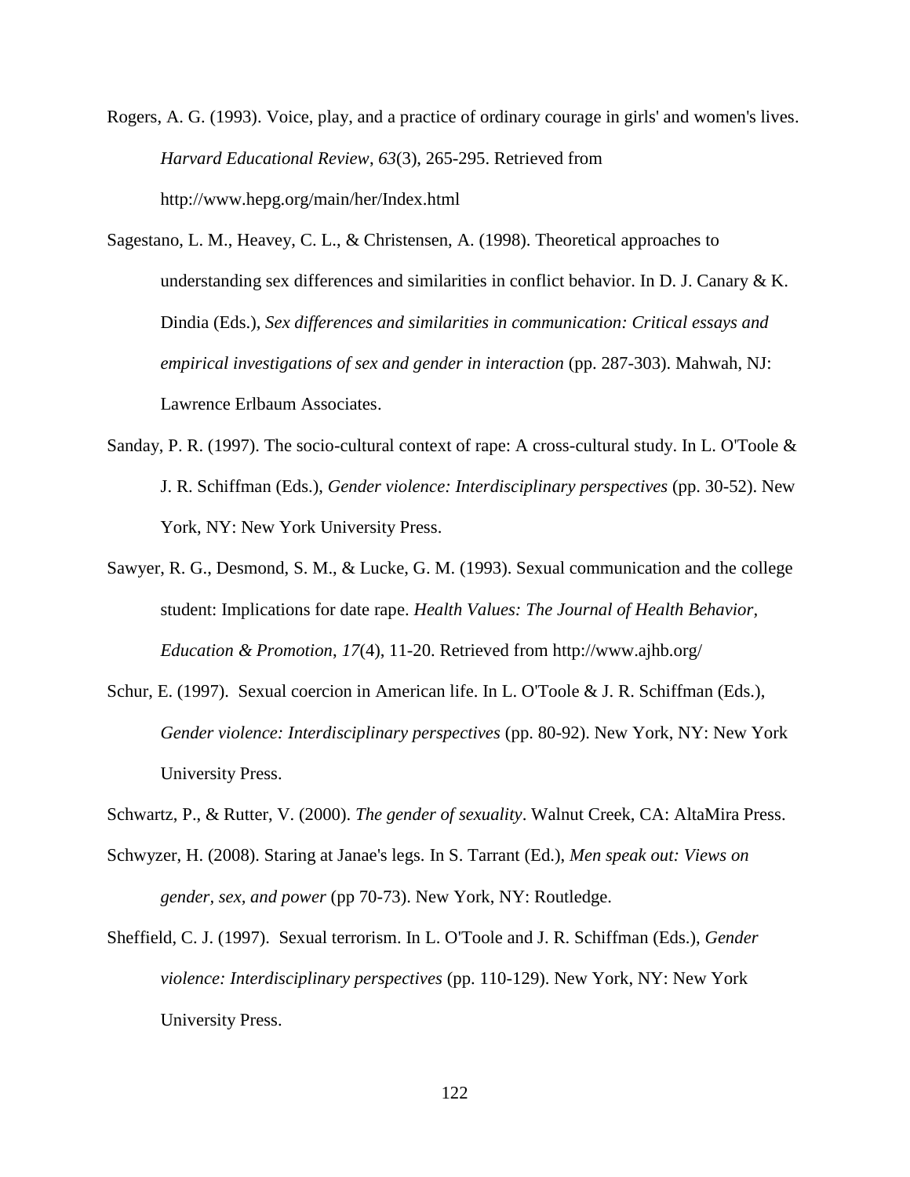Rogers, A. G. (1993). Voice, play, and a practice of ordinary courage in girls' and women's lives. *Harvard Educational Review*, *63*(3), 265-295. Retrieved from http://www.hepg.org/main/her/Index.html

Sagestano, L. M., Heavey, C. L., & Christensen, A. (1998). Theoretical approaches to understanding sex differences and similarities in conflict behavior. In D. J. Canary & K. Dindia (Eds.), *Sex differences and similarities in communication: Critical essays and empirical investigations of sex and gender in interaction* (pp. 287-303). Mahwah, NJ: Lawrence Erlbaum Associates.

Sanday, P. R. (1997). The socio-cultural context of rape: A cross-cultural study. In L. O'Toole & J. R. Schiffman (Eds.), *Gender violence: Interdisciplinary perspectives* (pp. 30-52). New York, NY: New York University Press.

Sawyer, R. G., Desmond, S. M., & Lucke, G. M. (1993). Sexual communication and the college student: Implications for date rape. *Health Values: The Journal of Health Behavior, Education & Promotion*, *17*(4), 11-20. Retrieved from http://www.ajhb.org/

Schur, E. (1997). Sexual coercion in American life. In L. O'Toole & J. R. Schiffman (Eds.), *Gender violence: Interdisciplinary perspectives* (pp. 80-92). New York, NY: New York University Press.

Schwartz, P., & Rutter, V. (2000). *The gender of sexuality*. Walnut Creek, CA: AltaMira Press.

Schwyzer, H. (2008). Staring at Janae's legs. In S. Tarrant (Ed.), *Men speak out: Views on gender, sex, and power* (pp 70-73). New York, NY: Routledge.

Sheffield, C. J. (1997). Sexual terrorism. In L. O'Toole and J. R. Schiffman (Eds.), *Gender violence: Interdisciplinary perspectives* (pp. 110-129). New York, NY: New York University Press.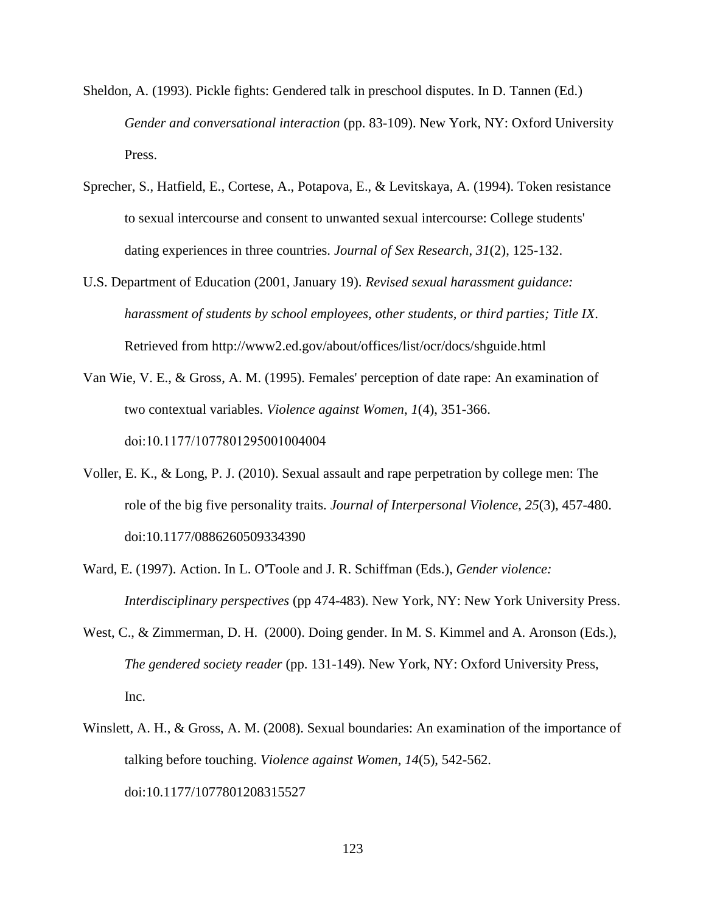Sheldon, A. (1993). Pickle fights: Gendered talk in preschool disputes. In D. Tannen (Ed.) *Gender and conversational interaction* (pp. 83-109). New York, NY: Oxford University Press.

Sprecher, S., Hatfield, E., Cortese, A., Potapova, E., & Levitskaya, A. (1994). Token resistance to sexual intercourse and consent to unwanted sexual intercourse: College students' dating experiences in three countries. *Journal of Sex Research*, *31*(2), 125-132.

U.S. Department of Education (2001, January 19). *Revised sexual harassment guidance: harassment of students by school employees, other students, or third parties; Title IX*. Retrieved from http://www2.ed.gov/about/offices/list/ocr/docs/shguide.html

Van Wie, V. E., & Gross, A. M. (1995). Females' perception of date rape: An examination of two contextual variables. *Violence against Women*, *1*(4), 351-366. doi:10.1177/1077801295001004004

Voller, E. K., & Long, P. J. (2010). Sexual assault and rape perpetration by college men: The role of the big five personality traits. *Journal of Interpersonal Violence*, *25*(3), 457-480. doi:10.1177/0886260509334390

Ward, E. (1997). Action. In L. O'Toole and J. R. Schiffman (Eds.), *Gender violence: Interdisciplinary perspectives* (pp 474-483). New York, NY: New York University Press.

West, C., & Zimmerman, D. H. (2000). Doing gender. In M. S. Kimmel and A. Aronson (Eds.), *The gendered society reader* (pp. 131-149). New York, NY: Oxford University Press, Inc.

Winslett, A. H., & Gross, A. M. (2008). Sexual boundaries: An examination of the importance of talking before touching. *Violence against Women*, *14*(5), 542-562. doi:10.1177/1077801208315527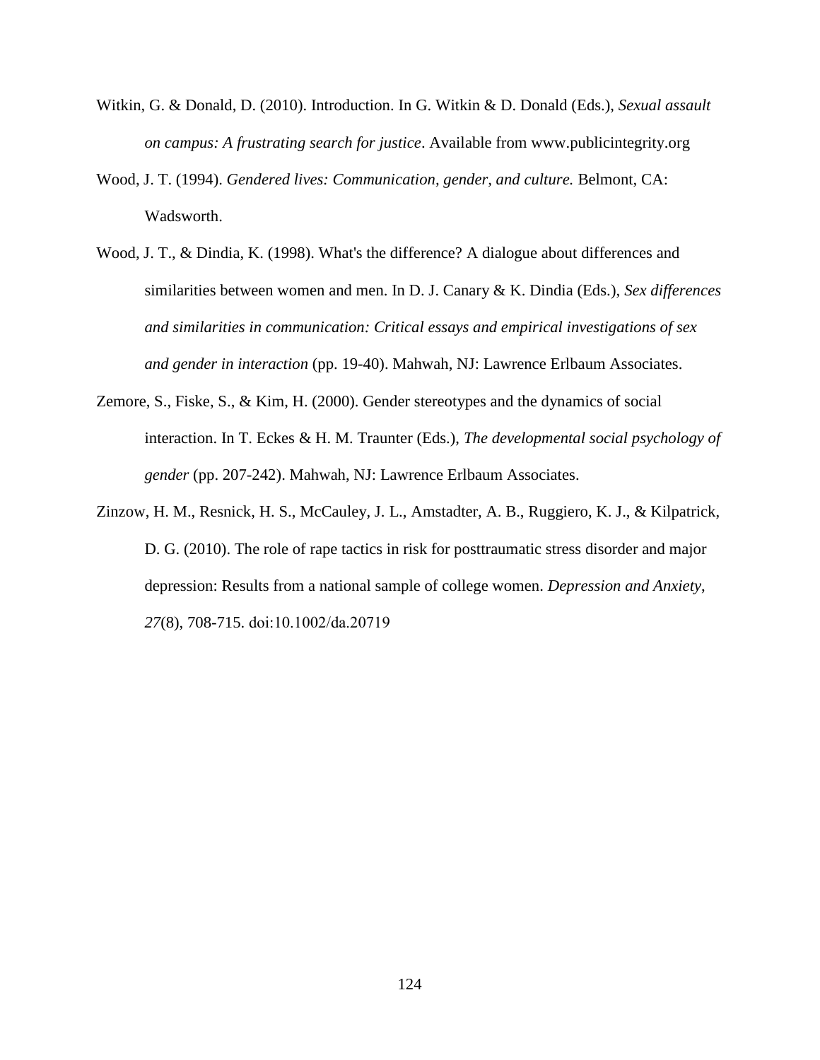Witkin, G. & Donald, D. (2010). Introduction. In G. Witkin & D. Donald (Eds.), *Sexual assault on campus: A frustrating search for justice*. Available from www.publicintegrity.org

Wood, J. T. (1994). *Gendered lives: Communication, gender, and culture.* Belmont, CA: Wadsworth.

Wood, J. T., & Dindia, K. (1998). What's the difference? A dialogue about differences and similarities between women and men. In D. J. Canary & K. Dindia (Eds.), *Sex differences and similarities in communication: Critical essays and empirical investigations of sex and gender in interaction* (pp. 19-40). Mahwah, NJ: Lawrence Erlbaum Associates.

Zemore, S., Fiske, S., & Kim, H. (2000). Gender stereotypes and the dynamics of social interaction. In T. Eckes & H. M. Traunter (Eds.), *The developmental social psychology of gender* (pp. 207-242). Mahwah, NJ: Lawrence Erlbaum Associates.

Zinzow, H. M., Resnick, H. S., McCauley, J. L., Amstadter, A. B., Ruggiero, K. J., & Kilpatrick, D. G. (2010). The role of rape tactics in risk for posttraumatic stress disorder and major depression: Results from a national sample of college women. *Depression and Anxiety*, *27*(8), 708-715. doi:10.1002/da.20719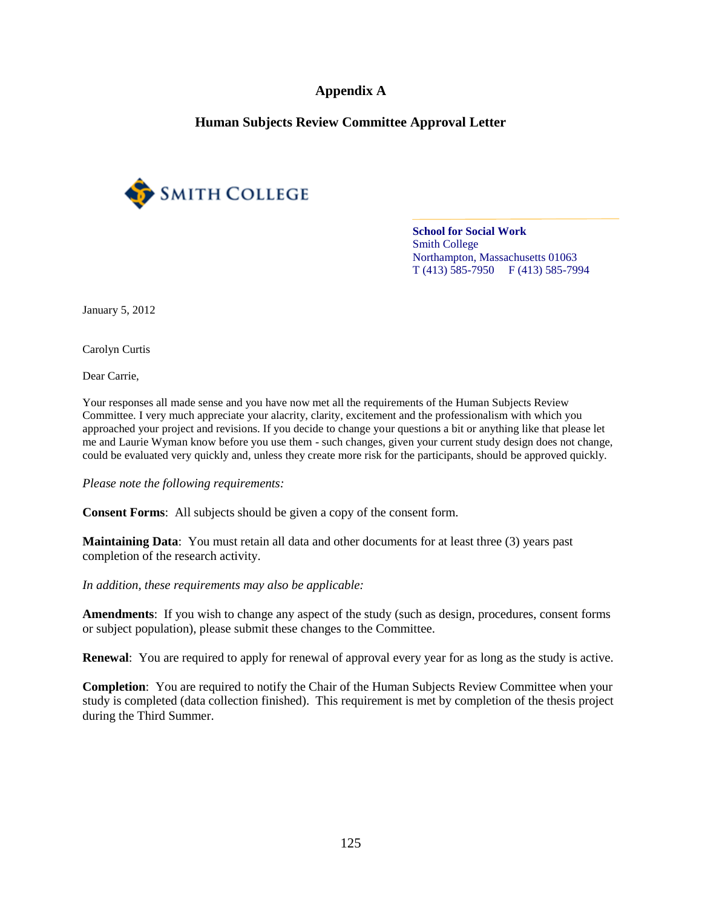# Appendix A

## Human Subjects Review Committee Approval Letter

SMITH COLLEGE

**School for Social Work**
Smith College
Northampton, Massachusetts 01063
T (413) 585-7950 F (413) 585-7994

January 5, 2012

Carolyn Curtis

Dear Carrie,

Your responses all made sense and you have now met all the requirements of the Human Subjects Review Committee. I very much appreciate your alacrity, clarity, excitement and the professionalism with which you approached your project and revisions. If you decide to change your questions a bit or anything like that please let me and Laurie Wyman know before you use them - such changes, given your current study design does not change, could be evaluated very quickly and, unless they create more risk for the participants, should be approved quickly.

*Please note the following requirements:*

**Consent Forms**: All subjects should be given a copy of the consent form.

**Maintaining Data**: You must retain all data and other documents for at least three (3) years past completion of the research activity.

*In addition, these requirements may also be applicable:*

**Amendments**: If you wish to change any aspect of the study (such as design, procedures, consent forms or subject population), please submit these changes to the Committee.

**Renewal**: You are required to apply for renewal of approval every year for as long as the study is active.

**Completion**: You are required to notify the Chair of the Human Subjects Review Committee when your study is completed (data collection finished). This requirement is met by completion of the thesis project during the Third Summer.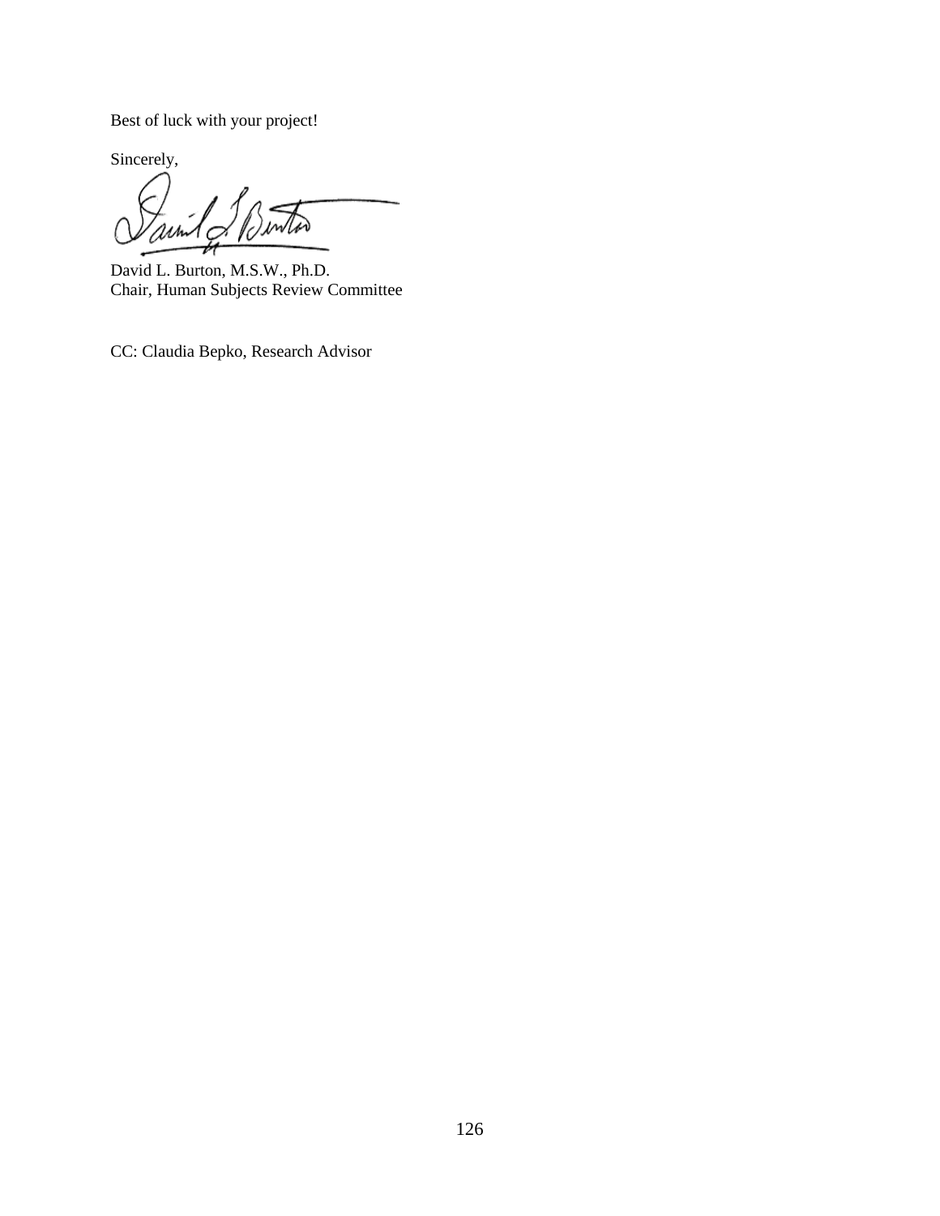Best of luck with your project!

Sincerely,

David L. Burton, M.S.W., Ph.D.
Chair, Human Subjects Review Committee

CC: Claudia Bepko, Research Advisor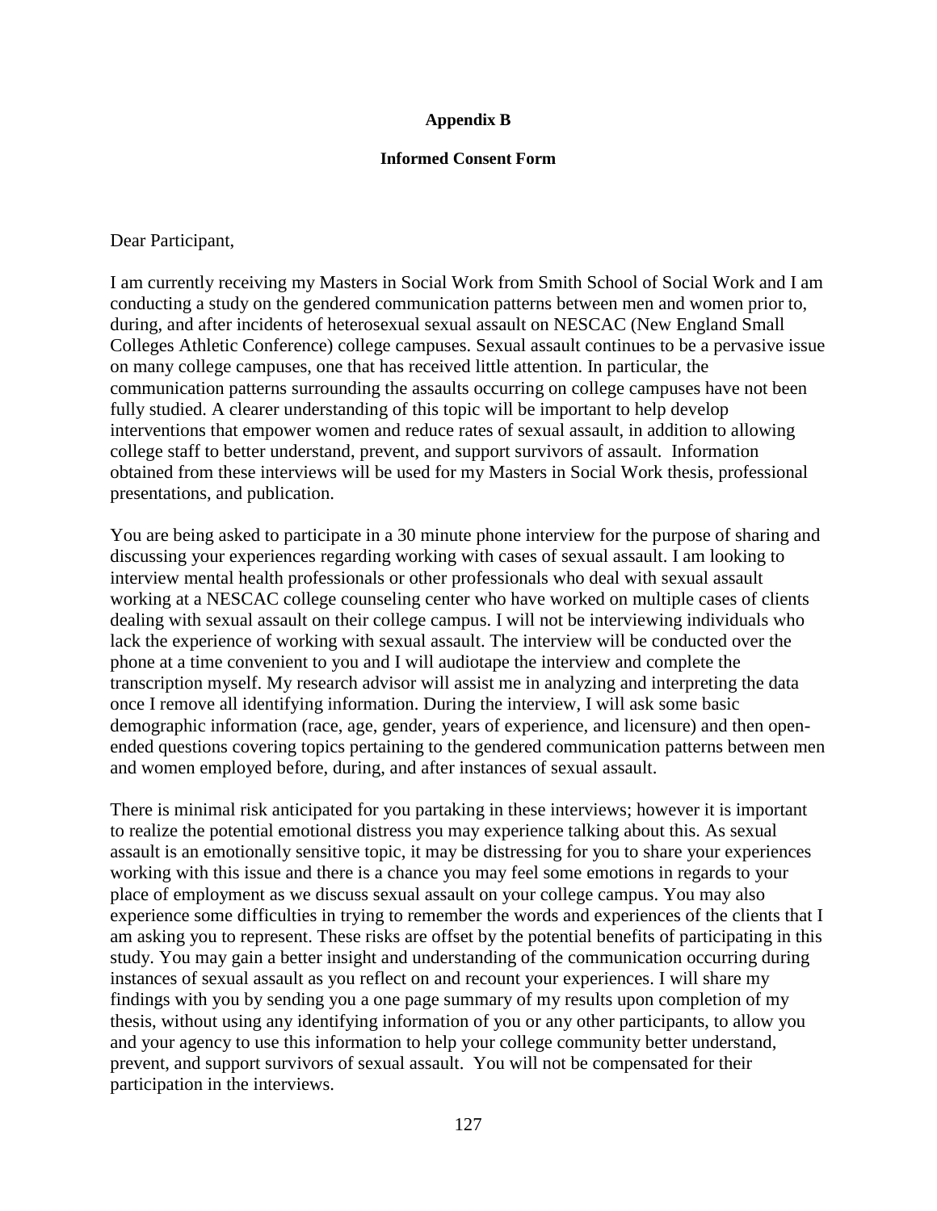**Appendix B**

**Informed Consent Form**

Dear Participant,

I am currently receiving my Masters in Social Work from Smith School of Social Work and I am conducting a study on the gendered communication patterns between men and women prior to, during, and after incidents of heterosexual sexual assault on NESCAC (New England Small Colleges Athletic Conference) college campuses. Sexual assault continues to be a pervasive issue on many college campuses, one that has received little attention. In particular, the communication patterns surrounding the assaults occurring on college campuses have not been fully studied. A clearer understanding of this topic will be important to help develop interventions that empower women and reduce rates of sexual assault, in addition to allowing college staff to better understand, prevent, and support survivors of assault. Information obtained from these interviews will be used for my Masters in Social Work thesis, professional presentations, and publication.

You are being asked to participate in a 30 minute phone interview for the purpose of sharing and discussing your experiences regarding working with cases of sexual assault. I am looking to interview mental health professionals or other professionals who deal with sexual assault working at a NESCAC college counseling center who have worked on multiple cases of clients dealing with sexual assault on their college campus. I will not be interviewing individuals who lack the experience of working with sexual assault. The interview will be conducted over the phone at a time convenient to you and I will audiotape the interview and complete the transcription myself. My research advisor will assist me in analyzing and interpreting the data once I remove all identifying information. During the interview, I will ask some basic demographic information (race, age, gender, years of experience, and licensure) and then open-ended questions covering topics pertaining to the gendered communication patterns between men and women employed before, during, and after instances of sexual assault.

There is minimal risk anticipated for you partaking in these interviews; however it is important to realize the potential emotional distress you may experience talking about this. As sexual assault is an emotionally sensitive topic, it may be distressing for you to share your experiences working with this issue and there is a chance you may feel some emotions in regards to your place of employment as we discuss sexual assault on your college campus. You may also experience some difficulties in trying to remember the words and experiences of the clients that I am asking you to represent. These risks are offset by the potential benefits of participating in this study. You may gain a better insight and understanding of the communication occurring during instances of sexual assault as you reflect on and recount your experiences. I will share my findings with you by sending you a one page summary of my results upon completion of my thesis, without using any identifying information of you or any other participants, to allow you and your agency to use this information to help your college community better understand, prevent, and support survivors of sexual assault. You will not be compensated for their participation in the interviews.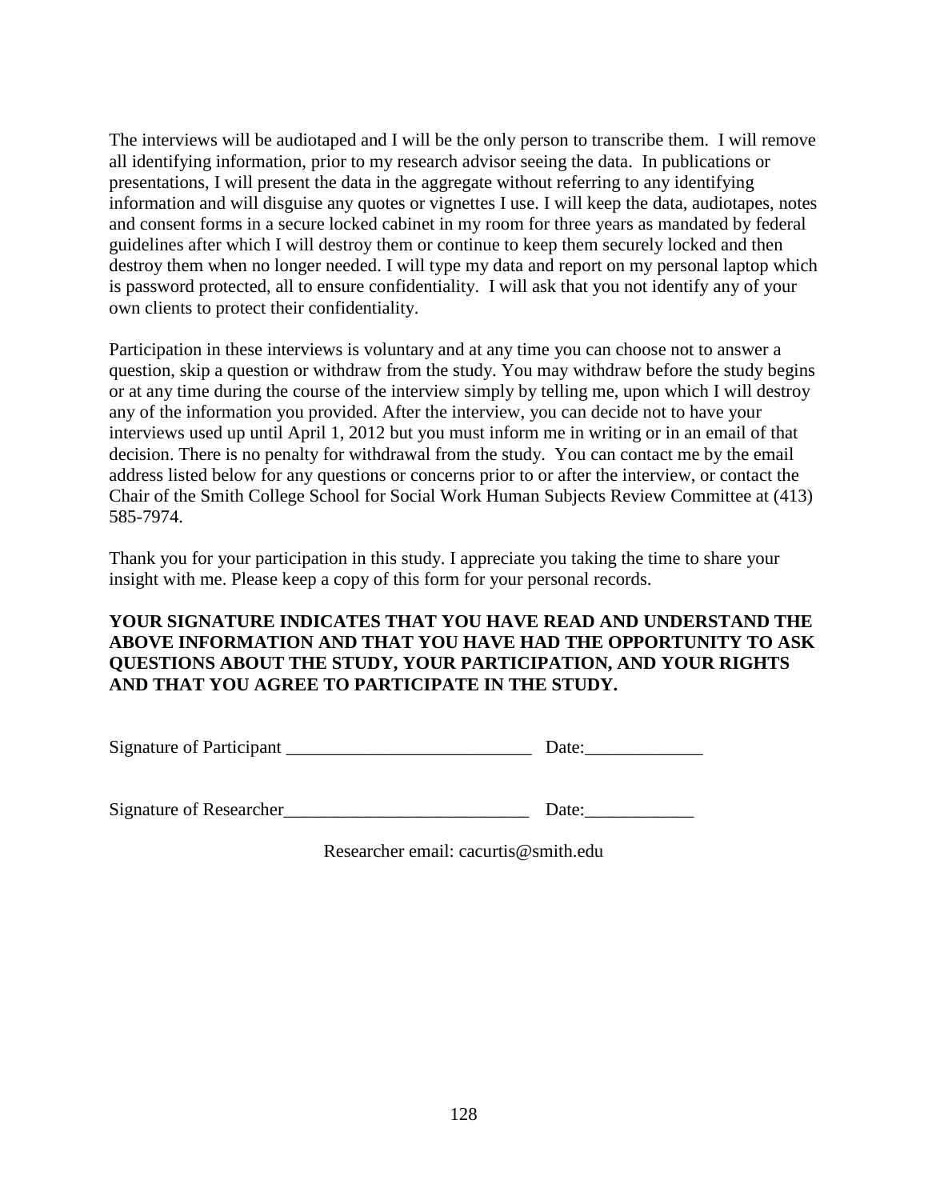The interviews will be audiotaped and I will be the only person to transcribe them. I will remove all identifying information, prior to my research advisor seeing the data. In publications or presentations, I will present the data in the aggregate without referring to any identifying information and will disguise any quotes or vignettes I use. I will keep the data, audiotapes, notes and consent forms in a secure locked cabinet in my room for three years as mandated by federal guidelines after which I will destroy them or continue to keep them securely locked and then destroy them when no longer needed. I will type my data and report on my personal laptop which is password protected, all to ensure confidentiality. I will ask that you not identify any of your own clients to protect their confidentiality.

Participation in these interviews is voluntary and at any time you can choose not to answer a question, skip a question or withdraw from the study. You may withdraw before the study begins or at any time during the course of the interview simply by telling me, upon which I will destroy any of the information you provided. After the interview, you can decide not to have your interviews used up until April 1, 2012 but you must inform me in writing or in an email of that decision. There is no penalty for withdrawal from the study. You can contact me by the email address listed below for any questions or concerns prior to or after the interview, or contact the Chair of the Smith College School for Social Work Human Subjects Review Committee at (413) 585-7974.

Thank you for your participation in this study. I appreciate you taking the time to share your insight with me. Please keep a copy of this form for your personal records.

**YOUR SIGNATURE INDICATES THAT YOU HAVE READ AND UNDERSTAND THE ABOVE INFORMATION AND THAT YOU HAVE HAD THE OPPORTUNITY TO ASK QUESTIONS ABOUT THE STUDY, YOUR PARTICIPATION, AND YOUR RIGHTS AND THAT YOU AGREE TO PARTICIPATE IN THE STUDY.**

Signature of Participant ___________________________ Date:_____________

Signature of Researcher___________________________ Date:____________

Researcher email: cacurtis@smith.edu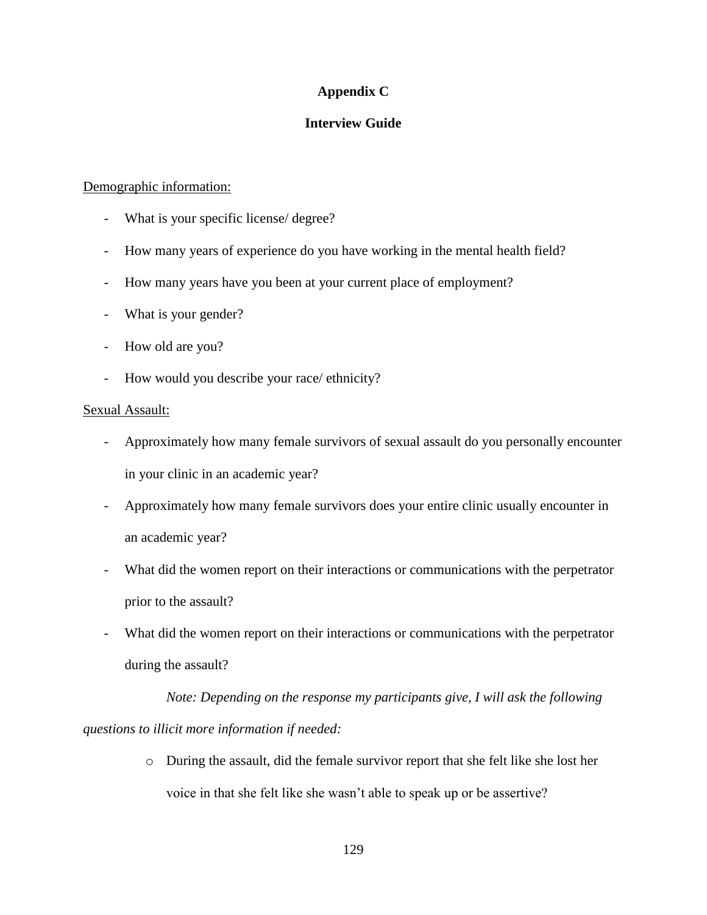# Appendix C

## Interview Guide

Demographic information:

- What is your specific license/ degree?
- How many years of experience do you have working in the mental health field?
- How many years have you been at your current place of employment?
- What is your gender?
- How old are you?
- How would you describe your race/ ethnicity?

Sexual Assault:

- Approximately how many female survivors of sexual assault do you personally encounter in your clinic in an academic year?
- Approximately how many female survivors does your entire clinic usually encounter in an academic year?
- What did the women report on their interactions or communications with the perpetrator prior to the assault?
- What did the women report on their interactions or communications with the perpetrator during the assault?

*Note: Depending on the response my participants give, I will ask the following questions to illicit more information if needed:*

- During the assault, did the female survivor report that she felt like she lost her voice in that she felt like she wasn't able to speak up or be assertive?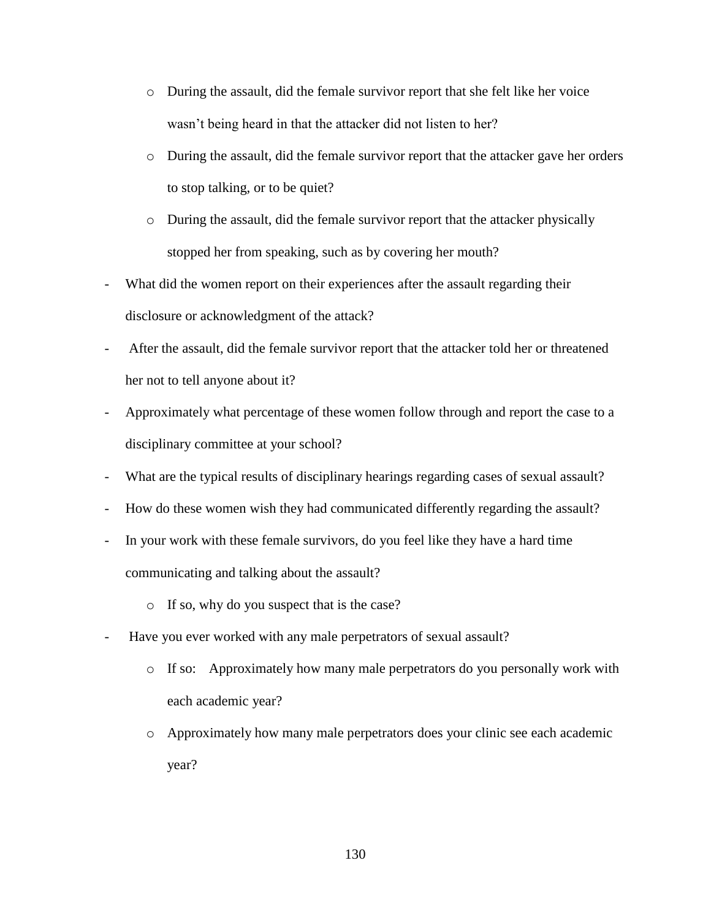- During the assault, did the female survivor report that she felt like her voice wasn't being heard in that the attacker did not listen to her?
    - During the assault, did the female survivor report that the attacker gave her orders to stop talking, or to be quiet?
    - During the assault, did the female survivor report that the attacker physically stopped her from speaking, such as by covering her mouth?
- What did the women report on their experiences after the assault regarding their disclosure or acknowledgment of the attack?
- After the assault, did the female survivor report that the attacker told her or threatened her not to tell anyone about it?
- Approximately what percentage of these women follow through and report the case to a disciplinary committee at your school?
- What are the typical results of disciplinary hearings regarding cases of sexual assault?
- How do these women wish they had communicated differently regarding the assault?
- In your work with these female survivors, do you feel like they have a hard time communicating and talking about the assault?
    - If so, why do you suspect that is the case?
- Have you ever worked with any male perpetrators of sexual assault?
    - If so: Approximately how many male perpetrators do you personally work with each academic year?
    - Approximately how many male perpetrators does your clinic see each academic year?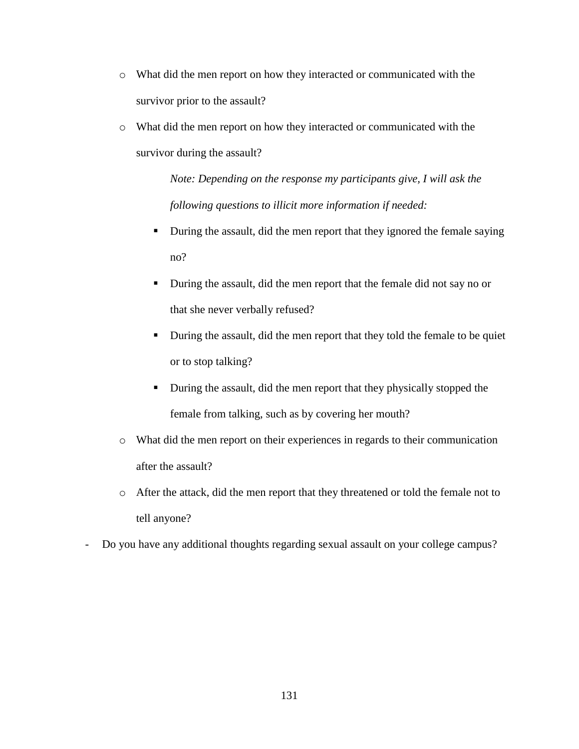- What did the men report on how they interacted or communicated with the survivor prior to the assault?
- What did the men report on how they interacted or communicated with the survivor during the assault?

  *Note: Depending on the response my participants give, I will ask the following questions to illicit more information if needed:*

  - During the assault, did the men report that they ignored the female saying no?
  - During the assault, did the men report that the female did not say no or that she never verbally refused?
  - During the assault, did the men report that they told the female to be quiet or to stop talking?
  - During the assault, did the men report that they physically stopped the female from talking, such as by covering her mouth?
- What did the men report on their experiences in regards to their communication after the assault?
- After the attack, did the men report that they threatened or told the female not to tell anyone?

- Do you have any additional thoughts regarding sexual assault on your college campus?